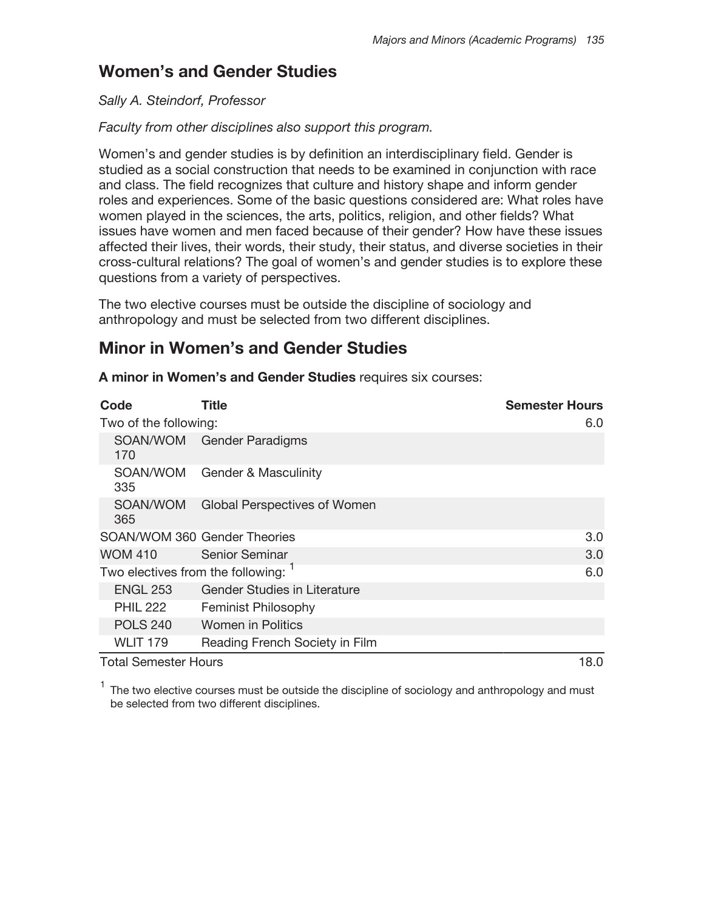## Women's and Gender Studies

*Sally A. Steindorf, Professor*

*Faculty from other disciplines also support this program.*

Women's and gender studies is by definition an interdisciplinary field. Gender is studied as a social construction that needs to be examined in conjunction with race and class. The field recognizes that culture and history shape and inform gender roles and experiences. Some of the basic questions considered are: What roles have women played in the sciences, the arts, politics, religion, and other fields? What issues have women and men faced because of their gender? How have these issues affected their lives, their words, their study, their status, and diverse societies in their cross-cultural relations? The goal of women's and gender studies is to explore these questions from a variety of perspectives.

The two elective courses must be outside the discipline of sociology and anthropology and must be selected from two different disciplines.

## Minor in Women's and Gender Studies

**A minor in Women's and Gender Studies** requires six courses:

| Code | Title | Semester Hours |
|---|---|---|
| Two of the following: | | 6.0 |
| SOAN/WOM 170 | Gender Paradigms | |
| SOAN/WOM 335 | Gender & Masculinity | |
| SOAN/WOM 365 | Global Perspectives of Women | |
| SOAN/WOM 360 | Gender Theories | 3.0 |
| WOM 410 | Senior Seminar | 3.0 |
| Two electives from the following: [1] | | 6.0 |
| ENGL 253 | Gender Studies in Literature | |
| PHIL 222 | Feminist Philosophy | |
| POLS 240 | Women in Politics | |
| WLIT 179 | Reading French Society in Film | |
| Total Semester Hours | | 18.0 |

[1] The two elective courses must be outside the discipline of sociology and anthropology and must be selected from two different disciplines.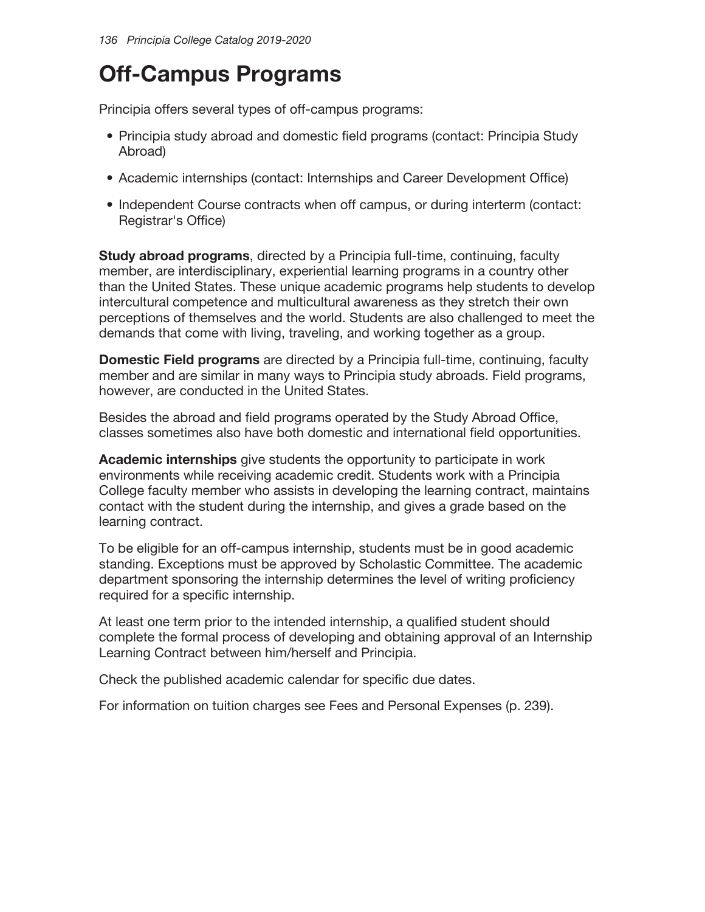# Off-Campus Programs

Principia offers several types of off-campus programs:

- Principia study abroad and domestic field programs (contact: Principia Study Abroad)
- Academic internships (contact: Internships and Career Development Office)
- Independent Course contracts when off campus, or during interterm (contact: Registrar's Office)

**Study abroad programs**, directed by a Principia full-time, continuing, faculty member, are interdisciplinary, experiential learning programs in a country other than the United States. These unique academic programs help students to develop intercultural competence and multicultural awareness as they stretch their own perceptions of themselves and the world. Students are also challenged to meet the demands that come with living, traveling, and working together as a group.

**Domestic Field programs** are directed by a Principia full-time, continuing, faculty member and are similar in many ways to Principia study abroads. Field programs, however, are conducted in the United States.

Besides the abroad and field programs operated by the Study Abroad Office, classes sometimes also have both domestic and international field opportunities.

**Academic internships** give students the opportunity to participate in work environments while receiving academic credit. Students work with a Principia College faculty member who assists in developing the learning contract, maintains contact with the student during the internship, and gives a grade based on the learning contract.

To be eligible for an off-campus internship, students must be in good academic standing. Exceptions must be approved by Scholastic Committee. The academic department sponsoring the internship determines the level of writing proficiency required for a specific internship.

At least one term prior to the intended internship, a qualified student should complete the formal process of developing and obtaining approval of an Internship Learning Contract between him/herself and Principia.

Check the published academic calendar for specific due dates.

For information on tuition charges see Fees and Personal Expenses (p. 239).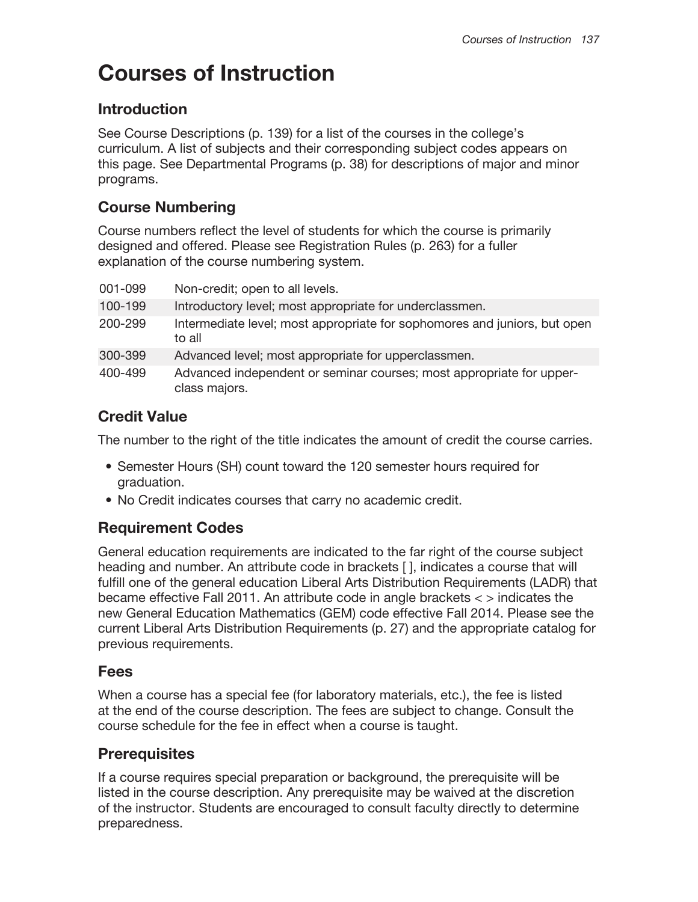# Courses of Instruction

## Introduction

See Course Descriptions (p. 139) for a list of the courses in the college's curriculum. A list of subjects and their corresponding subject codes appears on this page. See Departmental Programs (p. 38) for descriptions of major and minor programs.

## Course Numbering

Course numbers reflect the level of students for which the course is primarily designed and offered. Please see Registration Rules (p. 263) for a fuller explanation of the course numbering system.

| | |
|---|---|
| 001-099 | Non-credit; open to all levels. |
| 100-199 | Introductory level; most appropriate for underclassmen. |
| 200-299 | Intermediate level; most appropriate for sophomores and juniors, but open to all |
| 300-399 | Advanced level; most appropriate for upperclassmen. |
| 400-499 | Advanced independent or seminar courses; most appropriate for upper-class majors. |

## Credit Value

The number to the right of the title indicates the amount of credit the course carries.

- Semester Hours (SH) count toward the 120 semester hours required for graduation.
- No Credit indicates courses that carry no academic credit.

## Requirement Codes

General education requirements are indicated to the far right of the course subject heading and number. An attribute code in brackets [ ], indicates a course that will fulfill one of the general education Liberal Arts Distribution Requirements (LADR) that became effective Fall 2011. An attribute code in angle brackets < > indicates the new General Education Mathematics (GEM) code effective Fall 2014. Please see the current Liberal Arts Distribution Requirements (p. 27) and the appropriate catalog for previous requirements.

## Fees

When a course has a special fee (for laboratory materials, etc.), the fee is listed at the end of the course description. The fees are subject to change. Consult the course schedule for the fee in effect when a course is taught.

## Prerequisites

If a course requires special preparation or background, the prerequisite will be listed in the course description. Any prerequisite may be waived at the discretion of the instructor. Students are encouraged to consult faculty directly to determine preparedness.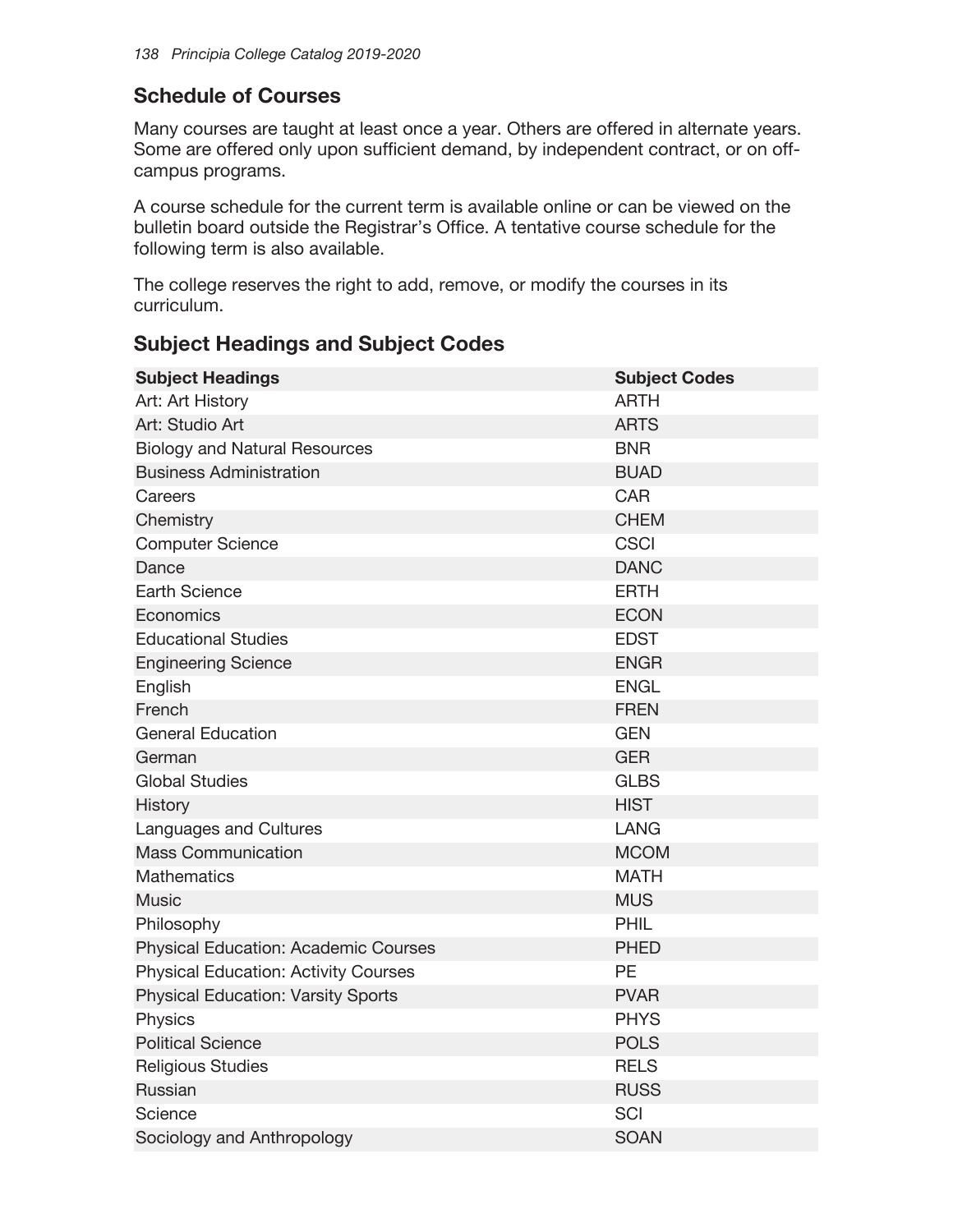## Schedule of Courses

Many courses are taught at least once a year. Others are offered in alternate years. Some are offered only upon sufficient demand, by independent contract, or on off-campus programs.

A course schedule for the current term is available online or can be viewed on the bulletin board outside the Registrar's Office. A tentative course schedule for the following term is also available.

The college reserves the right to add, remove, or modify the courses in its curriculum.

## Subject Headings and Subject Codes

| Subject Headings | Subject Codes |
|---|---|
| Art: Art History | ARTH |
| Art: Studio Art | ARTS |
| Biology and Natural Resources | BNR |
| Business Administration | BUAD |
| Careers | CAR |
| Chemistry | CHEM |
| Computer Science | CSCI |
| Dance | DANC |
| Earth Science | ERTH |
| Economics | ECON |
| Educational Studies | EDST |
| Engineering Science | ENGR |
| English | ENGL |
| French | FREN |
| General Education | GEN |
| German | GER |
| Global Studies | GLBS |
| History | HIST |
| Languages and Cultures | LANG |
| Mass Communication | MCOM |
| Mathematics | MATH |
| Music | MUS |
| Philosophy | PHIL |
| Physical Education: Academic Courses | PHED |
| Physical Education: Activity Courses | PE |
| Physical Education: Varsity Sports | PVAR |
| Physics | PHYS |
| Political Science | POLS |
| Religious Studies | RELS |
| Russian | RUSS |
| Science | SCI |
| Sociology and Anthropology | SOAN |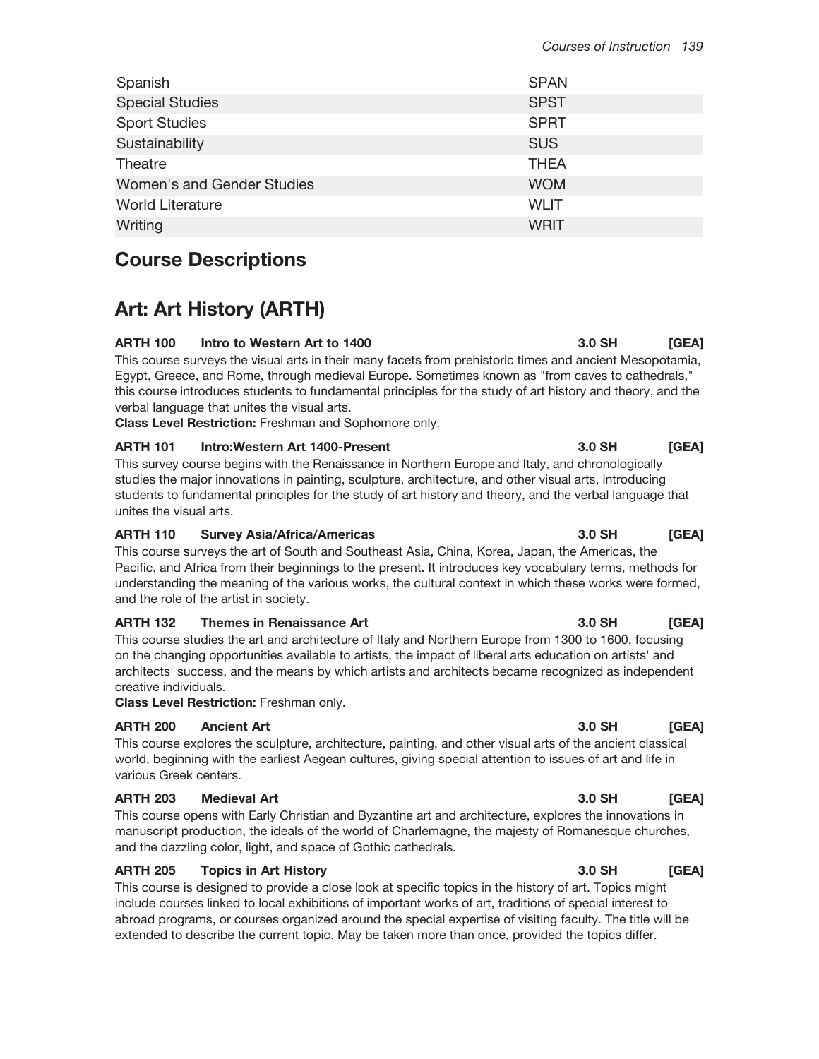| | |
|---|---|
| Spanish | SPAN |
| Special Studies | SPST |
| Sport Studies | SPRT |
| Sustainability | SUS |
| Theatre | THEA |
| Women's and Gender Studies | WOM |
| World Literature | WLIT |
| Writing | WRIT |

## Course Descriptions

## Art: Art History (ARTH)

**ARTH 100 Intro to Western Art to 1400 3.0 SH [GEA]**

This course surveys the visual arts in their many facets from prehistoric times and ancient Mesopotamia, Egypt, Greece, and Rome, through medieval Europe. Sometimes known as "from caves to cathedrals," this course introduces students to fundamental principles for the study of art history and theory, and the verbal language that unites the visual arts.

**Class Level Restriction:** Freshman and Sophomore only.

**ARTH 101 Intro:Western Art 1400-Present 3.0 SH [GEA]**

This survey course begins with the Renaissance in Northern Europe and Italy, and chronologically studies the major innovations in painting, sculpture, architecture, and other visual arts, introducing students to fundamental principles for the study of art history and theory, and the verbal language that unites the visual arts.

**ARTH 110 Survey Asia/Africa/Americas 3.0 SH [GEA]**

This course surveys the art of South and Southeast Asia, China, Korea, Japan, the Americas, the Pacific, and Africa from their beginnings to the present. It introduces key vocabulary terms, methods for understanding the meaning of the various works, the cultural context in which these works were formed, and the role of the artist in society.

**ARTH 132 Themes in Renaissance Art 3.0 SH [GEA]**

This course studies the art and architecture of Italy and Northern Europe from 1300 to 1600, focusing on the changing opportunities available to artists, the impact of liberal arts education on artists' and architects' success, and the means by which artists and architects became recognized as independent creative individuals.

**Class Level Restriction:** Freshman only.

**ARTH 200 Ancient Art 3.0 SH [GEA]**

This course explores the sculpture, architecture, painting, and other visual arts of the ancient classical world, beginning with the earliest Aegean cultures, giving special attention to issues of art and life in various Greek centers.

**ARTH 203 Medieval Art 3.0 SH [GEA]**

This course opens with Early Christian and Byzantine art and architecture, explores the innovations in manuscript production, the ideals of the world of Charlemagne, the majesty of Romanesque churches, and the dazzling color, light, and space of Gothic cathedrals.

**ARTH 205 Topics in Art History 3.0 SH [GEA]**

This course is designed to provide a close look at specific topics in the history of art. Topics might include courses linked to local exhibitions of important works of art, traditions of special interest to abroad programs, or courses organized around the special expertise of visiting faculty. The title will be extended to describe the current topic. May be taken more than once, provided the topics differ.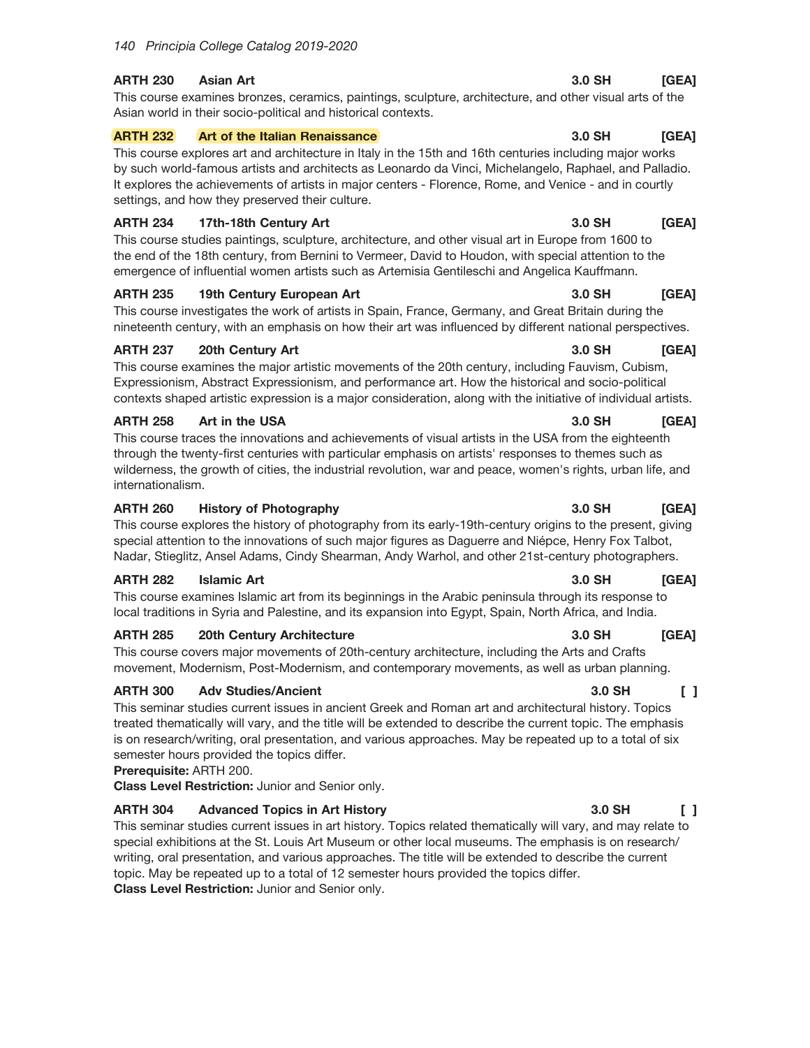**ARTH 230 Asian Art** 3.0 SH [GEA]

This course examines bronzes, ceramics, paintings, sculpture, architecture, and other visual arts of the Asian world in their socio-political and historical contexts.

**ARTH 232 Art of the Italian Renaissance** 3.0 SH [GEA]

This course explores art and architecture in Italy in the 15th and 16th centuries including major works by such world-famous artists and architects as Leonardo da Vinci, Michelangelo, Raphael, and Palladio. It explores the achievements of artists in major centers - Florence, Rome, and Venice - and in courtly settings, and how they preserved their culture.

**ARTH 234 17th-18th Century Art** 3.0 SH [GEA]

This course studies paintings, sculpture, architecture, and other visual art in Europe from 1600 to the end of the 18th century, from Bernini to Vermeer, David to Houdon, with special attention to the emergence of influential women artists such as Artemisia Gentileschi and Angelica Kauffmann.

**ARTH 235 19th Century European Art** 3.0 SH [GEA]

This course investigates the work of artists in Spain, France, Germany, and Great Britain during the nineteenth century, with an emphasis on how their art was influenced by different national perspectives.

**ARTH 237 20th Century Art** 3.0 SH [GEA]

This course examines the major artistic movements of the 20th century, including Fauvism, Cubism, Expressionism, Abstract Expressionism, and performance art. How the historical and socio-political contexts shaped artistic expression is a major consideration, along with the initiative of individual artists.

**ARTH 258 Art in the USA** 3.0 SH [GEA]

This course traces the innovations and achievements of visual artists in the USA from the eighteenth through the twenty-first centuries with particular emphasis on artists' responses to themes such as wilderness, the growth of cities, the industrial revolution, war and peace, women's rights, urban life, and internationalism.

**ARTH 260 History of Photography** 3.0 SH [GEA]

This course explores the history of photography from its early-19th-century origins to the present, giving special attention to the innovations of such major figures as Daguerre and Niépce, Henry Fox Talbot, Nadar, Stieglitz, Ansel Adams, Cindy Shearman, Andy Warhol, and other 21st-century photographers.

**ARTH 282 Islamic Art** 3.0 SH [GEA]

This course examines Islamic art from its beginnings in the Arabic peninsula through its response to local traditions in Syria and Palestine, and its expansion into Egypt, Spain, North Africa, and India.

**ARTH 285 20th Century Architecture** 3.0 SH [GEA]

This course covers major movements of 20th-century architecture, including the Arts and Crafts movement, Modernism, Post-Modernism, and contemporary movements, as well as urban planning.

**ARTH 300 Adv Studies/Ancient** 3.0 SH [ ]

This seminar studies current issues in ancient Greek and Roman art and architectural history. Topics treated thematically will vary, and the title will be extended to describe the current topic. The emphasis is on research/writing, oral presentation, and various approaches. May be repeated up to a total of six semester hours provided the topics differ.

**Prerequisite:** ARTH 200.

**Class Level Restriction:** Junior and Senior only.

**ARTH 304 Advanced Topics in Art History** 3.0 SH [ ]

This seminar studies current issues in art history. Topics related thematically will vary, and may relate to special exhibitions at the St. Louis Art Museum or other local museums. The emphasis is on research/writing, oral presentation, and various approaches. The title will be extended to describe the current topic. May be repeated up to a total of 12 semester hours provided the topics differ.

**Class Level Restriction:** Junior and Senior only.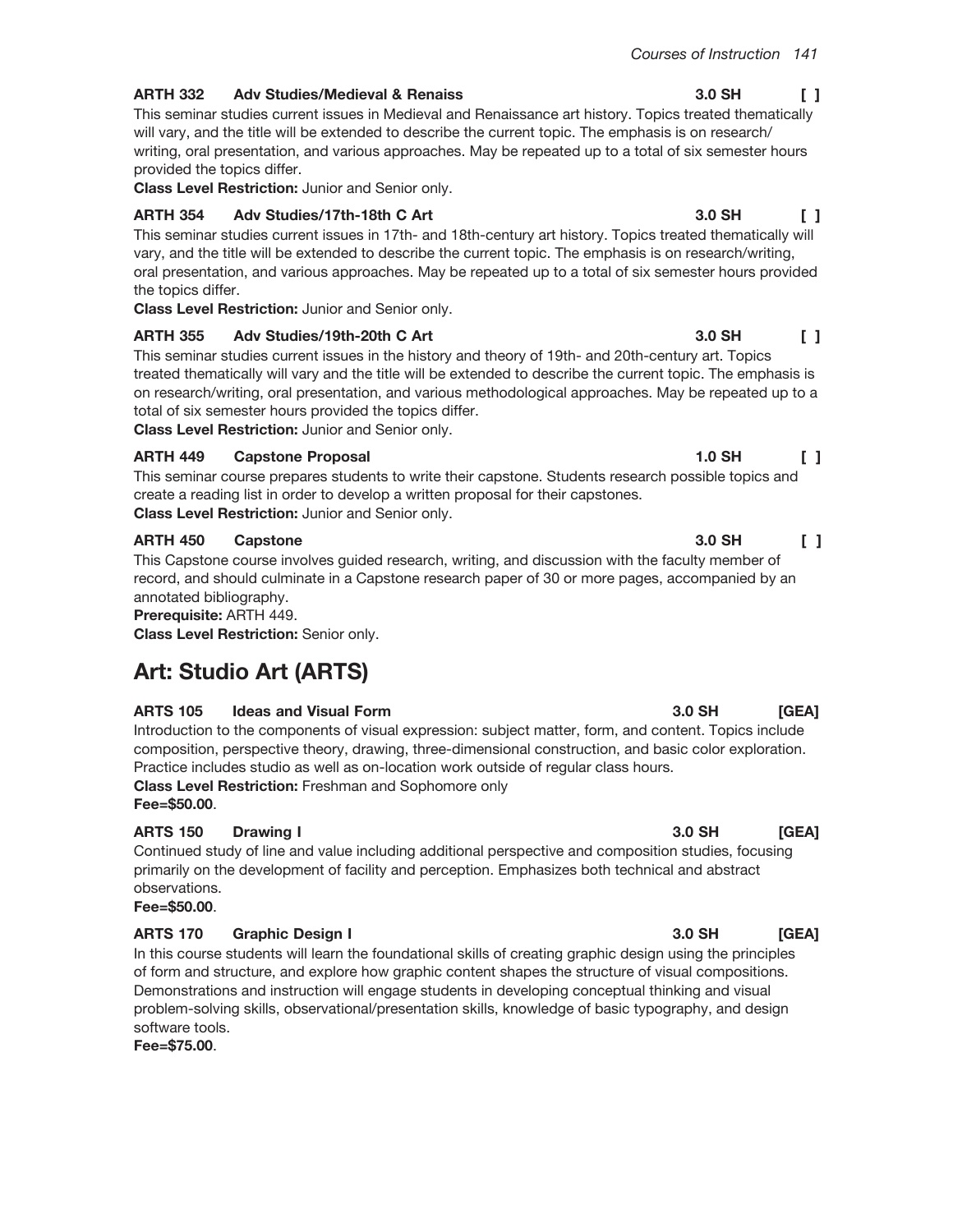**ARTH 332 Adv Studies/Medieval & Renaiss 3.0 SH [ ]**

This seminar studies current issues in Medieval and Renaissance art history. Topics treated thematically will vary, and the title will be extended to describe the current topic. The emphasis is on research/writing, oral presentation, and various approaches. May be repeated up to a total of six semester hours provided the topics differ.

**Class Level Restriction:** Junior and Senior only.

**ARTH 354 Adv Studies/17th-18th C Art 3.0 SH [ ]**

This seminar studies current issues in 17th- and 18th-century art history. Topics treated thematically will vary, and the title will be extended to describe the current topic. The emphasis is on research/writing, oral presentation, and various approaches. May be repeated up to a total of six semester hours provided the topics differ.

**Class Level Restriction:** Junior and Senior only.

**ARTH 355 Adv Studies/19th-20th C Art 3.0 SH [ ]**

This seminar studies current issues in the history and theory of 19th- and 20th-century art. Topics treated thematically will vary and the title will be extended to describe the current topic. The emphasis is on research/writing, oral presentation, and various methodological approaches. May be repeated up to a total of six semester hours provided the topics differ.

**Class Level Restriction:** Junior and Senior only.

**ARTH 449 Capstone Proposal 1.0 SH [ ]**

This seminar course prepares students to write their capstone. Students research possible topics and create a reading list in order to develop a written proposal for their capstones.

**Class Level Restriction:** Junior and Senior only.

**ARTH 450 Capstone 3.0 SH [ ]**

This Capstone course involves guided research, writing, and discussion with the faculty member of record, and should culminate in a Capstone research paper of 30 or more pages, accompanied by an annotated bibliography.

**Prerequisite:** ARTH 449.

**Class Level Restriction:** Senior only.

## Art: Studio Art (ARTS)

**ARTS 105 Ideas and Visual Form 3.0 SH [GEA]**

Introduction to the components of visual expression: subject matter, form, and content. Topics include composition, perspective theory, drawing, three-dimensional construction, and basic color exploration. Practice includes studio as well as on-location work outside of regular class hours.

**Class Level Restriction:** Freshman and Sophomore only

**Fee=$50.00**.

**ARTS 150 Drawing I 3.0 SH [GEA]**

Continued study of line and value including additional perspective and composition studies, focusing primarily on the development of facility and perception. Emphasizes both technical and abstract observations.

**Fee=$50.00**.

**ARTS 170 Graphic Design I 3.0 SH [GEA]**

In this course students will learn the foundational skills of creating graphic design using the principles of form and structure, and explore how graphic content shapes the structure of visual compositions. Demonstrations and instruction will engage students in developing conceptual thinking and visual problem-solving skills, observational/presentation skills, knowledge of basic typography, and design software tools.

**Fee=$75.00**.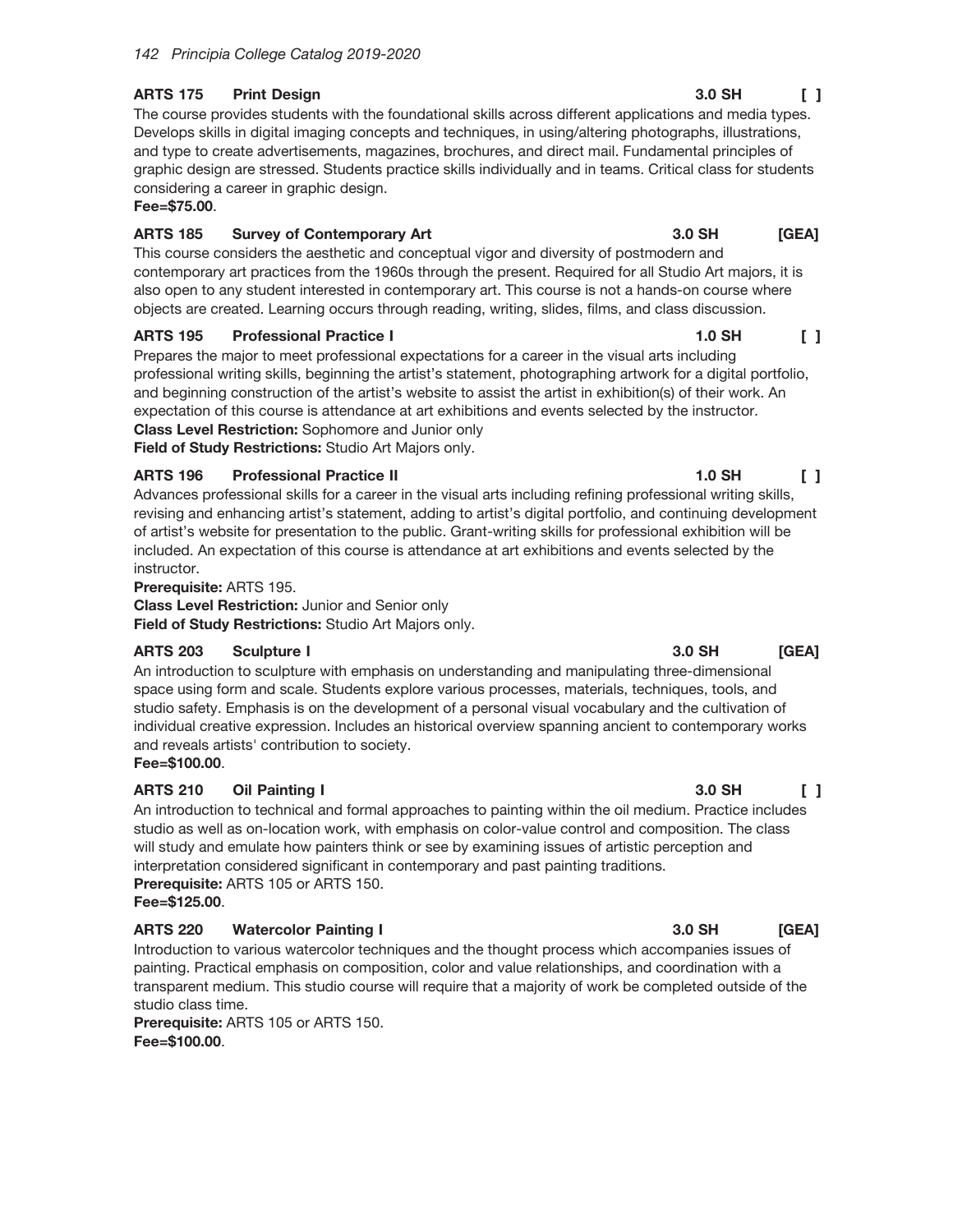### ARTS 175 Print Design 3.0 SH [ ]

The course provides students with the foundational skills across different applications and media types. Develops skills in digital imaging concepts and techniques, in using/altering photographs, illustrations, and type to create advertisements, magazines, brochures, and direct mail. Fundamental principles of graphic design are stressed. Students practice skills individually and in teams. Critical class for students considering a career in graphic design.

**Fee=$75.00**.

### ARTS 185 Survey of Contemporary Art 3.0 SH [GEA]

This course considers the aesthetic and conceptual vigor and diversity of postmodern and contemporary art practices from the 1960s through the present. Required for all Studio Art majors, it is also open to any student interested in contemporary art. This course is not a hands-on course where objects are created. Learning occurs through reading, writing, slides, films, and class discussion.

### ARTS 195 Professional Practice I 1.0 SH [ ]

Prepares the major to meet professional expectations for a career in the visual arts including professional writing skills, beginning the artist's statement, photographing artwork for a digital portfolio, and beginning construction of the artist's website to assist the artist in exhibition(s) of their work. An expectation of this course is attendance at art exhibitions and events selected by the instructor.

**Class Level Restriction:** Sophomore and Junior only

**Field of Study Restrictions:** Studio Art Majors only.

### ARTS 196 Professional Practice II 1.0 SH [ ]

Advances professional skills for a career in the visual arts including refining professional writing skills, revising and enhancing artist's statement, adding to artist's digital portfolio, and continuing development of artist's website for presentation to the public. Grant-writing skills for professional exhibition will be included. An expectation of this course is attendance at art exhibitions and events selected by the instructor.

**Prerequisite:** ARTS 195.

**Class Level Restriction:** Junior and Senior only

**Field of Study Restrictions:** Studio Art Majors only.

### ARTS 203 Sculpture I 3.0 SH [GEA]

An introduction to sculpture with emphasis on understanding and manipulating three-dimensional space using form and scale. Students explore various processes, materials, techniques, tools, and studio safety. Emphasis is on the development of a personal visual vocabulary and the cultivation of individual creative expression. Includes an historical overview spanning ancient to contemporary works and reveals artists' contribution to society.

**Fee=$100.00**.

### ARTS 210 Oil Painting I 3.0 SH [ ]

An introduction to technical and formal approaches to painting within the oil medium. Practice includes studio as well as on-location work, with emphasis on color-value control and composition. The class will study and emulate how painters think or see by examining issues of artistic perception and interpretation considered significant in contemporary and past painting traditions.

**Prerequisite:** ARTS 105 or ARTS 150.

**Fee=$125.00**.

### ARTS 220 Watercolor Painting I 3.0 SH [GEA]

Introduction to various watercolor techniques and the thought process which accompanies issues of painting. Practical emphasis on composition, color and value relationships, and coordination with a transparent medium. This studio course will require that a majority of work be completed outside of the studio class time.

**Prerequisite:** ARTS 105 or ARTS 150.

**Fee=$100.00**.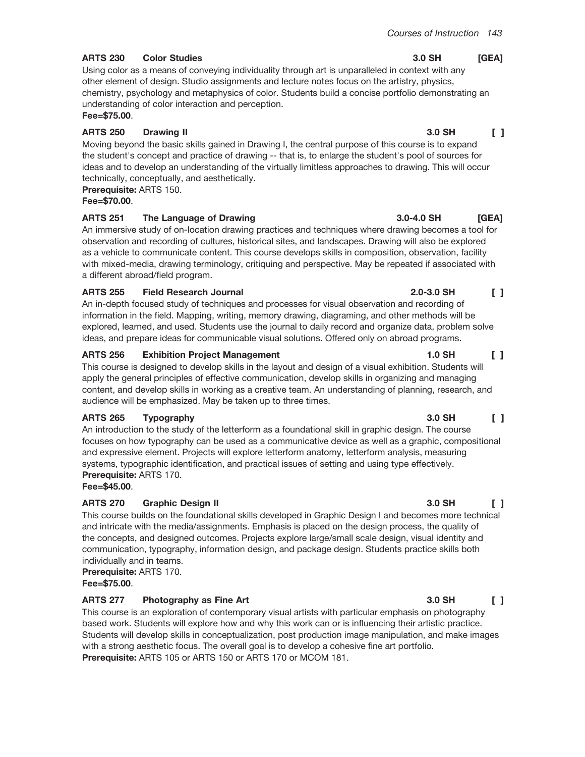### ARTS 230 Color Studies 3.0 SH [GEA]

Using color as a means of conveying individuality through art is unparalleled in context with any other element of design. Studio assignments and lecture notes focus on the artistry, physics, chemistry, psychology and metaphysics of color. Students build a concise portfolio demonstrating an understanding of color interaction and perception.
**Fee=$75.00**.

### ARTS 250 Drawing II 3.0 SH [ ]

Moving beyond the basic skills gained in Drawing I, the central purpose of this course is to expand the student's concept and practice of drawing -- that is, to enlarge the student's pool of sources for ideas and to develop an understanding of the virtually limitless approaches to drawing. This will occur technically, conceptually, and aesthetically.
**Prerequisite:** ARTS 150.
**Fee=$70.00**.

### ARTS 251 The Language of Drawing 3.0-4.0 SH [GEA]

An immersive study of on-location drawing practices and techniques where drawing becomes a tool for observation and recording of cultures, historical sites, and landscapes. Drawing will also be explored as a vehicle to communicate content. This course develops skills in composition, observation, facility with mixed-media, drawing terminology, critiquing and perspective. May be repeated if associated with a different abroad/field program.

### ARTS 255 Field Research Journal 2.0-3.0 SH [ ]

An in-depth focused study of techniques and processes for visual observation and recording of information in the field. Mapping, writing, memory drawing, diagraming, and other methods will be explored, learned, and used. Students use the journal to daily record and organize data, problem solve ideas, and prepare ideas for communicable visual solutions. Offered only on abroad programs.

### ARTS 256 Exhibition Project Management 1.0 SH [ ]

This course is designed to develop skills in the layout and design of a visual exhibition. Students will apply the general principles of effective communication, develop skills in organizing and managing content, and develop skills in working as a creative team. An understanding of planning, research, and audience will be emphasized. May be taken up to three times.

### ARTS 265 Typography 3.0 SH [ ]

An introduction to the study of the letterform as a foundational skill in graphic design. The course focuses on how typography can be used as a communicative device as well as a graphic, compositional and expressive element. Projects will explore letterform anatomy, letterform analysis, measuring systems, typographic identification, and practical issues of setting and using type effectively.
**Prerequisite:** ARTS 170.
**Fee=$45.00**.

### ARTS 270 Graphic Design II 3.0 SH [ ]

This course builds on the foundational skills developed in Graphic Design I and becomes more technical and intricate with the media/assignments. Emphasis is placed on the design process, the quality of the concepts, and designed outcomes. Projects explore large/small scale design, visual identity and communication, typography, information design, and package design. Students practice skills both individually and in teams.
**Prerequisite:** ARTS 170.
**Fee=$75.00**.

### ARTS 277 Photography as Fine Art 3.0 SH [ ]

This course is an exploration of contemporary visual artists with particular emphasis on photography based work. Students will explore how and why this work can or is influencing their artistic practice. Students will develop skills in conceptualization, post production image manipulation, and make images with a strong aesthetic focus. The overall goal is to develop a cohesive fine art portfolio.
**Prerequisite:** ARTS 105 or ARTS 150 or ARTS 170 or MCOM 181.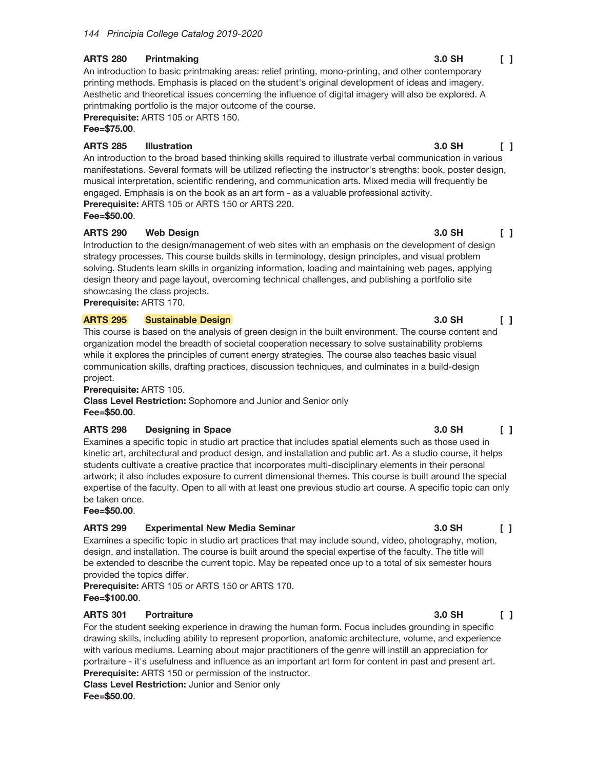### ARTS 280 Printmaking 3.0 SH [ ]

An introduction to basic printmaking areas: relief printing, mono-printing, and other contemporary printing methods. Emphasis is placed on the student's original development of ideas and imagery. Aesthetic and theoretical issues concerning the influence of digital imagery will also be explored. A printmaking portfolio is the major outcome of the course.

**Prerequisite:** ARTS 105 or ARTS 150.
**Fee=$75.00**.

### ARTS 285 Illustration 3.0 SH [ ]

An introduction to the broad based thinking skills required to illustrate verbal communication in various manifestations. Several formats will be utilized reflecting the instructor's strengths: book, poster design, musical interpretation, scientific rendering, and communication arts. Mixed media will frequently be engaged. Emphasis is on the book as an art form - as a valuable professional activity.

**Prerequisite:** ARTS 105 or ARTS 150 or ARTS 220.
**Fee=$50.00**.

### ARTS 290 Web Design 3.0 SH [ ]

Introduction to the design/management of web sites with an emphasis on the development of design strategy processes. This course builds skills in terminology, design principles, and visual problem solving. Students learn skills in organizing information, loading and maintaining web pages, applying design theory and page layout, overcoming technical challenges, and publishing a portfolio site showcasing the class projects.

**Prerequisite:** ARTS 170.

### ARTS 295 Sustainable Design 3.0 SH [ ]

This course is based on the analysis of green design in the built environment. The course content and organization model the breadth of societal cooperation necessary to solve sustainability problems while it explores the principles of current energy strategies. The course also teaches basic visual communication skills, drafting practices, discussion techniques, and culminates in a build-design project.

**Prerequisite:** ARTS 105.
**Class Level Restriction:** Sophomore and Junior and Senior only
**Fee=$50.00**.

### ARTS 298 Designing in Space 3.0 SH [ ]

Examines a specific topic in studio art practice that includes spatial elements such as those used in kinetic art, architectural and product design, and installation and public art. As a studio course, it helps students cultivate a creative practice that incorporates multi-disciplinary elements in their personal artwork; it also includes exposure to current dimensional themes. This course is built around the special expertise of the faculty. Open to all with at least one previous studio art course. A specific topic can only be taken once.

**Fee=$50.00**.

### ARTS 299 Experimental New Media Seminar 3.0 SH [ ]

Examines a specific topic in studio art practices that may include sound, video, photography, motion, design, and installation. The course is built around the special expertise of the faculty. The title will be extended to describe the current topic. May be repeated once up to a total of six semester hours provided the topics differ.

**Prerequisite:** ARTS 105 or ARTS 150 or ARTS 170.
**Fee=$100.00**.

### ARTS 301 Portraiture 3.0 SH [ ]

For the student seeking experience in drawing the human form. Focus includes grounding in specific drawing skills, including ability to represent proportion, anatomic architecture, volume, and experience with various mediums. Learning about major practitioners of the genre will instill an appreciation for portraiture - it's usefulness and influence as an important art form for content in past and present art.

**Prerequisite:** ARTS 150 or permission of the instructor.
**Class Level Restriction:** Junior and Senior only
**Fee=$50.00**.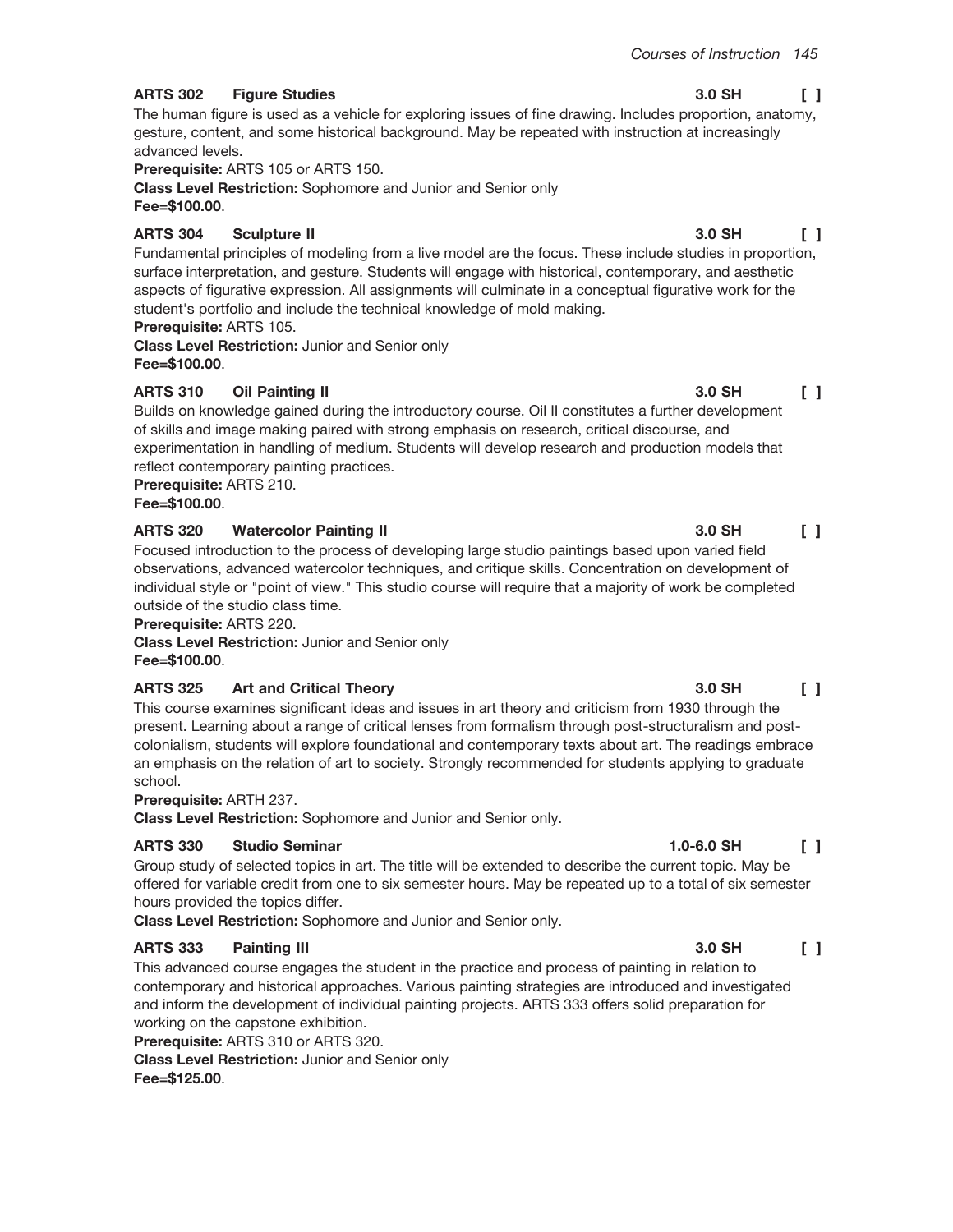### ARTS 302 Figure Studies 3.0 SH [ ]

The human figure is used as a vehicle for exploring issues of fine drawing. Includes proportion, anatomy, gesture, content, and some historical background. May be repeated with instruction at increasingly advanced levels.

**Prerequisite:** ARTS 105 or ARTS 150.
**Class Level Restriction:** Sophomore and Junior and Senior only
**Fee=$100.00**.

### ARTS 304 Sculpture II 3.0 SH [ ]

Fundamental principles of modeling from a live model are the focus. These include studies in proportion, surface interpretation, and gesture. Students will engage with historical, contemporary, and aesthetic aspects of figurative expression. All assignments will culminate in a conceptual figurative work for the student's portfolio and include the technical knowledge of mold making.

**Prerequisite:** ARTS 105.
**Class Level Restriction:** Junior and Senior only
**Fee=$100.00**.

### ARTS 310 Oil Painting II 3.0 SH [ ]

Builds on knowledge gained during the introductory course. Oil II constitutes a further development of skills and image making paired with strong emphasis on research, critical discourse, and experimentation in handling of medium. Students will develop research and production models that reflect contemporary painting practices.

**Prerequisite:** ARTS 210.
**Fee=$100.00**.

### ARTS 320 Watercolor Painting II 3.0 SH [ ]

Focused introduction to the process of developing large studio paintings based upon varied field observations, advanced watercolor techniques, and critique skills. Concentration on development of individual style or "point of view." This studio course will require that a majority of work be completed outside of the studio class time.

**Prerequisite:** ARTS 220.
**Class Level Restriction:** Junior and Senior only
**Fee=$100.00**.

### ARTS 325 Art and Critical Theory 3.0 SH [ ]

This course examines significant ideas and issues in art theory and criticism from 1930 through the present. Learning about a range of critical lenses from formalism through post-structuralism and post-colonialism, students will explore foundational and contemporary texts about art. The readings embrace an emphasis on the relation of art to society. Strongly recommended for students applying to graduate school.

**Prerequisite:** ARTH 237.
**Class Level Restriction:** Sophomore and Junior and Senior only.

### ARTS 330 Studio Seminar 1.0-6.0 SH [ ]

Group study of selected topics in art. The title will be extended to describe the current topic. May be offered for variable credit from one to six semester hours. May be repeated up to a total of six semester hours provided the topics differ.

**Class Level Restriction:** Sophomore and Junior and Senior only.

### ARTS 333 Painting III 3.0 SH [ ]

This advanced course engages the student in the practice and process of painting in relation to contemporary and historical approaches. Various painting strategies are introduced and investigated and inform the development of individual painting projects. ARTS 333 offers solid preparation for working on the capstone exhibition.

**Prerequisite:** ARTS 310 or ARTS 320.
**Class Level Restriction:** Junior and Senior only
**Fee=$125.00**.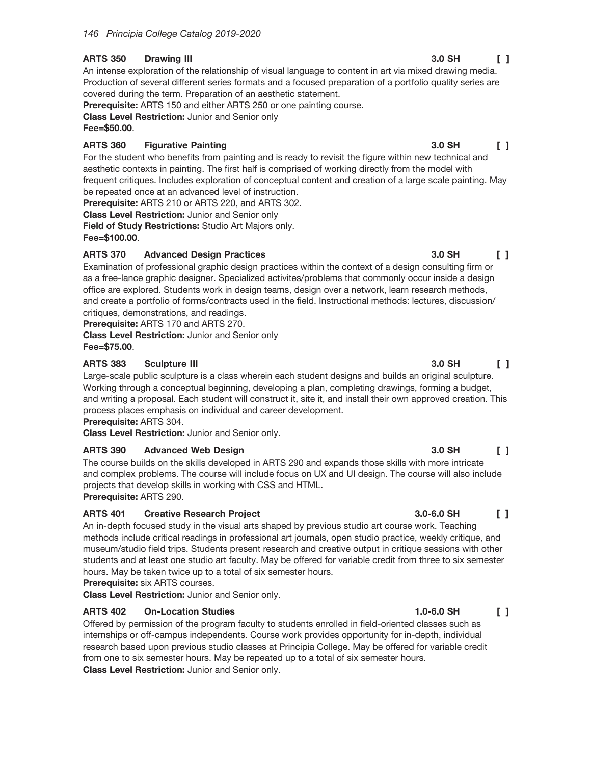**ARTS 350 Drawing III** **3.0 SH** **[ ]**

An intense exploration of the relationship of visual language to content in art via mixed drawing media. Production of several different series formats and a focused preparation of a portfolio quality series are covered during the term. Preparation of an aesthetic statement.

**Prerequisite:** ARTS 150 and either ARTS 250 or one painting course.
**Class Level Restriction:** Junior and Senior only
**Fee=$50.00**.

**ARTS 360 Figurative Painting** **3.0 SH** **[ ]**

For the student who benefits from painting and is ready to revisit the figure within new technical and aesthetic contexts in painting. The first half is comprised of working directly from the model with frequent critiques. Includes exploration of conceptual content and creation of a large scale painting. May be repeated once at an advanced level of instruction.

**Prerequisite:** ARTS 210 or ARTS 220, and ARTS 302.
**Class Level Restriction:** Junior and Senior only
**Field of Study Restrictions:** Studio Art Majors only.
**Fee=$100.00**.

**ARTS 370 Advanced Design Practices** **3.0 SH** **[ ]**

Examination of professional graphic design practices within the context of a design consulting firm or as a free-lance graphic designer. Specialized activites/problems that commonly occur inside a design office are explored. Students work in design teams, design over a network, learn research methods, and create a portfolio of forms/contracts used in the field. Instructional methods: lectures, discussion/critiques, demonstrations, and readings.

**Prerequisite:** ARTS 170 and ARTS 270.
**Class Level Restriction:** Junior and Senior only
**Fee=$75.00**.

**ARTS 383 Sculpture III** **3.0 SH** **[ ]**

Large-scale public sculpture is a class wherein each student designs and builds an original sculpture. Working through a conceptual beginning, developing a plan, completing drawings, forming a budget, and writing a proposal. Each student will construct it, site it, and install their own approved creation. This process places emphasis on individual and career development.

**Prerequisite:** ARTS 304.
**Class Level Restriction:** Junior and Senior only.

**ARTS 390 Advanced Web Design** **3.0 SH** **[ ]**

The course builds on the skills developed in ARTS 290 and expands those skills with more intricate and complex problems. The course will include focus on UX and UI design. The course will also include projects that develop skills in working with CSS and HTML.

**Prerequisite:** ARTS 290.

**ARTS 401 Creative Research Project** **3.0-6.0 SH** **[ ]**

An in-depth focused study in the visual arts shaped by previous studio art course work. Teaching methods include critical readings in professional art journals, open studio practice, weekly critique, and museum/studio field trips. Students present research and creative output in critique sessions with other students and at least one studio art faculty. May be offered for variable credit from three to six semester hours. May be taken twice up to a total of six semester hours.

**Prerequisite:** six ARTS courses.
**Class Level Restriction:** Junior and Senior only.

**ARTS 402 On-Location Studies** **1.0-6.0 SH** **[ ]**

Offered by permission of the program faculty to students enrolled in field-oriented classes such as internships or off-campus independents. Course work provides opportunity for in-depth, individual research based upon previous studio classes at Principia College. May be offered for variable credit from one to six semester hours. May be repeated up to a total of six semester hours.

**Class Level Restriction:** Junior and Senior only.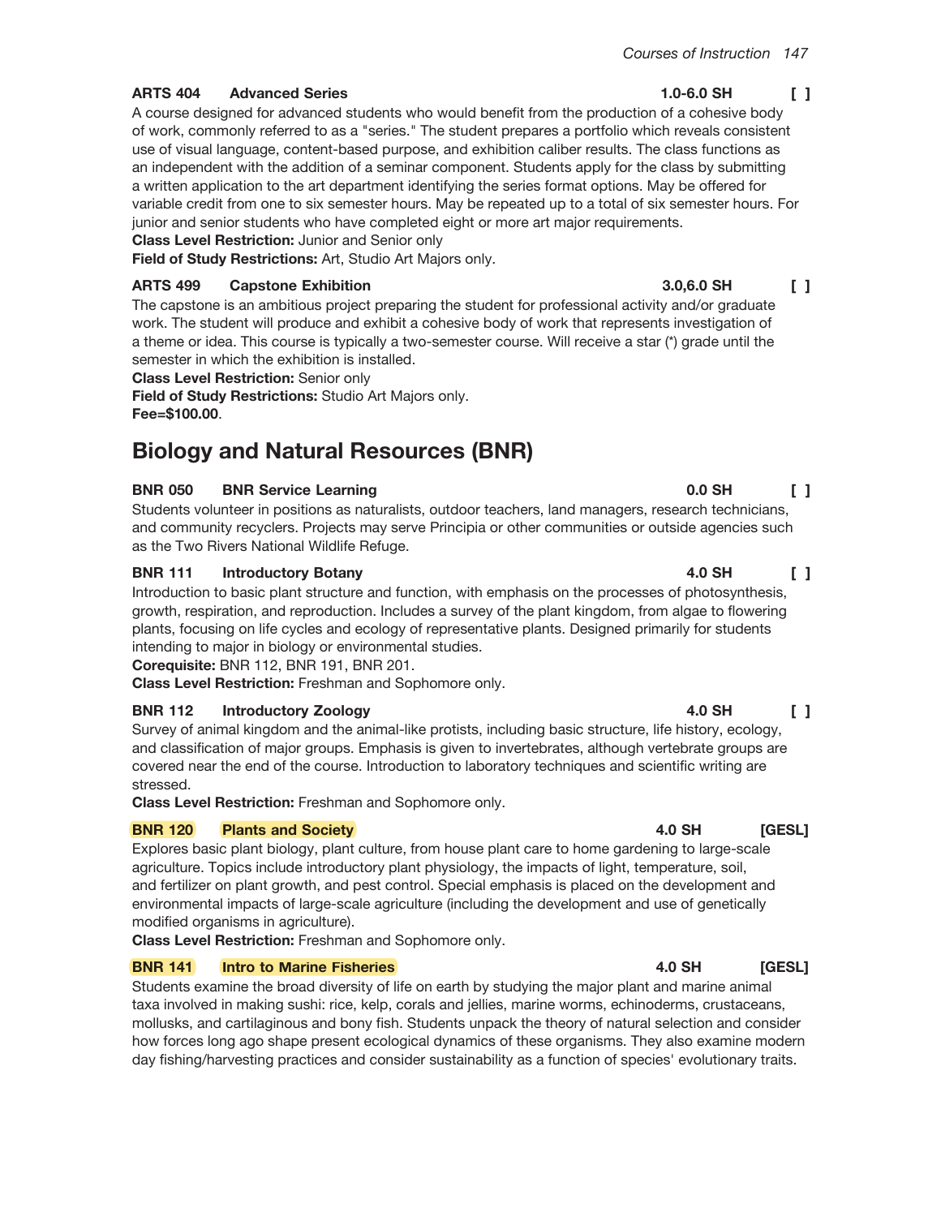**ARTS 404 Advanced Series** **1.0-6.0 SH** **[ ]**

A course designed for advanced students who would benefit from the production of a cohesive body of work, commonly referred to as a "series." The student prepares a portfolio which reveals consistent use of visual language, content-based purpose, and exhibition caliber results. The class functions as an independent with the addition of a seminar component. Students apply for the class by submitting a written application to the art department identifying the series format options. May be offered for variable credit from one to six semester hours. May be repeated up to a total of six semester hours. For junior and senior students who have completed eight or more art major requirements.

**Class Level Restriction:** Junior and Senior only

**Field of Study Restrictions:** Art, Studio Art Majors only.

**ARTS 499 Capstone Exhibition** **3.0,6.0 SH** **[ ]**

The capstone is an ambitious project preparing the student for professional activity and/or graduate work. The student will produce and exhibit a cohesive body of work that represents investigation of a theme or idea. This course is typically a two-semester course. Will receive a star (*) grade until the semester in which the exhibition is installed.

**Class Level Restriction:** Senior only

**Field of Study Restrictions:** Studio Art Majors only.

**Fee=$100.00**.

## Biology and Natural Resources (BNR)

**BNR 050 BNR Service Learning** **0.0 SH** **[ ]**

Students volunteer in positions as naturalists, outdoor teachers, land managers, research technicians, and community recyclers. Projects may serve Principia or other communities or outside agencies such as the Two Rivers National Wildlife Refuge.

**BNR 111 Introductory Botany** **4.0 SH** **[ ]**

Introduction to basic plant structure and function, with emphasis on the processes of photosynthesis, growth, respiration, and reproduction. Includes a survey of the plant kingdom, from algae to flowering plants, focusing on life cycles and ecology of representative plants. Designed primarily for students intending to major in biology or environmental studies.

**Corequisite:** BNR 112, BNR 191, BNR 201.

**Class Level Restriction:** Freshman and Sophomore only.

**BNR 112 Introductory Zoology** **4.0 SH** **[ ]**

Survey of animal kingdom and the animal-like protists, including basic structure, life history, ecology, and classification of major groups. Emphasis is given to invertebrates, although vertebrate groups are covered near the end of the course. Introduction to laboratory techniques and scientific writing are stressed.

**Class Level Restriction:** Freshman and Sophomore only.

**BNR 120 Plants and Society** **4.0 SH** **[GESL]**

Explores basic plant biology, plant culture, from house plant care to home gardening to large-scale agriculture. Topics include introductory plant physiology, the impacts of light, temperature, soil, and fertilizer on plant growth, and pest control. Special emphasis is placed on the development and environmental impacts of large-scale agriculture (including the development and use of genetically modified organisms in agriculture).

**Class Level Restriction:** Freshman and Sophomore only.

**BNR 141 Intro to Marine Fisheries** **4.0 SH** **[GESL]**

Students examine the broad diversity of life on earth by studying the major plant and marine animal taxa involved in making sushi: rice, kelp, corals and jellies, marine worms, echinoderms, crustaceans, mollusks, and cartilaginous and bony fish. Students unpack the theory of natural selection and consider how forces long ago shape present ecological dynamics of these organisms. They also examine modern day fishing/harvesting practices and consider sustainability as a function of species' evolutionary traits.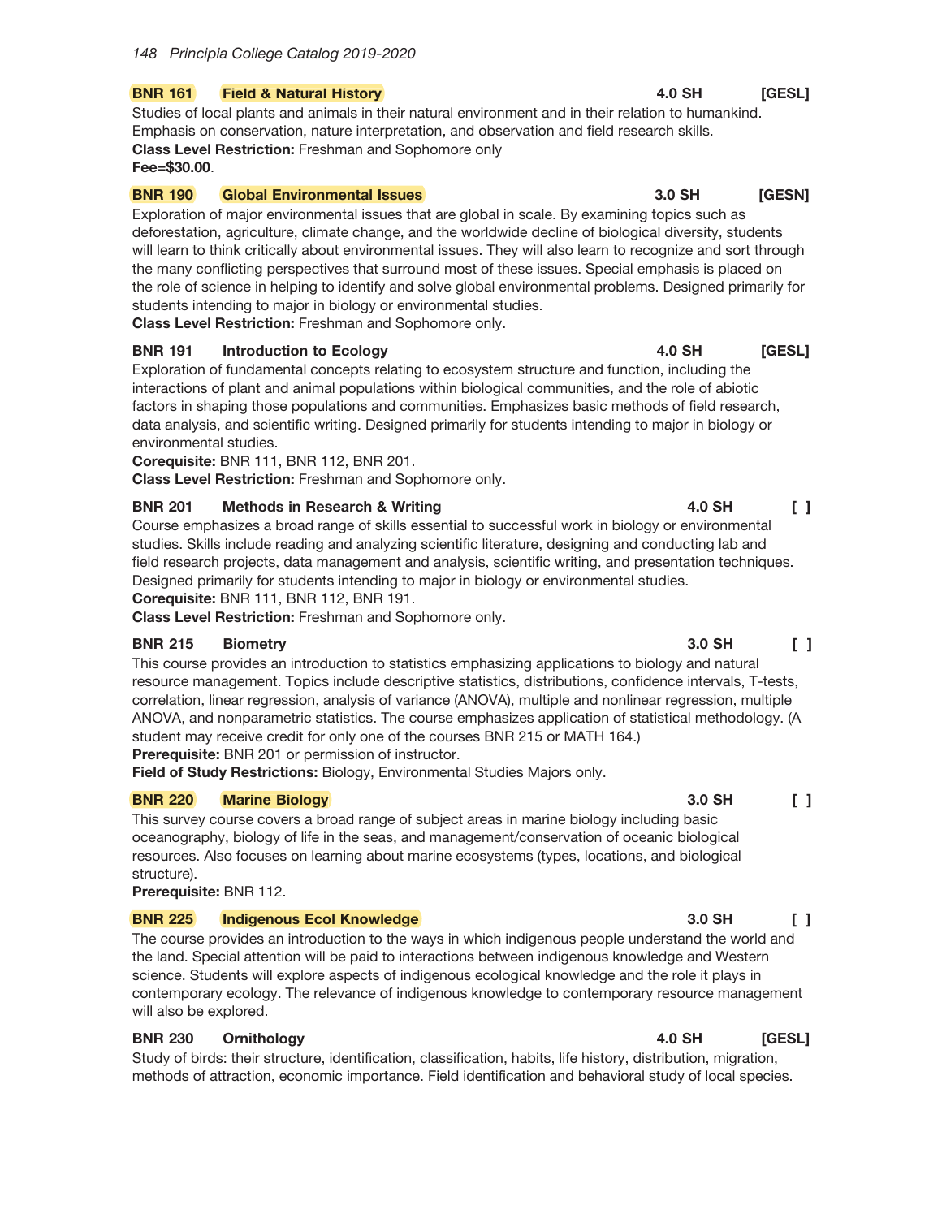**BNR 161 Field & Natural History** 4.0 SH [GESL]

Studies of local plants and animals in their natural environment and in their relation to humankind. Emphasis on conservation, nature interpretation, and observation and field research skills.
**Class Level Restriction:** Freshman and Sophomore only
**Fee=$30.00**.

**BNR 190 Global Environmental Issues** 3.0 SH [GESN]

Exploration of major environmental issues that are global in scale. By examining topics such as deforestation, agriculture, climate change, and the worldwide decline of biological diversity, students will learn to think critically about environmental issues. They will also learn to recognize and sort through the many conflicting perspectives that surround most of these issues. Special emphasis is placed on the role of science in helping to identify and solve global environmental problems. Designed primarily for students intending to major in biology or environmental studies.
**Class Level Restriction:** Freshman and Sophomore only.

**BNR 191 Introduction to Ecology** 4.0 SH [GESL]

Exploration of fundamental concepts relating to ecosystem structure and function, including the interactions of plant and animal populations within biological communities, and the role of abiotic factors in shaping those populations and communities. Emphasizes basic methods of field research, data analysis, and scientific writing. Designed primarily for students intending to major in biology or environmental studies.
**Corequisite:** BNR 111, BNR 112, BNR 201.
**Class Level Restriction:** Freshman and Sophomore only.

**BNR 201 Methods in Research & Writing** 4.0 SH [ ]

Course emphasizes a broad range of skills essential to successful work in biology or environmental studies. Skills include reading and analyzing scientific literature, designing and conducting lab and field research projects, data management and analysis, scientific writing, and presentation techniques. Designed primarily for students intending to major in biology or environmental studies.
**Corequisite:** BNR 111, BNR 112, BNR 191.
**Class Level Restriction:** Freshman and Sophomore only.

**BNR 215 Biometry** 3.0 SH [ ]

This course provides an introduction to statistics emphasizing applications to biology and natural resource management. Topics include descriptive statistics, distributions, confidence intervals, T-tests, correlation, linear regression, analysis of variance (ANOVA), multiple and nonlinear regression, multiple ANOVA, and nonparametric statistics. The course emphasizes application of statistical methodology. (A student may receive credit for only one of the courses BNR 215 or MATH 164.)
**Prerequisite:** BNR 201 or permission of instructor.
**Field of Study Restrictions:** Biology, Environmental Studies Majors only.

**BNR 220 Marine Biology** 3.0 SH [ ]

This survey course covers a broad range of subject areas in marine biology including basic oceanography, biology of life in the seas, and management/conservation of oceanic biological resources. Also focuses on learning about marine ecosystems (types, locations, and biological structure).
**Prerequisite:** BNR 112.

**BNR 225 Indigenous Ecol Knowledge** 3.0 SH [ ]

The course provides an introduction to the ways in which indigenous people understand the world and the land. Special attention will be paid to interactions between indigenous knowledge and Western science. Students will explore aspects of indigenous ecological knowledge and the role it plays in contemporary ecology. The relevance of indigenous knowledge to contemporary resource management will also be explored.

**BNR 230 Ornithology** 4.0 SH [GESL]

Study of birds: their structure, identification, classification, habits, life history, distribution, migration, methods of attraction, economic importance. Field identification and behavioral study of local species.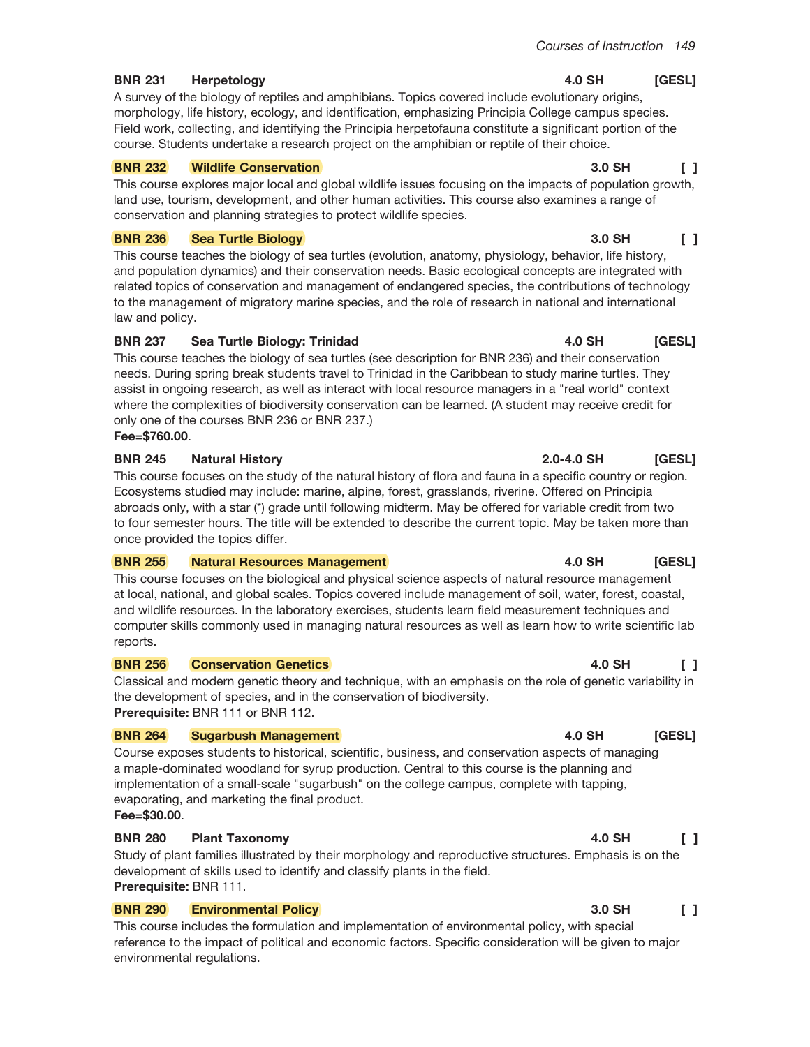**BNR 231 Herpetology** 4.0 SH [GESL]

A survey of the biology of reptiles and amphibians. Topics covered include evolutionary origins, morphology, life history, ecology, and identification, emphasizing Principia College campus species. Field work, collecting, and identifying the Principia herpetofauna constitute a significant portion of the course. Students undertake a research project on the amphibian or reptile of their choice.

**BNR 232 Wildlife Conservation** 3.0 SH [ ]

This course explores major local and global wildlife issues focusing on the impacts of population growth, land use, tourism, development, and other human activities. This course also examines a range of conservation and planning strategies to protect wildlife species.

**BNR 236 Sea Turtle Biology** 3.0 SH [ ]

This course teaches the biology of sea turtles (evolution, anatomy, physiology, behavior, life history, and population dynamics) and their conservation needs. Basic ecological concepts are integrated with related topics of conservation and management of endangered species, the contributions of technology to the management of migratory marine species, and the role of research in national and international law and policy.

**BNR 237 Sea Turtle Biology: Trinidad** 4.0 SH [GESL]

This course teaches the biology of sea turtles (see description for BNR 236) and their conservation needs. During spring break students travel to Trinidad in the Caribbean to study marine turtles. They assist in ongoing research, as well as interact with local resource managers in a "real world" context where the complexities of biodiversity conservation can be learned. (A student may receive credit for only one of the courses BNR 236 or BNR 237.)
**Fee=$760.00**.

**BNR 245 Natural History** 2.0-4.0 SH [GESL]

This course focuses on the study of the natural history of flora and fauna in a specific country or region. Ecosystems studied may include: marine, alpine, forest, grasslands, riverine. Offered on Principia abroads only, with a star (*) grade until following midterm. May be offered for variable credit from two to four semester hours. The title will be extended to describe the current topic. May be taken more than once provided the topics differ.

**BNR 255 Natural Resources Management** 4.0 SH [GESL]

This course focuses on the biological and physical science aspects of natural resource management at local, national, and global scales. Topics covered include management of soil, water, forest, coastal, and wildlife resources. In the laboratory exercises, students learn field measurement techniques and computer skills commonly used in managing natural resources as well as learn how to write scientific lab reports.

**BNR 256 Conservation Genetics** 4.0 SH [ ]

Classical and modern genetic theory and technique, with an emphasis on the role of genetic variability in the development of species, and in the conservation of biodiversity.
**Prerequisite:** BNR 111 or BNR 112.

**BNR 264 Sugarbush Management** 4.0 SH [GESL]

Course exposes students to historical, scientific, business, and conservation aspects of managing a maple-dominated woodland for syrup production. Central to this course is the planning and implementation of a small-scale "sugarbush" on the college campus, complete with tapping, evaporating, and marketing the final product.
**Fee=$30.00**.

**BNR 280 Plant Taxonomy** 4.0 SH [ ]

Study of plant families illustrated by their morphology and reproductive structures. Emphasis is on the development of skills used to identify and classify plants in the field.
**Prerequisite:** BNR 111.

**BNR 290 Environmental Policy** 3.0 SH [ ]

This course includes the formulation and implementation of environmental policy, with special reference to the impact of political and economic factors. Specific consideration will be given to major environmental regulations.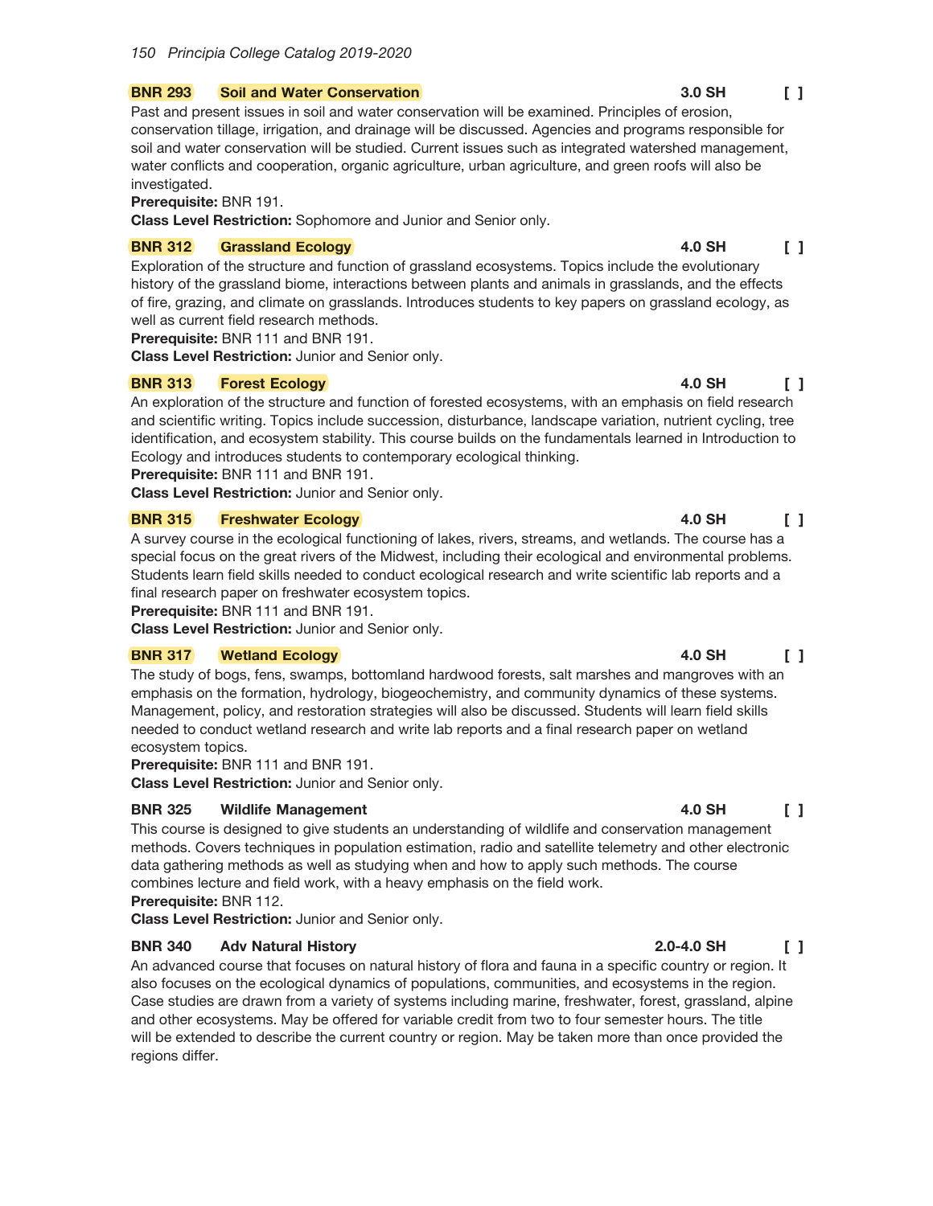**BNR 293 Soil and Water Conservation** **3.0 SH** [ ]

Past and present issues in soil and water conservation will be examined. Principles of erosion, conservation tillage, irrigation, and drainage will be discussed. Agencies and programs responsible for soil and water conservation will be studied. Current issues such as integrated watershed management, water conflicts and cooperation, organic agriculture, urban agriculture, and green roofs will also be investigated.

**Prerequisite:** BNR 191.

**Class Level Restriction:** Sophomore and Junior and Senior only.

**BNR 312 Grassland Ecology** **4.0 SH** [ ]

Exploration of the structure and function of grassland ecosystems. Topics include the evolutionary history of the grassland biome, interactions between plants and animals in grasslands, and the effects of fire, grazing, and climate on grasslands. Introduces students to key papers on grassland ecology, as well as current field research methods.

**Prerequisite:** BNR 111 and BNR 191.

**Class Level Restriction:** Junior and Senior only.

**BNR 313 Forest Ecology** **4.0 SH** [ ]

An exploration of the structure and function of forested ecosystems, with an emphasis on field research and scientific writing. Topics include succession, disturbance, landscape variation, nutrient cycling, tree identification, and ecosystem stability. This course builds on the fundamentals learned in Introduction to Ecology and introduces students to contemporary ecological thinking.

**Prerequisite:** BNR 111 and BNR 191.

**Class Level Restriction:** Junior and Senior only.

**BNR 315 Freshwater Ecology** **4.0 SH** [ ]

A survey course in the ecological functioning of lakes, rivers, streams, and wetlands. The course has a special focus on the great rivers of the Midwest, including their ecological and environmental problems. Students learn field skills needed to conduct ecological research and write scientific lab reports and a final research paper on freshwater ecosystem topics.

**Prerequisite:** BNR 111 and BNR 191.

**Class Level Restriction:** Junior and Senior only.

**BNR 317 Wetland Ecology** **4.0 SH** [ ]

The study of bogs, fens, swamps, bottomland hardwood forests, salt marshes and mangroves with an emphasis on the formation, hydrology, biogeochemistry, and community dynamics of these systems. Management, policy, and restoration strategies will also be discussed. Students will learn field skills needed to conduct wetland research and write lab reports and a final research paper on wetland ecosystem topics.

**Prerequisite:** BNR 111 and BNR 191.

**Class Level Restriction:** Junior and Senior only.

**BNR 325 Wildlife Management** **4.0 SH** [ ]

This course is designed to give students an understanding of wildlife and conservation management methods. Covers techniques in population estimation, radio and satellite telemetry and other electronic data gathering methods as well as studying when and how to apply such methods. The course combines lecture and field work, with a heavy emphasis on the field work.

**Prerequisite:** BNR 112.

**Class Level Restriction:** Junior and Senior only.

**BNR 340 Adv Natural History** **2.0-4.0 SH** [ ]

An advanced course that focuses on natural history of flora and fauna in a specific country or region. It also focuses on the ecological dynamics of populations, communities, and ecosystems in the region. Case studies are drawn from a variety of systems including marine, freshwater, forest, grassland, alpine and other ecosystems. May be offered for variable credit from two to four semester hours. The title will be extended to describe the current country or region. May be taken more than once provided the regions differ.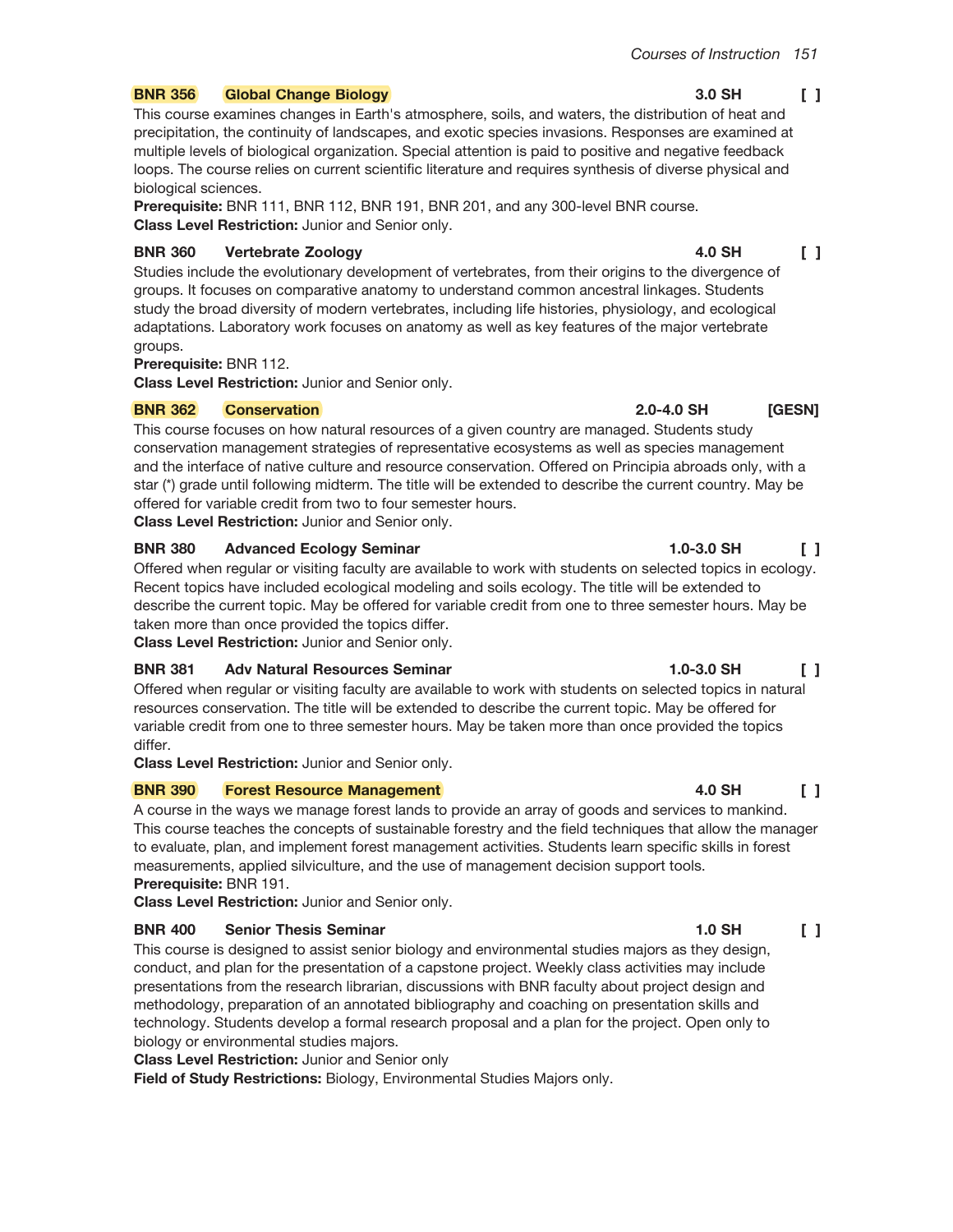**BNR 356 Global Change Biology** **3.0 SH** **[ ]**

This course examines changes in Earth's atmosphere, soils, and waters, the distribution of heat and precipitation, the continuity of landscapes, and exotic species invasions. Responses are examined at multiple levels of biological organization. Special attention is paid to positive and negative feedback loops. The course relies on current scientific literature and requires synthesis of diverse physical and biological sciences.

**Prerequisite:** BNR 111, BNR 112, BNR 191, BNR 201, and any 300-level BNR course.
**Class Level Restriction:** Junior and Senior only.

**BNR 360 Vertebrate Zoology** **4.0 SH** **[ ]**

Studies include the evolutionary development of vertebrates, from their origins to the divergence of groups. It focuses on comparative anatomy to understand common ancestral linkages. Students study the broad diversity of modern vertebrates, including life histories, physiology, and ecological adaptations. Laboratory work focuses on anatomy as well as key features of the major vertebrate groups.

**Prerequisite:** BNR 112.
**Class Level Restriction:** Junior and Senior only.

**BNR 362 Conservation** **2.0-4.0 SH** **[GESN]**

This course focuses on how natural resources of a given country are managed. Students study conservation management strategies of representative ecosystems as well as species management and the interface of native culture and resource conservation. Offered on Principia abroads only, with a star (*) grade until following midterm. The title will be extended to describe the current country. May be offered for variable credit from two to four semester hours.

**Class Level Restriction:** Junior and Senior only.

**BNR 380 Advanced Ecology Seminar** **1.0-3.0 SH** **[ ]**

Offered when regular or visiting faculty are available to work with students on selected topics in ecology. Recent topics have included ecological modeling and soils ecology. The title will be extended to describe the current topic. May be offered for variable credit from one to three semester hours. May be taken more than once provided the topics differ.

**Class Level Restriction:** Junior and Senior only.

**BNR 381 Adv Natural Resources Seminar** **1.0-3.0 SH** **[ ]**

Offered when regular or visiting faculty are available to work with students on selected topics in natural resources conservation. The title will be extended to describe the current topic. May be offered for variable credit from one to three semester hours. May be taken more than once provided the topics differ.

**Class Level Restriction:** Junior and Senior only.

**BNR 390 Forest Resource Management** **4.0 SH** **[ ]**

A course in the ways we manage forest lands to provide an array of goods and services to mankind. This course teaches the concepts of sustainable forestry and the field techniques that allow the manager to evaluate, plan, and implement forest management activities. Students learn specific skills in forest measurements, applied silviculture, and the use of management decision support tools.

**Prerequisite:** BNR 191.
**Class Level Restriction:** Junior and Senior only.

**BNR 400 Senior Thesis Seminar** **1.0 SH** **[ ]**

This course is designed to assist senior biology and environmental studies majors as they design, conduct, and plan for the presentation of a capstone project. Weekly class activities may include presentations from the research librarian, discussions with BNR faculty about project design and methodology, preparation of an annotated bibliography and coaching on presentation skills and technology. Students develop a formal research proposal and a plan for the project. Open only to biology or environmental studies majors.

**Class Level Restriction:** Junior and Senior only
**Field of Study Restrictions:** Biology, Environmental Studies Majors only.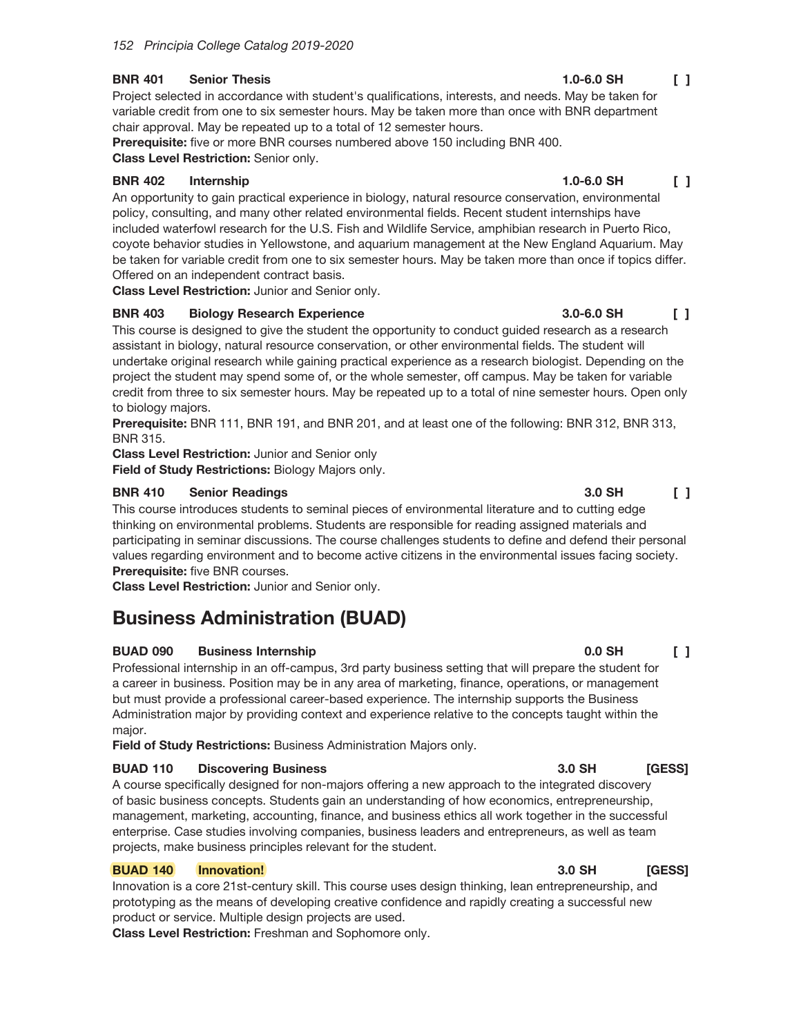**BNR 401 Senior Thesis** 1.0-6.0 SH [ ]

Project selected in accordance with student's qualifications, interests, and needs. May be taken for variable credit from one to six semester hours. May be taken more than once with BNR department chair approval. May be repeated up to a total of 12 semester hours.
**Prerequisite:** five or more BNR courses numbered above 150 including BNR 400.
**Class Level Restriction:** Senior only.

**BNR 402 Internship** 1.0-6.0 SH [ ]

An opportunity to gain practical experience in biology, natural resource conservation, environmental policy, consulting, and many other related environmental fields. Recent student internships have included waterfowl research for the U.S. Fish and Wildlife Service, amphibian research in Puerto Rico, coyote behavior studies in Yellowstone, and aquarium management at the New England Aquarium. May be taken for variable credit from one to six semester hours. May be taken more than once if topics differ. Offered on an independent contract basis.
**Class Level Restriction:** Junior and Senior only.

**BNR 403 Biology Research Experience** 3.0-6.0 SH [ ]

This course is designed to give the student the opportunity to conduct guided research as a research assistant in biology, natural resource conservation, or other environmental fields. The student will undertake original research while gaining practical experience as a research biologist. Depending on the project the student may spend some of, or the whole semester, off campus. May be taken for variable credit from three to six semester hours. May be repeated up to a total of nine semester hours. Open only to biology majors.
**Prerequisite:** BNR 111, BNR 191, and BNR 201, and at least one of the following: BNR 312, BNR 313, BNR 315.
**Class Level Restriction:** Junior and Senior only
**Field of Study Restrictions:** Biology Majors only.

**BNR 410 Senior Readings** 3.0 SH [ ]

This course introduces students to seminal pieces of environmental literature and to cutting edge thinking on environmental problems. Students are responsible for reading assigned materials and participating in seminar discussions. The course challenges students to define and defend their personal values regarding environment and to become active citizens in the environmental issues facing society.
**Prerequisite:** five BNR courses.
**Class Level Restriction:** Junior and Senior only.

## Business Administration (BUAD)

**BUAD 090 Business Internship** 0.0 SH [ ]

Professional internship in an off-campus, 3rd party business setting that will prepare the student for a career in business. Position may be in any area of marketing, finance, operations, or management but must provide a professional career-based experience. The internship supports the Business Administration major by providing context and experience relative to the concepts taught within the major.
**Field of Study Restrictions:** Business Administration Majors only.

**BUAD 110 Discovering Business** 3.0 SH [GESS]

A course specifically designed for non-majors offering a new approach to the integrated discovery of basic business concepts. Students gain an understanding of how economics, entrepreneurship, management, marketing, accounting, finance, and business ethics all work together in the successful enterprise. Case studies involving companies, business leaders and entrepreneurs, as well as team projects, make business principles relevant for the student.

**BUAD 140 Innovation!** 3.0 SH [GESS]

Innovation is a core 21st-century skill. This course uses design thinking, lean entrepreneurship, and prototyping as the means of developing creative confidence and rapidly creating a successful new product or service. Multiple design projects are used.
**Class Level Restriction:** Freshman and Sophomore only.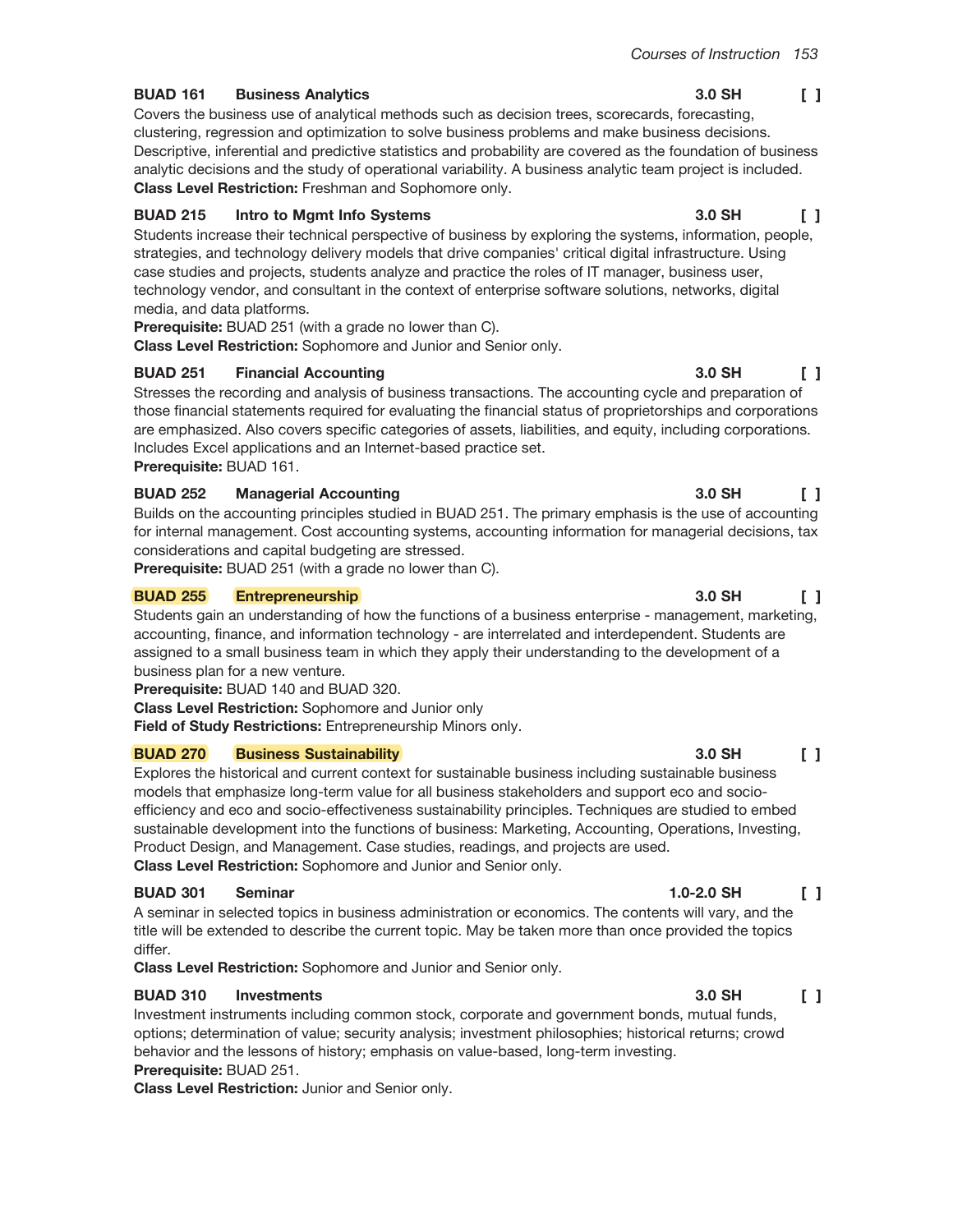**BUAD 161 Business Analytics** 3.0 SH [ ]

Covers the business use of analytical methods such as decision trees, scorecards, forecasting, clustering, regression and optimization to solve business problems and make business decisions. Descriptive, inferential and predictive statistics and probability are covered as the foundation of business analytic decisions and the study of operational variability. A business analytic team project is included.
**Class Level Restriction:** Freshman and Sophomore only.

**BUAD 215 Intro to Mgmt Info Systems** 3.0 SH [ ]

Students increase their technical perspective of business by exploring the systems, information, people, strategies, and technology delivery models that drive companies' critical digital infrastructure. Using case studies and projects, students analyze and practice the roles of IT manager, business user, technology vendor, and consultant in the context of enterprise software solutions, networks, digital media, and data platforms.
**Prerequisite:** BUAD 251 (with a grade no lower than C).
**Class Level Restriction:** Sophomore and Junior and Senior only.

**BUAD 251 Financial Accounting** 3.0 SH [ ]

Stresses the recording and analysis of business transactions. The accounting cycle and preparation of those financial statements required for evaluating the financial status of proprietorships and corporations are emphasized. Also covers specific categories of assets, liabilities, and equity, including corporations. Includes Excel applications and an Internet-based practice set.
**Prerequisite:** BUAD 161.

**BUAD 252 Managerial Accounting** 3.0 SH [ ]

Builds on the accounting principles studied in BUAD 251. The primary emphasis is the use of accounting for internal management. Cost accounting systems, accounting information for managerial decisions, tax considerations and capital budgeting are stressed.
**Prerequisite:** BUAD 251 (with a grade no lower than C).

**BUAD 255 Entrepreneurship** 3.0 SH [ ]

Students gain an understanding of how the functions of a business enterprise - management, marketing, accounting, finance, and information technology - are interrelated and interdependent. Students are assigned to a small business team in which they apply their understanding to the development of a business plan for a new venture.
**Prerequisite:** BUAD 140 and BUAD 320.
**Class Level Restriction:** Sophomore and Junior only
**Field of Study Restrictions:** Entrepreneurship Minors only.

**BUAD 270 Business Sustainability** 3.0 SH [ ]

Explores the historical and current context for sustainable business including sustainable business models that emphasize long-term value for all business stakeholders and support eco and socio-efficiency and eco and socio-effectiveness sustainability principles. Techniques are studied to embed sustainable development into the functions of business: Marketing, Accounting, Operations, Investing, Product Design, and Management. Case studies, readings, and projects are used.
**Class Level Restriction:** Sophomore and Junior and Senior only.

**BUAD 301 Seminar** 1.0-2.0 SH [ ]

A seminar in selected topics in business administration or economics. The contents will vary, and the title will be extended to describe the current topic. May be taken more than once provided the topics differ.
**Class Level Restriction:** Sophomore and Junior and Senior only.

**BUAD 310 Investments** 3.0 SH [ ]

Investment instruments including common stock, corporate and government bonds, mutual funds, options; determination of value; security analysis; investment philosophies; historical returns; crowd behavior and the lessons of history; emphasis on value-based, long-term investing.
**Prerequisite:** BUAD 251.
**Class Level Restriction:** Junior and Senior only.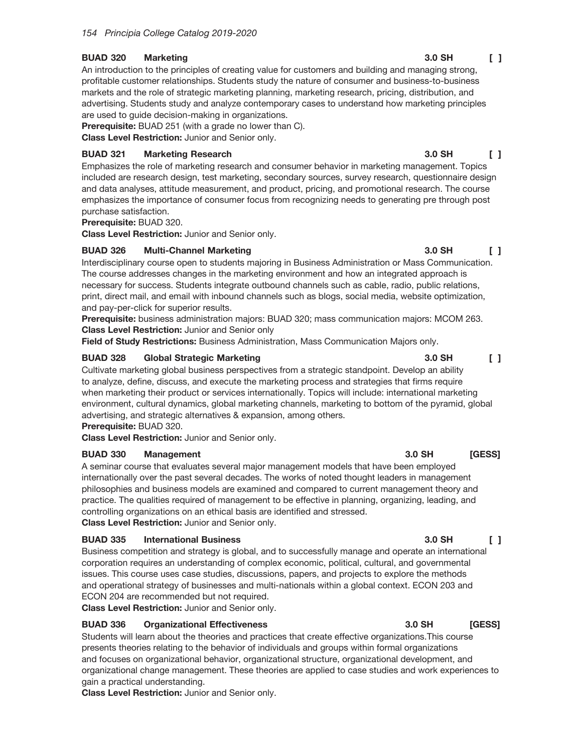**BUAD 320 Marketing** 3.0 SH [ ]

An introduction to the principles of creating value for customers and building and managing strong, profitable customer relationships. Students study the nature of consumer and business-to-business markets and the role of strategic marketing planning, marketing research, pricing, distribution, and advertising. Students study and analyze contemporary cases to understand how marketing principles are used to guide decision-making in organizations.

**Prerequisite:** BUAD 251 (with a grade no lower than C).

**Class Level Restriction:** Junior and Senior only.

**BUAD 321 Marketing Research** 3.0 SH [ ]

Emphasizes the role of marketing research and consumer behavior in marketing management. Topics included are research design, test marketing, secondary sources, survey research, questionnaire design and data analyses, attitude measurement, and product, pricing, and promotional research. The course emphasizes the importance of consumer focus from recognizing needs to generating pre through post purchase satisfaction.

**Prerequisite:** BUAD 320.

**Class Level Restriction:** Junior and Senior only.

**BUAD 326 Multi-Channel Marketing** 3.0 SH [ ]

Interdisciplinary course open to students majoring in Business Administration or Mass Communication. The course addresses changes in the marketing environment and how an integrated approach is necessary for success. Students integrate outbound channels such as cable, radio, public relations, print, direct mail, and email with inbound channels such as blogs, social media, website optimization, and pay-per-click for superior results.

**Prerequisite:** business administration majors: BUAD 320; mass communication majors: MCOM 263.

**Class Level Restriction:** Junior and Senior only

**Field of Study Restrictions:** Business Administration, Mass Communication Majors only.

**BUAD 328 Global Strategic Marketing** 3.0 SH [ ]

Cultivate marketing global business perspectives from a strategic standpoint. Develop an ability to analyze, define, discuss, and execute the marketing process and strategies that firms require when marketing their product or services internationally. Topics will include: international marketing environment, cultural dynamics, global marketing channels, marketing to bottom of the pyramid, global advertising, and strategic alternatives & expansion, among others.

**Prerequisite:** BUAD 320.

**Class Level Restriction:** Junior and Senior only.

**BUAD 330 Management** 3.0 SH [GESS]

A seminar course that evaluates several major management models that have been employed internationally over the past several decades. The works of noted thought leaders in management philosophies and business models are examined and compared to current management theory and practice. The qualities required of management to be effective in planning, organizing, leading, and controlling organizations on an ethical basis are identified and stressed.

**Class Level Restriction:** Junior and Senior only.

**BUAD 335 International Business** 3.0 SH [ ]

Business competition and strategy is global, and to successfully manage and operate an international corporation requires an understanding of complex economic, political, cultural, and governmental issues. This course uses case studies, discussions, papers, and projects to explore the methods and operational strategy of businesses and multi-nationals within a global context. ECON 203 and ECON 204 are recommended but not required.

**Class Level Restriction:** Junior and Senior only.

**BUAD 336 Organizational Effectiveness** 3.0 SH [GESS]

Students will learn about the theories and practices that create effective organizations.This course presents theories relating to the behavior of individuals and groups within formal organizations and focuses on organizational behavior, organizational structure, organizational development, and organizational change management. These theories are applied to case studies and work experiences to gain a practical understanding.

**Class Level Restriction:** Junior and Senior only.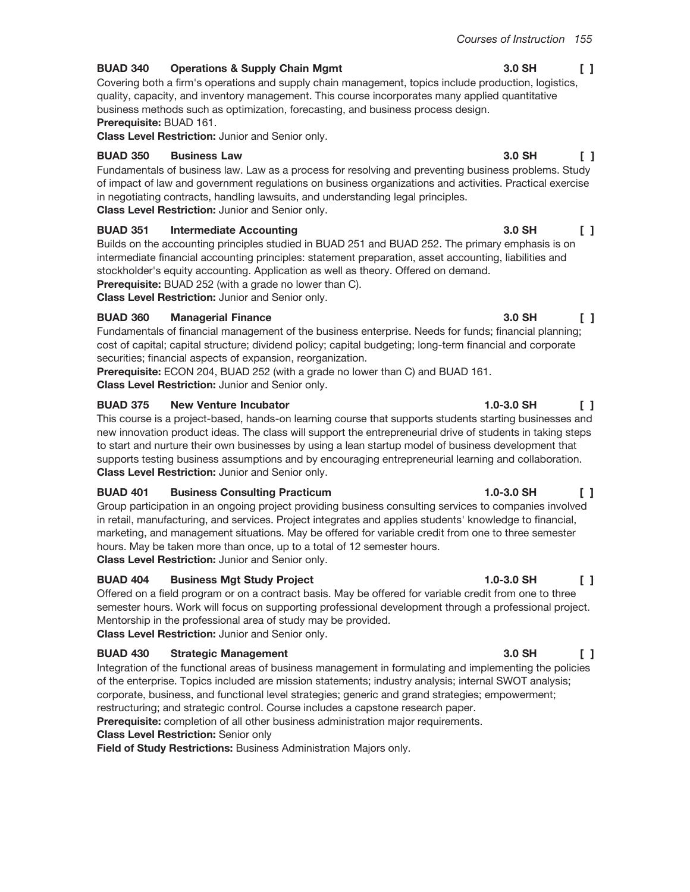**BUAD 340 Operations & Supply Chain Mgmt** 3.0 SH [ ]

Covering both a firm's operations and supply chain management, topics include production, logistics, quality, capacity, and inventory management. This course incorporates many applied quantitative business methods such as optimization, forecasting, and business process design.
**Prerequisite:** BUAD 161.
**Class Level Restriction:** Junior and Senior only.

**BUAD 350 Business Law** 3.0 SH [ ]

Fundamentals of business law. Law as a process for resolving and preventing business problems. Study of impact of law and government regulations on business organizations and activities. Practical exercise in negotiating contracts, handling lawsuits, and understanding legal principles.
**Class Level Restriction:** Junior and Senior only.

**BUAD 351 Intermediate Accounting** 3.0 SH [ ]

Builds on the accounting principles studied in BUAD 251 and BUAD 252. The primary emphasis is on intermediate financial accounting principles: statement preparation, asset accounting, liabilities and stockholder's equity accounting. Application as well as theory. Offered on demand.
**Prerequisite:** BUAD 252 (with a grade no lower than C).
**Class Level Restriction:** Junior and Senior only.

**BUAD 360 Managerial Finance** 3.0 SH [ ]

Fundamentals of financial management of the business enterprise. Needs for funds; financial planning; cost of capital; capital structure; dividend policy; capital budgeting; long-term financial and corporate securities; financial aspects of expansion, reorganization.
**Prerequisite:** ECON 204, BUAD 252 (with a grade no lower than C) and BUAD 161.
**Class Level Restriction:** Junior and Senior only.

**BUAD 375 New Venture Incubator** 1.0-3.0 SH [ ]

This course is a project-based, hands-on learning course that supports students starting businesses and new innovation product ideas. The class will support the entrepreneurial drive of students in taking steps to start and nurture their own businesses by using a lean startup model of business development that supports testing business assumptions and by encouraging entrepreneurial learning and collaboration.
**Class Level Restriction:** Junior and Senior only.

**BUAD 401 Business Consulting Practicum** 1.0-3.0 SH [ ]

Group participation in an ongoing project providing business consulting services to companies involved in retail, manufacturing, and services. Project integrates and applies students' knowledge to financial, marketing, and management situations. May be offered for variable credit from one to three semester hours. May be taken more than once, up to a total of 12 semester hours.
**Class Level Restriction:** Junior and Senior only.

**BUAD 404 Business Mgt Study Project** 1.0-3.0 SH [ ]

Offered on a field program or on a contract basis. May be offered for variable credit from one to three semester hours. Work will focus on supporting professional development through a professional project. Mentorship in the professional area of study may be provided.
**Class Level Restriction:** Junior and Senior only.

**BUAD 430 Strategic Management** 3.0 SH [ ]

Integration of the functional areas of business management in formulating and implementing the policies of the enterprise. Topics included are mission statements; industry analysis; internal SWOT analysis; corporate, business, and functional level strategies; generic and grand strategies; empowerment; restructuring; and strategic control. Course includes a capstone research paper.
**Prerequisite:** completion of all other business administration major requirements.
**Class Level Restriction:** Senior only
**Field of Study Restrictions:** Business Administration Majors only.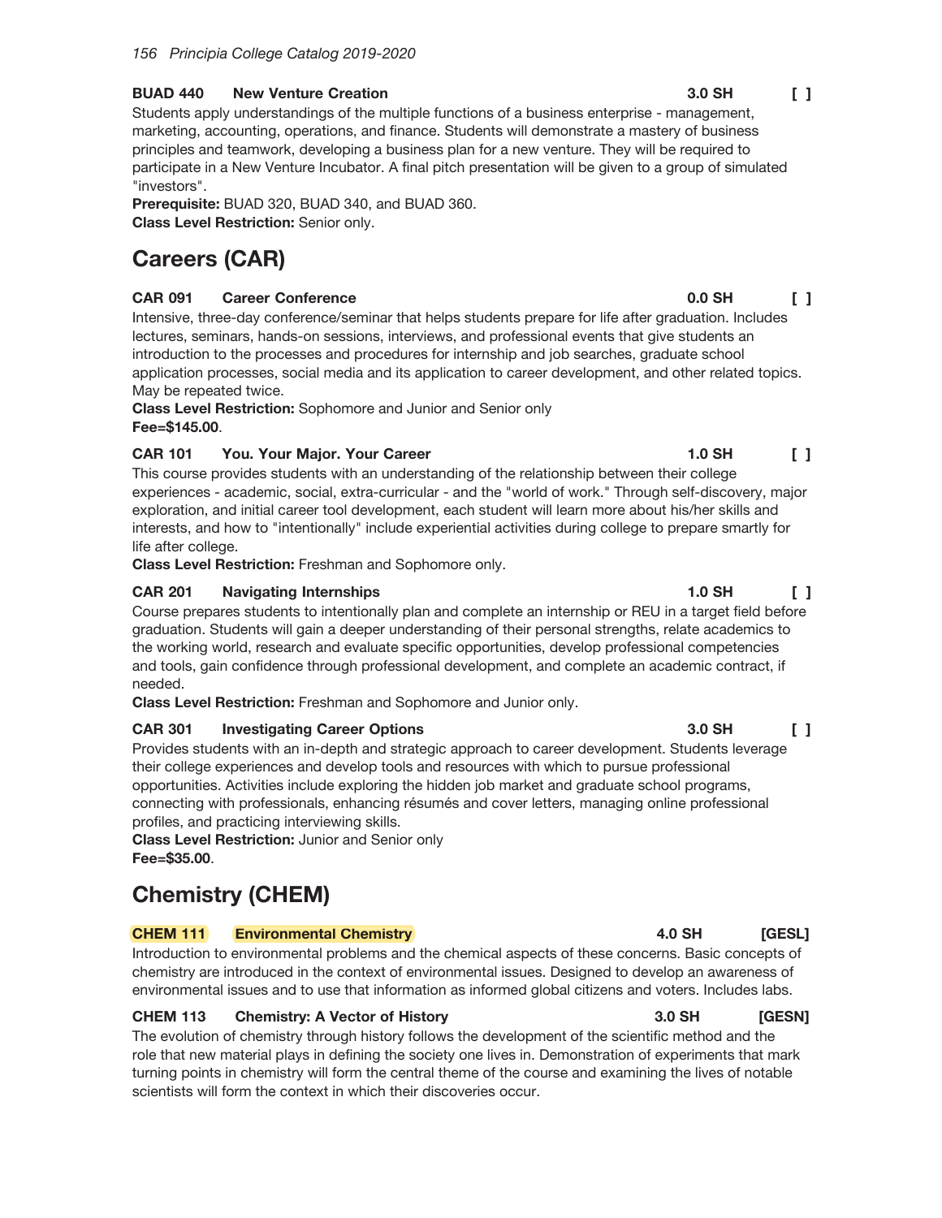### BUAD 440 New Venture Creation 3.0 SH [ ]

Students apply understandings of the multiple functions of a business enterprise - management, marketing, accounting, operations, and finance. Students will demonstrate a mastery of business principles and teamwork, developing a business plan for a new venture. They will be required to participate in a New Venture Incubator. A final pitch presentation will be given to a group of simulated "investors".

**Prerequisite:** BUAD 320, BUAD 340, and BUAD 360.

**Class Level Restriction:** Senior only.

## Careers (CAR)

### CAR 091 Career Conference 0.0 SH [ ]

Intensive, three-day conference/seminar that helps students prepare for life after graduation. Includes lectures, seminars, hands-on sessions, interviews, and professional events that give students an introduction to the processes and procedures for internship and job searches, graduate school application processes, social media and its application to career development, and other related topics. May be repeated twice.

**Class Level Restriction:** Sophomore and Junior and Senior only

**Fee=$145.00**.

### CAR 101 You. Your Major. Your Career 1.0 SH [ ]

This course provides students with an understanding of the relationship between their college experiences - academic, social, extra-curricular - and the "world of work." Through self-discovery, major exploration, and initial career tool development, each student will learn more about his/her skills and interests, and how to "intentionally" include experiential activities during college to prepare smartly for life after college.

**Class Level Restriction:** Freshman and Sophomore only.

### CAR 201 Navigating Internships 1.0 SH [ ]

Course prepares students to intentionally plan and complete an internship or REU in a target field before graduation. Students will gain a deeper understanding of their personal strengths, relate academics to the working world, research and evaluate specific opportunities, develop professional competencies and tools, gain confidence through professional development, and complete an academic contract, if needed.

**Class Level Restriction:** Freshman and Sophomore and Junior only.

### CAR 301 Investigating Career Options 3.0 SH [ ]

Provides students with an in-depth and strategic approach to career development. Students leverage their college experiences and develop tools and resources with which to pursue professional opportunities. Activities include exploring the hidden job market and graduate school programs, connecting with professionals, enhancing résumés and cover letters, managing online professional profiles, and practicing interviewing skills.

**Class Level Restriction:** Junior and Senior only

**Fee=$35.00**.

## Chemistry (CHEM)

### CHEM 111 Environmental Chemistry 4.0 SH [GESL]

Introduction to environmental problems and the chemical aspects of these concerns. Basic concepts of chemistry are introduced in the context of environmental issues. Designed to develop an awareness of environmental issues and to use that information as informed global citizens and voters. Includes labs.

### CHEM 113 Chemistry: A Vector of History 3.0 SH [GESN]

The evolution of chemistry through history follows the development of the scientific method and the role that new material plays in defining the society one lives in. Demonstration of experiments that mark turning points in chemistry will form the central theme of the course and examining the lives of notable scientists will form the context in which their discoveries occur.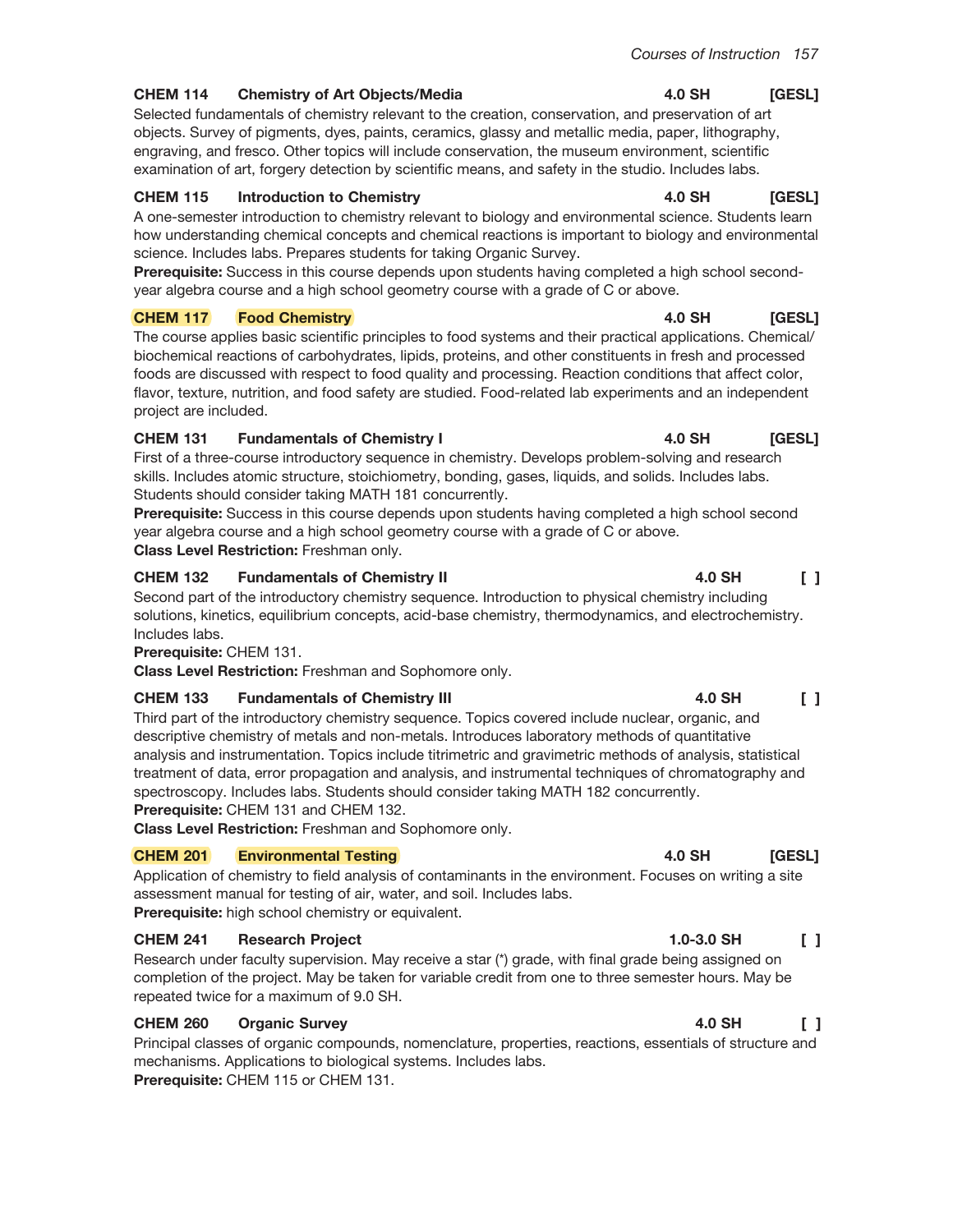**CHEM 114 Chemistry of Art Objects/Media** 4.0 SH [GESL]

Selected fundamentals of chemistry relevant to the creation, conservation, and preservation of art objects. Survey of pigments, dyes, paints, ceramics, glassy and metallic media, paper, lithography, engraving, and fresco. Other topics will include conservation, the museum environment, scientific examination of art, forgery detection by scientific means, and safety in the studio. Includes labs.

**CHEM 115 Introduction to Chemistry** 4.0 SH [GESL]

A one-semester introduction to chemistry relevant to biology and environmental science. Students learn how understanding chemical concepts and chemical reactions is important to biology and environmental science. Includes labs. Prepares students for taking Organic Survey.

**Prerequisite:** Success in this course depends upon students having completed a high school second-year algebra course and a high school geometry course with a grade of C or above.

**CHEM 117 Food Chemistry** 4.0 SH [GESL]

The course applies basic scientific principles to food systems and their practical applications. Chemical/biochemical reactions of carbohydrates, lipids, proteins, and other constituents in fresh and processed foods are discussed with respect to food quality and processing. Reaction conditions that affect color, flavor, texture, nutrition, and food safety are studied. Food-related lab experiments and an independent project are included.

**CHEM 131 Fundamentals of Chemistry I** 4.0 SH [GESL]

First of a three-course introductory sequence in chemistry. Develops problem-solving and research skills. Includes atomic structure, stoichiometry, bonding, gases, liquids, and solids. Includes labs. Students should consider taking MATH 181 concurrently.

**Prerequisite:** Success in this course depends upon students having completed a high school second year algebra course and a high school geometry course with a grade of C or above.

**Class Level Restriction:** Freshman only.

**CHEM 132 Fundamentals of Chemistry II** 4.0 SH [ ]

Second part of the introductory chemistry sequence. Introduction to physical chemistry including solutions, kinetics, equilibrium concepts, acid-base chemistry, thermodynamics, and electrochemistry. Includes labs.

**Prerequisite:** CHEM 131.

**Class Level Restriction:** Freshman and Sophomore only.

**CHEM 133 Fundamentals of Chemistry III** 4.0 SH [ ]

Third part of the introductory chemistry sequence. Topics covered include nuclear, organic, and descriptive chemistry of metals and non-metals. Introduces laboratory methods of quantitative analysis and instrumentation. Topics include titrimetric and gravimetric methods of analysis, statistical treatment of data, error propagation and analysis, and instrumental techniques of chromatography and spectroscopy. Includes labs. Students should consider taking MATH 182 concurrently.

**Prerequisite:** CHEM 131 and CHEM 132.

**Class Level Restriction:** Freshman and Sophomore only.

**CHEM 201 Environmental Testing** 4.0 SH [GESL]

Application of chemistry to field analysis of contaminants in the environment. Focuses on writing a site assessment manual for testing of air, water, and soil. Includes labs.

**Prerequisite:** high school chemistry or equivalent.

**CHEM 241 Research Project** 1.0-3.0 SH [ ]

Research under faculty supervision. May receive a star (*) grade, with final grade being assigned on completion of the project. May be taken for variable credit from one to three semester hours. May be repeated twice for a maximum of 9.0 SH.

**CHEM 260 Organic Survey** 4.0 SH [ ]

Principal classes of organic compounds, nomenclature, properties, reactions, essentials of structure and mechanisms. Applications to biological systems. Includes labs.

**Prerequisite:** CHEM 115 or CHEM 131.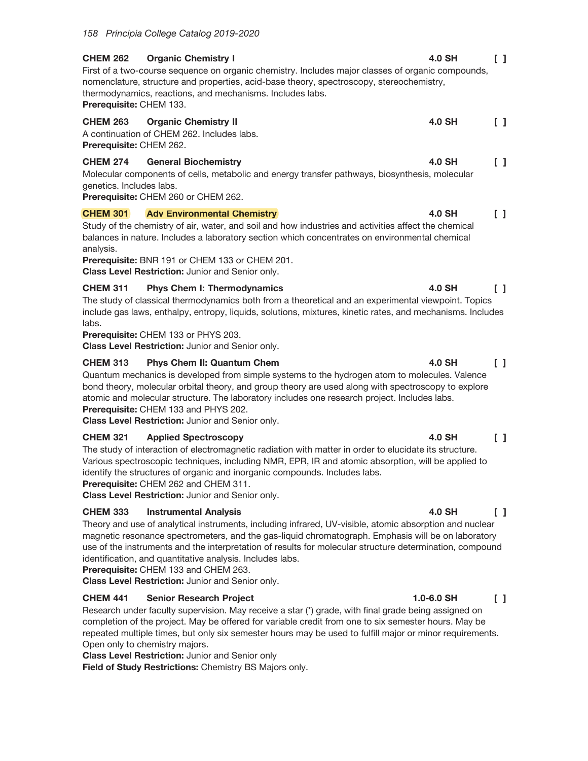**CHEM 262 Organic Chemistry I** **4.0 SH** [ ]

First of a two-course sequence on organic chemistry. Includes major classes of organic compounds, nomenclature, structure and properties, acid-base theory, spectroscopy, stereochemistry, thermodynamics, reactions, and mechanisms. Includes labs.
**Prerequisite:** CHEM 133.

**CHEM 263 Organic Chemistry II** **4.0 SH** [ ]

A continuation of CHEM 262. Includes labs.
**Prerequisite:** CHEM 262.

**CHEM 274 General Biochemistry** **4.0 SH** [ ]

Molecular components of cells, metabolic and energy transfer pathways, biosynthesis, molecular genetics. Includes labs.
**Prerequisite:** CHEM 260 or CHEM 262.

**CHEM 301 Adv Environmental Chemistry** **4.0 SH** [ ]

Study of the chemistry of air, water, and soil and how industries and activities affect the chemical balances in nature. Includes a laboratory section which concentrates on environmental chemical analysis.
**Prerequisite:** BNR 191 or CHEM 133 or CHEM 201.
**Class Level Restriction:** Junior and Senior only.

**CHEM 311 Phys Chem I: Thermodynamics** **4.0 SH** [ ]

The study of classical thermodynamics both from a theoretical and an experimental viewpoint. Topics include gas laws, enthalpy, entropy, liquids, solutions, mixtures, kinetic rates, and mechanisms. Includes labs.
**Prerequisite:** CHEM 133 or PHYS 203.
**Class Level Restriction:** Junior and Senior only.

**CHEM 313 Phys Chem II: Quantum Chem** **4.0 SH** [ ]

Quantum mechanics is developed from simple systems to the hydrogen atom to molecules. Valence bond theory, molecular orbital theory, and group theory are used along with spectroscopy to explore atomic and molecular structure. The laboratory includes one research project. Includes labs.
**Prerequisite:** CHEM 133 and PHYS 202.
**Class Level Restriction:** Junior and Senior only.

**CHEM 321 Applied Spectroscopy** **4.0 SH** [ ]

The study of interaction of electromagnetic radiation with matter in order to elucidate its structure. Various spectroscopic techniques, including NMR, EPR, IR and atomic absorption, will be applied to identify the structures of organic and inorganic compounds. Includes labs.
**Prerequisite:** CHEM 262 and CHEM 311.
**Class Level Restriction:** Junior and Senior only.

**CHEM 333 Instrumental Analysis** **4.0 SH** [ ]

Theory and use of analytical instruments, including infrared, UV-visible, atomic absorption and nuclear magnetic resonance spectrometers, and the gas-liquid chromatograph. Emphasis will be on laboratory use of the instruments and the interpretation of results for molecular structure determination, compound identification, and quantitative analysis. Includes labs.
**Prerequisite:** CHEM 133 and CHEM 263.
**Class Level Restriction:** Junior and Senior only.

**CHEM 441 Senior Research Project** **1.0-6.0 SH** [ ]

Research under faculty supervision. May receive a star (*) grade, with final grade being assigned on completion of the project. May be offered for variable credit from one to six semester hours. May be repeated multiple times, but only six semester hours may be used to fulfill major or minor requirements. Open only to chemistry majors.
**Class Level Restriction:** Junior and Senior only
**Field of Study Restrictions:** Chemistry BS Majors only.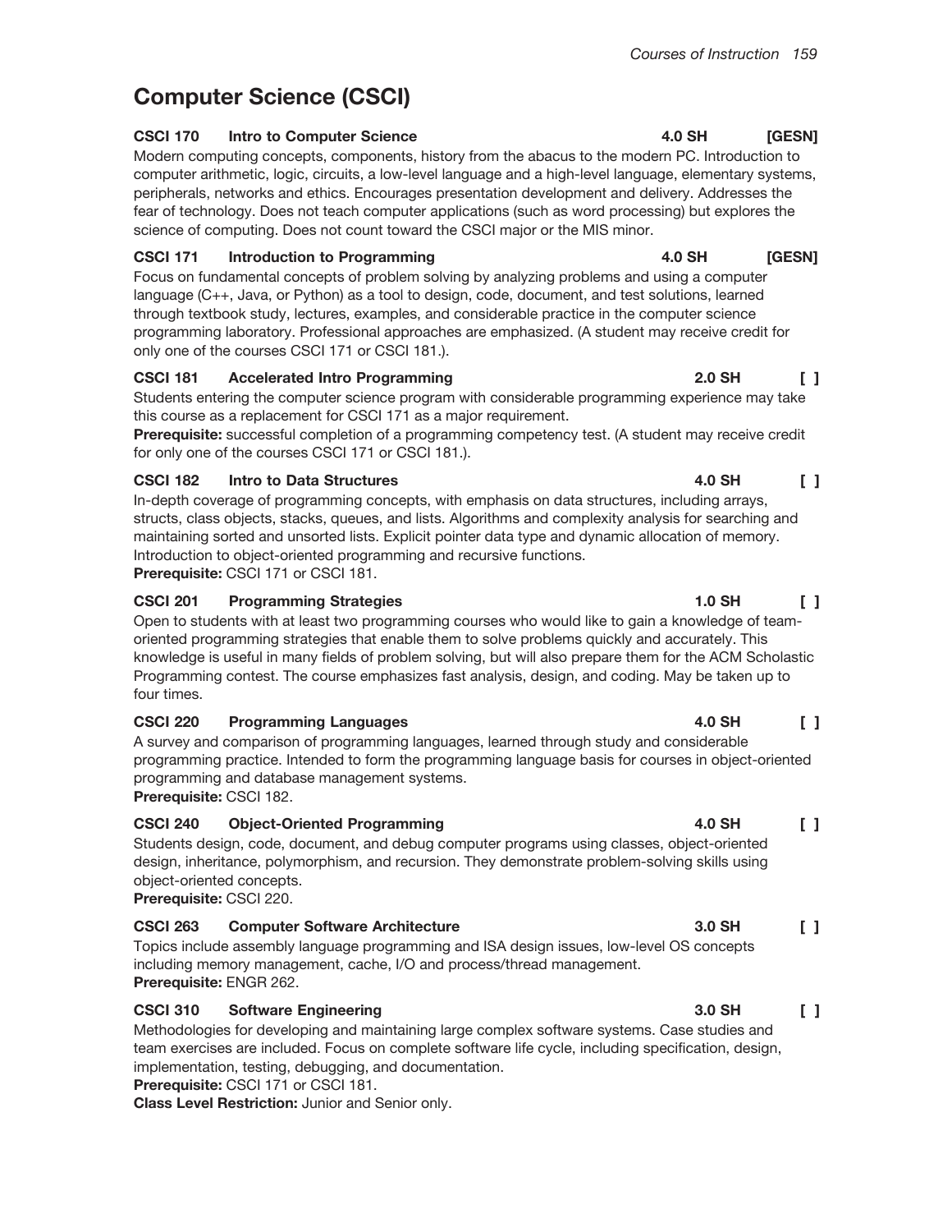# Computer Science (CSCI)

**CSCI 170 Intro to Computer Science 4.0 SH [GESN]**

Modern computing concepts, components, history from the abacus to the modern PC. Introduction to computer arithmetic, logic, circuits, a low-level language and a high-level language, elementary systems, peripherals, networks and ethics. Encourages presentation development and delivery. Addresses the fear of technology. Does not teach computer applications (such as word processing) but explores the science of computing. Does not count toward the CSCI major or the MIS minor.

**CSCI 171 Introduction to Programming 4.0 SH [GESN]**

Focus on fundamental concepts of problem solving by analyzing problems and using a computer language (C++, Java, or Python) as a tool to design, code, document, and test solutions, learned through textbook study, lectures, examples, and considerable practice in the computer science programming laboratory. Professional approaches are emphasized. (A student may receive credit for only one of the courses CSCI 171 or CSCI 181.).

**CSCI 181 Accelerated Intro Programming 2.0 SH [ ]**

Students entering the computer science program with considerable programming experience may take this course as a replacement for CSCI 171 as a major requirement.

**Prerequisite:** successful completion of a programming competency test. (A student may receive credit for only one of the courses CSCI 171 or CSCI 181.).

**CSCI 182 Intro to Data Structures 4.0 SH [ ]**

In-depth coverage of programming concepts, with emphasis on data structures, including arrays, structs, class objects, stacks, queues, and lists. Algorithms and complexity analysis for searching and maintaining sorted and unsorted lists. Explicit pointer data type and dynamic allocation of memory. Introduction to object-oriented programming and recursive functions.

**Prerequisite:** CSCI 171 or CSCI 181.

**CSCI 201 Programming Strategies 1.0 SH [ ]**

Open to students with at least two programming courses who would like to gain a knowledge of team-oriented programming strategies that enable them to solve problems quickly and accurately. This knowledge is useful in many fields of problem solving, but will also prepare them for the ACM Scholastic Programming contest. The course emphasizes fast analysis, design, and coding. May be taken up to four times.

**CSCI 220 Programming Languages 4.0 SH [ ]**

A survey and comparison of programming languages, learned through study and considerable programming practice. Intended to form the programming language basis for courses in object-oriented programming and database management systems.

**Prerequisite:** CSCI 182.

**CSCI 240 Object-Oriented Programming 4.0 SH [ ]**

Students design, code, document, and debug computer programs using classes, object-oriented design, inheritance, polymorphism, and recursion. They demonstrate problem-solving skills using object-oriented concepts.

**Prerequisite:** CSCI 220.

**CSCI 263 Computer Software Architecture 3.0 SH [ ]**

Topics include assembly language programming and ISA design issues, low-level OS concepts including memory management, cache, I/O and process/thread management.

**Prerequisite:** ENGR 262.

**CSCI 310 Software Engineering 3.0 SH [ ]**

Methodologies for developing and maintaining large complex software systems. Case studies and team exercises are included. Focus on complete software life cycle, including specification, design, implementation, testing, debugging, and documentation.

**Prerequisite:** CSCI 171 or CSCI 181.

**Class Level Restriction:** Junior and Senior only.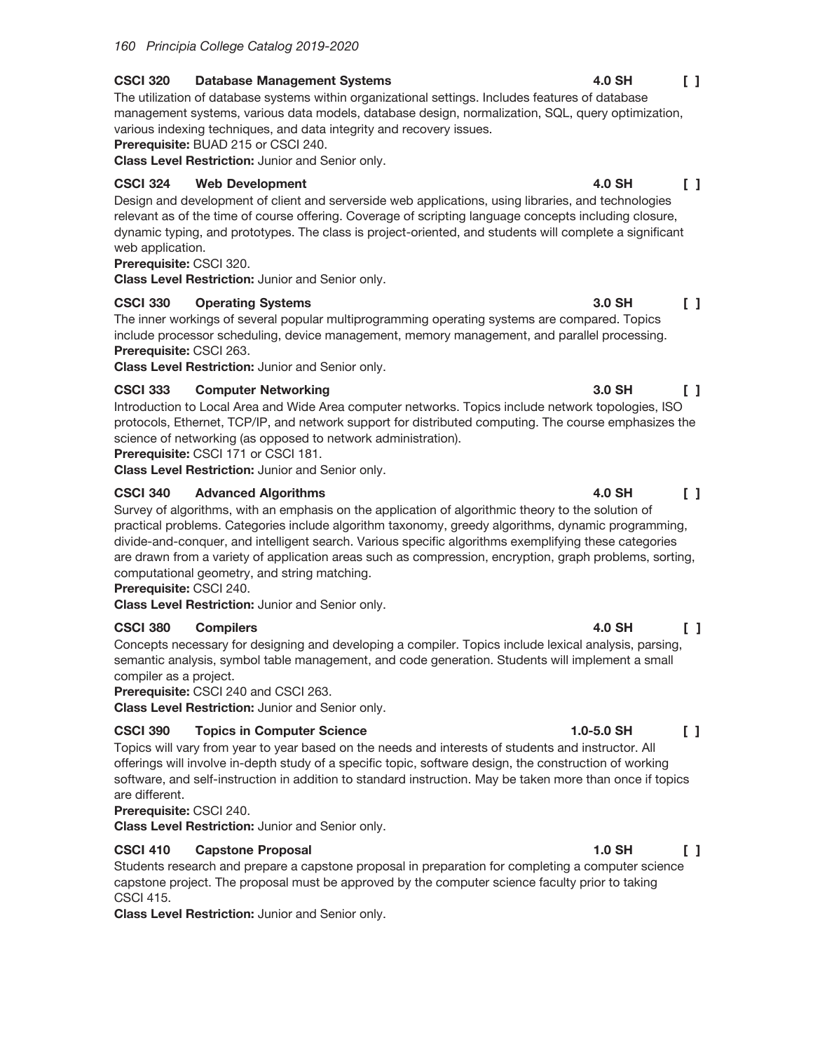**CSCI 320 Database Management Systems 4.0 SH [ ]**

The utilization of database systems within organizational settings. Includes features of database management systems, various data models, database design, normalization, SQL, query optimization, various indexing techniques, and data integrity and recovery issues.

**Prerequisite:** BUAD 215 or CSCI 240.

**Class Level Restriction:** Junior and Senior only.

**CSCI 324 Web Development 4.0 SH [ ]**

Design and development of client and serverside web applications, using libraries, and technologies relevant as of the time of course offering. Coverage of scripting language concepts including closure, dynamic typing, and prototypes. The class is project-oriented, and students will complete a significant web application.

**Prerequisite:** CSCI 320.

**Class Level Restriction:** Junior and Senior only.

**CSCI 330 Operating Systems 3.0 SH [ ]**

The inner workings of several popular multiprogramming operating systems are compared. Topics include processor scheduling, device management, memory management, and parallel processing.

**Prerequisite:** CSCI 263.

**Class Level Restriction:** Junior and Senior only.

**CSCI 333 Computer Networking 3.0 SH [ ]**

Introduction to Local Area and Wide Area computer networks. Topics include network topologies, ISO protocols, Ethernet, TCP/IP, and network support for distributed computing. The course emphasizes the science of networking (as opposed to network administration).

**Prerequisite:** CSCI 171 or CSCI 181.

**Class Level Restriction:** Junior and Senior only.

**CSCI 340 Advanced Algorithms 4.0 SH [ ]**

Survey of algorithms, with an emphasis on the application of algorithmic theory to the solution of practical problems. Categories include algorithm taxonomy, greedy algorithms, dynamic programming, divide-and-conquer, and intelligent search. Various specific algorithms exemplifying these categories are drawn from a variety of application areas such as compression, encryption, graph problems, sorting, computational geometry, and string matching.

**Prerequisite:** CSCI 240.

**Class Level Restriction:** Junior and Senior only.

**CSCI 380 Compilers 4.0 SH [ ]**

Concepts necessary for designing and developing a compiler. Topics include lexical analysis, parsing, semantic analysis, symbol table management, and code generation. Students will implement a small compiler as a project.

**Prerequisite:** CSCI 240 and CSCI 263.

**Class Level Restriction:** Junior and Senior only.

**CSCI 390 Topics in Computer Science 1.0-5.0 SH [ ]**

Topics will vary from year to year based on the needs and interests of students and instructor. All offerings will involve in-depth study of a specific topic, software design, the construction of working software, and self-instruction in addition to standard instruction. May be taken more than once if topics are different.

**Prerequisite:** CSCI 240.

**Class Level Restriction:** Junior and Senior only.

**CSCI 410 Capstone Proposal 1.0 SH [ ]**

Students research and prepare a capstone proposal in preparation for completing a computer science capstone project. The proposal must be approved by the computer science faculty prior to taking CSCI 415.

**Class Level Restriction:** Junior and Senior only.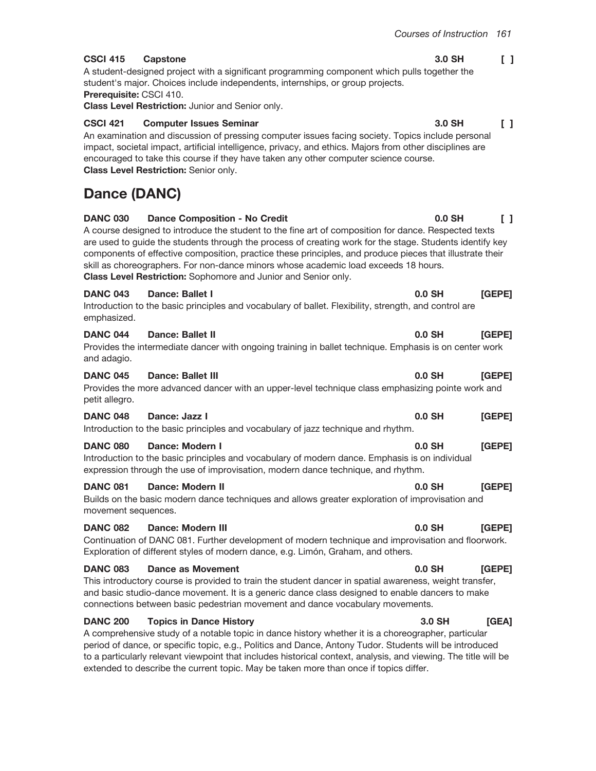**CSCI 415 Capstone** **3.0 SH** **[ ]**
A student-designed project with a significant programming component which pulls together the student's major. Choices include independents, internships, or group projects.
**Prerequisite:** CSCI 410.
**Class Level Restriction:** Junior and Senior only.

**CSCI 421 Computer Issues Seminar** **3.0 SH** **[ ]**
An examination and discussion of pressing computer issues facing society. Topics include personal impact, societal impact, artificial intelligence, privacy, and ethics. Majors from other disciplines are encouraged to take this course if they have taken any other computer science course.
**Class Level Restriction:** Senior only.

## Dance (DANC)

**DANC 030 Dance Composition - No Credit** **0.0 SH** **[ ]**
A course designed to introduce the student to the fine art of composition for dance. Respected texts are used to guide the students through the process of creating work for the stage. Students identify key components of effective composition, practice these principles, and produce pieces that illustrate their skill as choreographers. For non-dance minors whose academic load exceeds 18 hours.
**Class Level Restriction:** Sophomore and Junior and Senior only.

**DANC 043 Dance: Ballet I** **0.0 SH** **[GEPE]**
Introduction to the basic principles and vocabulary of ballet. Flexibility, strength, and control are emphasized.

**DANC 044 Dance: Ballet II** **0.0 SH** **[GEPE]**
Provides the intermediate dancer with ongoing training in ballet technique. Emphasis is on center work and adagio.

**DANC 045 Dance: Ballet III** **0.0 SH** **[GEPE]**
Provides the more advanced dancer with an upper-level technique class emphasizing pointe work and petit allegro.

**DANC 048 Dance: Jazz I** **0.0 SH** **[GEPE]**
Introduction to the basic principles and vocabulary of jazz technique and rhythm.

**DANC 080 Dance: Modern I** **0.0 SH** **[GEPE]**
Introduction to the basic principles and vocabulary of modern dance. Emphasis is on individual expression through the use of improvisation, modern dance technique, and rhythm.

**DANC 081 Dance: Modern II** **0.0 SH** **[GEPE]**
Builds on the basic modern dance techniques and allows greater exploration of improvisation and movement sequences.

**DANC 082 Dance: Modern III** **0.0 SH** **[GEPE]**
Continuation of DANC 081. Further development of modern technique and improvisation and floorwork. Exploration of different styles of modern dance, e.g. Limón, Graham, and others.

**DANC 083 Dance as Movement** **0.0 SH** **[GEPE]**
This introductory course is provided to train the student dancer in spatial awareness, weight transfer, and basic studio-dance movement. It is a generic dance class designed to enable dancers to make connections between basic pedestrian movement and dance vocabulary movements.

**DANC 200 Topics in Dance History** **3.0 SH** **[GEA]**
A comprehensive study of a notable topic in dance history whether it is a choreographer, particular period of dance, or specific topic, e.g., Politics and Dance, Antony Tudor. Students will be introduced to a particularly relevant viewpoint that includes historical context, analysis, and viewing. The title will be extended to describe the current topic. May be taken more than once if topics differ.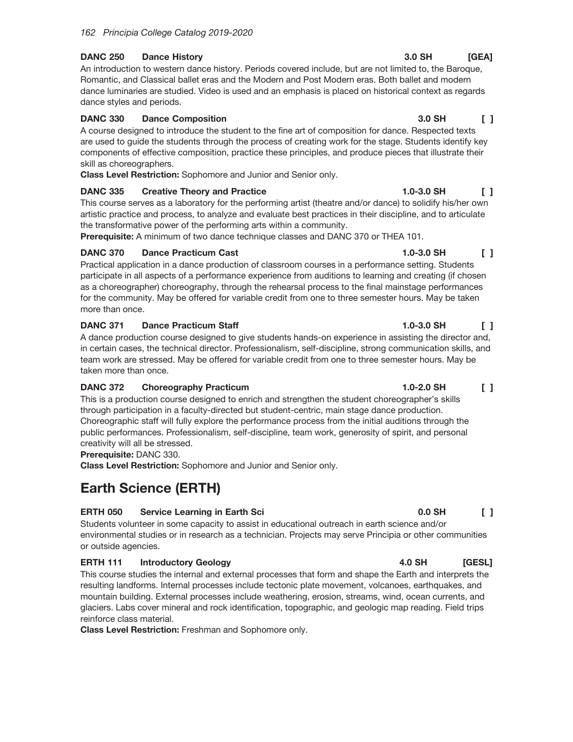**DANC 250 Dance History** 3.0 SH [GEA]

An introduction to western dance history. Periods covered include, but are not limited to, the Baroque, Romantic, and Classical ballet eras and the Modern and Post Modern eras. Both ballet and modern dance luminaries are studied. Video is used and an emphasis is placed on historical context as regards dance styles and periods.

**DANC 330 Dance Composition** 3.0 SH [ ]

A course designed to introduce the student to the fine art of composition for dance. Respected texts are used to guide the students through the process of creating work for the stage. Students identify key components of effective composition, practice these principles, and produce pieces that illustrate their skill as choreographers.

**Class Level Restriction:** Sophomore and Junior and Senior only.

**DANC 335 Creative Theory and Practice** 1.0-3.0 SH [ ]

This course serves as a laboratory for the performing artist (theatre and/or dance) to solidify his/her own artistic practice and process, to analyze and evaluate best practices in their discipline, and to articulate the transformative power of the performing arts within a community.

**Prerequisite:** A minimum of two dance technique classes and DANC 370 or THEA 101.

**DANC 370 Dance Practicum Cast** 1.0-3.0 SH [ ]

Practical application in a dance production of classroom courses in a performance setting. Students participate in all aspects of a performance experience from auditions to learning and creating (if chosen as a choreographer) choreography, through the rehearsal process to the final mainstage performances for the community. May be offered for variable credit from one to three semester hours. May be taken more than once.

**DANC 371 Dance Practicum Staff** 1.0-3.0 SH [ ]

A dance production course designed to give students hands-on experience in assisting the director and, in certain cases, the technical director. Professionalism, self-discipline, strong communication skills, and team work are stressed. May be offered for variable credit from one to three semester hours. May be taken more than once.

**DANC 372 Choreography Practicum** 1.0-2.0 SH [ ]

This is a production course designed to enrich and strengthen the student choreographer's skills through participation in a faculty-directed but student-centric, main stage dance production. Choreographic staff will fully explore the performance process from the initial auditions through the public performances. Professionalism, self-discipline, team work, generosity of spirit, and personal creativity will all be stressed.

**Prerequisite:** DANC 330.

**Class Level Restriction:** Sophomore and Junior and Senior only.

## Earth Science (ERTH)

**ERTH 050 Service Learning in Earth Sci** 0.0 SH [ ]

Students volunteer in some capacity to assist in educational outreach in earth science and/or environmental studies or in research as a technician. Projects may serve Principia or other communities or outside agencies.

**ERTH 111 Introductory Geology** 4.0 SH [GESL]

This course studies the internal and external processes that form and shape the Earth and interprets the resulting landforms. Internal processes include tectonic plate movement, volcanoes, earthquakes, and mountain building. External processes include weathering, erosion, streams, wind, ocean currents, and glaciers. Labs cover mineral and rock identification, topographic, and geologic map reading. Field trips reinforce class material.

**Class Level Restriction:** Freshman and Sophomore only.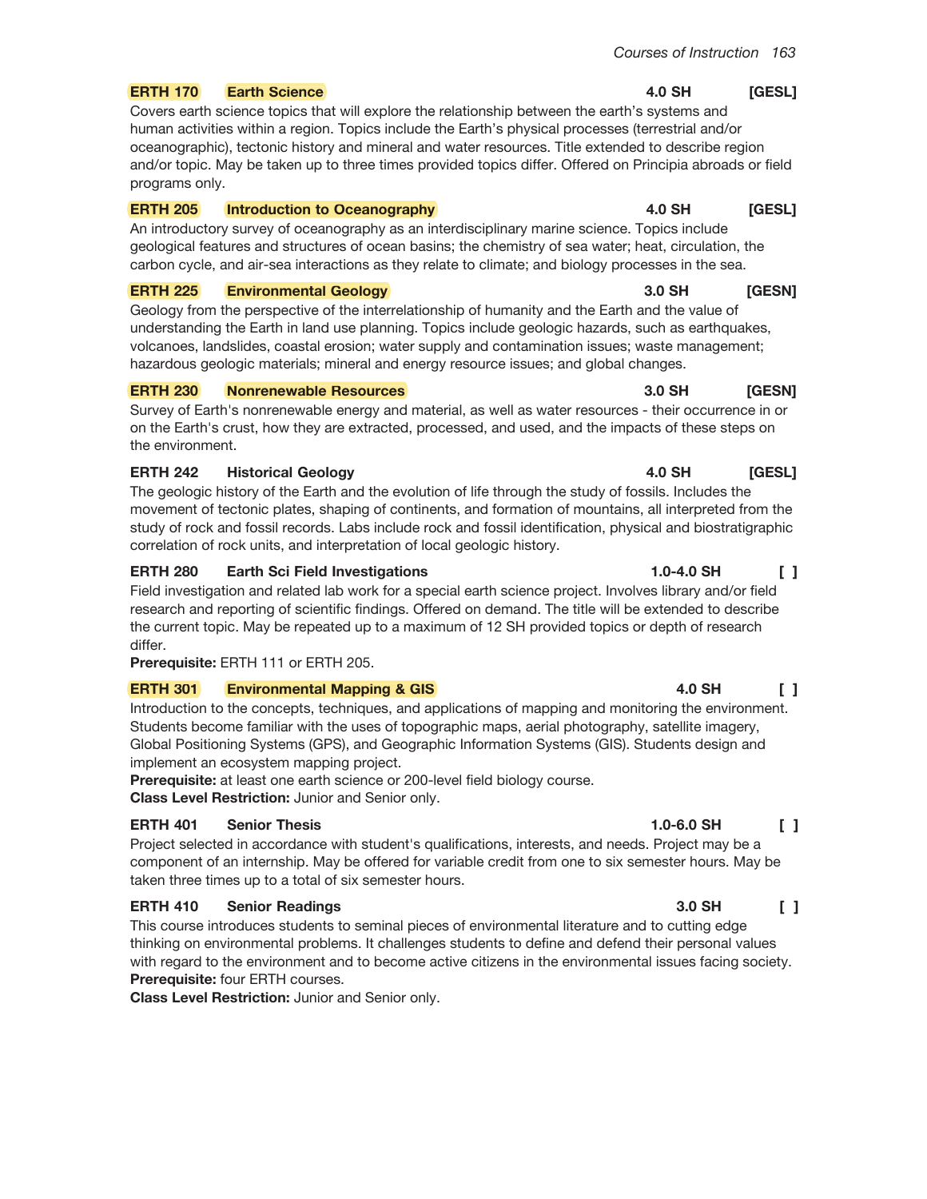**ERTH 170 Earth Science** 4.0 SH [GESL]

Covers earth science topics that will explore the relationship between the earth's systems and human activities within a region. Topics include the Earth's physical processes (terrestrial and/or oceanographic), tectonic history and mineral and water resources. Title extended to describe region and/or topic. May be taken up to three times provided topics differ. Offered on Principia abroads or field programs only.

**ERTH 205 Introduction to Oceanography** 4.0 SH [GESL]

An introductory survey of oceanography as an interdisciplinary marine science. Topics include geological features and structures of ocean basins; the chemistry of sea water; heat, circulation, the carbon cycle, and air-sea interactions as they relate to climate; and biology processes in the sea.

**ERTH 225 Environmental Geology** 3.0 SH [GESN]

Geology from the perspective of the interrelationship of humanity and the Earth and the value of understanding the Earth in land use planning. Topics include geologic hazards, such as earthquakes, volcanoes, landslides, coastal erosion; water supply and contamination issues; waste management; hazardous geologic materials; mineral and energy resource issues; and global changes.

**ERTH 230 Nonrenewable Resources** 3.0 SH [GESN]

Survey of Earth's nonrenewable energy and material, as well as water resources - their occurrence in or on the Earth's crust, how they are extracted, processed, and used, and the impacts of these steps on the environment.

**ERTH 242 Historical Geology** 4.0 SH [GESL]

The geologic history of the Earth and the evolution of life through the study of fossils. Includes the movement of tectonic plates, shaping of continents, and formation of mountains, all interpreted from the study of rock and fossil records. Labs include rock and fossil identification, physical and biostratigraphic correlation of rock units, and interpretation of local geologic history.

**ERTH 280 Earth Sci Field Investigations** 1.0-4.0 SH [ ]

Field investigation and related lab work for a special earth science project. Involves library and/or field research and reporting of scientific findings. Offered on demand. The title will be extended to describe the current topic. May be repeated up to a maximum of 12 SH provided topics or depth of research differ.

**Prerequisite:** ERTH 111 or ERTH 205.

**ERTH 301 Environmental Mapping & GIS** 4.0 SH [ ]

Introduction to the concepts, techniques, and applications of mapping and monitoring the environment. Students become familiar with the uses of topographic maps, aerial photography, satellite imagery, Global Positioning Systems (GPS), and Geographic Information Systems (GIS). Students design and implement an ecosystem mapping project.

**Prerequisite:** at least one earth science or 200-level field biology course.

**Class Level Restriction:** Junior and Senior only.

**ERTH 401 Senior Thesis** 1.0-6.0 SH [ ]

Project selected in accordance with student's qualifications, interests, and needs. Project may be a component of an internship. May be offered for variable credit from one to six semester hours. May be taken three times up to a total of six semester hours.

**ERTH 410 Senior Readings** 3.0 SH [ ]

This course introduces students to seminal pieces of environmental literature and to cutting edge thinking on environmental problems. It challenges students to define and defend their personal values with regard to the environment and to become active citizens in the environmental issues facing society.

**Prerequisite:** four ERTH courses.

**Class Level Restriction:** Junior and Senior only.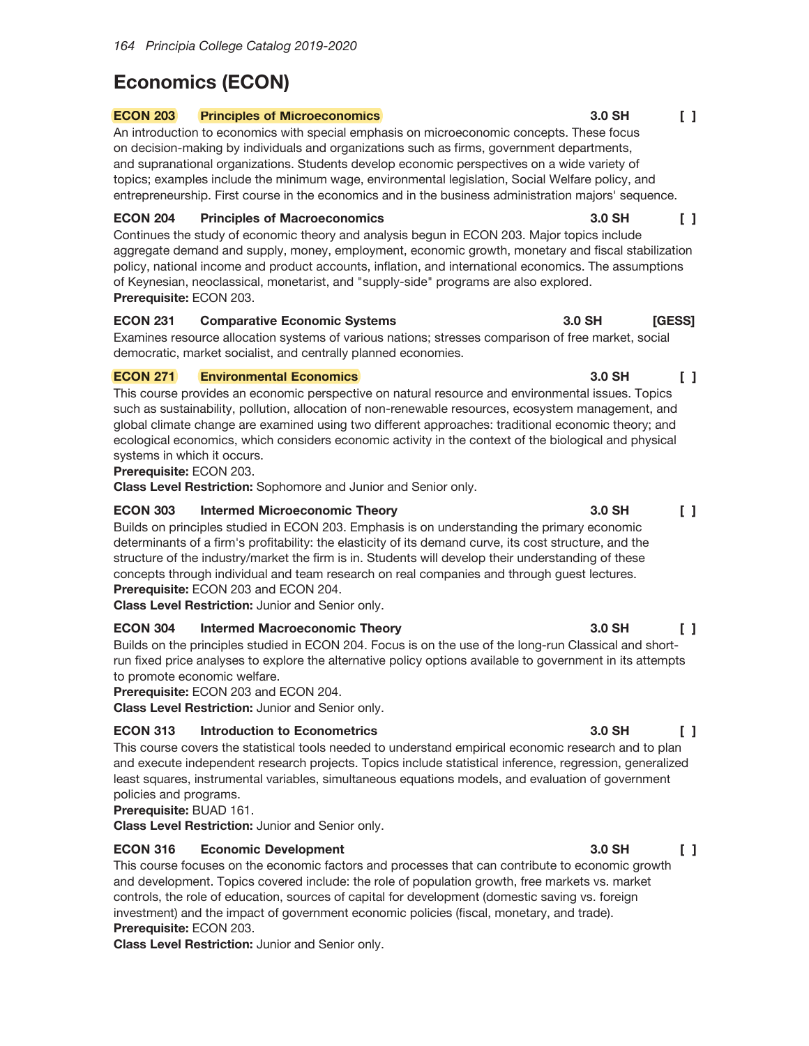# Economics (ECON)

**ECON 203 Principles of Microeconomics** **3.0 SH** [ ]

An introduction to economics with special emphasis on microeconomic concepts. These focus on decision-making by individuals and organizations such as firms, government departments, and supranational organizations. Students develop economic perspectives on a wide variety of topics; examples include the minimum wage, environmental legislation, Social Welfare policy, and entrepreneurship. First course in the economics and in the business administration majors' sequence.

**ECON 204 Principles of Macroeconomics** **3.0 SH** [ ]

Continues the study of economic theory and analysis begun in ECON 203. Major topics include aggregate demand and supply, money, employment, economic growth, monetary and fiscal stabilization policy, national income and product accounts, inflation, and international economics. The assumptions of Keynesian, neoclassical, monetarist, and "supply-side" programs are also explored.
**Prerequisite:** ECON 203.

**ECON 231 Comparative Economic Systems** **3.0 SH** **[GESS]**

Examines resource allocation systems of various nations; stresses comparison of free market, social democratic, market socialist, and centrally planned economies.

**ECON 271 Environmental Economics** **3.0 SH** [ ]

This course provides an economic perspective on natural resource and environmental issues. Topics such as sustainability, pollution, allocation of non-renewable resources, ecosystem management, and global climate change are examined using two different approaches: traditional economic theory; and ecological economics, which considers economic activity in the context of the biological and physical systems in which it occurs.
**Prerequisite:** ECON 203.
**Class Level Restriction:** Sophomore and Junior and Senior only.

**ECON 303 Intermed Microeconomic Theory** **3.0 SH** [ ]

Builds on principles studied in ECON 203. Emphasis is on understanding the primary economic determinants of a firm's profitability: the elasticity of its demand curve, its cost structure, and the structure of the industry/market the firm is in. Students will develop their understanding of these concepts through individual and team research on real companies and through guest lectures.
**Prerequisite:** ECON 203 and ECON 204.
**Class Level Restriction:** Junior and Senior only.

**ECON 304 Intermed Macroeconomic Theory** **3.0 SH** [ ]

Builds on the principles studied in ECON 204. Focus is on the use of the long-run Classical and short-run fixed price analyses to explore the alternative policy options available to government in its attempts to promote economic welfare.
**Prerequisite:** ECON 203 and ECON 204.
**Class Level Restriction:** Junior and Senior only.

**ECON 313 Introduction to Econometrics** **3.0 SH** [ ]

This course covers the statistical tools needed to understand empirical economic research and to plan and execute independent research projects. Topics include statistical inference, regression, generalized least squares, instrumental variables, simultaneous equations models, and evaluation of government policies and programs.
**Prerequisite:** BUAD 161.
**Class Level Restriction:** Junior and Senior only.

**ECON 316 Economic Development** **3.0 SH** [ ]

This course focuses on the economic factors and processes that can contribute to economic growth and development. Topics covered include: the role of population growth, free markets vs. market controls, the role of education, sources of capital for development (domestic saving vs. foreign investment) and the impact of government economic policies (fiscal, monetary, and trade).
**Prerequisite:** ECON 203.
**Class Level Restriction:** Junior and Senior only.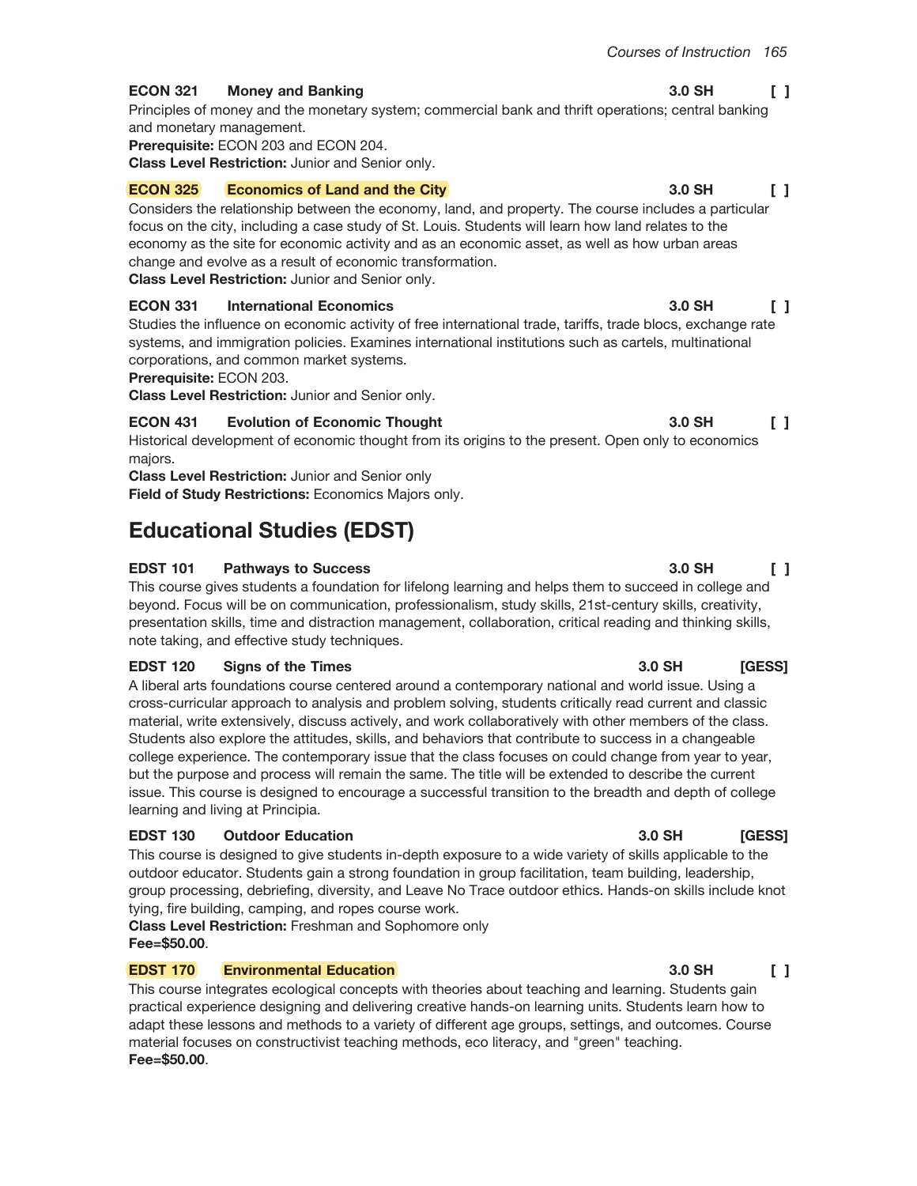**ECON 321 Money and Banking** 3.0 SH [ ]

Principles of money and the monetary system; commercial bank and thrift operations; central banking and monetary management.

**Prerequisite:** ECON 203 and ECON 204.

**Class Level Restriction:** Junior and Senior only.

**ECON 325 Economics of Land and the City** 3.0 SH [ ]

Considers the relationship between the economy, land, and property. The course includes a particular focus on the city, including a case study of St. Louis. Students will learn how land relates to the economy as the site for economic activity and as an economic asset, as well as how urban areas change and evolve as a result of economic transformation.

**Class Level Restriction:** Junior and Senior only.

**ECON 331 International Economics** 3.0 SH [ ]

Studies the influence on economic activity of free international trade, tariffs, trade blocs, exchange rate systems, and immigration policies. Examines international institutions such as cartels, multinational corporations, and common market systems.

**Prerequisite:** ECON 203.

**Class Level Restriction:** Junior and Senior only.

**ECON 431 Evolution of Economic Thought** 3.0 SH [ ]

Historical development of economic thought from its origins to the present. Open only to economics majors.

**Class Level Restriction:** Junior and Senior only

**Field of Study Restrictions:** Economics Majors only.

## Educational Studies (EDST)

**EDST 101 Pathways to Success** 3.0 SH [ ]

This course gives students a foundation for lifelong learning and helps them to succeed in college and beyond. Focus will be on communication, professionalism, study skills, 21st-century skills, creativity, presentation skills, time and distraction management, collaboration, critical reading and thinking skills, note taking, and effective study techniques.

**EDST 120 Signs of the Times** 3.0 SH [GESS]

A liberal arts foundations course centered around a contemporary national and world issue. Using a cross-curricular approach to analysis and problem solving, students critically read current and classic material, write extensively, discuss actively, and work collaboratively with other members of the class. Students also explore the attitudes, skills, and behaviors that contribute to success in a changeable college experience. The contemporary issue that the class focuses on could change from year to year, but the purpose and process will remain the same. The title will be extended to describe the current issue. This course is designed to encourage a successful transition to the breadth and depth of college learning and living at Principia.

**EDST 130 Outdoor Education** 3.0 SH [GESS]

This course is designed to give students in-depth exposure to a wide variety of skills applicable to the outdoor educator. Students gain a strong foundation in group facilitation, team building, leadership, group processing, debriefing, diversity, and Leave No Trace outdoor ethics. Hands-on skills include knot tying, fire building, camping, and ropes course work.

**Class Level Restriction:** Freshman and Sophomore only

**Fee=$50.00**.

**EDST 170 Environmental Education** 3.0 SH [ ]

This course integrates ecological concepts with theories about teaching and learning. Students gain practical experience designing and delivering creative hands-on learning units. Students learn how to adapt these lessons and methods to a variety of different age groups, settings, and outcomes. Course material focuses on constructivist teaching methods, eco literacy, and "green" teaching.

**Fee=$50.00**.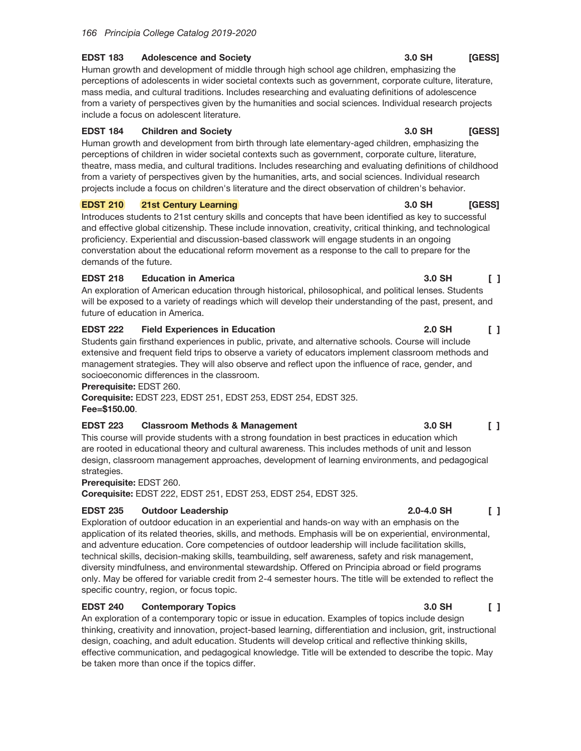**EDST 183 Adolescence and Society** **3.0 SH** **[GESS]**

Human growth and development of middle through high school age children, emphasizing the perceptions of adolescents in wider societal contexts such as government, corporate culture, literature, mass media, and cultural traditions. Includes researching and evaluating definitions of adolescence from a variety of perspectives given by the humanities and social sciences. Individual research projects include a focus on adolescent literature.

**EDST 184 Children and Society** **3.0 SH** **[GESS]**

Human growth and development from birth through late elementary-aged children, emphasizing the perceptions of children in wider societal contexts such as government, corporate culture, literature, theatre, mass media, and cultural traditions. Includes researching and evaluating definitions of childhood from a variety of perspectives given by the humanities, arts, and social sciences. Individual research projects include a focus on children's literature and the direct observation of children's behavior.

**EDST 210 21st Century Learning** **3.0 SH** **[GESS]**

Introduces students to 21st century skills and concepts that have been identified as key to successful and effective global citizenship. These include innovation, creativity, critical thinking, and technological proficiency. Experiential and discussion-based classwork will engage students in an ongoing converstation about the educational reform movement as a response to the call to prepare for the demands of the future.

**EDST 218 Education in America** **3.0 SH** **[ ]**

An exploration of American education through historical, philosophical, and political lenses. Students will be exposed to a variety of readings which will develop their understanding of the past, present, and future of education in America.

**EDST 222 Field Experiences in Education** **2.0 SH** **[ ]**

Students gain firsthand experiences in public, private, and alternative schools. Course will include extensive and frequent field trips to observe a variety of educators implement classroom methods and management strategies. They will also observe and reflect upon the influence of race, gender, and socioeconomic differences in the classroom.

**Prerequisite:** EDST 260.

**Corequisite:** EDST 223, EDST 251, EDST 253, EDST 254, EDST 325.

**Fee=$150.00**.

**EDST 223 Classroom Methods & Management** **3.0 SH** **[ ]**

This course will provide students with a strong foundation in best practices in education which are rooted in educational theory and cultural awareness. This includes methods of unit and lesson design, classroom management approaches, development of learning environments, and pedagogical strategies.

**Prerequisite:** EDST 260.

**Corequisite:** EDST 222, EDST 251, EDST 253, EDST 254, EDST 325.

**EDST 235 Outdoor Leadership** **2.0-4.0 SH** **[ ]**

Exploration of outdoor education in an experiential and hands-on way with an emphasis on the application of its related theories, skills, and methods. Emphasis will be on experiential, environmental, and adventure education. Core competencies of outdoor leadership will include facilitation skills, technical skills, decision-making skills, teambuilding, self awareness, safety and risk management, diversity mindfulness, and environmental stewardship. Offered on Principia abroad or field programs only. May be offered for variable credit from 2-4 semester hours. The title will be extended to reflect the specific country, region, or focus topic.

**EDST 240 Contemporary Topics** **3.0 SH** **[ ]**

An exploration of a contemporary topic or issue in education. Examples of topics include design thinking, creativity and innovation, project-based learning, differentiation and inclusion, grit, instructional design, coaching, and adult education. Students will develop critical and reflective thinking skills, effective communication, and pedagogical knowledge. Title will be extended to describe the topic. May be taken more than once if the topics differ.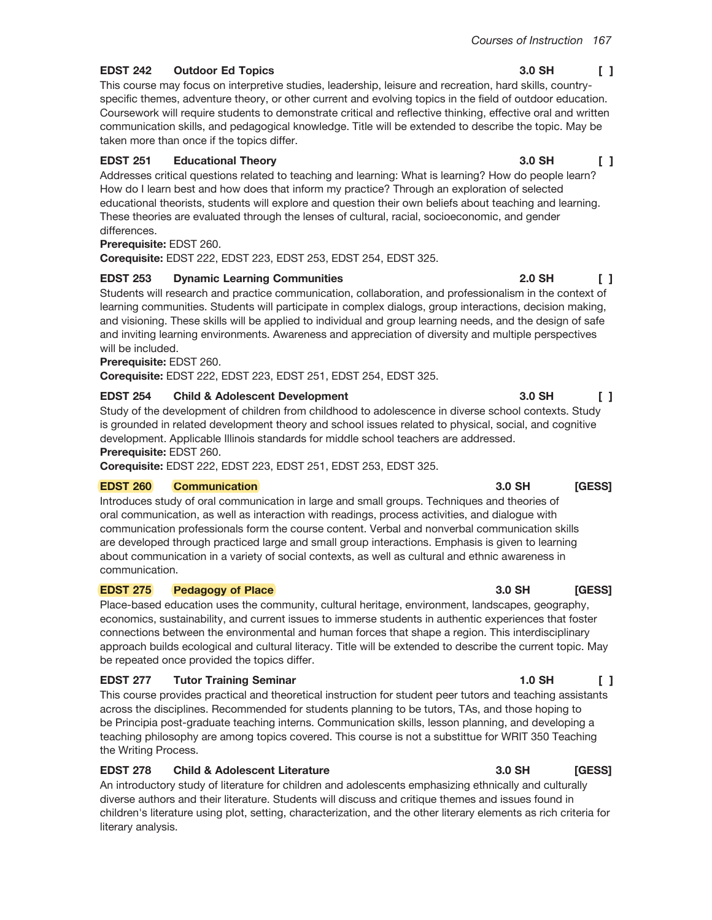**EDST 242 Outdoor Ed Topics** 3.0 SH [ ]

This course may focus on interpretive studies, leadership, leisure and recreation, hard skills, country-specific themes, adventure theory, or other current and evolving topics in the field of outdoor education. Coursework will require students to demonstrate critical and reflective thinking, effective oral and written communication skills, and pedagogical knowledge. Title will be extended to describe the topic. May be taken more than once if the topics differ.

**EDST 251 Educational Theory** 3.0 SH [ ]

Addresses critical questions related to teaching and learning: What is learning? How do people learn? How do I learn best and how does that inform my practice? Through an exploration of selected educational theorists, students will explore and question their own beliefs about teaching and learning. These theories are evaluated through the lenses of cultural, racial, socioeconomic, and gender differences.

**Prerequisite:** EDST 260.

**Corequisite:** EDST 222, EDST 223, EDST 253, EDST 254, EDST 325.

**EDST 253 Dynamic Learning Communities** 2.0 SH [ ]

Students will research and practice communication, collaboration, and professionalism in the context of learning communities. Students will participate in complex dialogs, group interactions, decision making, and visioning. These skills will be applied to individual and group learning needs, and the design of safe and inviting learning environments. Awareness and appreciation of diversity and multiple perspectives will be included.

**Prerequisite:** EDST 260.

**Corequisite:** EDST 222, EDST 223, EDST 251, EDST 254, EDST 325.

**EDST 254 Child & Adolescent Development** 3.0 SH [ ]

Study of the development of children from childhood to adolescence in diverse school contexts. Study is grounded in related development theory and school issues related to physical, social, and cognitive development. Applicable Illinois standards for middle school teachers are addressed.

**Prerequisite:** EDST 260.

**Corequisite:** EDST 222, EDST 223, EDST 251, EDST 253, EDST 325.

**EDST 260 Communication** 3.0 SH [GESS]

Introduces study of oral communication in large and small groups. Techniques and theories of oral communication, as well as interaction with readings, process activities, and dialogue with communication professionals form the course content. Verbal and nonverbal communication skills are developed through practiced large and small group interactions. Emphasis is given to learning about communication in a variety of social contexts, as well as cultural and ethnic awareness in communication.

**EDST 275 Pedagogy of Place** 3.0 SH [GESS]

Place-based education uses the community, cultural heritage, environment, landscapes, geography, economics, sustainability, and current issues to immerse students in authentic experiences that foster connections between the environmental and human forces that shape a region. This interdisciplinary approach builds ecological and cultural literacy. Title will be extended to describe the current topic. May be repeated once provided the topics differ.

**EDST 277 Tutor Training Seminar** 1.0 SH [ ]

This course provides practical and theoretical instruction for student peer tutors and teaching assistants across the disciplines. Recommended for students planning to be tutors, TAs, and those hoping to be Principia post-graduate teaching interns. Communication skills, lesson planning, and developing a teaching philosophy are among topics covered. This course is not a substittue for WRIT 350 Teaching the Writing Process.

**EDST 278 Child & Adolescent Literature** 3.0 SH [GESS]

An introductory study of literature for children and adolescents emphasizing ethnically and culturally diverse authors and their literature. Students will discuss and critique themes and issues found in children's literature using plot, setting, characterization, and the other literary elements as rich criteria for literary analysis.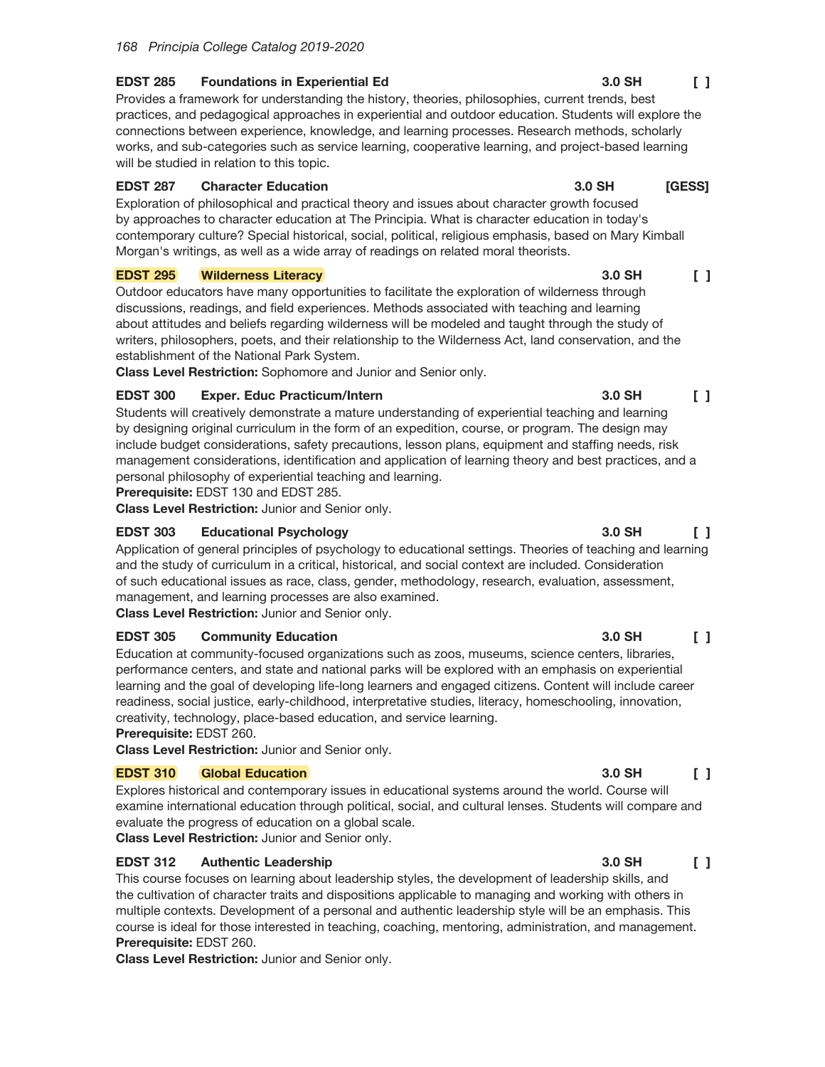**EDST 285 Foundations in Experiential Ed** 3.0 SH [ ]

Provides a framework for understanding the history, theories, philosophies, current trends, best practices, and pedagogical approaches in experiential and outdoor education. Students will explore the connections between experience, knowledge, and learning processes. Research methods, scholarly works, and sub-categories such as service learning, cooperative learning, and project-based learning will be studied in relation to this topic.

**EDST 287 Character Education** 3.0 SH [GESS]

Exploration of philosophical and practical theory and issues about character growth focused by approaches to character education at The Principia. What is character education in today's contemporary culture? Special historical, social, political, religious emphasis, based on Mary Kimball Morgan's writings, as well as a wide array of readings on related moral theorists.

**EDST 295 Wilderness Literacy** 3.0 SH [ ]

Outdoor educators have many opportunities to facilitate the exploration of wilderness through discussions, readings, and field experiences. Methods associated with teaching and learning about attitudes and beliefs regarding wilderness will be modeled and taught through the study of writers, philosophers, poets, and their relationship to the Wilderness Act, land conservation, and the establishment of the National Park System.

**Class Level Restriction:** Sophomore and Junior and Senior only.

**EDST 300 Exper. Educ Practicum/Intern** 3.0 SH [ ]

Students will creatively demonstrate a mature understanding of experiential teaching and learning by designing original curriculum in the form of an expedition, course, or program. The design may include budget considerations, safety precautions, lesson plans, equipment and staffing needs, risk management considerations, identification and application of learning theory and best practices, and a personal philosophy of experiential teaching and learning.

**Prerequisite:** EDST 130 and EDST 285.

**Class Level Restriction:** Junior and Senior only.

**EDST 303 Educational Psychology** 3.0 SH [ ]

Application of general principles of psychology to educational settings. Theories of teaching and learning and the study of curriculum in a critical, historical, and social context are included. Consideration of such educational issues as race, class, gender, methodology, research, evaluation, assessment, management, and learning processes are also examined.

**Class Level Restriction:** Junior and Senior only.

**EDST 305 Community Education** 3.0 SH [ ]

Education at community-focused organizations such as zoos, museums, science centers, libraries, performance centers, and state and national parks will be explored with an emphasis on experiential learning and the goal of developing life-long learners and engaged citizens. Content will include career readiness, social justice, early-childhood, interpretative studies, literacy, homeschooling, innovation, creativity, technology, place-based education, and service learning.

**Prerequisite:** EDST 260.

**Class Level Restriction:** Junior and Senior only.

**EDST 310 Global Education** 3.0 SH [ ]

Explores historical and contemporary issues in educational systems around the world. Course will examine international education through political, social, and cultural lenses. Students will compare and evaluate the progress of education on a global scale.

**Class Level Restriction:** Junior and Senior only.

**EDST 312 Authentic Leadership** 3.0 SH [ ]

This course focuses on learning about leadership styles, the development of leadership skills, and the cultivation of character traits and dispositions applicable to managing and working with others in multiple contexts. Development of a personal and authentic leadership style will be an emphasis. This course is ideal for those interested in teaching, coaching, mentoring, administration, and management.

**Prerequisite:** EDST 260.

**Class Level Restriction:** Junior and Senior only.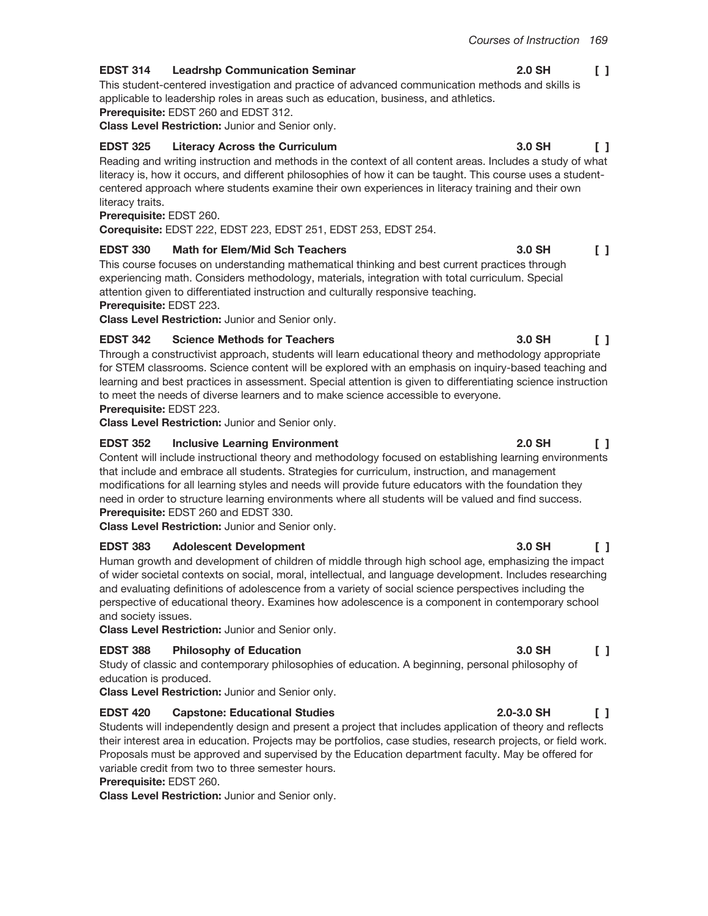**EDST 314 Leadrshp Communication Seminar** **2.0 SH** [ ]

This student-centered investigation and practice of advanced communication methods and skills is applicable to leadership roles in areas such as education, business, and athletics.

**Prerequisite:** EDST 260 and EDST 312.

**Class Level Restriction:** Junior and Senior only.

**EDST 325 Literacy Across the Curriculum** **3.0 SH** [ ]

Reading and writing instruction and methods in the context of all content areas. Includes a study of what literacy is, how it occurs, and different philosophies of how it can be taught. This course uses a student-centered approach where students examine their own experiences in literacy training and their own literacy traits.

**Prerequisite:** EDST 260.

**Corequisite:** EDST 222, EDST 223, EDST 251, EDST 253, EDST 254.

**EDST 330 Math for Elem/Mid Sch Teachers** **3.0 SH** [ ]

This course focuses on understanding mathematical thinking and best current practices through experiencing math. Considers methodology, materials, integration with total curriculum. Special attention given to differentiated instruction and culturally responsive teaching.

**Prerequisite:** EDST 223.

**Class Level Restriction:** Junior and Senior only.

**EDST 342 Science Methods for Teachers** **3.0 SH** [ ]

Through a constructivist approach, students will learn educational theory and methodology appropriate for STEM classrooms. Science content will be explored with an emphasis on inquiry-based teaching and learning and best practices in assessment. Special attention is given to differentiating science instruction to meet the needs of diverse learners and to make science accessible to everyone.

**Prerequisite:** EDST 223.

**Class Level Restriction:** Junior and Senior only.

**EDST 352 Inclusive Learning Environment** **2.0 SH** [ ]

Content will include instructional theory and methodology focused on establishing learning environments that include and embrace all students. Strategies for curriculum, instruction, and management modifications for all learning styles and needs will provide future educators with the foundation they need in order to structure learning environments where all students will be valued and find success.

**Prerequisite:** EDST 260 and EDST 330.

**Class Level Restriction:** Junior and Senior only.

**EDST 383 Adolescent Development** **3.0 SH** [ ]

Human growth and development of children of middle through high school age, emphasizing the impact of wider societal contexts on social, moral, intellectual, and language development. Includes researching and evaluating definitions of adolescence from a variety of social science perspectives including the perspective of educational theory. Examines how adolescence is a component in contemporary school and society issues.

**Class Level Restriction:** Junior and Senior only.

**EDST 388 Philosophy of Education** **3.0 SH** [ ]

Study of classic and contemporary philosophies of education. A beginning, personal philosophy of education is produced.

**Class Level Restriction:** Junior and Senior only.

**EDST 420 Capstone: Educational Studies** **2.0-3.0 SH** [ ]

Students will independently design and present a project that includes application of theory and reflects their interest area in education. Projects may be portfolios, case studies, research projects, or field work. Proposals must be approved and supervised by the Education department faculty. May be offered for variable credit from two to three semester hours.

**Prerequisite:** EDST 260.

**Class Level Restriction:** Junior and Senior only.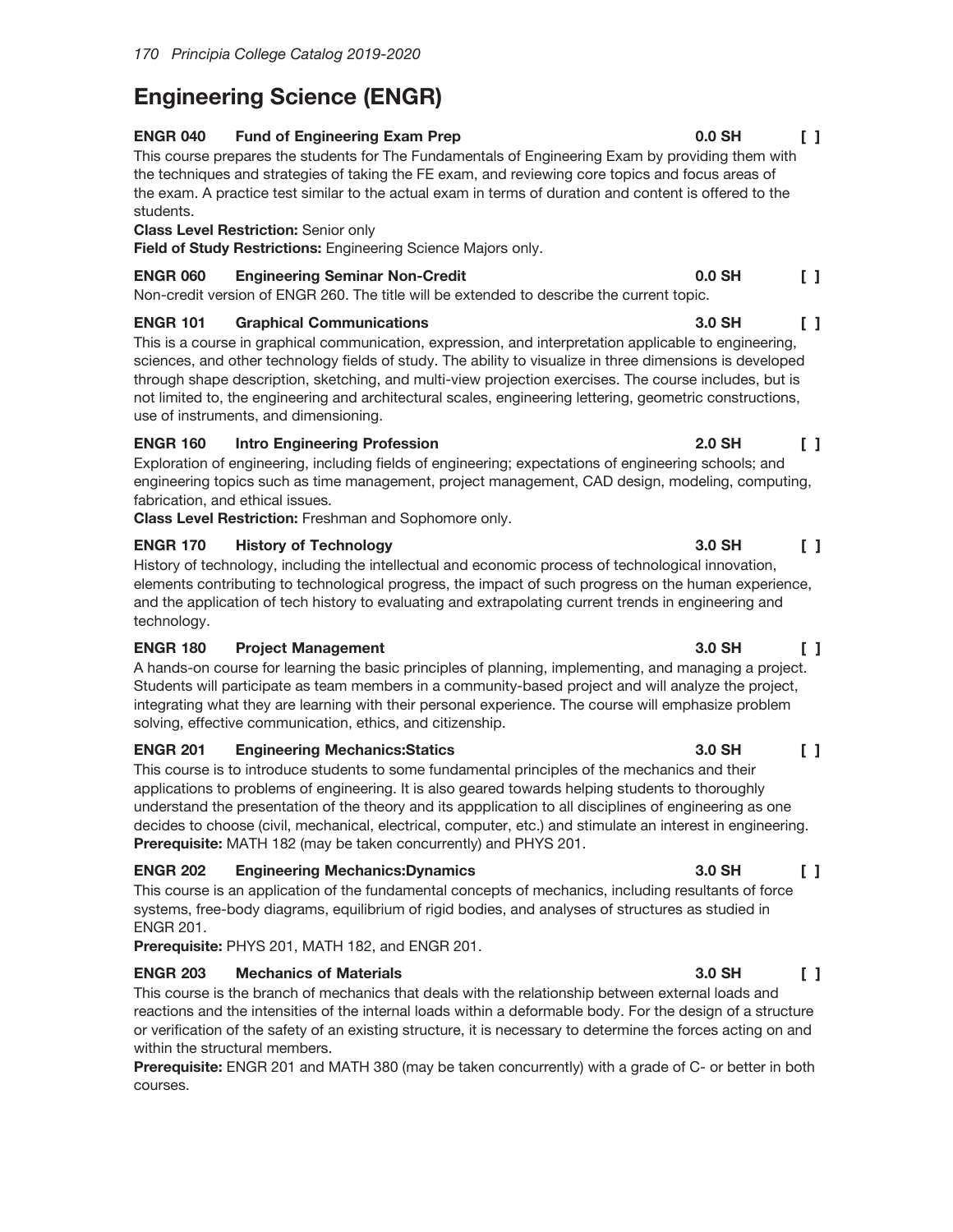# Engineering Science (ENGR)

**ENGR 040 Fund of Engineering Exam Prep 0.0 SH [ ]**

This course prepares the students for The Fundamentals of Engineering Exam by providing them with the techniques and strategies of taking the FE exam, and reviewing core topics and focus areas of the exam. A practice test similar to the actual exam in terms of duration and content is offered to the students.

**Class Level Restriction:** Senior only

**Field of Study Restrictions:** Engineering Science Majors only.

**ENGR 060 Engineering Seminar Non-Credit 0.0 SH [ ]**

Non-credit version of ENGR 260. The title will be extended to describe the current topic.

**ENGR 101 Graphical Communications 3.0 SH [ ]**

This is a course in graphical communication, expression, and interpretation applicable to engineering, sciences, and other technology fields of study. The ability to visualize in three dimensions is developed through shape description, sketching, and multi-view projection exercises. The course includes, but is not limited to, the engineering and architectural scales, engineering lettering, geometric constructions, use of instruments, and dimensioning.

**ENGR 160 Intro Engineering Profession 2.0 SH [ ]**

Exploration of engineering, including fields of engineering; expectations of engineering schools; and engineering topics such as time management, project management, CAD design, modeling, computing, fabrication, and ethical issues.

**Class Level Restriction:** Freshman and Sophomore only.

**ENGR 170 History of Technology 3.0 SH [ ]**

History of technology, including the intellectual and economic process of technological innovation, elements contributing to technological progress, the impact of such progress on the human experience, and the application of tech history to evaluating and extrapolating current trends in engineering and technology.

**ENGR 180 Project Management 3.0 SH [ ]**

A hands-on course for learning the basic principles of planning, implementing, and managing a project. Students will participate as team members in a community-based project and will analyze the project, integrating what they are learning with their personal experience. The course will emphasize problem solving, effective communication, ethics, and citizenship.

**ENGR 201 Engineering Mechanics:Statics 3.0 SH [ ]**

This course is to introduce students to some fundamental principles of the mechanics and their applications to problems of engineering. It is also geared towards helping students to thoroughly understand the presentation of the theory and its appplication to all disciplines of engineering as one decides to choose (civil, mechanical, electrical, computer, etc.) and stimulate an interest in engineering.

**Prerequisite:** MATH 182 (may be taken concurrently) and PHYS 201.

**ENGR 202 Engineering Mechanics:Dynamics 3.0 SH [ ]**

This course is an application of the fundamental concepts of mechanics, including resultants of force systems, free-body diagrams, equilibrium of rigid bodies, and analyses of structures as studied in ENGR 201.

**Prerequisite:** PHYS 201, MATH 182, and ENGR 201.

**ENGR 203 Mechanics of Materials 3.0 SH [ ]**

This course is the branch of mechanics that deals with the relationship between external loads and reactions and the intensities of the internal loads within a deformable body. For the design of a structure or verification of the safety of an existing structure, it is necessary to determine the forces acting on and within the structural members.

**Prerequisite:** ENGR 201 and MATH 380 (may be taken concurrently) with a grade of C- or better in both courses.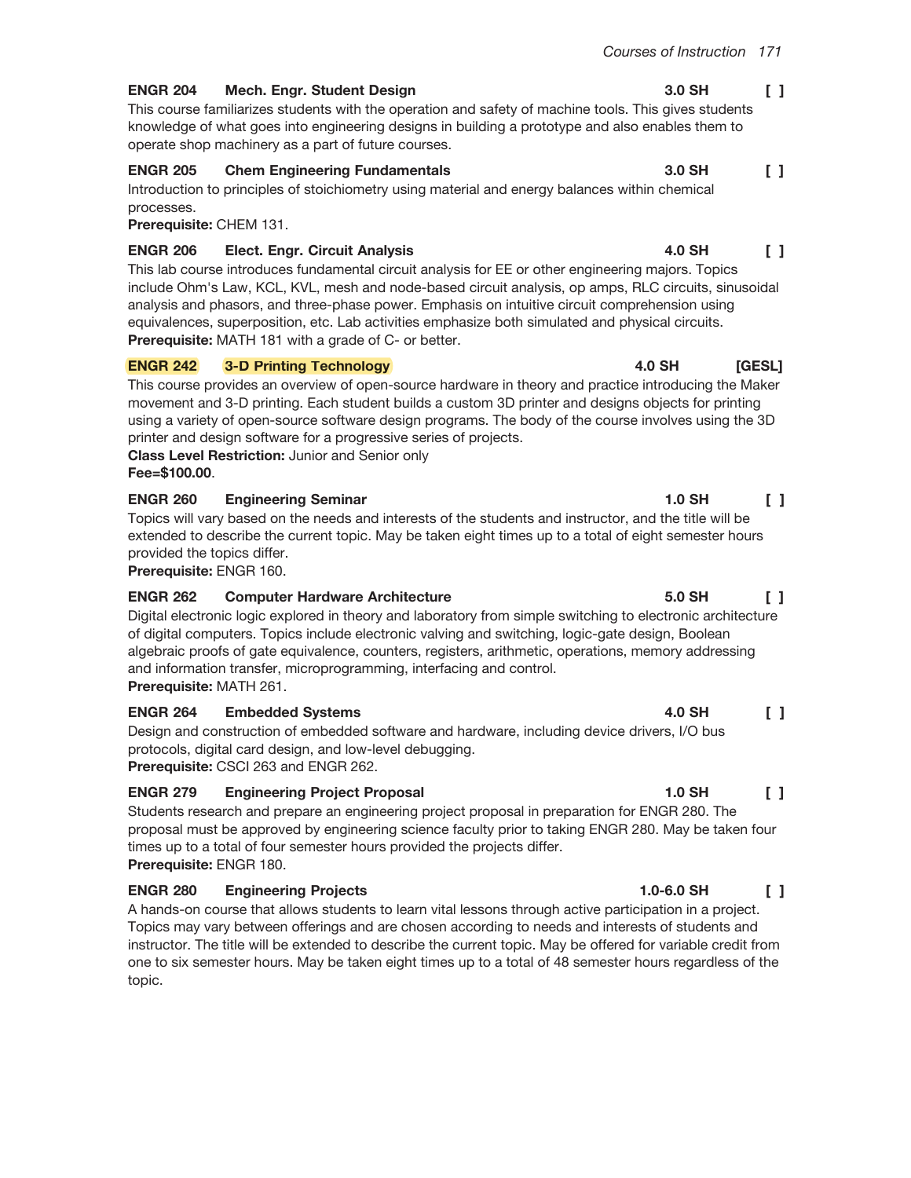**ENGR 204 Mech. Engr. Student Design** **3.0 SH** **[ ]**

This course familiarizes students with the operation and safety of machine tools. This gives students knowledge of what goes into engineering designs in building a prototype and also enables them to operate shop machinery as a part of future courses.

**ENGR 205 Chem Engineering Fundamentals** **3.0 SH** **[ ]**

Introduction to principles of stoichiometry using material and energy balances within chemical processes.

**Prerequisite:** CHEM 131.

**ENGR 206 Elect. Engr. Circuit Analysis** **4.0 SH** **[ ]**

This lab course introduces fundamental circuit analysis for EE or other engineering majors. Topics include Ohm's Law, KCL, KVL, mesh and node-based circuit analysis, op amps, RLC circuits, sinusoidal analysis and phasors, and three-phase power. Emphasis on intuitive circuit comprehension using equivalences, superposition, etc. Lab activities emphasize both simulated and physical circuits.

**Prerequisite:** MATH 181 with a grade of C- or better.

**ENGR 242 3-D Printing Technology** **4.0 SH** **[GESL]**

This course provides an overview of open-source hardware in theory and practice introducing the Maker movement and 3-D printing. Each student builds a custom 3D printer and designs objects for printing using a variety of open-source software design programs. The body of the course involves using the 3D printer and design software for a progressive series of projects.

**Class Level Restriction:** Junior and Senior only

**Fee=$100.00**.

**ENGR 260 Engineering Seminar** **1.0 SH** **[ ]**

Topics will vary based on the needs and interests of the students and instructor, and the title will be extended to describe the current topic. May be taken eight times up to a total of eight semester hours provided the topics differ.

**Prerequisite:** ENGR 160.

**ENGR 262 Computer Hardware Architecture** **5.0 SH** **[ ]**

Digital electronic logic explored in theory and laboratory from simple switching to electronic architecture of digital computers. Topics include electronic valving and switching, logic-gate design, Boolean algebraic proofs of gate equivalence, counters, registers, arithmetic, operations, memory addressing and information transfer, microprogramming, interfacing and control.

**Prerequisite:** MATH 261.

**ENGR 264 Embedded Systems** **4.0 SH** **[ ]**

Design and construction of embedded software and hardware, including device drivers, I/O bus protocols, digital card design, and low-level debugging.

**Prerequisite:** CSCI 263 and ENGR 262.

**ENGR 279 Engineering Project Proposal** **1.0 SH** **[ ]**

Students research and prepare an engineering project proposal in preparation for ENGR 280. The proposal must be approved by engineering science faculty prior to taking ENGR 280. May be taken four times up to a total of four semester hours provided the projects differ.

**Prerequisite:** ENGR 180.

**ENGR 280 Engineering Projects** **1.0-6.0 SH** **[ ]**

A hands-on course that allows students to learn vital lessons through active participation in a project. Topics may vary between offerings and are chosen according to needs and interests of students and instructor. The title will be extended to describe the current topic. May be offered for variable credit from one to six semester hours. May be taken eight times up to a total of 48 semester hours regardless of the topic.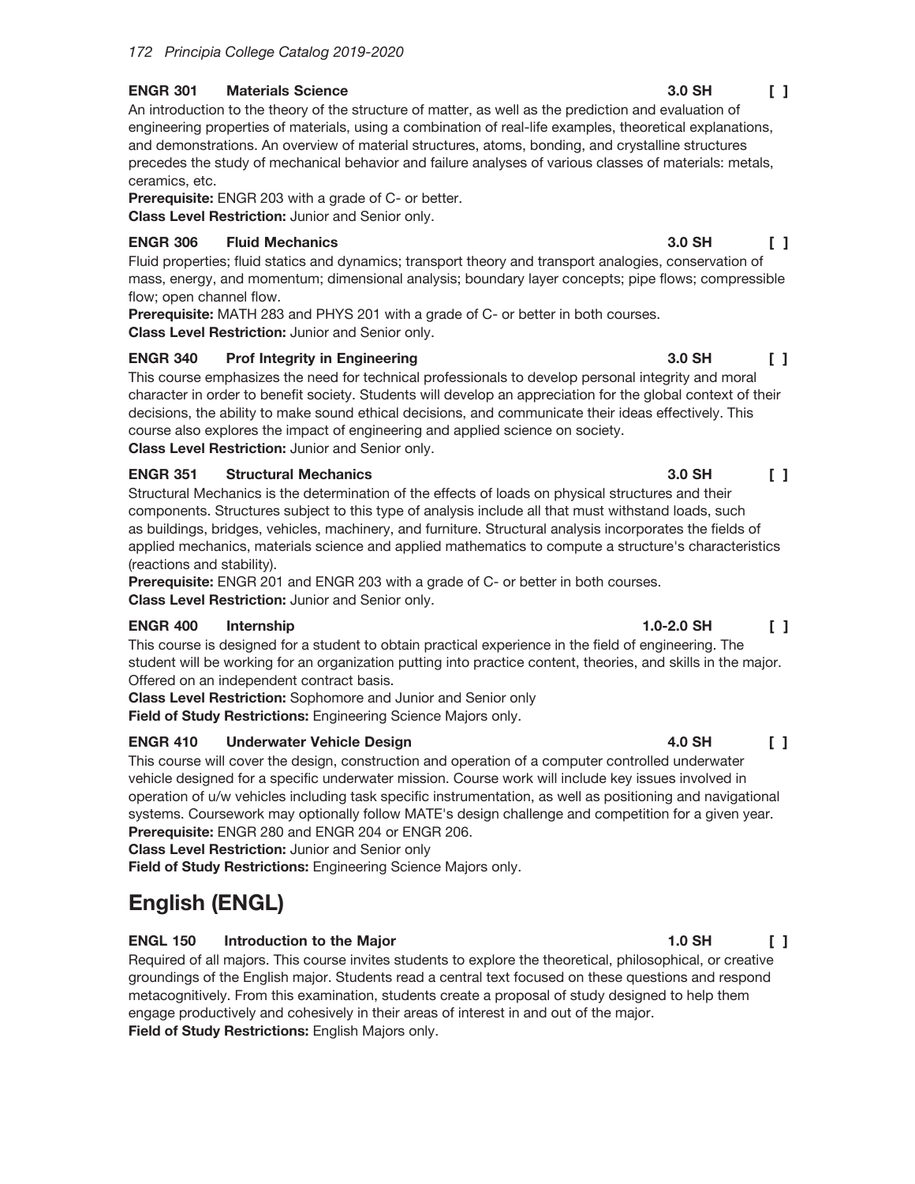**ENGR 301 Materials Science** **3.0 SH** [ ]

An introduction to the theory of the structure of matter, as well as the prediction and evaluation of engineering properties of materials, using a combination of real-life examples, theoretical explanations, and demonstrations. An overview of material structures, atoms, bonding, and crystalline structures precedes the study of mechanical behavior and failure analyses of various classes of materials: metals, ceramics, etc.
**Prerequisite:** ENGR 203 with a grade of C- or better.
**Class Level Restriction:** Junior and Senior only.

**ENGR 306 Fluid Mechanics** **3.0 SH** [ ]

Fluid properties; fluid statics and dynamics; transport theory and transport analogies, conservation of mass, energy, and momentum; dimensional analysis; boundary layer concepts; pipe flows; compressible flow; open channel flow.
**Prerequisite:** MATH 283 and PHYS 201 with a grade of C- or better in both courses.
**Class Level Restriction:** Junior and Senior only.

**ENGR 340 Prof Integrity in Engineering** **3.0 SH** [ ]

This course emphasizes the need for technical professionals to develop personal integrity and moral character in order to benefit society. Students will develop an appreciation for the global context of their decisions, the ability to make sound ethical decisions, and communicate their ideas effectively. This course also explores the impact of engineering and applied science on society.
**Class Level Restriction:** Junior and Senior only.

**ENGR 351 Structural Mechanics** **3.0 SH** [ ]

Structural Mechanics is the determination of the effects of loads on physical structures and their components. Structures subject to this type of analysis include all that must withstand loads, such as buildings, bridges, vehicles, machinery, and furniture. Structural analysis incorporates the fields of applied mechanics, materials science and applied mathematics to compute a structure's characteristics (reactions and stability).
**Prerequisite:** ENGR 201 and ENGR 203 with a grade of C- or better in both courses.
**Class Level Restriction:** Junior and Senior only.

**ENGR 400 Internship** **1.0-2.0 SH** [ ]

This course is designed for a student to obtain practical experience in the field of engineering. The student will be working for an organization putting into practice content, theories, and skills in the major. Offered on an independent contract basis.
**Class Level Restriction:** Sophomore and Junior and Senior only
**Field of Study Restrictions:** Engineering Science Majors only.

**ENGR 410 Underwater Vehicle Design** **4.0 SH** [ ]

This course will cover the design, construction and operation of a computer controlled underwater vehicle designed for a specific underwater mission. Course work will include key issues involved in operation of u/w vehicles including task specific instrumentation, as well as positioning and navigational systems. Coursework may optionally follow MATE's design challenge and competition for a given year.
**Prerequisite:** ENGR 280 and ENGR 204 or ENGR 206.
**Class Level Restriction:** Junior and Senior only
**Field of Study Restrictions:** Engineering Science Majors only.

# English (ENGL)

**ENGL 150 Introduction to the Major** **1.0 SH** [ ]

Required of all majors. This course invites students to explore the theoretical, philosophical, or creative groundings of the English major. Students read a central text focused on these questions and respond metacognitively. From this examination, students create a proposal of study designed to help them engage productively and cohesively in their areas of interest in and out of the major.
**Field of Study Restrictions:** English Majors only.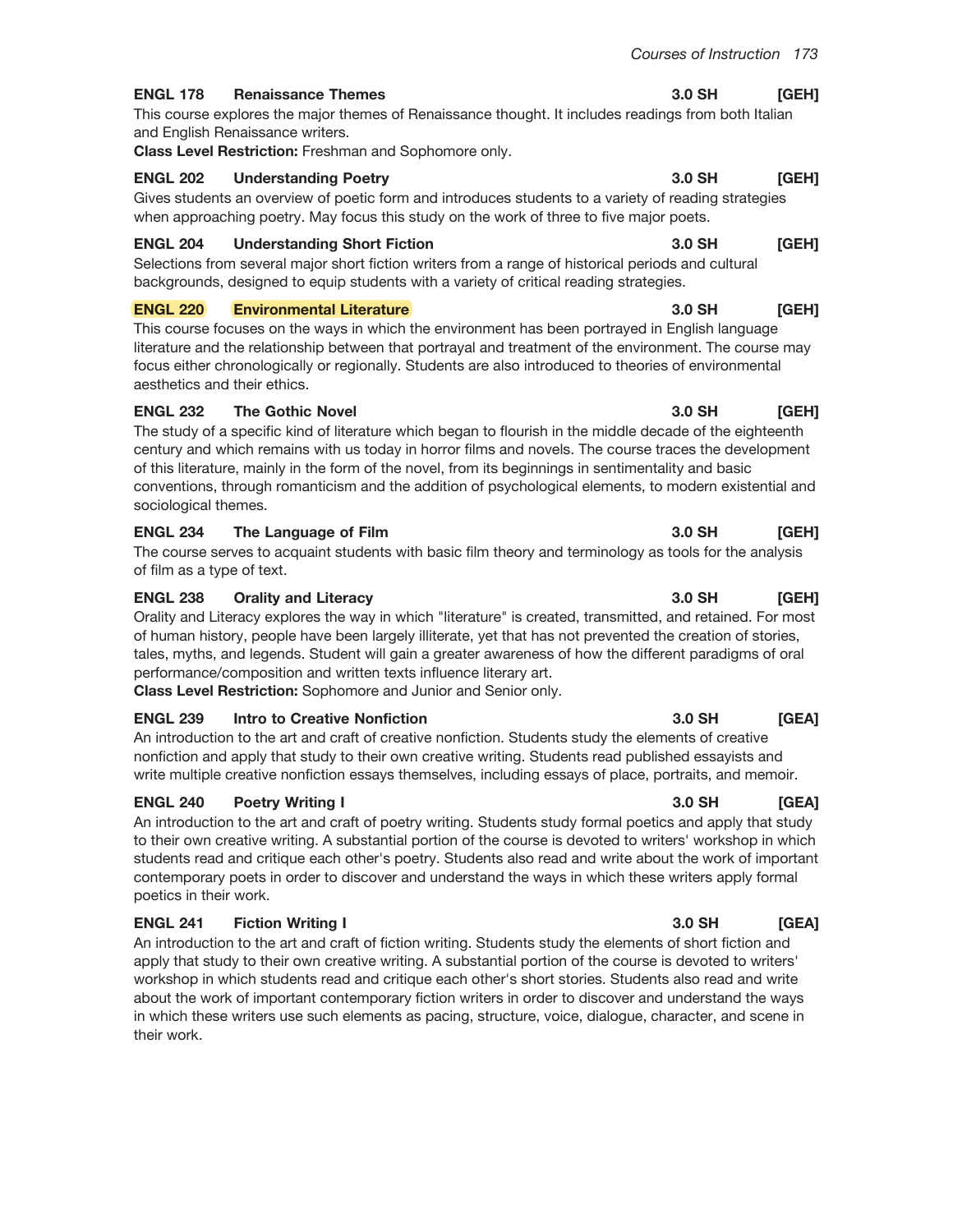**ENGL 178 Renaissance Themes** 3.0 SH [GEH]

This course explores the major themes of Renaissance thought. It includes readings from both Italian and English Renaissance writers.

**Class Level Restriction:** Freshman and Sophomore only.

**ENGL 202 Understanding Poetry** 3.0 SH [GEH]

Gives students an overview of poetic form and introduces students to a variety of reading strategies when approaching poetry. May focus this study on the work of three to five major poets.

**ENGL 204 Understanding Short Fiction** 3.0 SH [GEH]

Selections from several major short fiction writers from a range of historical periods and cultural backgrounds, designed to equip students with a variety of critical reading strategies.

**ENGL 220 Environmental Literature** 3.0 SH [GEH]

This course focuses on the ways in which the environment has been portrayed in English language literature and the relationship between that portrayal and treatment of the environment. The course may focus either chronologically or regionally. Students are also introduced to theories of environmental aesthetics and their ethics.

**ENGL 232 The Gothic Novel** 3.0 SH [GEH]

The study of a specific kind of literature which began to flourish in the middle decade of the eighteenth century and which remains with us today in horror films and novels. The course traces the development of this literature, mainly in the form of the novel, from its beginnings in sentimentality and basic conventions, through romanticism and the addition of psychological elements, to modern existential and sociological themes.

**ENGL 234 The Language of Film** 3.0 SH [GEH]

The course serves to acquaint students with basic film theory and terminology as tools for the analysis of film as a type of text.

**ENGL 238 Orality and Literacy** 3.0 SH [GEH]

Orality and Literacy explores the way in which "literature" is created, transmitted, and retained. For most of human history, people have been largely illiterate, yet that has not prevented the creation of stories, tales, myths, and legends. Student will gain a greater awareness of how the different paradigms of oral performance/composition and written texts influence literary art.

**Class Level Restriction:** Sophomore and Junior and Senior only.

**ENGL 239 Intro to Creative Nonfiction** 3.0 SH [GEA]

An introduction to the art and craft of creative nonfiction. Students study the elements of creative nonfiction and apply that study to their own creative writing. Students read published essayists and write multiple creative nonfiction essays themselves, including essays of place, portraits, and memoir.

**ENGL 240 Poetry Writing I** 3.0 SH [GEA]

An introduction to the art and craft of poetry writing. Students study formal poetics and apply that study to their own creative writing. A substantial portion of the course is devoted to writers' workshop in which students read and critique each other's poetry. Students also read and write about the work of important contemporary poets in order to discover and understand the ways in which these writers apply formal poetics in their work.

**ENGL 241 Fiction Writing I** 3.0 SH [GEA]

An introduction to the art and craft of fiction writing. Students study the elements of short fiction and apply that study to their own creative writing. A substantial portion of the course is devoted to writers' workshop in which students read and critique each other's short stories. Students also read and write about the work of important contemporary fiction writers in order to discover and understand the ways in which these writers use such elements as pacing, structure, voice, dialogue, character, and scene in their work.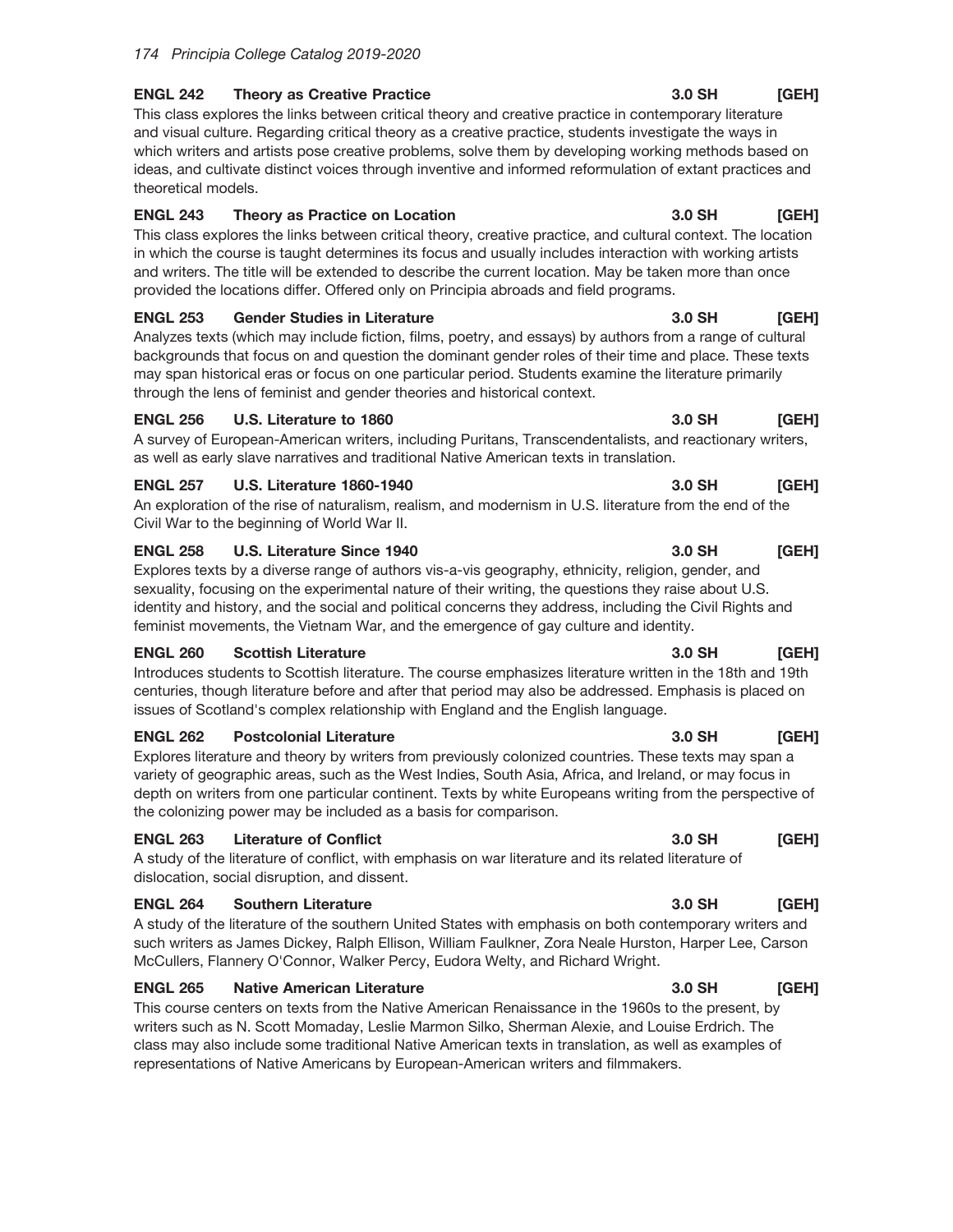**ENGL 242 Theory as Creative Practice** **3.0 SH** **[GEH]**

This class explores the links between critical theory and creative practice in contemporary literature and visual culture. Regarding critical theory as a creative practice, students investigate the ways in which writers and artists pose creative problems, solve them by developing working methods based on ideas, and cultivate distinct voices through inventive and informed reformulation of extant practices and theoretical models.

**ENGL 243 Theory as Practice on Location** **3.0 SH** **[GEH]**

This class explores the links between critical theory, creative practice, and cultural context. The location in which the course is taught determines its focus and usually includes interaction with working artists and writers. The title will be extended to describe the current location. May be taken more than once provided the locations differ. Offered only on Principia abroads and field programs.

**ENGL 253 Gender Studies in Literature** **3.0 SH** **[GEH]**

Analyzes texts (which may include fiction, films, poetry, and essays) by authors from a range of cultural backgrounds that focus on and question the dominant gender roles of their time and place. These texts may span historical eras or focus on one particular period. Students examine the literature primarily through the lens of feminist and gender theories and historical context.

**ENGL 256 U.S. Literature to 1860** **3.0 SH** **[GEH]**

A survey of European-American writers, including Puritans, Transcendentalists, and reactionary writers, as well as early slave narratives and traditional Native American texts in translation.

**ENGL 257 U.S. Literature 1860-1940** **3.0 SH** **[GEH]**

An exploration of the rise of naturalism, realism, and modernism in U.S. literature from the end of the Civil War to the beginning of World War II.

**ENGL 258 U.S. Literature Since 1940** **3.0 SH** **[GEH]**

Explores texts by a diverse range of authors vis-a-vis geography, ethnicity, religion, gender, and sexuality, focusing on the experimental nature of their writing, the questions they raise about U.S. identity and history, and the social and political concerns they address, including the Civil Rights and feminist movements, the Vietnam War, and the emergence of gay culture and identity.

**ENGL 260 Scottish Literature** **3.0 SH** **[GEH]**

Introduces students to Scottish literature. The course emphasizes literature written in the 18th and 19th centuries, though literature before and after that period may also be addressed. Emphasis is placed on issues of Scotland's complex relationship with England and the English language.

**ENGL 262 Postcolonial Literature** **3.0 SH** **[GEH]**

Explores literature and theory by writers from previously colonized countries. These texts may span a variety of geographic areas, such as the West Indies, South Asia, Africa, and Ireland, or may focus in depth on writers from one particular continent. Texts by white Europeans writing from the perspective of the colonizing power may be included as a basis for comparison.

**ENGL 263 Literature of Conflict** **3.0 SH** **[GEH]**

A study of the literature of conflict, with emphasis on war literature and its related literature of dislocation, social disruption, and dissent.

**ENGL 264 Southern Literature** **3.0 SH** **[GEH]**

A study of the literature of the southern United States with emphasis on both contemporary writers and such writers as James Dickey, Ralph Ellison, William Faulkner, Zora Neale Hurston, Harper Lee, Carson McCullers, Flannery O'Connor, Walker Percy, Eudora Welty, and Richard Wright.

**ENGL 265 Native American Literature** **3.0 SH** **[GEH]**

This course centers on texts from the Native American Renaissance in the 1960s to the present, by writers such as N. Scott Momaday, Leslie Marmon Silko, Sherman Alexie, and Louise Erdrich. The class may also include some traditional Native American texts in translation, as well as examples of representations of Native Americans by European-American writers and filmmakers.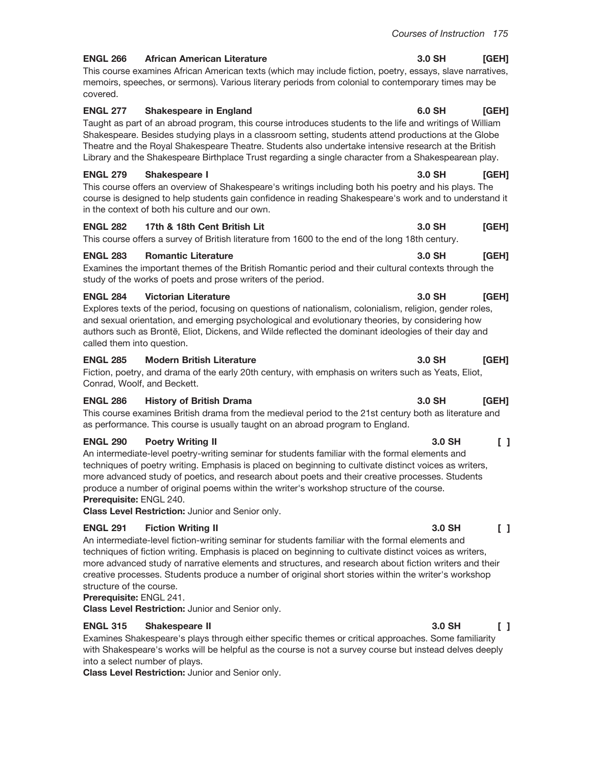**ENGL 266 African American Literature 3.0 SH [GEH]**
This course examines African American texts (which may include fiction, poetry, essays, slave narratives, memoirs, speeches, or sermons). Various literary periods from colonial to contemporary times may be covered.

**ENGL 277 Shakespeare in England 6.0 SH [GEH]**
Taught as part of an abroad program, this course introduces students to the life and writings of William Shakespeare. Besides studying plays in a classroom setting, students attend productions at the Globe Theatre and the Royal Shakespeare Theatre. Students also undertake intensive research at the British Library and the Shakespeare Birthplace Trust regarding a single character from a Shakespearean play.

**ENGL 279 Shakespeare I 3.0 SH [GEH]**
This course offers an overview of Shakespeare's writings including both his poetry and his plays. The course is designed to help students gain confidence in reading Shakespeare's work and to understand it in the context of both his culture and our own.

**ENGL 282 17th & 18th Cent British Lit 3.0 SH [GEH]**
This course offers a survey of British literature from 1600 to the end of the long 18th century.

**ENGL 283 Romantic Literature 3.0 SH [GEH]**
Examines the important themes of the British Romantic period and their cultural contexts through the study of the works of poets and prose writers of the period.

**ENGL 284 Victorian Literature 3.0 SH [GEH]**
Explores texts of the period, focusing on questions of nationalism, colonialism, religion, gender roles, and sexual orientation, and emerging psychological and evolutionary theories, by considering how authors such as Brontë, Eliot, Dickens, and Wilde reflected the dominant ideologies of their day and called them into question.

**ENGL 285 Modern British Literature 3.0 SH [GEH]**
Fiction, poetry, and drama of the early 20th century, with emphasis on writers such as Yeats, Eliot, Conrad, Woolf, and Beckett.

**ENGL 286 History of British Drama 3.0 SH [GEH]**
This course examines British drama from the medieval period to the 21st century both as literature and as performance. This course is usually taught on an abroad program to England.

**ENGL 290 Poetry Writing II 3.0 SH [ ]**
An intermediate-level poetry-writing seminar for students familiar with the formal elements and techniques of poetry writing. Emphasis is placed on beginning to cultivate distinct voices as writers, more advanced study of poetics, and research about poets and their creative processes. Students produce a number of original poems within the writer's workshop structure of the course.
**Prerequisite:** ENGL 240.
**Class Level Restriction:** Junior and Senior only.

**ENGL 291 Fiction Writing II 3.0 SH [ ]**
An intermediate-level fiction-writing seminar for students familiar with the formal elements and techniques of fiction writing. Emphasis is placed on beginning to cultivate distinct voices as writers, more advanced study of narrative elements and structures, and research about fiction writers and their creative processes. Students produce a number of original short stories within the writer's workshop structure of the course.
**Prerequisite:** ENGL 241.
**Class Level Restriction:** Junior and Senior only.

**ENGL 315 Shakespeare II 3.0 SH [ ]**
Examines Shakespeare's plays through either specific themes or critical approaches. Some familiarity with Shakespeare's works will be helpful as the course is not a survey course but instead delves deeply into a select number of plays.
**Class Level Restriction:** Junior and Senior only.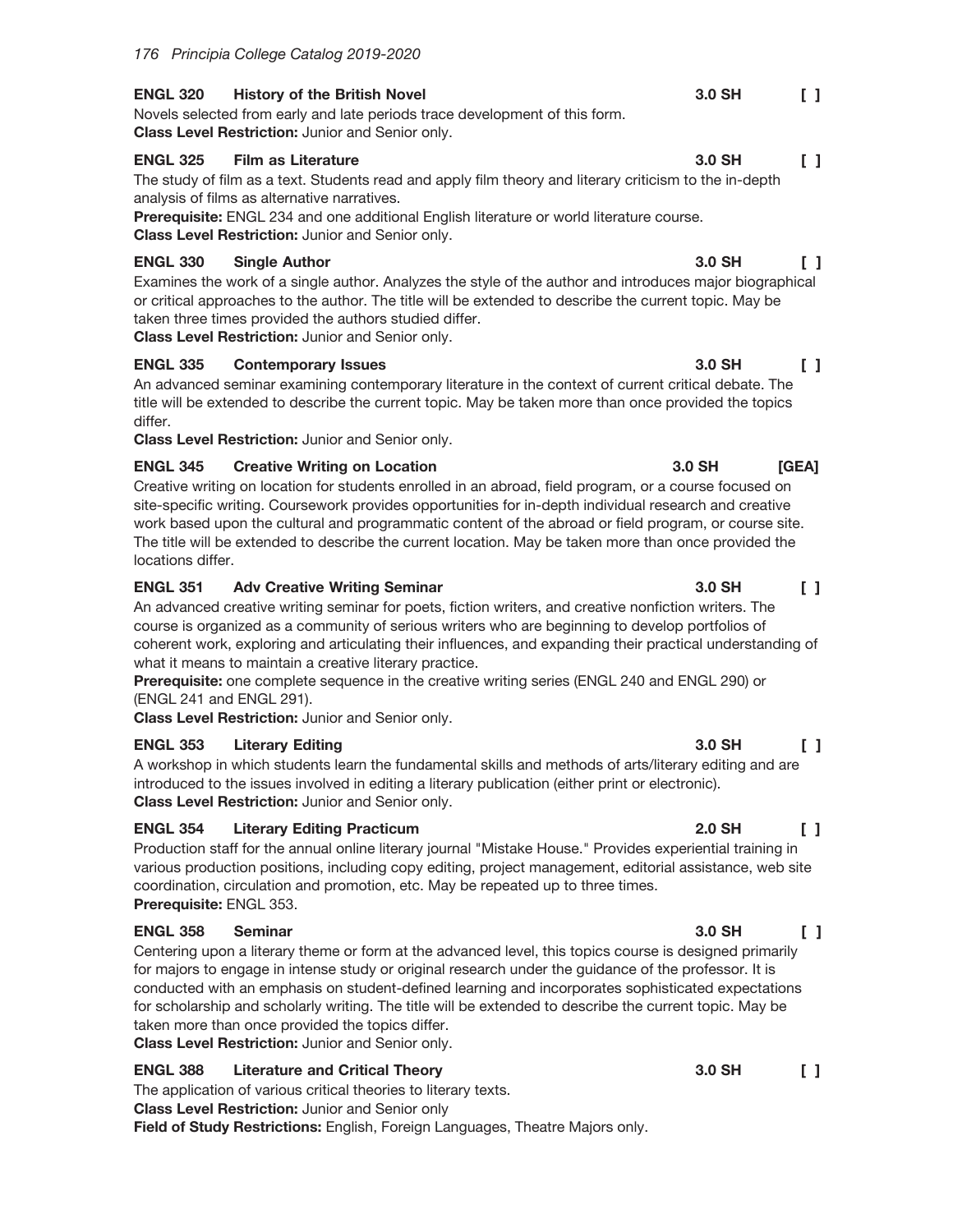**ENGL 320 History of the British Novel** 3.0 SH [ ]
Novels selected from early and late periods trace development of this form.
**Class Level Restriction:** Junior and Senior only.

**ENGL 325 Film as Literature** 3.0 SH [ ]
The study of film as a text. Students read and apply film theory and literary criticism to the in-depth analysis of films as alternative narratives.
**Prerequisite:** ENGL 234 and one additional English literature or world literature course.
**Class Level Restriction:** Junior and Senior only.

**ENGL 330 Single Author** 3.0 SH [ ]
Examines the work of a single author. Analyzes the style of the author and introduces major biographical or critical approaches to the author. The title will be extended to describe the current topic. May be taken three times provided the authors studied differ.
**Class Level Restriction:** Junior and Senior only.

**ENGL 335 Contemporary Issues** 3.0 SH [ ]
An advanced seminar examining contemporary literature in the context of current critical debate. The title will be extended to describe the current topic. May be taken more than once provided the topics differ.
**Class Level Restriction:** Junior and Senior only.

**ENGL 345 Creative Writing on Location** 3.0 SH [GEA]
Creative writing on location for students enrolled in an abroad, field program, or a course focused on site-specific writing. Coursework provides opportunities for in-depth individual research and creative work based upon the cultural and programmatic content of the abroad or field program, or course site. The title will be extended to describe the current location. May be taken more than once provided the locations differ.

**ENGL 351 Adv Creative Writing Seminar** 3.0 SH [ ]
An advanced creative writing seminar for poets, fiction writers, and creative nonfiction writers. The course is organized as a community of serious writers who are beginning to develop portfolios of coherent work, exploring and articulating their influences, and expanding their practical understanding of what it means to maintain a creative literary practice.
**Prerequisite:** one complete sequence in the creative writing series (ENGL 240 and ENGL 290) or (ENGL 241 and ENGL 291).
**Class Level Restriction:** Junior and Senior only.

**ENGL 353 Literary Editing** 3.0 SH [ ]
A workshop in which students learn the fundamental skills and methods of arts/literary editing and are introduced to the issues involved in editing a literary publication (either print or electronic).
**Class Level Restriction:** Junior and Senior only.

**ENGL 354 Literary Editing Practicum** 2.0 SH [ ]
Production staff for the annual online literary journal "Mistake House." Provides experiential training in various production positions, including copy editing, project management, editorial assistance, web site coordination, circulation and promotion, etc. May be repeated up to three times.
**Prerequisite:** ENGL 353.

**ENGL 358 Seminar** 3.0 SH [ ]
Centering upon a literary theme or form at the advanced level, this topics course is designed primarily for majors to engage in intense study or original research under the guidance of the professor. It is conducted with an emphasis on student-defined learning and incorporates sophisticated expectations for scholarship and scholarly writing. The title will be extended to describe the current topic. May be taken more than once provided the topics differ.
**Class Level Restriction:** Junior and Senior only.

**ENGL 388 Literature and Critical Theory** 3.0 SH [ ]
The application of various critical theories to literary texts.
**Class Level Restriction:** Junior and Senior only
**Field of Study Restrictions:** English, Foreign Languages, Theatre Majors only.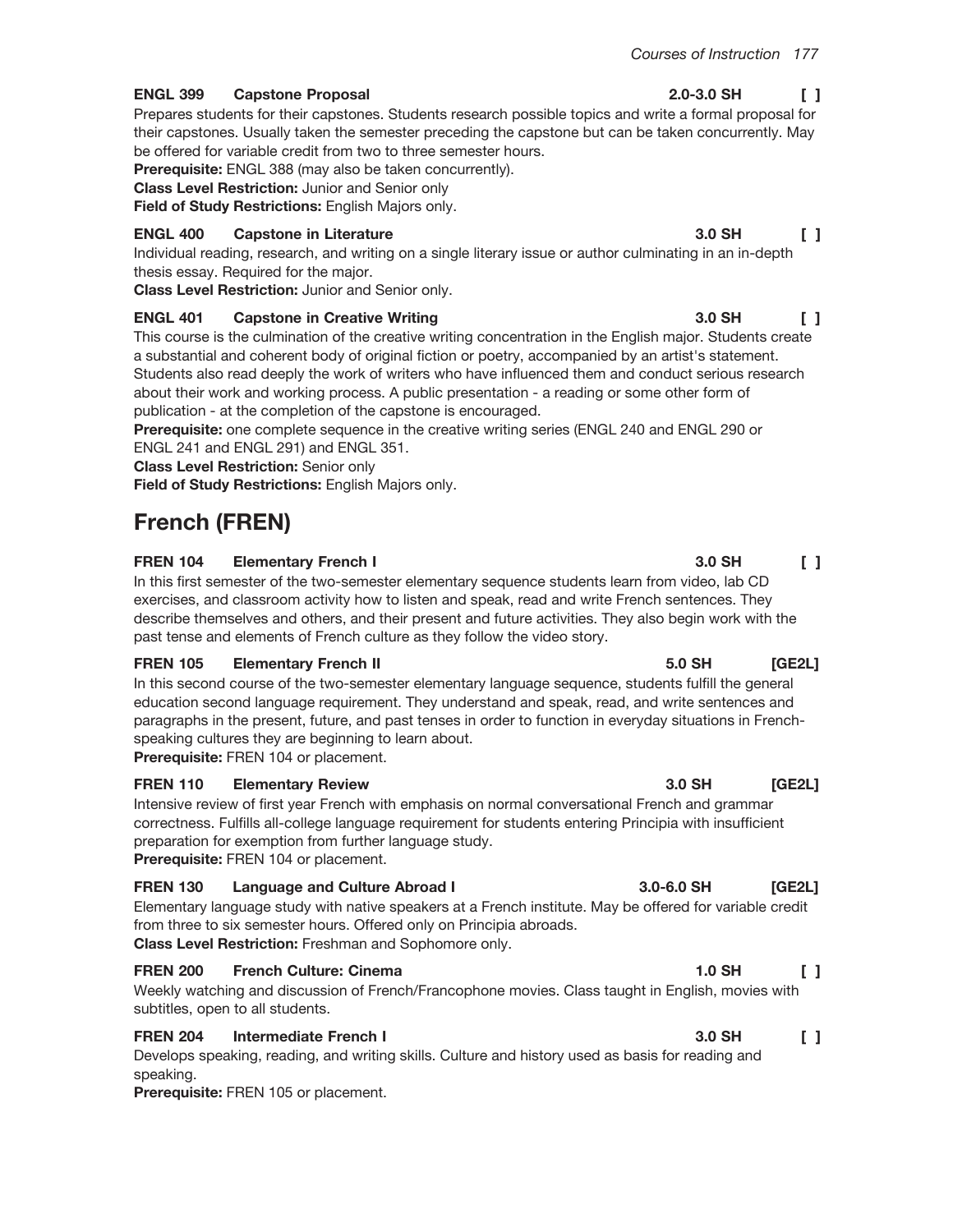**ENGL 399 Capstone Proposal** **2.0-3.0 SH** **[ ]**

Prepares students for their capstones. Students research possible topics and write a formal proposal for their capstones. Usually taken the semester preceding the capstone but can be taken concurrently. May be offered for variable credit from two to three semester hours.

**Prerequisite:** ENGL 388 (may also be taken concurrently).

**Class Level Restriction:** Junior and Senior only

**Field of Study Restrictions:** English Majors only.

**ENGL 400 Capstone in Literature** **3.0 SH** **[ ]**

Individual reading, research, and writing on a single literary issue or author culminating in an in-depth thesis essay. Required for the major.

**Class Level Restriction:** Junior and Senior only.

**ENGL 401 Capstone in Creative Writing** **3.0 SH** **[ ]**

This course is the culmination of the creative writing concentration in the English major. Students create a substantial and coherent body of original fiction or poetry, accompanied by an artist's statement. Students also read deeply the work of writers who have influenced them and conduct serious research about their work and working process. A public presentation - a reading or some other form of publication - at the completion of the capstone is encouraged.

**Prerequisite:** one complete sequence in the creative writing series (ENGL 240 and ENGL 290 or ENGL 241 and ENGL 291) and ENGL 351.

**Class Level Restriction:** Senior only

**Field of Study Restrictions:** English Majors only.

## French (FREN)

**FREN 104 Elementary French I** **3.0 SH** **[ ]**

In this first semester of the two-semester elementary sequence students learn from video, lab CD exercises, and classroom activity how to listen and speak, read and write French sentences. They describe themselves and others, and their present and future activities. They also begin work with the past tense and elements of French culture as they follow the video story.

**FREN 105 Elementary French II** **5.0 SH** **[GE2L]**

In this second course of the two-semester elementary language sequence, students fulfill the general education second language requirement. They understand and speak, read, and write sentences and paragraphs in the present, future, and past tenses in order to function in everyday situations in French-speaking cultures they are beginning to learn about.

**Prerequisite:** FREN 104 or placement.

**FREN 110 Elementary Review** **3.0 SH** **[GE2L]**

Intensive review of first year French with emphasis on normal conversational French and grammar correctness. Fulfills all-college language requirement for students entering Principia with insufficient preparation for exemption from further language study.

**Prerequisite:** FREN 104 or placement.

**FREN 130 Language and Culture Abroad I** **3.0-6.0 SH** **[GE2L]**

Elementary language study with native speakers at a French institute. May be offered for variable credit from three to six semester hours. Offered only on Principia abroads.

**Class Level Restriction:** Freshman and Sophomore only.

**FREN 200 French Culture: Cinema** **1.0 SH** **[ ]**

Weekly watching and discussion of French/Francophone movies. Class taught in English, movies with subtitles, open to all students.

**FREN 204 Intermediate French I** **3.0 SH** **[ ]**

Develops speaking, reading, and writing skills. Culture and history used as basis for reading and speaking.

**Prerequisite:** FREN 105 or placement.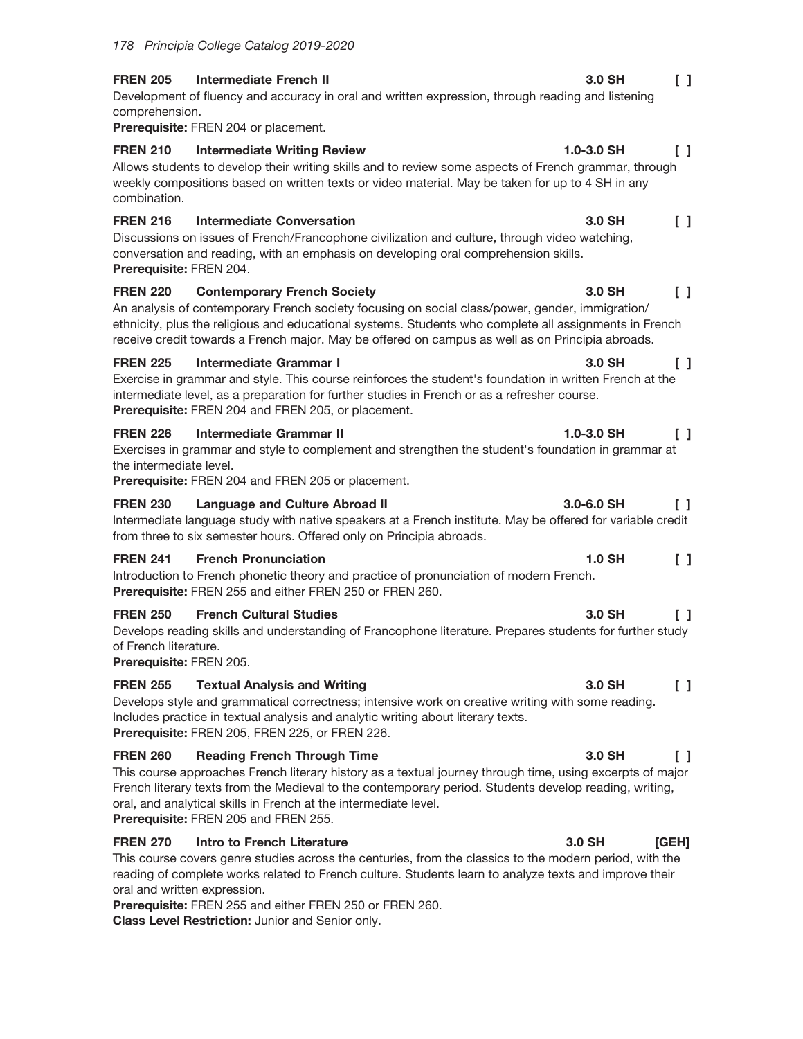**FREN 205 Intermediate French II** 3.0 SH [ ]

Development of fluency and accuracy in oral and written expression, through reading and listening comprehension.

**Prerequisite:** FREN 204 or placement.

**FREN 210 Intermediate Writing Review** 1.0-3.0 SH [ ]

Allows students to develop their writing skills and to review some aspects of French grammar, through weekly compositions based on written texts or video material. May be taken for up to 4 SH in any combination.

**FREN 216 Intermediate Conversation** 3.0 SH [ ]

Discussions on issues of French/Francophone civilization and culture, through video watching, conversation and reading, with an emphasis on developing oral comprehension skills.

**Prerequisite:** FREN 204.

**FREN 220 Contemporary French Society** 3.0 SH [ ]

An analysis of contemporary French society focusing on social class/power, gender, immigration/ethnicity, plus the religious and educational systems. Students who complete all assignments in French receive credit towards a French major. May be offered on campus as well as on Principia abroads.

**FREN 225 Intermediate Grammar I** 3.0 SH [ ]

Exercise in grammar and style. This course reinforces the student's foundation in written French at the intermediate level, as a preparation for further studies in French or as a refresher course.

**Prerequisite:** FREN 204 and FREN 205, or placement.

**FREN 226 Intermediate Grammar II** 1.0-3.0 SH [ ]

Exercises in grammar and style to complement and strengthen the student's foundation in grammar at the intermediate level.

**Prerequisite:** FREN 204 and FREN 205 or placement.

**FREN 230 Language and Culture Abroad II** 3.0-6.0 SH [ ]

Intermediate language study with native speakers at a French institute. May be offered for variable credit from three to six semester hours. Offered only on Principia abroads.

**FREN 241 French Pronunciation** 1.0 SH [ ]

Introduction to French phonetic theory and practice of pronunciation of modern French.

**Prerequisite:** FREN 255 and either FREN 250 or FREN 260.

**FREN 250 French Cultural Studies** 3.0 SH [ ]

Develops reading skills and understanding of Francophone literature. Prepares students for further study of French literature.

**Prerequisite:** FREN 205.

**FREN 255 Textual Analysis and Writing** 3.0 SH [ ]

Develops style and grammatical correctness; intensive work on creative writing with some reading. Includes practice in textual analysis and analytic writing about literary texts.

**Prerequisite:** FREN 205, FREN 225, or FREN 226.

**FREN 260 Reading French Through Time** 3.0 SH [ ]

This course approaches French literary history as a textual journey through time, using excerpts of major French literary texts from the Medieval to the contemporary period. Students develop reading, writing, oral, and analytical skills in French at the intermediate level.

**Prerequisite:** FREN 205 and FREN 255.

**FREN 270 Intro to French Literature** 3.0 SH [GEH]

This course covers genre studies across the centuries, from the classics to the modern period, with the reading of complete works related to French culture. Students learn to analyze texts and improve their oral and written expression.

**Prerequisite:** FREN 255 and either FREN 250 or FREN 260.

**Class Level Restriction:** Junior and Senior only.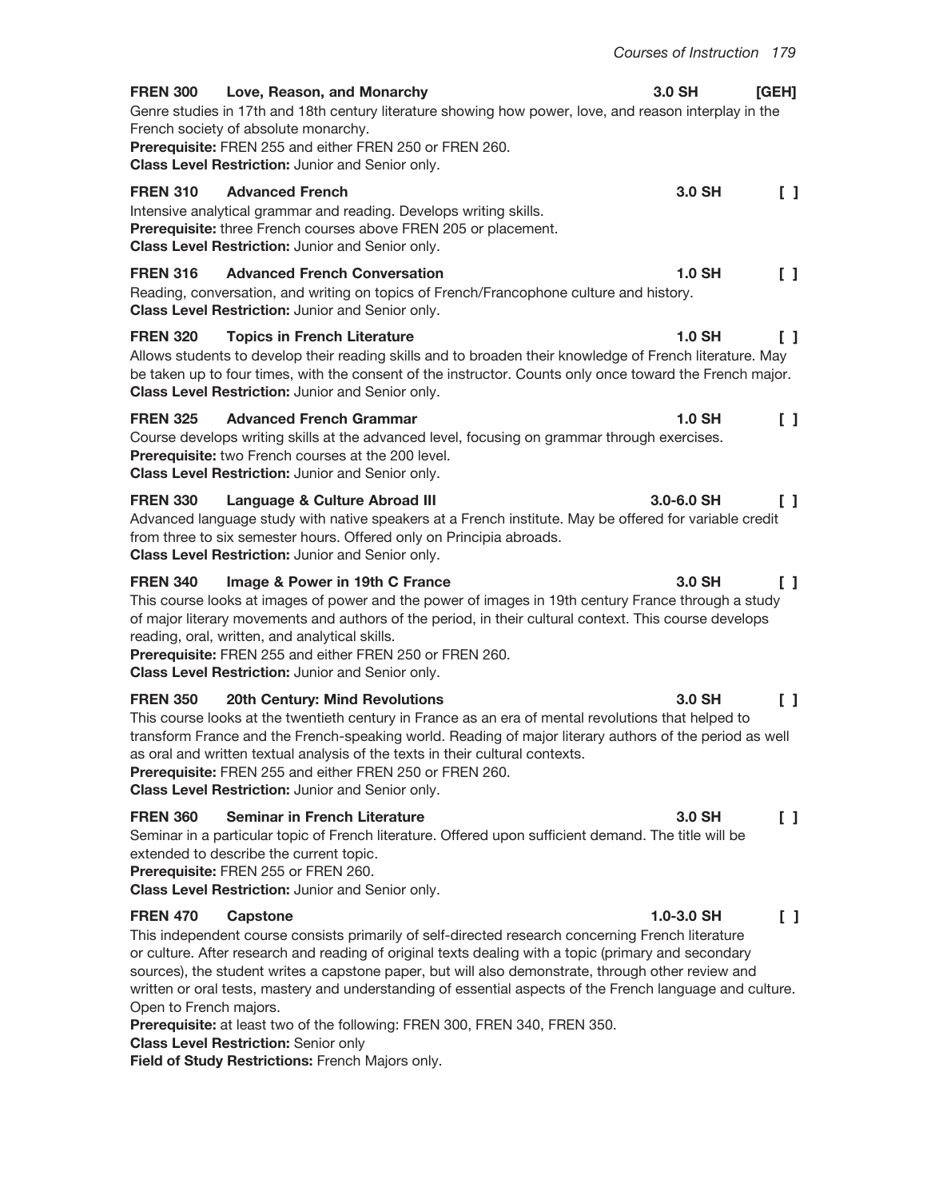**FREN 300 Love, Reason, and Monarchy** 3.0 SH [GEH]

Genre studies in 17th and 18th century literature showing how power, love, and reason interplay in the French society of absolute monarchy.

**Prerequisite:** FREN 255 and either FREN 250 or FREN 260.

**Class Level Restriction:** Junior and Senior only.

**FREN 310 Advanced French** 3.0 SH [ ]

Intensive analytical grammar and reading. Develops writing skills.

**Prerequisite:** three French courses above FREN 205 or placement.

**Class Level Restriction:** Junior and Senior only.

**FREN 316 Advanced French Conversation** 1.0 SH [ ]

Reading, conversation, and writing on topics of French/Francophone culture and history.

**Class Level Restriction:** Junior and Senior only.

**FREN 320 Topics in French Literature** 1.0 SH [ ]

Allows students to develop their reading skills and to broaden their knowledge of French literature. May be taken up to four times, with the consent of the instructor. Counts only once toward the French major.

**Class Level Restriction:** Junior and Senior only.

**FREN 325 Advanced French Grammar** 1.0 SH [ ]

Course develops writing skills at the advanced level, focusing on grammar through exercises.

**Prerequisite:** two French courses at the 200 level.

**Class Level Restriction:** Junior and Senior only.

**FREN 330 Language & Culture Abroad III** 3.0-6.0 SH [ ]

Advanced language study with native speakers at a French institute. May be offered for variable credit from three to six semester hours. Offered only on Principia abroads.

**Class Level Restriction:** Junior and Senior only.

**FREN 340 Image & Power in 19th C France** 3.0 SH [ ]

This course looks at images of power and the power of images in 19th century France through a study of major literary movements and authors of the period, in their cultural context. This course develops reading, oral, written, and analytical skills.

**Prerequisite:** FREN 255 and either FREN 250 or FREN 260.

**Class Level Restriction:** Junior and Senior only.

**FREN 350 20th Century: Mind Revolutions** 3.0 SH [ ]

This course looks at the twentieth century in France as an era of mental revolutions that helped to transform France and the French-speaking world. Reading of major literary authors of the period as well as oral and written textual analysis of the texts in their cultural contexts.

**Prerequisite:** FREN 255 and either FREN 250 or FREN 260.

**Class Level Restriction:** Junior and Senior only.

**FREN 360 Seminar in French Literature** 3.0 SH [ ]

Seminar in a particular topic of French literature. Offered upon sufficient demand. The title will be extended to describe the current topic.

**Prerequisite:** FREN 255 or FREN 260.

**Class Level Restriction:** Junior and Senior only.

**FREN 470 Capstone** 1.0-3.0 SH [ ]

This independent course consists primarily of self-directed research concerning French literature or culture. After research and reading of original texts dealing with a topic (primary and secondary sources), the student writes a capstone paper, but will also demonstrate, through other review and written or oral tests, mastery and understanding of essential aspects of the French language and culture. Open to French majors.

**Prerequisite:** at least two of the following: FREN 300, FREN 340, FREN 350.

**Class Level Restriction:** Senior only

**Field of Study Restrictions:** French Majors only.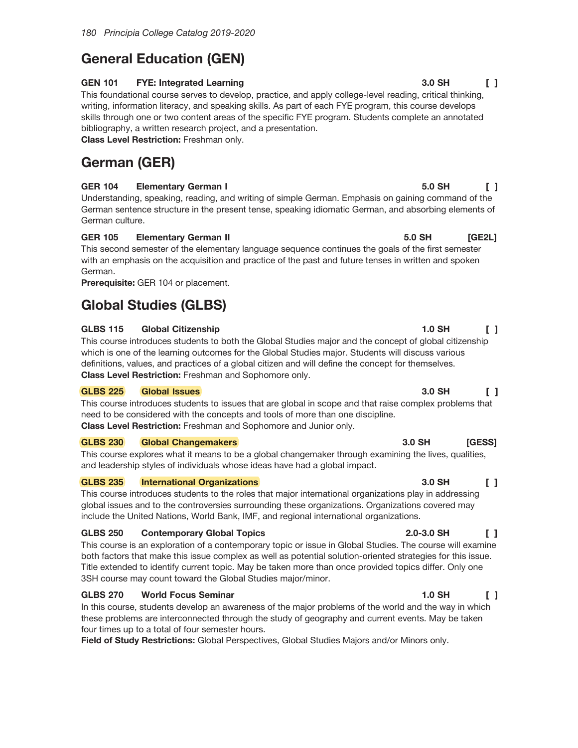## General Education (GEN)

**GEN 101 FYE: Integrated Learning 3.0 SH [ ]**
This foundational course serves to develop, practice, and apply college-level reading, critical thinking, writing, information literacy, and speaking skills. As part of each FYE program, this course develops skills through one or two content areas of the specific FYE program. Students complete an annotated bibliography, a written research project, and a presentation.
**Class Level Restriction:** Freshman only.

## German (GER)

**GER 104 Elementary German I 5.0 SH [ ]**
Understanding, speaking, reading, and writing of simple German. Emphasis on gaining command of the German sentence structure in the present tense, speaking idiomatic German, and absorbing elements of German culture.

**GER 105 Elementary German II 5.0 SH [GE2L]**
This second semester of the elementary language sequence continues the goals of the first semester with an emphasis on the acquisition and practice of the past and future tenses in written and spoken German.
**Prerequisite:** GER 104 or placement.

## Global Studies (GLBS)

**GLBS 115 Global Citizenship 1.0 SH [ ]**
This course introduces students to both the Global Studies major and the concept of global citizenship which is one of the learning outcomes for the Global Studies major. Students will discuss various definitions, values, and practices of a global citizen and will define the concept for themselves.
**Class Level Restriction:** Freshman and Sophomore only.

**GLBS 225 Global Issues 3.0 SH [ ]**
This course introduces students to issues that are global in scope and that raise complex problems that need to be considered with the concepts and tools of more than one discipline.
**Class Level Restriction:** Freshman and Sophomore and Junior only.

**GLBS 230 Global Changemakers 3.0 SH [GESS]**
This course explores what it means to be a global changemaker through examining the lives, qualities, and leadership styles of individuals whose ideas have had a global impact.

**GLBS 235 International Organizations 3.0 SH [ ]**
This course introduces students to the roles that major international organizations play in addressing global issues and to the controversies surrounding these organizations. Organizations covered may include the United Nations, World Bank, IMF, and regional international organizations.

**GLBS 250 Contemporary Global Topics 2.0-3.0 SH [ ]**
This course is an exploration of a contemporary topic or issue in Global Studies. The course will examine both factors that make this issue complex as well as potential solution-oriented strategies for this issue. Title extended to identify current topic. May be taken more than once provided topics differ. Only one 3SH course may count toward the Global Studies major/minor.

**GLBS 270 World Focus Seminar 1.0 SH [ ]**
In this course, students develop an awareness of the major problems of the world and the way in which these problems are interconnected through the study of geography and current events. May be taken four times up to a total of four semester hours.
**Field of Study Restrictions:** Global Perspectives, Global Studies Majors and/or Minors only.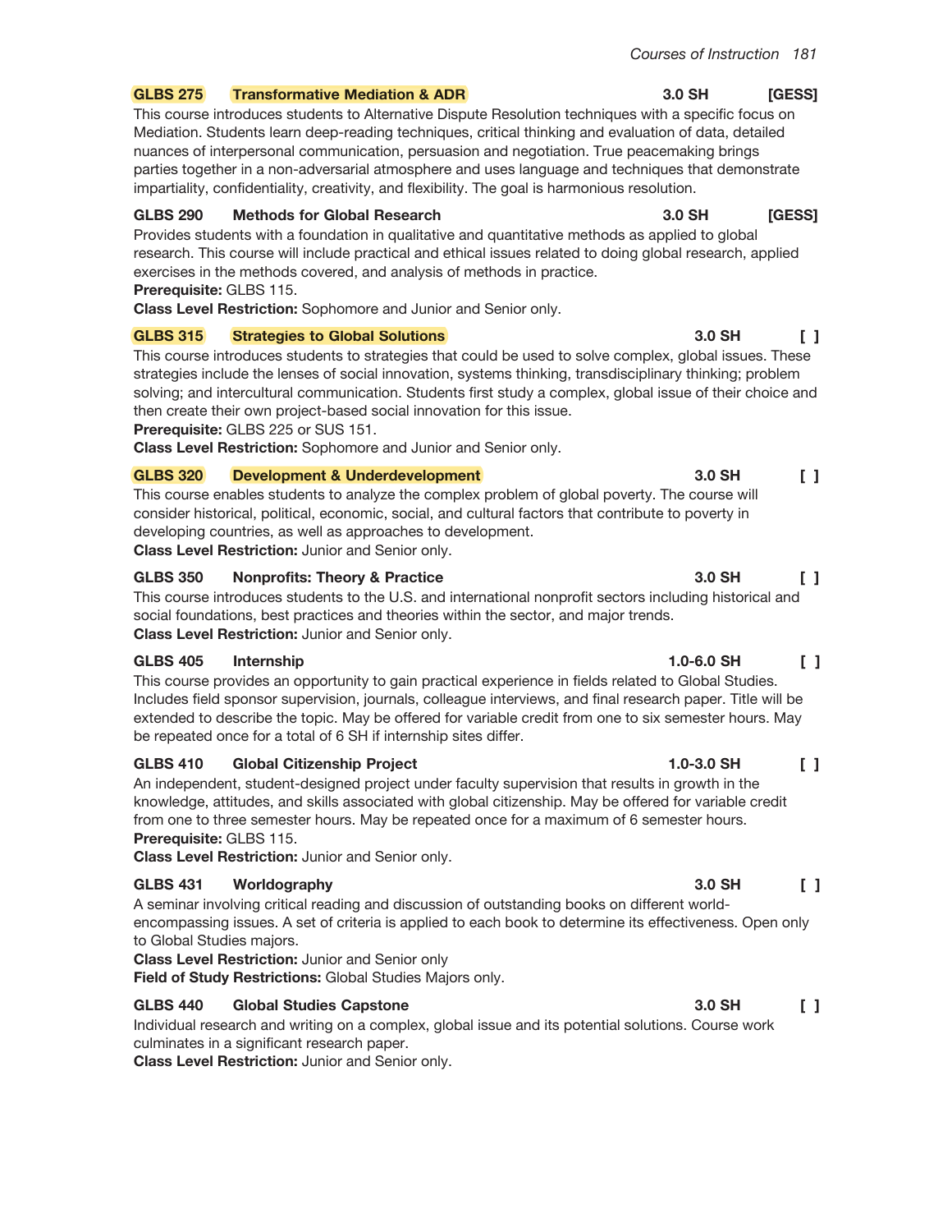**GLBS 275 Transformative Mediation & ADR** 3.0 SH [GESS]

This course introduces students to Alternative Dispute Resolution techniques with a specific focus on Mediation. Students learn deep-reading techniques, critical thinking and evaluation of data, detailed nuances of interpersonal communication, persuasion and negotiation. True peacemaking brings parties together in a non-adversarial atmosphere and uses language and techniques that demonstrate impartiality, confidentiality, creativity, and flexibility. The goal is harmonious resolution.

**GLBS 290 Methods for Global Research** 3.0 SH [GESS]

Provides students with a foundation in qualitative and quantitative methods as applied to global research. This course will include practical and ethical issues related to doing global research, applied exercises in the methods covered, and analysis of methods in practice.
**Prerequisite:** GLBS 115.
**Class Level Restriction:** Sophomore and Junior and Senior only.

**GLBS 315 Strategies to Global Solutions** 3.0 SH [ ]

This course introduces students to strategies that could be used to solve complex, global issues. These strategies include the lenses of social innovation, systems thinking, transdisciplinary thinking; problem solving; and intercultural communication. Students first study a complex, global issue of their choice and then create their own project-based social innovation for this issue.
**Prerequisite:** GLBS 225 or SUS 151.
**Class Level Restriction:** Sophomore and Junior and Senior only.

**GLBS 320 Development & Underdevelopment** 3.0 SH [ ]

This course enables students to analyze the complex problem of global poverty. The course will consider historical, political, economic, social, and cultural factors that contribute to poverty in developing countries, as well as approaches to development.
**Class Level Restriction:** Junior and Senior only.

**GLBS 350 Nonprofits: Theory & Practice** 3.0 SH [ ]

This course introduces students to the U.S. and international nonprofit sectors including historical and social foundations, best practices and theories within the sector, and major trends.
**Class Level Restriction:** Junior and Senior only.

**GLBS 405 Internship** 1.0-6.0 SH [ ]

This course provides an opportunity to gain practical experience in fields related to Global Studies. Includes field sponsor supervision, journals, colleague interviews, and final research paper. Title will be extended to describe the topic. May be offered for variable credit from one to six semester hours. May be repeated once for a total of 6 SH if internship sites differ.

**GLBS 410 Global Citizenship Project** 1.0-3.0 SH [ ]

An independent, student-designed project under faculty supervision that results in growth in the knowledge, attitudes, and skills associated with global citizenship. May be offered for variable credit from one to three semester hours. May be repeated once for a maximum of 6 semester hours.
**Prerequisite:** GLBS 115.
**Class Level Restriction:** Junior and Senior only.

**GLBS 431 Worldography** 3.0 SH [ ]

A seminar involving critical reading and discussion of outstanding books on different world-encompassing issues. A set of criteria is applied to each book to determine its effectiveness. Open only to Global Studies majors.
**Class Level Restriction:** Junior and Senior only
**Field of Study Restrictions:** Global Studies Majors only.

**GLBS 440 Global Studies Capstone** 3.0 SH [ ]

Individual research and writing on a complex, global issue and its potential solutions. Course work culminates in a significant research paper.
**Class Level Restriction:** Junior and Senior only.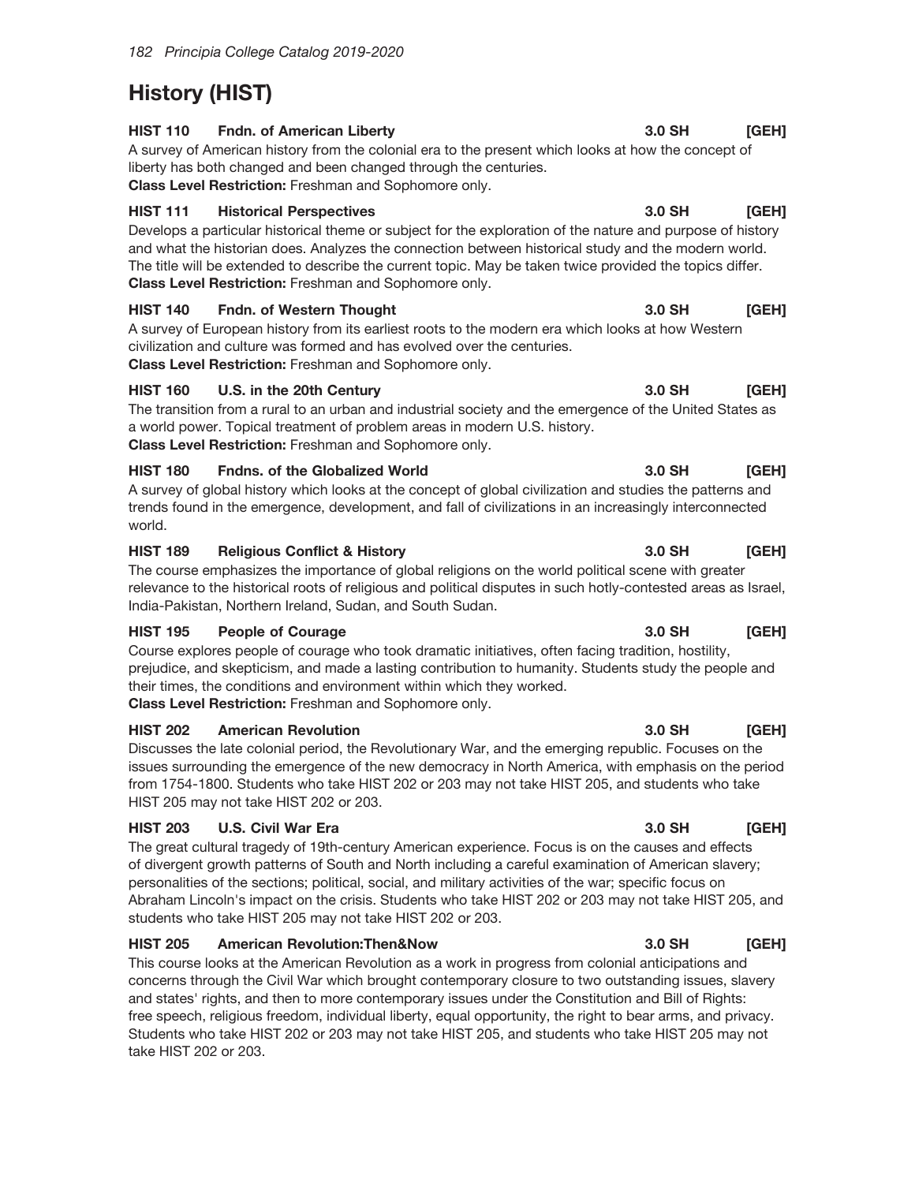# History (HIST)

**HIST 110 Fndn. of American Liberty 3.0 SH [GEH]**
A survey of American history from the colonial era to the present which looks at how the concept of liberty has both changed and been changed through the centuries.
**Class Level Restriction:** Freshman and Sophomore only.

**HIST 111 Historical Perspectives 3.0 SH [GEH]**
Develops a particular historical theme or subject for the exploration of the nature and purpose of history and what the historian does. Analyzes the connection between historical study and the modern world. The title will be extended to describe the current topic. May be taken twice provided the topics differ.
**Class Level Restriction:** Freshman and Sophomore only.

**HIST 140 Fndn. of Western Thought 3.0 SH [GEH]**
A survey of European history from its earliest roots to the modern era which looks at how Western civilization and culture was formed and has evolved over the centuries.
**Class Level Restriction:** Freshman and Sophomore only.

**HIST 160 U.S. in the 20th Century 3.0 SH [GEH]**
The transition from a rural to an urban and industrial society and the emergence of the United States as a world power. Topical treatment of problem areas in modern U.S. history.
**Class Level Restriction:** Freshman and Sophomore only.

**HIST 180 Fndns. of the Globalized World 3.0 SH [GEH]**
A survey of global history which looks at the concept of global civilization and studies the patterns and trends found in the emergence, development, and fall of civilizations in an increasingly interconnected world.

**HIST 189 Religious Conflict & History 3.0 SH [GEH]**
The course emphasizes the importance of global religions on the world political scene with greater relevance to the historical roots of religious and political disputes in such hotly-contested areas as Israel, India-Pakistan, Northern Ireland, Sudan, and South Sudan.

**HIST 195 People of Courage 3.0 SH [GEH]**
Course explores people of courage who took dramatic initiatives, often facing tradition, hostility, prejudice, and skepticism, and made a lasting contribution to humanity. Students study the people and their times, the conditions and environment within which they worked.
**Class Level Restriction:** Freshman and Sophomore only.

**HIST 202 American Revolution 3.0 SH [GEH]**
Discusses the late colonial period, the Revolutionary War, and the emerging republic. Focuses on the issues surrounding the emergence of the new democracy in North America, with emphasis on the period from 1754-1800. Students who take HIST 202 or 203 may not take HIST 205, and students who take HIST 205 may not take HIST 202 or 203.

**HIST 203 U.S. Civil War Era 3.0 SH [GEH]**
The great cultural tragedy of 19th-century American experience. Focus is on the causes and effects of divergent growth patterns of South and North including a careful examination of American slavery; personalities of the sections; political, social, and military activities of the war; specific focus on Abraham Lincoln's impact on the crisis. Students who take HIST 202 or 203 may not take HIST 205, and students who take HIST 205 may not take HIST 202 or 203.

**HIST 205 American Revolution:Then&Now 3.0 SH [GEH]**
This course looks at the American Revolution as a work in progress from colonial anticipations and concerns through the Civil War which brought contemporary closure to two outstanding issues, slavery and states' rights, and then to more contemporary issues under the Constitution and Bill of Rights: free speech, religious freedom, individual liberty, equal opportunity, the right to bear arms, and privacy. Students who take HIST 202 or 203 may not take HIST 205, and students who take HIST 205 may not take HIST 202 or 203.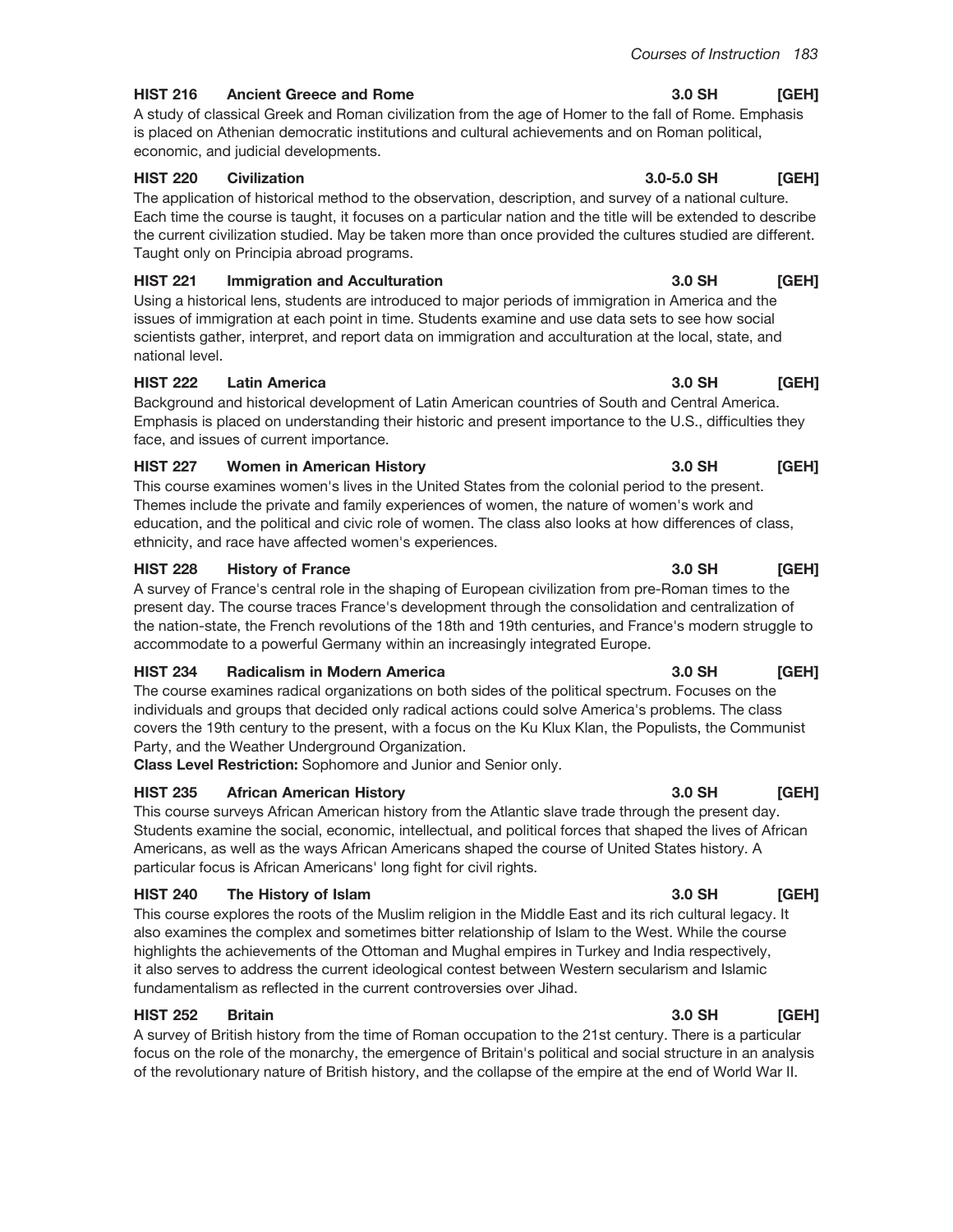**HIST 216 Ancient Greece and Rome 3.0 SH [GEH]**

A study of classical Greek and Roman civilization from the age of Homer to the fall of Rome. Emphasis is placed on Athenian democratic institutions and cultural achievements and on Roman political, economic, and judicial developments.

**HIST 220 Civilization 3.0-5.0 SH [GEH]**

The application of historical method to the observation, description, and survey of a national culture. Each time the course is taught, it focuses on a particular nation and the title will be extended to describe the current civilization studied. May be taken more than once provided the cultures studied are different. Taught only on Principia abroad programs.

**HIST 221 Immigration and Acculturation 3.0 SH [GEH]**

Using a historical lens, students are introduced to major periods of immigration in America and the issues of immigration at each point in time. Students examine and use data sets to see how social scientists gather, interpret, and report data on immigration and acculturation at the local, state, and national level.

**HIST 222 Latin America 3.0 SH [GEH]**

Background and historical development of Latin American countries of South and Central America. Emphasis is placed on understanding their historic and present importance to the U.S., difficulties they face, and issues of current importance.

**HIST 227 Women in American History 3.0 SH [GEH]**

This course examines women's lives in the United States from the colonial period to the present. Themes include the private and family experiences of women, the nature of women's work and education, and the political and civic role of women. The class also looks at how differences of class, ethnicity, and race have affected women's experiences.

**HIST 228 History of France 3.0 SH [GEH]**

A survey of France's central role in the shaping of European civilization from pre-Roman times to the present day. The course traces France's development through the consolidation and centralization of the nation-state, the French revolutions of the 18th and 19th centuries, and France's modern struggle to accommodate to a powerful Germany within an increasingly integrated Europe.

**HIST 234 Radicalism in Modern America 3.0 SH [GEH]**

The course examines radical organizations on both sides of the political spectrum. Focuses on the individuals and groups that decided only radical actions could solve America's problems. The class covers the 19th century to the present, with a focus on the Ku Klux Klan, the Populists, the Communist Party, and the Weather Underground Organization.

**Class Level Restriction:** Sophomore and Junior and Senior only.

**HIST 235 African American History 3.0 SH [GEH]**

This course surveys African American history from the Atlantic slave trade through the present day. Students examine the social, economic, intellectual, and political forces that shaped the lives of African Americans, as well as the ways African Americans shaped the course of United States history. A particular focus is African Americans' long fight for civil rights.

**HIST 240 The History of Islam 3.0 SH [GEH]**

This course explores the roots of the Muslim religion in the Middle East and its rich cultural legacy. It also examines the complex and sometimes bitter relationship of Islam to the West. While the course highlights the achievements of the Ottoman and Mughal empires in Turkey and India respectively, it also serves to address the current ideological contest between Western secularism and Islamic fundamentalism as reflected in the current controversies over Jihad.

**HIST 252 Britain 3.0 SH [GEH]**

A survey of British history from the time of Roman occupation to the 21st century. There is a particular focus on the role of the monarchy, the emergence of Britain's political and social structure in an analysis of the revolutionary nature of British history, and the collapse of the empire at the end of World War II.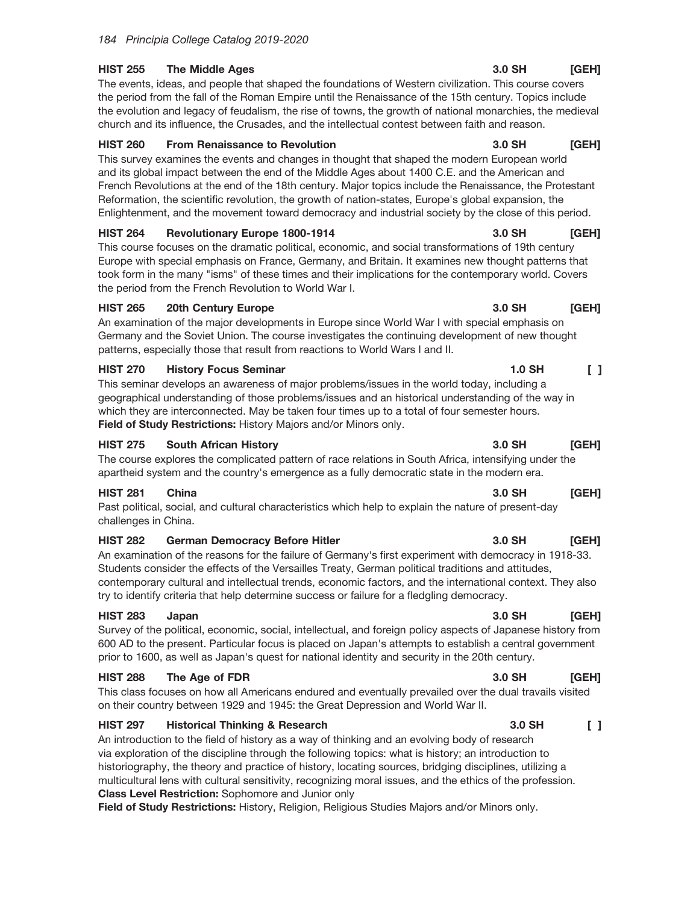**HIST 255 The Middle Ages 3.0 SH [GEH]**

The events, ideas, and people that shaped the foundations of Western civilization. This course covers the period from the fall of the Roman Empire until the Renaissance of the 15th century. Topics include the evolution and legacy of feudalism, the rise of towns, the growth of national monarchies, the medieval church and its influence, the Crusades, and the intellectual contest between faith and reason.

**HIST 260 From Renaissance to Revolution 3.0 SH [GEH]**

This survey examines the events and changes in thought that shaped the modern European world and its global impact between the end of the Middle Ages about 1400 C.E. and the American and French Revolutions at the end of the 18th century. Major topics include the Renaissance, the Protestant Reformation, the scientific revolution, the growth of nation-states, Europe's global expansion, the Enlightenment, and the movement toward democracy and industrial society by the close of this period.

**HIST 264 Revolutionary Europe 1800-1914 3.0 SH [GEH]**

This course focuses on the dramatic political, economic, and social transformations of 19th century Europe with special emphasis on France, Germany, and Britain. It examines new thought patterns that took form in the many "isms" of these times and their implications for the contemporary world. Covers the period from the French Revolution to World War I.

**HIST 265 20th Century Europe 3.0 SH [GEH]**

An examination of the major developments in Europe since World War I with special emphasis on Germany and the Soviet Union. The course investigates the continuing development of new thought patterns, especially those that result from reactions to World Wars I and II.

**HIST 270 History Focus Seminar 1.0 SH [ ]**

This seminar develops an awareness of major problems/issues in the world today, including a geographical understanding of those problems/issues and an historical understanding of the way in which they are interconnected. May be taken four times up to a total of four semester hours.
**Field of Study Restrictions:** History Majors and/or Minors only.

**HIST 275 South African History 3.0 SH [GEH]**

The course explores the complicated pattern of race relations in South Africa, intensifying under the apartheid system and the country's emergence as a fully democratic state in the modern era.

**HIST 281 China 3.0 SH [GEH]**

Past political, social, and cultural characteristics which help to explain the nature of present-day challenges in China.

**HIST 282 German Democracy Before Hitler 3.0 SH [GEH]**

An examination of the reasons for the failure of Germany's first experiment with democracy in 1918-33. Students consider the effects of the Versailles Treaty, German political traditions and attitudes, contemporary cultural and intellectual trends, economic factors, and the international context. They also try to identify criteria that help determine success or failure for a fledgling democracy.

**HIST 283 Japan 3.0 SH [GEH]**

Survey of the political, economic, social, intellectual, and foreign policy aspects of Japanese history from 600 AD to the present. Particular focus is placed on Japan's attempts to establish a central government prior to 1600, as well as Japan's quest for national identity and security in the 20th century.

**HIST 288 The Age of FDR 3.0 SH [GEH]**

This class focuses on how all Americans endured and eventually prevailed over the dual travails visited on their country between 1929 and 1945: the Great Depression and World War II.

**HIST 297 Historical Thinking & Research 3.0 SH [ ]**

An introduction to the field of history as a way of thinking and an evolving body of research via exploration of the discipline through the following topics: what is history; an introduction to historiography, the theory and practice of history, locating sources, bridging disciplines, utilizing a multicultural lens with cultural sensitivity, recognizing moral issues, and the ethics of the profession.
**Class Level Restriction:** Sophomore and Junior only
**Field of Study Restrictions:** History, Religion, Religious Studies Majors and/or Minors only.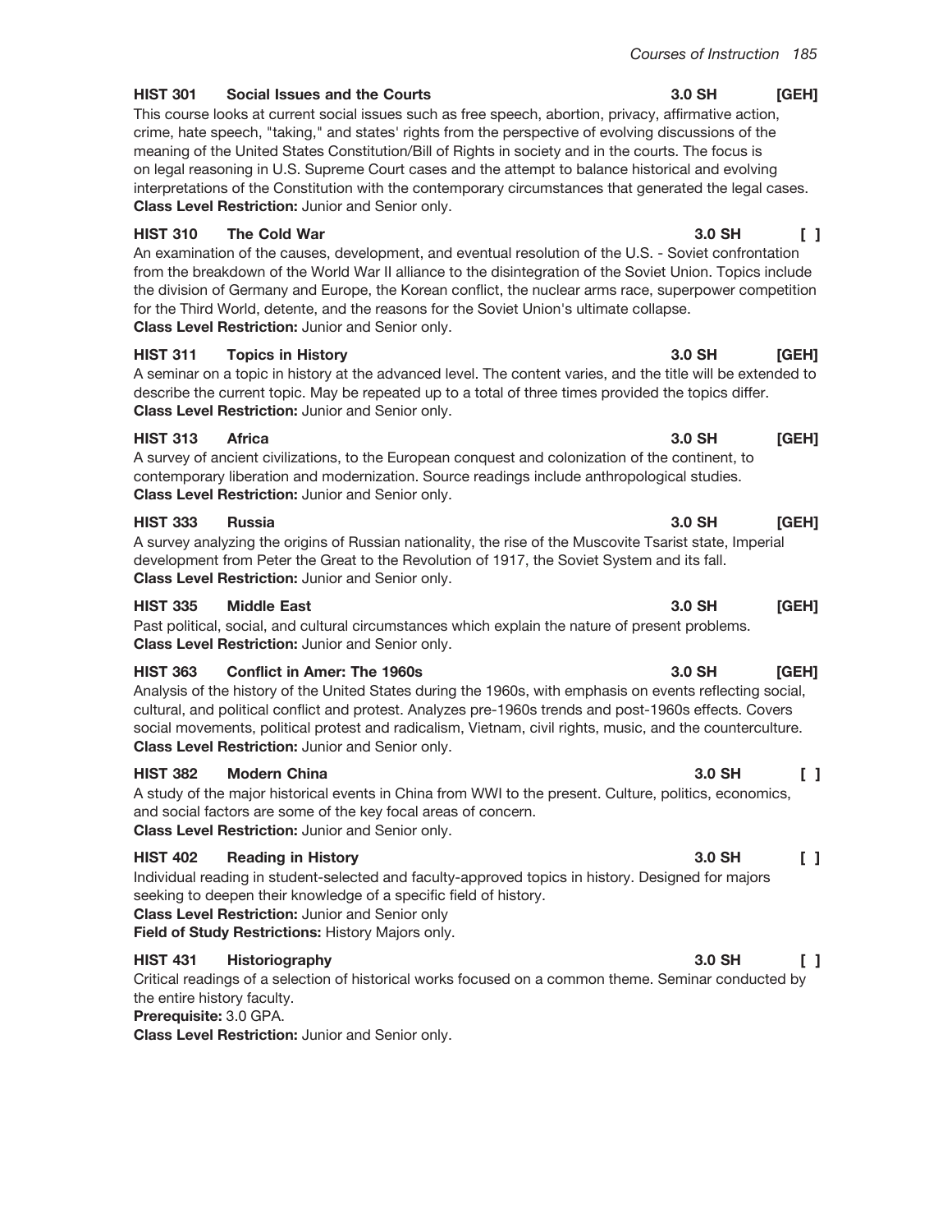**HIST 301 Social Issues and the Courts 3.0 SH [GEH]**
This course looks at current social issues such as free speech, abortion, privacy, affirmative action, crime, hate speech, "taking," and states' rights from the perspective of evolving discussions of the meaning of the United States Constitution/Bill of Rights in society and in the courts. The focus is on legal reasoning in U.S. Supreme Court cases and the attempt to balance historical and evolving interpretations of the Constitution with the contemporary circumstances that generated the legal cases.
**Class Level Restriction:** Junior and Senior only.

**HIST 310 The Cold War 3.0 SH [ ]**
An examination of the causes, development, and eventual resolution of the U.S. - Soviet confrontation from the breakdown of the World War II alliance to the disintegration of the Soviet Union. Topics include the division of Germany and Europe, the Korean conflict, the nuclear arms race, superpower competition for the Third World, detente, and the reasons for the Soviet Union's ultimate collapse.
**Class Level Restriction:** Junior and Senior only.

**HIST 311 Topics in History 3.0 SH [GEH]**
A seminar on a topic in history at the advanced level. The content varies, and the title will be extended to describe the current topic. May be repeated up to a total of three times provided the topics differ.
**Class Level Restriction:** Junior and Senior only.

**HIST 313 Africa 3.0 SH [GEH]**
A survey of ancient civilizations, to the European conquest and colonization of the continent, to contemporary liberation and modernization. Source readings include anthropological studies.
**Class Level Restriction:** Junior and Senior only.

**HIST 333 Russia 3.0 SH [GEH]**
A survey analyzing the origins of Russian nationality, the rise of the Muscovite Tsarist state, Imperial development from Peter the Great to the Revolution of 1917, the Soviet System and its fall.
**Class Level Restriction:** Junior and Senior only.

**HIST 335 Middle East 3.0 SH [GEH]**
Past political, social, and cultural circumstances which explain the nature of present problems.
**Class Level Restriction:** Junior and Senior only.

**HIST 363 Conflict in Amer: The 1960s 3.0 SH [GEH]**
Analysis of the history of the United States during the 1960s, with emphasis on events reflecting social, cultural, and political conflict and protest. Analyzes pre-1960s trends and post-1960s effects. Covers social movements, political protest and radicalism, Vietnam, civil rights, music, and the counterculture.
**Class Level Restriction:** Junior and Senior only.

**HIST 382 Modern China 3.0 SH [ ]**
A study of the major historical events in China from WWI to the present. Culture, politics, economics, and social factors are some of the key focal areas of concern.
**Class Level Restriction:** Junior and Senior only.

**HIST 402 Reading in History 3.0 SH [ ]**
Individual reading in student-selected and faculty-approved topics in history. Designed for majors seeking to deepen their knowledge of a specific field of history.
**Class Level Restriction:** Junior and Senior only
**Field of Study Restrictions:** History Majors only.

**HIST 431 Historiography 3.0 SH [ ]**
Critical readings of a selection of historical works focused on a common theme. Seminar conducted by the entire history faculty.
**Prerequisite:** 3.0 GPA.
**Class Level Restriction:** Junior and Senior only.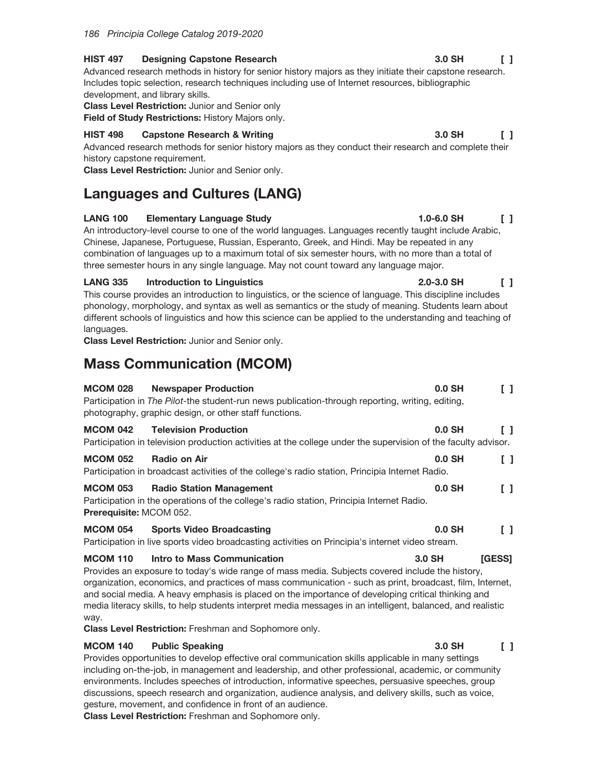**HIST 497 Designing Capstone Research** **3.0 SH** **[ ]**

Advanced research methods in history for senior history majors as they initiate their capstone research. Includes topic selection, research techniques including use of Internet resources, bibliographic development, and library skills.

**Class Level Restriction:** Junior and Senior only

**Field of Study Restrictions:** History Majors only.

**HIST 498 Capstone Research & Writing** **3.0 SH** **[ ]**

Advanced research methods for senior history majors as they conduct their research and complete their history capstone requirement.

**Class Level Restriction:** Junior and Senior only.

## Languages and Cultures (LANG)

**LANG 100 Elementary Language Study** **1.0-6.0 SH** **[ ]**

An introductory-level course to one of the world languages. Languages recently taught include Arabic, Chinese, Japanese, Portuguese, Russian, Esperanto, Greek, and Hindi. May be repeated in any combination of languages up to a maximum total of six semester hours, with no more than a total of three semester hours in any single language. May not count toward any language major.

**LANG 335 Introduction to Linguistics** **2.0-3.0 SH** **[ ]**

This course provides an introduction to linguistics, or the science of language. This discipline includes phonology, morphology, and syntax as well as semantics or the study of meaning. Students learn about different schools of linguistics and how this science can be applied to the understanding and teaching of languages.

**Class Level Restriction:** Junior and Senior only.

## Mass Communication (MCOM)

**MCOM 028 Newspaper Production** **0.0 SH** **[ ]**

Participation in *The Pilot*-the student-run news publication-through reporting, writing, editing, photography, graphic design, or other staff functions.

**MCOM 042 Television Production** **0.0 SH** **[ ]**

Participation in television production activities at the college under the supervision of the faculty advisor.

**MCOM 052 Radio on Air** **0.0 SH** **[ ]**

Participation in broadcast activities of the college's radio station, Principia Internet Radio.

**MCOM 053 Radio Station Management** **0.0 SH** **[ ]**

Participation in the operations of the college's radio station, Principia Internet Radio.

**Prerequisite:** MCOM 052.

**MCOM 054 Sports Video Broadcasting** **0.0 SH** **[ ]**

Participation in live sports video broadcasting activities on Principia's internet video stream.

**MCOM 110 Intro to Mass Communication** **3.0 SH** **[GESS]**

Provides an exposure to today's wide range of mass media. Subjects covered include the history, organization, economics, and practices of mass communication - such as print, broadcast, film, Internet, and social media. A heavy emphasis is placed on the importance of developing critical thinking and media literacy skills, to help students interpret media messages in an intelligent, balanced, and realistic way.

**Class Level Restriction:** Freshman and Sophomore only.

**MCOM 140 Public Speaking** **3.0 SH** **[ ]**

Provides opportunities to develop effective oral communication skills applicable in many settings including on-the-job, in management and leadership, and other professional, academic, or community environments. Includes speeches of introduction, informative speeches, persuasive speeches, group discussions, speech research and organization, audience analysis, and delivery skills, such as voice, gesture, movement, and confidence in front of an audience.

**Class Level Restriction:** Freshman and Sophomore only.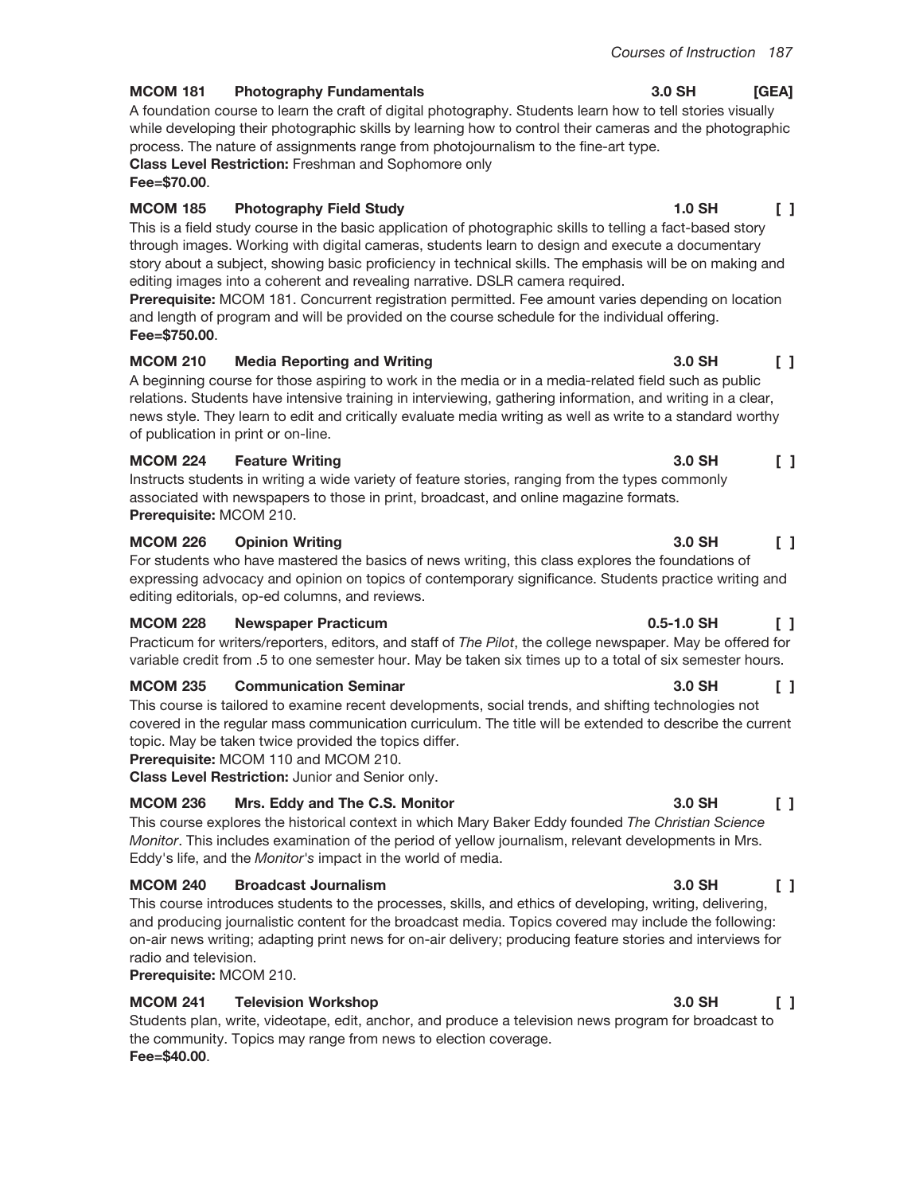**MCOM 181 Photography Fundamentals 3.0 SH [GEA]**

A foundation course to learn the craft of digital photography. Students learn how to tell stories visually while developing their photographic skills by learning how to control their cameras and the photographic process. The nature of assignments range from photojournalism to the fine-art type.

**Class Level Restriction:** Freshman and Sophomore only

**Fee=$70.00**.

**MCOM 185 Photography Field Study 1.0 SH [ ]**

This is a field study course in the basic application of photographic skills to telling a fact-based story through images. Working with digital cameras, students learn to design and execute a documentary story about a subject, showing basic proficiency in technical skills. The emphasis will be on making and editing images into a coherent and revealing narrative. DSLR camera required.

**Prerequisite:** MCOM 181. Concurrent registration permitted. Fee amount varies depending on location and length of program and will be provided on the course schedule for the individual offering.

**Fee=$750.00**.

**MCOM 210 Media Reporting and Writing 3.0 SH [ ]**

A beginning course for those aspiring to work in the media or in a media-related field such as public relations. Students have intensive training in interviewing, gathering information, and writing in a clear, news style. They learn to edit and critically evaluate media writing as well as write to a standard worthy of publication in print or on-line.

**MCOM 224 Feature Writing 3.0 SH [ ]**

Instructs students in writing a wide variety of feature stories, ranging from the types commonly associated with newspapers to those in print, broadcast, and online magazine formats.

**Prerequisite:** MCOM 210.

**MCOM 226 Opinion Writing 3.0 SH [ ]**

For students who have mastered the basics of news writing, this class explores the foundations of expressing advocacy and opinion on topics of contemporary significance. Students practice writing and editing editorials, op-ed columns, and reviews.

**MCOM 228 Newspaper Practicum 0.5-1.0 SH [ ]**

Practicum for writers/reporters, editors, and staff of *The Pilot*, the college newspaper. May be offered for variable credit from .5 to one semester hour. May be taken six times up to a total of six semester hours.

**MCOM 235 Communication Seminar 3.0 SH [ ]**

This course is tailored to examine recent developments, social trends, and shifting technologies not covered in the regular mass communication curriculum. The title will be extended to describe the current topic. May be taken twice provided the topics differ.

**Prerequisite:** MCOM 110 and MCOM 210.

**Class Level Restriction:** Junior and Senior only.

**MCOM 236 Mrs. Eddy and The C.S. Monitor 3.0 SH [ ]**

This course explores the historical context in which Mary Baker Eddy founded *The Christian Science Monitor*. This includes examination of the period of yellow journalism, relevant developments in Mrs. Eddy's life, and the *Monitor's* impact in the world of media.

**MCOM 240 Broadcast Journalism 3.0 SH [ ]**

This course introduces students to the processes, skills, and ethics of developing, writing, delivering, and producing journalistic content for the broadcast media. Topics covered may include the following: on-air news writing; adapting print news for on-air delivery; producing feature stories and interviews for radio and television.

**Prerequisite:** MCOM 210.

**MCOM 241 Television Workshop 3.0 SH [ ]**

Students plan, write, videotape, edit, anchor, and produce a television news program for broadcast to the community. Topics may range from news to election coverage.

**Fee=$40.00**.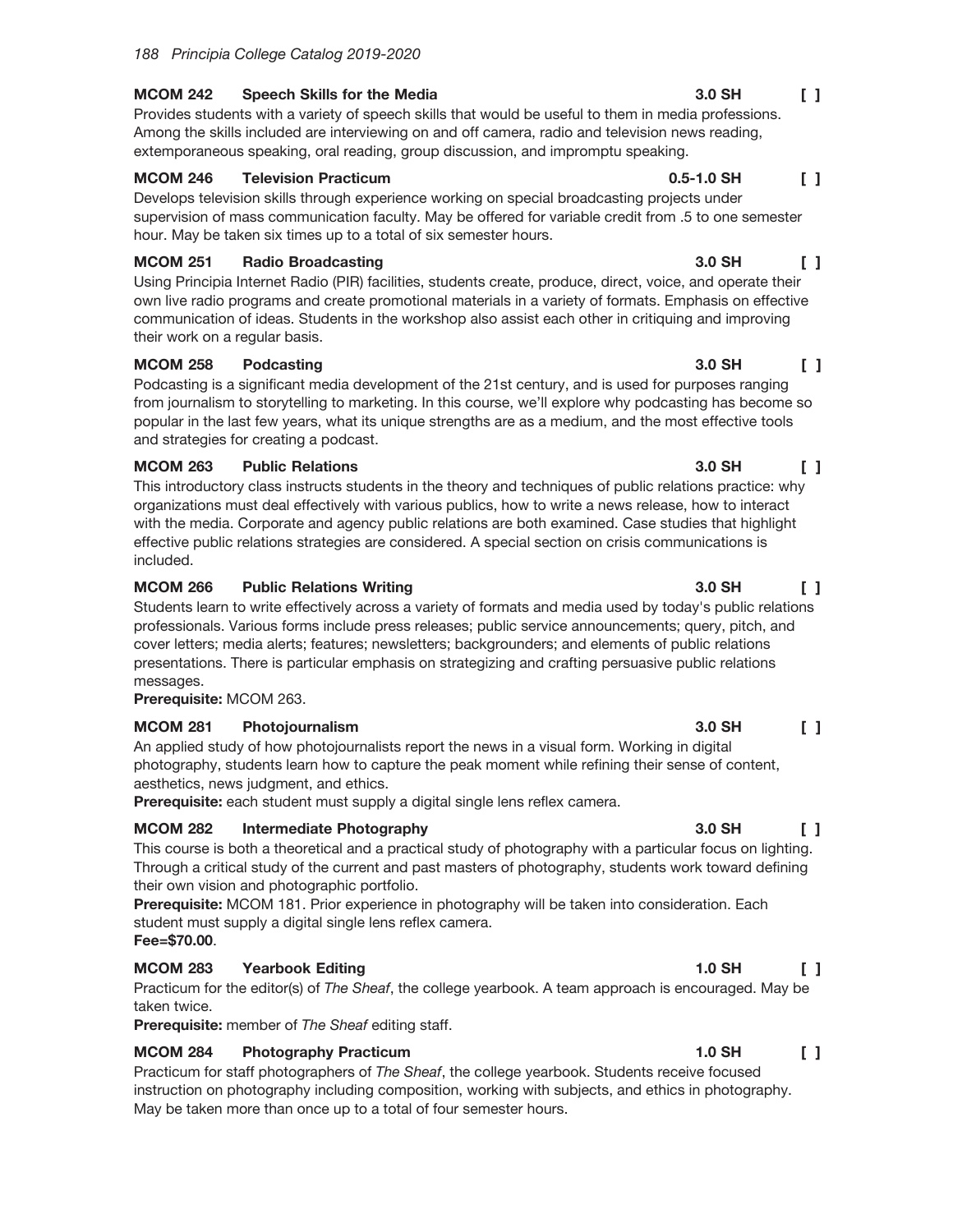**MCOM 242 Speech Skills for the Media** **3.0 SH** [ ]

Provides students with a variety of speech skills that would be useful to them in media professions. Among the skills included are interviewing on and off camera, radio and television news reading, extemporaneous speaking, oral reading, group discussion, and impromptu speaking.

**MCOM 246 Television Practicum** **0.5-1.0 SH** [ ]

Develops television skills through experience working on special broadcasting projects under supervision of mass communication faculty. May be offered for variable credit from .5 to one semester hour. May be taken six times up to a total of six semester hours.

**MCOM 251 Radio Broadcasting** **3.0 SH** [ ]

Using Principia Internet Radio (PIR) facilities, students create, produce, direct, voice, and operate their own live radio programs and create promotional materials in a variety of formats. Emphasis on effective communication of ideas. Students in the workshop also assist each other in critiquing and improving their work on a regular basis.

**MCOM 258 Podcasting** **3.0 SH** [ ]

Podcasting is a significant media development of the 21st century, and is used for purposes ranging from journalism to storytelling to marketing. In this course, we'll explore why podcasting has become so popular in the last few years, what its unique strengths are as a medium, and the most effective tools and strategies for creating a podcast.

**MCOM 263 Public Relations** **3.0 SH** [ ]

This introductory class instructs students in the theory and techniques of public relations practice: why organizations must deal effectively with various publics, how to write a news release, how to interact with the media. Corporate and agency public relations are both examined. Case studies that highlight effective public relations strategies are considered. A special section on crisis communications is included.

**MCOM 266 Public Relations Writing** **3.0 SH** [ ]

Students learn to write effectively across a variety of formats and media used by today's public relations professionals. Various forms include press releases; public service announcements; query, pitch, and cover letters; media alerts; features; newsletters; backgrounders; and elements of public relations presentations. There is particular emphasis on strategizing and crafting persuasive public relations messages.

**Prerequisite:** MCOM 263.

**MCOM 281 Photojournalism** **3.0 SH** [ ]

An applied study of how photojournalists report the news in a visual form. Working in digital photography, students learn how to capture the peak moment while refining their sense of content, aesthetics, news judgment, and ethics.

**Prerequisite:** each student must supply a digital single lens reflex camera.

**MCOM 282 Intermediate Photography** **3.0 SH** [ ]

This course is both a theoretical and a practical study of photography with a particular focus on lighting. Through a critical study of the current and past masters of photography, students work toward defining their own vision and photographic portfolio.

**Prerequisite:** MCOM 181. Prior experience in photography will be taken into consideration. Each student must supply a digital single lens reflex camera.

**Fee=$70.00**.

**MCOM 283 Yearbook Editing** **1.0 SH** [ ]

Practicum for the editor(s) of *The Sheaf*, the college yearbook. A team approach is encouraged. May be taken twice.

**Prerequisite:** member of *The Sheaf* editing staff.

**MCOM 284 Photography Practicum** **1.0 SH** [ ]

Practicum for staff photographers of *The Sheaf*, the college yearbook. Students receive focused instruction on photography including composition, working with subjects, and ethics in photography. May be taken more than once up to a total of four semester hours.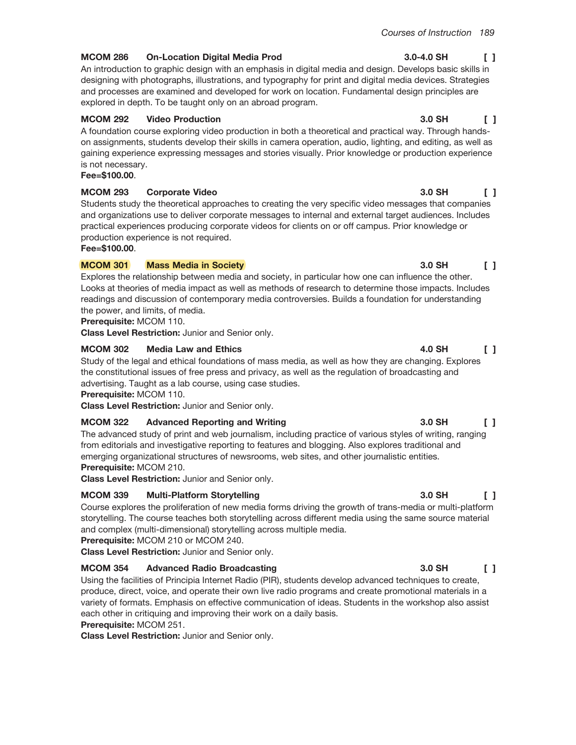**MCOM 286 On-Location Digital Media Prod** 3.0-4.0 SH [ ]

An introduction to graphic design with an emphasis in digital media and design. Develops basic skills in designing with photographs, illustrations, and typography for print and digital media devices. Strategies and processes are examined and developed for work on location. Fundamental design principles are explored in depth. To be taught only on an abroad program.

**MCOM 292 Video Production** 3.0 SH [ ]

A foundation course exploring video production in both a theoretical and practical way. Through hands-on assignments, students develop their skills in camera operation, audio, lighting, and editing, as well as gaining experience expressing messages and stories visually. Prior knowledge or production experience is not necessary.

**Fee=$100.00**.

**MCOM 293 Corporate Video** 3.0 SH [ ]

Students study the theoretical approaches to creating the very specific video messages that companies and organizations use to deliver corporate messages to internal and external target audiences. Includes practical experiences producing corporate videos for clients on or off campus. Prior knowledge or production experience is not required.

**Fee=$100.00**.

**MCOM 301 Mass Media in Society** 3.0 SH [ ]

Explores the relationship between media and society, in particular how one can influence the other. Looks at theories of media impact as well as methods of research to determine those impacts. Includes readings and discussion of contemporary media controversies. Builds a foundation for understanding the power, and limits, of media.

**Prerequisite:** MCOM 110.

**Class Level Restriction:** Junior and Senior only.

**MCOM 302 Media Law and Ethics** 4.0 SH [ ]

Study of the legal and ethical foundations of mass media, as well as how they are changing. Explores the constitutional issues of free press and privacy, as well as the regulation of broadcasting and advertising. Taught as a lab course, using case studies.

**Prerequisite:** MCOM 110.

**Class Level Restriction:** Junior and Senior only.

**MCOM 322 Advanced Reporting and Writing** 3.0 SH [ ]

The advanced study of print and web journalism, including practice of various styles of writing, ranging from editorials and investigative reporting to features and blogging. Also explores traditional and emerging organizational structures of newsrooms, web sites, and other journalistic entities.

**Prerequisite:** MCOM 210.

**Class Level Restriction:** Junior and Senior only.

**MCOM 339 Multi-Platform Storytelling** 3.0 SH [ ]

Course explores the proliferation of new media forms driving the growth of trans-media or multi-platform storytelling. The course teaches both storytelling across different media using the same source material and complex (multi-dimensional) storytelling across multiple media.

**Prerequisite:** MCOM 210 or MCOM 240.

**Class Level Restriction:** Junior and Senior only.

**MCOM 354 Advanced Radio Broadcasting** 3.0 SH [ ]

Using the facilities of Principia Internet Radio (PIR), students develop advanced techniques to create, produce, direct, voice, and operate their own live radio programs and create promotional materials in a variety of formats. Emphasis on effective communication of ideas. Students in the workshop also assist each other in critiquing and improving their work on a daily basis.

**Prerequisite:** MCOM 251.

**Class Level Restriction:** Junior and Senior only.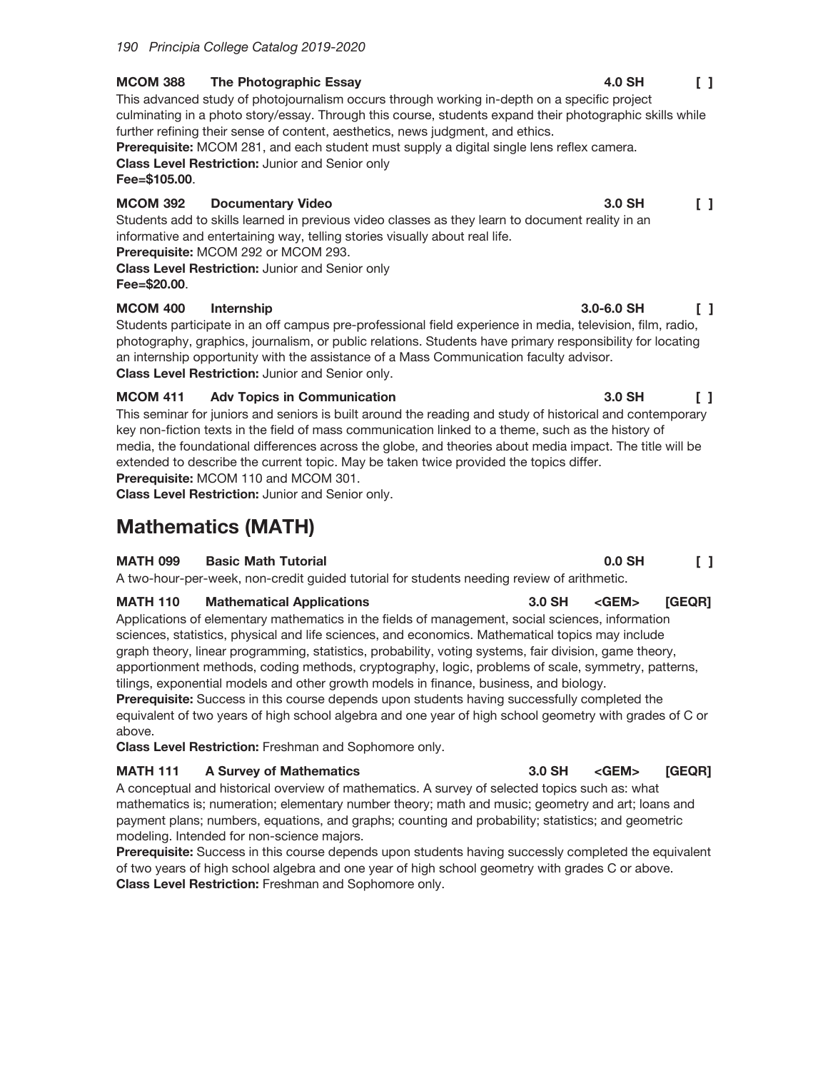**MCOM 388 The Photographic Essay 4.0 SH [ ]**

This advanced study of photojournalism occurs through working in-depth on a specific project culminating in a photo story/essay. Through this course, students expand their photographic skills while further refining their sense of content, aesthetics, news judgment, and ethics.

**Prerequisite:** MCOM 281, and each student must supply a digital single lens reflex camera.

**Class Level Restriction:** Junior and Senior only

**Fee=$105.00**.

**MCOM 392 Documentary Video 3.0 SH [ ]**

Students add to skills learned in previous video classes as they learn to document reality in an informative and entertaining way, telling stories visually about real life.

**Prerequisite:** MCOM 292 or MCOM 293.

**Class Level Restriction:** Junior and Senior only

**Fee=$20.00**.

**MCOM 400 Internship 3.0-6.0 SH [ ]**

Students participate in an off campus pre-professional field experience in media, television, film, radio, photography, graphics, journalism, or public relations. Students have primary responsibility for locating an internship opportunity with the assistance of a Mass Communication faculty advisor.

**Class Level Restriction:** Junior and Senior only.

**MCOM 411 Adv Topics in Communication 3.0 SH [ ]**

This seminar for juniors and seniors is built around the reading and study of historical and contemporary key non-fiction texts in the field of mass communication linked to a theme, such as the history of media, the foundational differences across the globe, and theories about media impact. The title will be extended to describe the current topic. May be taken twice provided the topics differ.

**Prerequisite:** MCOM 110 and MCOM 301.

**Class Level Restriction:** Junior and Senior only.

## Mathematics (MATH)

**MATH 099 Basic Math Tutorial 0.0 SH [ ]**

A two-hour-per-week, non-credit guided tutorial for students needing review of arithmetic.

**MATH 110 Mathematical Applications 3.0 SH <GEM> [GEQR]**

Applications of elementary mathematics in the fields of management, social sciences, information sciences, statistics, physical and life sciences, and economics. Mathematical topics may include graph theory, linear programming, statistics, probability, voting systems, fair division, game theory, apportionment methods, coding methods, cryptography, logic, problems of scale, symmetry, patterns, tilings, exponential models and other growth models in finance, business, and biology.

**Prerequisite:** Success in this course depends upon students having successfully completed the equivalent of two years of high school algebra and one year of high school geometry with grades of C or above.

**Class Level Restriction:** Freshman and Sophomore only.

**MATH 111 A Survey of Mathematics 3.0 SH <GEM> [GEQR]**

A conceptual and historical overview of mathematics. A survey of selected topics such as: what mathematics is; numeration; elementary number theory; math and music; geometry and art; loans and payment plans; numbers, equations, and graphs; counting and probability; statistics; and geometric modeling. Intended for non-science majors.

**Prerequisite:** Success in this course depends upon students having successly completed the equivalent of two years of high school algebra and one year of high school geometry with grades C or above.

**Class Level Restriction:** Freshman and Sophomore only.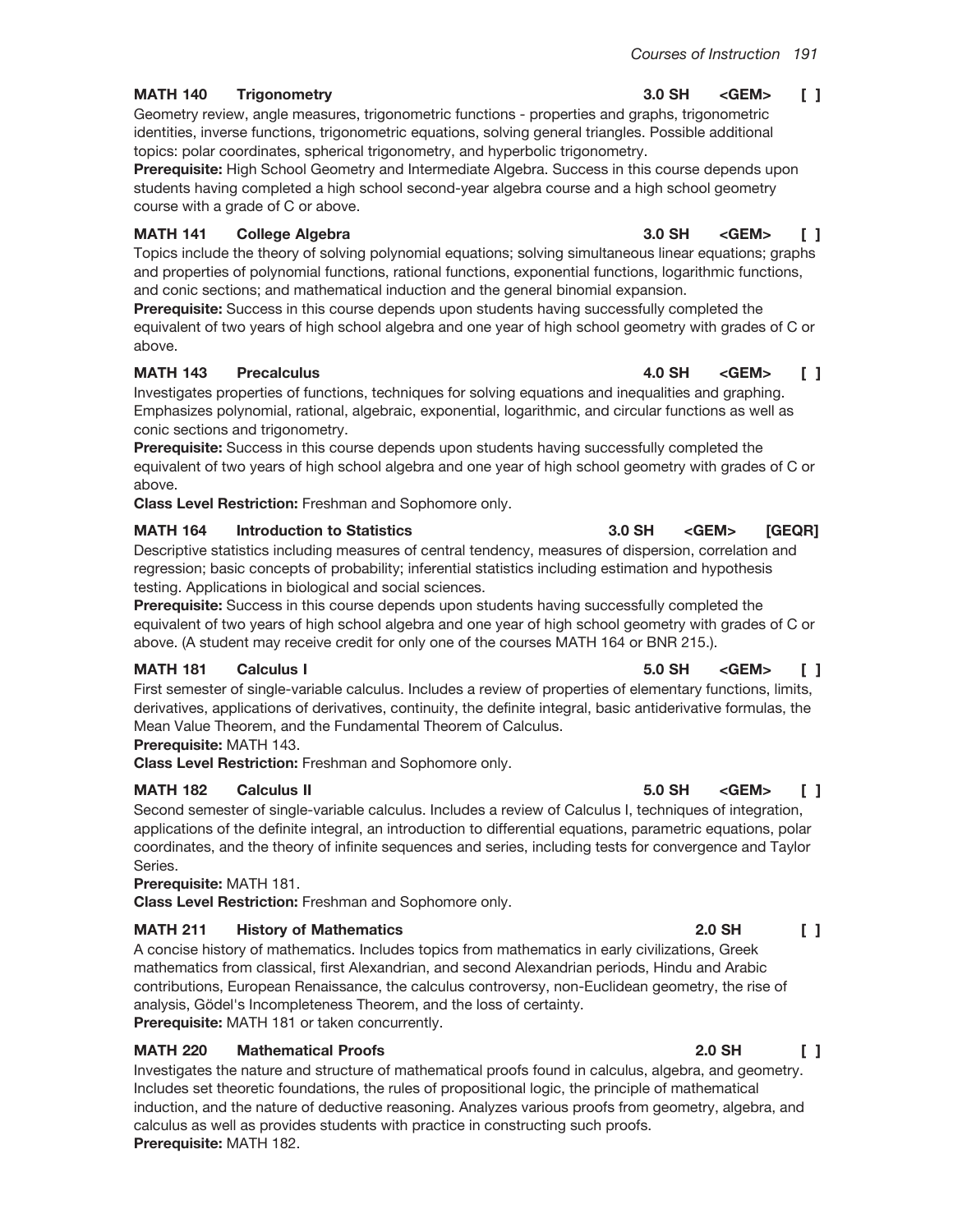**MATH 140 Trigonometry** 3.0 SH <GEM> [ ]

Geometry review, angle measures, trigonometric functions - properties and graphs, trigonometric identities, inverse functions, trigonometric equations, solving general triangles. Possible additional topics: polar coordinates, spherical trigonometry, and hyperbolic trigonometry.

**Prerequisite:** High School Geometry and Intermediate Algebra. Success in this course depends upon students having completed a high school second-year algebra course and a high school geometry course with a grade of C or above.

**MATH 141 College Algebra** 3.0 SH <GEM> [ ]

Topics include the theory of solving polynomial equations; solving simultaneous linear equations; graphs and properties of polynomial functions, rational functions, exponential functions, logarithmic functions, and conic sections; and mathematical induction and the general binomial expansion.

**Prerequisite:** Success in this course depends upon students having successfully completed the equivalent of two years of high school algebra and one year of high school geometry with grades of C or above.

**MATH 143 Precalculus** 4.0 SH <GEM> [ ]

Investigates properties of functions, techniques for solving equations and inequalities and graphing. Emphasizes polynomial, rational, algebraic, exponential, logarithmic, and circular functions as well as conic sections and trigonometry.

**Prerequisite:** Success in this course depends upon students having successfully completed the equivalent of two years of high school algebra and one year of high school geometry with grades of C or above.

**Class Level Restriction:** Freshman and Sophomore only.

**MATH 164 Introduction to Statistics** 3.0 SH <GEM> [GEQR]

Descriptive statistics including measures of central tendency, measures of dispersion, correlation and regression; basic concepts of probability; inferential statistics including estimation and hypothesis testing. Applications in biological and social sciences.

**Prerequisite:** Success in this course depends upon students having successfully completed the equivalent of two years of high school algebra and one year of high school geometry with grades of C or above. (A student may receive credit for only one of the courses MATH 164 or BNR 215.).

**MATH 181 Calculus I** 5.0 SH <GEM> [ ]

First semester of single-variable calculus. Includes a review of properties of elementary functions, limits, derivatives, applications of derivatives, continuity, the definite integral, basic antiderivative formulas, the Mean Value Theorem, and the Fundamental Theorem of Calculus.

**Prerequisite:** MATH 143.

**Class Level Restriction:** Freshman and Sophomore only.

**MATH 182 Calculus II** 5.0 SH <GEM> [ ]

Second semester of single-variable calculus. Includes a review of Calculus I, techniques of integration, applications of the definite integral, an introduction to differential equations, parametric equations, polar coordinates, and the theory of infinite sequences and series, including tests for convergence and Taylor Series.

**Prerequisite:** MATH 181.

**Class Level Restriction:** Freshman and Sophomore only.

**MATH 211 History of Mathematics** 2.0 SH [ ]

A concise history of mathematics. Includes topics from mathematics in early civilizations, Greek mathematics from classical, first Alexandrian, and second Alexandrian periods, Hindu and Arabic contributions, European Renaissance, the calculus controversy, non-Euclidean geometry, the rise of analysis, Gödel's Incompleteness Theorem, and the loss of certainty.

**Prerequisite:** MATH 181 or taken concurrently.

**MATH 220 Mathematical Proofs** 2.0 SH [ ]

Investigates the nature and structure of mathematical proofs found in calculus, algebra, and geometry. Includes set theoretic foundations, the rules of propositional logic, the principle of mathematical induction, and the nature of deductive reasoning. Analyzes various proofs from geometry, algebra, and calculus as well as provides students with practice in constructing such proofs.

**Prerequisite:** MATH 182.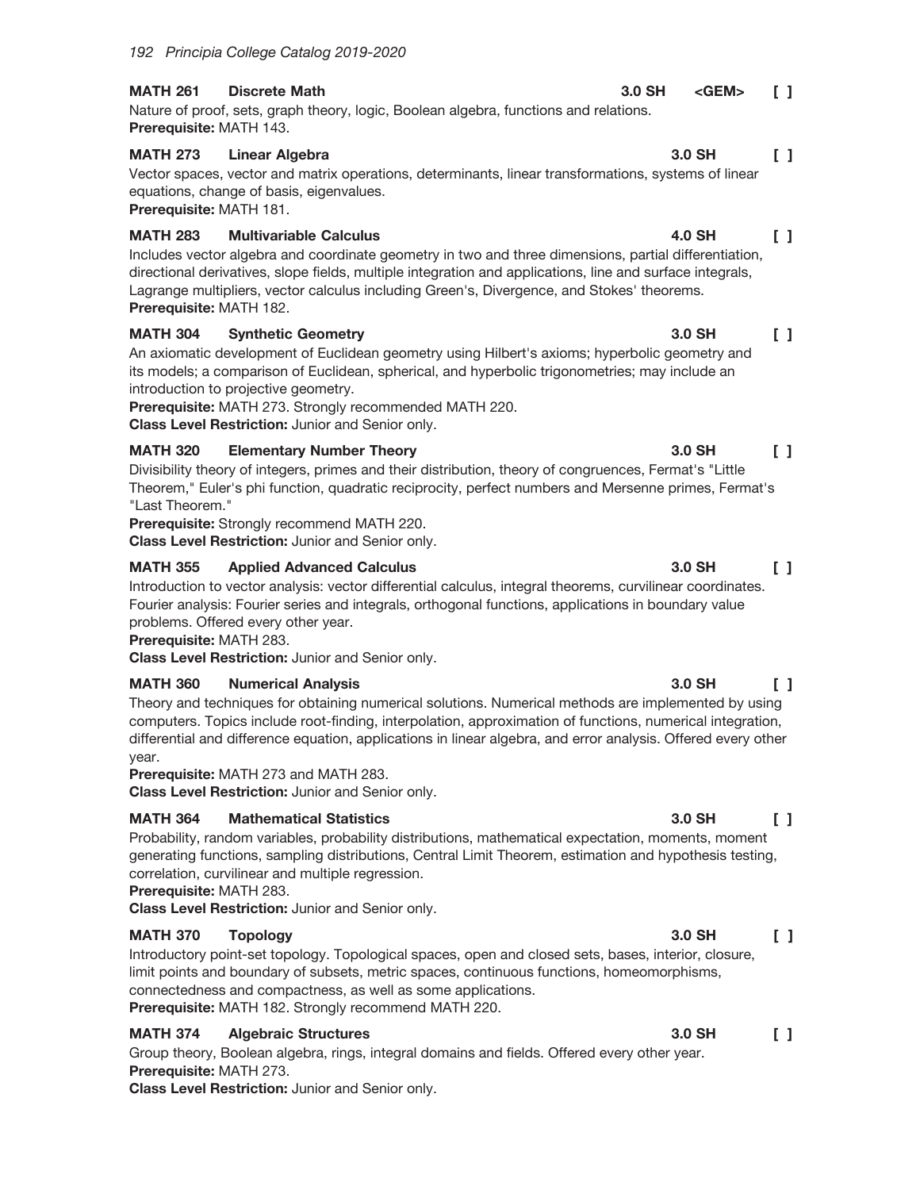**MATH 261 Discrete Math** 3.0 SH <GEM> [ ]

Nature of proof, sets, graph theory, logic, Boolean algebra, functions and relations.
**Prerequisite:** MATH 143.

**MATH 273 Linear Algebra** 3.0 SH [ ]

Vector spaces, vector and matrix operations, determinants, linear transformations, systems of linear equations, change of basis, eigenvalues.
**Prerequisite:** MATH 181.

**MATH 283 Multivariable Calculus** 4.0 SH [ ]

Includes vector algebra and coordinate geometry in two and three dimensions, partial differentiation, directional derivatives, slope fields, multiple integration and applications, line and surface integrals, Lagrange multipliers, vector calculus including Green's, Divergence, and Stokes' theorems.
**Prerequisite:** MATH 182.

**MATH 304 Synthetic Geometry** 3.0 SH [ ]

An axiomatic development of Euclidean geometry using Hilbert's axioms; hyperbolic geometry and its models; a comparison of Euclidean, spherical, and hyperbolic trigonometries; may include an introduction to projective geometry.
**Prerequisite:** MATH 273. Strongly recommended MATH 220.
**Class Level Restriction:** Junior and Senior only.

**MATH 320 Elementary Number Theory** 3.0 SH [ ]

Divisibility theory of integers, primes and their distribution, theory of congruences, Fermat's "Little Theorem," Euler's phi function, quadratic reciprocity, perfect numbers and Mersenne primes, Fermat's "Last Theorem."
**Prerequisite:** Strongly recommend MATH 220.
**Class Level Restriction:** Junior and Senior only.

**MATH 355 Applied Advanced Calculus** 3.0 SH [ ]

Introduction to vector analysis: vector differential calculus, integral theorems, curvilinear coordinates. Fourier analysis: Fourier series and integrals, orthogonal functions, applications in boundary value problems. Offered every other year.
**Prerequisite:** MATH 283.
**Class Level Restriction:** Junior and Senior only.

**MATH 360 Numerical Analysis** 3.0 SH [ ]

Theory and techniques for obtaining numerical solutions. Numerical methods are implemented by using computers. Topics include root-finding, interpolation, approximation of functions, numerical integration, differential and difference equation, applications in linear algebra, and error analysis. Offered every other year.
**Prerequisite:** MATH 273 and MATH 283.
**Class Level Restriction:** Junior and Senior only.

**MATH 364 Mathematical Statistics** 3.0 SH [ ]

Probability, random variables, probability distributions, mathematical expectation, moments, moment generating functions, sampling distributions, Central Limit Theorem, estimation and hypothesis testing, correlation, curvilinear and multiple regression.
**Prerequisite:** MATH 283.
**Class Level Restriction:** Junior and Senior only.

**MATH 370 Topology** 3.0 SH [ ]

Introductory point-set topology. Topological spaces, open and closed sets, bases, interior, closure, limit points and boundary of subsets, metric spaces, continuous functions, homeomorphisms, connectedness and compactness, as well as some applications.
**Prerequisite:** MATH 182. Strongly recommend MATH 220.

**MATH 374 Algebraic Structures** 3.0 SH [ ]

Group theory, Boolean algebra, rings, integral domains and fields. Offered every other year.
**Prerequisite:** MATH 273.
**Class Level Restriction:** Junior and Senior only.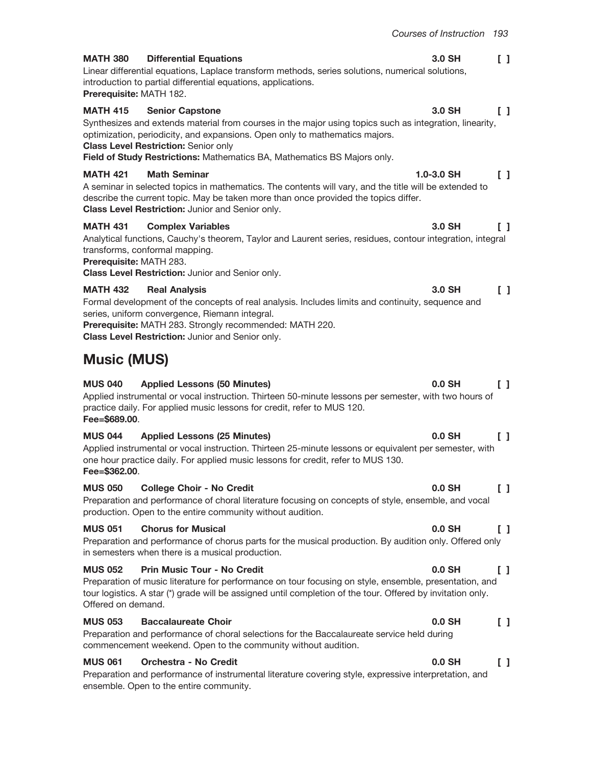**MATH 380 Differential Equations 3.0 SH [ ]**
Linear differential equations, Laplace transform methods, series solutions, numerical solutions, introduction to partial differential equations, applications.
**Prerequisite:** MATH 182.

**MATH 415 Senior Capstone 3.0 SH [ ]**
Synthesizes and extends material from courses in the major using topics such as integration, linearity, optimization, periodicity, and expansions. Open only to mathematics majors.
**Class Level Restriction:** Senior only
**Field of Study Restrictions:** Mathematics BA, Mathematics BS Majors only.

**MATH 421 Math Seminar 1.0-3.0 SH [ ]**
A seminar in selected topics in mathematics. The contents will vary, and the title will be extended to describe the current topic. May be taken more than once provided the topics differ.
**Class Level Restriction:** Junior and Senior only.

**MATH 431 Complex Variables 3.0 SH [ ]**
Analytical functions, Cauchy's theorem, Taylor and Laurent series, residues, contour integration, integral transforms, conformal mapping.
**Prerequisite:** MATH 283.
**Class Level Restriction:** Junior and Senior only.

**MATH 432 Real Analysis 3.0 SH [ ]**
Formal development of the concepts of real analysis. Includes limits and continuity, sequence and series, uniform convergence, Riemann integral.
**Prerequisite:** MATH 283. Strongly recommended: MATH 220.
**Class Level Restriction:** Junior and Senior only.

## Music (MUS)

**MUS 040 Applied Lessons (50 Minutes) 0.0 SH [ ]**
Applied instrumental or vocal instruction. Thirteen 50-minute lessons per semester, with two hours of practice daily. For applied music lessons for credit, refer to MUS 120.
**Fee=$689.00**.

**MUS 044 Applied Lessons (25 Minutes) 0.0 SH [ ]**
Applied instrumental or vocal instruction. Thirteen 25-minute lessons or equivalent per semester, with one hour practice daily. For applied music lessons for credit, refer to MUS 130.
**Fee=$362.00**.

**MUS 050 College Choir - No Credit 0.0 SH [ ]**
Preparation and performance of choral literature focusing on concepts of style, ensemble, and vocal production. Open to the entire community without audition.

**MUS 051 Chorus for Musical 0.0 SH [ ]**
Preparation and performance of chorus parts for the musical production. By audition only. Offered only in semesters when there is a musical production.

**MUS 052 Prin Music Tour - No Credit 0.0 SH [ ]**
Preparation of music literature for performance on tour focusing on style, ensemble, presentation, and tour logistics. A star (*) grade will be assigned until completion of the tour. Offered by invitation only. Offered on demand.

**MUS 053 Baccalaureate Choir 0.0 SH [ ]**
Preparation and performance of choral selections for the Baccalaureate service held during commencement weekend. Open to the community without audition.

**MUS 061 Orchestra - No Credit 0.0 SH [ ]**
Preparation and performance of instrumental literature covering style, expressive interpretation, and ensemble. Open to the entire community.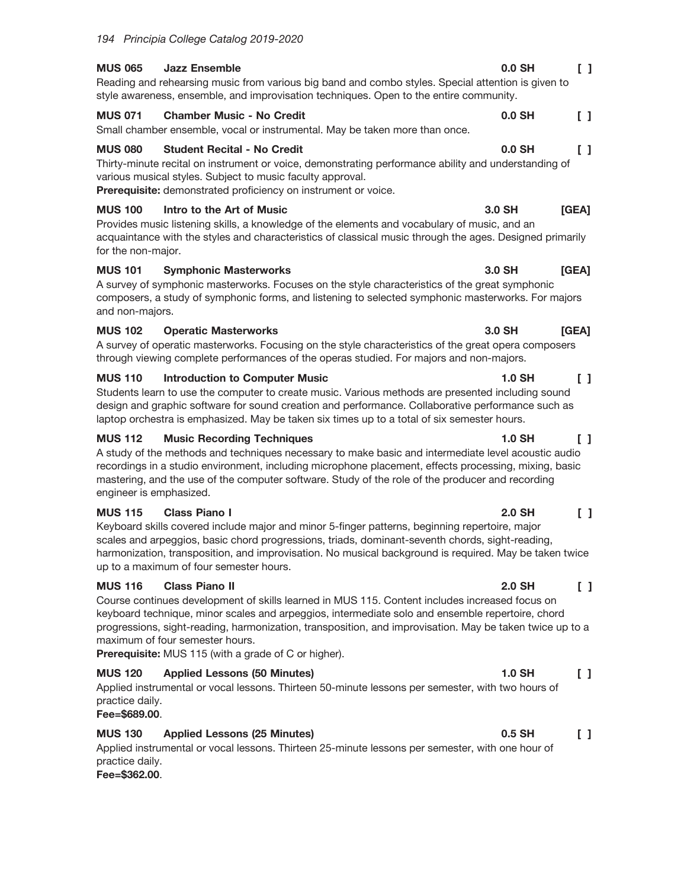**MUS 065 Jazz Ensemble** **0.0 SH** **[ ]**

Reading and rehearsing music from various big band and combo styles. Special attention is given to style awareness, ensemble, and improvisation techniques. Open to the entire community.

**MUS 071 Chamber Music - No Credit** **0.0 SH** **[ ]**

Small chamber ensemble, vocal or instrumental. May be taken more than once.

**MUS 080 Student Recital - No Credit** **0.0 SH** **[ ]**

Thirty-minute recital on instrument or voice, demonstrating performance ability and understanding of various musical styles. Subject to music faculty approval.

**Prerequisite:** demonstrated proficiency on instrument or voice.

**MUS 100 Intro to the Art of Music** **3.0 SH** **[GEA]**

Provides music listening skills, a knowledge of the elements and vocabulary of music, and an acquaintance with the styles and characteristics of classical music through the ages. Designed primarily for the non-major.

**MUS 101 Symphonic Masterworks** **3.0 SH** **[GEA]**

A survey of symphonic masterworks. Focuses on the style characteristics of the great symphonic composers, a study of symphonic forms, and listening to selected symphonic masterworks. For majors and non-majors.

**MUS 102 Operatic Masterworks** **3.0 SH** **[GEA]**

A survey of operatic masterworks. Focusing on the style characteristics of the great opera composers through viewing complete performances of the operas studied. For majors and non-majors.

**MUS 110 Introduction to Computer Music** **1.0 SH** **[ ]**

Students learn to use the computer to create music. Various methods are presented including sound design and graphic software for sound creation and performance. Collaborative performance such as laptop orchestra is emphasized. May be taken six times up to a total of six semester hours.

**MUS 112 Music Recording Techniques** **1.0 SH** **[ ]**

A study of the methods and techniques necessary to make basic and intermediate level acoustic audio recordings in a studio environment, including microphone placement, effects processing, mixing, basic mastering, and the use of the computer software. Study of the role of the producer and recording engineer is emphasized.

**MUS 115 Class Piano I** **2.0 SH** **[ ]**

Keyboard skills covered include major and minor 5-finger patterns, beginning repertoire, major scales and arpeggios, basic chord progressions, triads, dominant-seventh chords, sight-reading, harmonization, transposition, and improvisation. No musical background is required. May be taken twice up to a maximum of four semester hours.

**MUS 116 Class Piano II** **2.0 SH** **[ ]**

Course continues development of skills learned in MUS 115. Content includes increased focus on keyboard technique, minor scales and arpeggios, intermediate solo and ensemble repertoire, chord progressions, sight-reading, harmonization, transposition, and improvisation. May be taken twice up to a maximum of four semester hours.

**Prerequisite:** MUS 115 (with a grade of C or higher).

**MUS 120 Applied Lessons (50 Minutes)** **1.0 SH** **[ ]**

Applied instrumental or vocal lessons. Thirteen 50-minute lessons per semester, with two hours of practice daily.

**Fee=$689.00**.

**MUS 130 Applied Lessons (25 Minutes)** **0.5 SH** **[ ]**

Applied instrumental or vocal lessons. Thirteen 25-minute lessons per semester, with one hour of practice daily.

**Fee=$362.00**.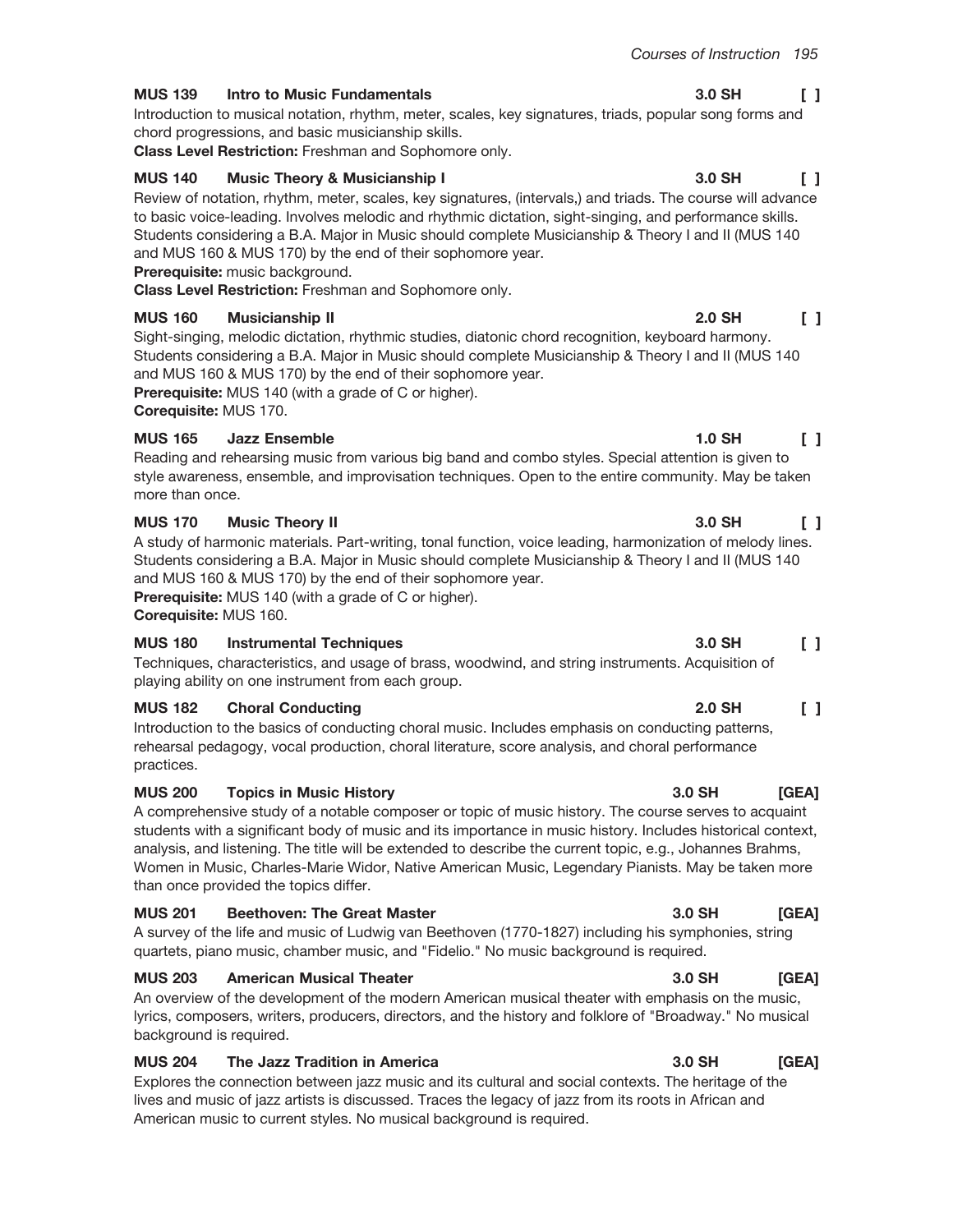**MUS 139 Intro to Music Fundamentals 3.0 SH [ ]**
Introduction to musical notation, rhythm, meter, scales, key signatures, triads, popular song forms and chord progressions, and basic musicianship skills.
**Class Level Restriction:** Freshman and Sophomore only.

**MUS 140 Music Theory & Musicianship I 3.0 SH [ ]**
Review of notation, rhythm, meter, scales, key signatures, (intervals,) and triads. The course will advance to basic voice-leading. Involves melodic and rhythmic dictation, sight-singing, and performance skills. Students considering a B.A. Major in Music should complete Musicianship & Theory I and II (MUS 140 and MUS 160 & MUS 170) by the end of their sophomore year.
**Prerequisite:** music background.
**Class Level Restriction:** Freshman and Sophomore only.

**MUS 160 Musicianship II 2.0 SH [ ]**
Sight-singing, melodic dictation, rhythmic studies, diatonic chord recognition, keyboard harmony. Students considering a B.A. Major in Music should complete Musicianship & Theory I and II (MUS 140 and MUS 160 & MUS 170) by the end of their sophomore year.
**Prerequisite:** MUS 140 (with a grade of C or higher).
**Corequisite:** MUS 170.

**MUS 165 Jazz Ensemble 1.0 SH [ ]**
Reading and rehearsing music from various big band and combo styles. Special attention is given to style awareness, ensemble, and improvisation techniques. Open to the entire community. May be taken more than once.

**MUS 170 Music Theory II 3.0 SH [ ]**
A study of harmonic materials. Part-writing, tonal function, voice leading, harmonization of melody lines. Students considering a B.A. Major in Music should complete Musicianship & Theory I and II (MUS 140 and MUS 160 & MUS 170) by the end of their sophomore year.
**Prerequisite:** MUS 140 (with a grade of C or higher).
**Corequisite:** MUS 160.

**MUS 180 Instrumental Techniques 3.0 SH [ ]**
Techniques, characteristics, and usage of brass, woodwind, and string instruments. Acquisition of playing ability on one instrument from each group.

**MUS 182 Choral Conducting 2.0 SH [ ]**
Introduction to the basics of conducting choral music. Includes emphasis on conducting patterns, rehearsal pedagogy, vocal production, choral literature, score analysis, and choral performance practices.

**MUS 200 Topics in Music History 3.0 SH [GEA]**
A comprehensive study of a notable composer or topic of music history. The course serves to acquaint students with a significant body of music and its importance in music history. Includes historical context, analysis, and listening. The title will be extended to describe the current topic, e.g., Johannes Brahms, Women in Music, Charles-Marie Widor, Native American Music, Legendary Pianists. May be taken more than once provided the topics differ.

**MUS 201 Beethoven: The Great Master 3.0 SH [GEA]**
A survey of the life and music of Ludwig van Beethoven (1770-1827) including his symphonies, string quartets, piano music, chamber music, and "Fidelio." No music background is required.

**MUS 203 American Musical Theater 3.0 SH [GEA]**
An overview of the development of the modern American musical theater with emphasis on the music, lyrics, composers, writers, producers, directors, and the history and folklore of "Broadway." No musical background is required.

**MUS 204 The Jazz Tradition in America 3.0 SH [GEA]**
Explores the connection between jazz music and its cultural and social contexts. The heritage of the lives and music of jazz artists is discussed. Traces the legacy of jazz from its roots in African and American music to current styles. No musical background is required.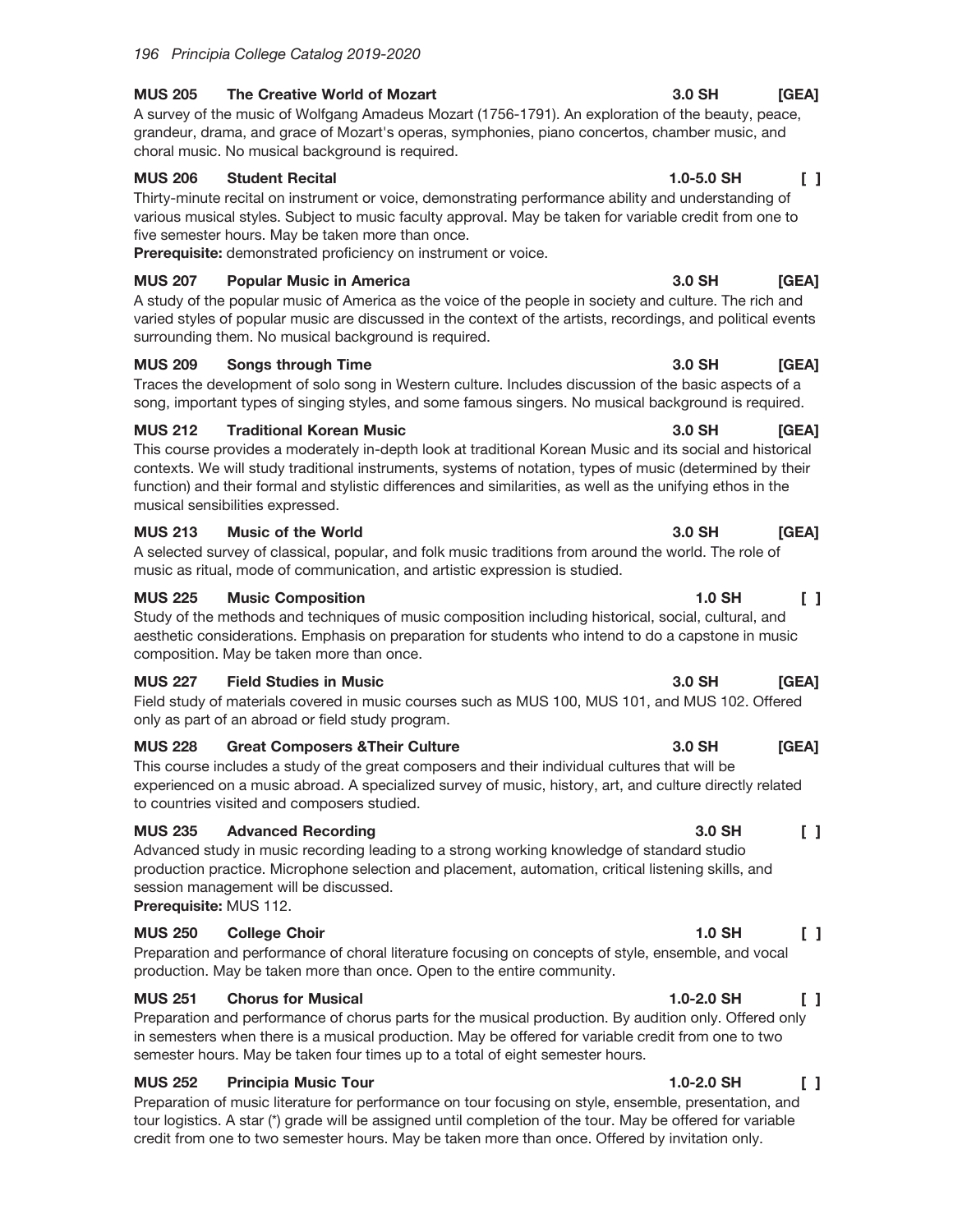**MUS 205 The Creative World of Mozart** **3.0 SH** **[GEA]**
A survey of the music of Wolfgang Amadeus Mozart (1756-1791). An exploration of the beauty, peace, grandeur, drama, and grace of Mozart's operas, symphonies, piano concertos, chamber music, and choral music. No musical background is required.

**MUS 206 Student Recital** **1.0-5.0 SH** **[ ]**
Thirty-minute recital on instrument or voice, demonstrating performance ability and understanding of various musical styles. Subject to music faculty approval. May be taken for variable credit from one to five semester hours. May be taken more than once.
**Prerequisite:** demonstrated proficiency on instrument or voice.

**MUS 207 Popular Music in America** **3.0 SH** **[GEA]**
A study of the popular music of America as the voice of the people in society and culture. The rich and varied styles of popular music are discussed in the context of the artists, recordings, and political events surrounding them. No musical background is required.

**MUS 209 Songs through Time** **3.0 SH** **[GEA]**
Traces the development of solo song in Western culture. Includes discussion of the basic aspects of a song, important types of singing styles, and some famous singers. No musical background is required.

**MUS 212 Traditional Korean Music** **3.0 SH** **[GEA]**
This course provides a moderately in-depth look at traditional Korean Music and its social and historical contexts. We will study traditional instruments, systems of notation, types of music (determined by their function) and their formal and stylistic differences and similarities, as well as the unifying ethos in the musical sensibilities expressed.

**MUS 213 Music of the World** **3.0 SH** **[GEA]**
A selected survey of classical, popular, and folk music traditions from around the world. The role of music as ritual, mode of communication, and artistic expression is studied.

**MUS 225 Music Composition** **1.0 SH** **[ ]**
Study of the methods and techniques of music composition including historical, social, cultural, and aesthetic considerations. Emphasis on preparation for students who intend to do a capstone in music composition. May be taken more than once.

**MUS 227 Field Studies in Music** **3.0 SH** **[GEA]**
Field study of materials covered in music courses such as MUS 100, MUS 101, and MUS 102. Offered only as part of an abroad or field study program.

**MUS 228 Great Composers &Their Culture** **3.0 SH** **[GEA]**
This course includes a study of the great composers and their individual cultures that will be experienced on a music abroad. A specialized survey of music, history, art, and culture directly related to countries visited and composers studied.

**MUS 235 Advanced Recording** **3.0 SH** **[ ]**
Advanced study in music recording leading to a strong working knowledge of standard studio production practice. Microphone selection and placement, automation, critical listening skills, and session management will be discussed.
**Prerequisite:** MUS 112.

**MUS 250 College Choir** **1.0 SH** **[ ]**
Preparation and performance of choral literature focusing on concepts of style, ensemble, and vocal production. May be taken more than once. Open to the entire community.

**MUS 251 Chorus for Musical** **1.0-2.0 SH** **[ ]**
Preparation and performance of chorus parts for the musical production. By audition only. Offered only in semesters when there is a musical production. May be offered for variable credit from one to two semester hours. May be taken four times up to a total of eight semester hours.

**MUS 252 Principia Music Tour** **1.0-2.0 SH** **[ ]**
Preparation of music literature for performance on tour focusing on style, ensemble, presentation, and tour logistics. A star (*) grade will be assigned until completion of the tour. May be offered for variable credit from one to two semester hours. May be taken more than once. Offered by invitation only.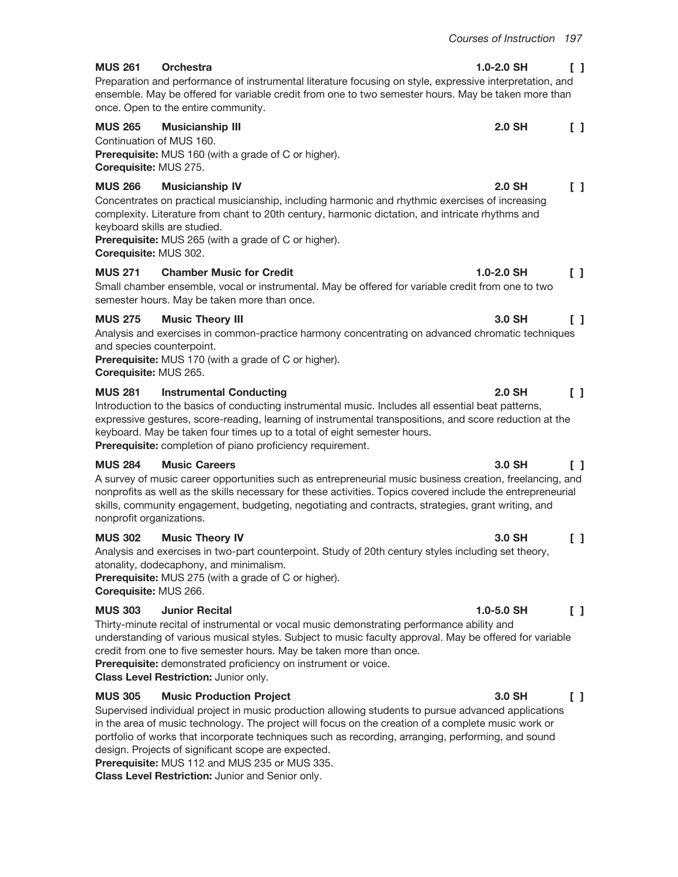**MUS 261 Orchestra** **1.0-2.0 SH** [ ]

Preparation and performance of instrumental literature focusing on style, expressive interpretation, and ensemble. May be offered for variable credit from one to two semester hours. May be taken more than once. Open to the entire community.

**MUS 265 Musicianship III** **2.0 SH** [ ]

Continuation of MUS 160.

**Prerequisite:** MUS 160 (with a grade of C or higher).

**Corequisite:** MUS 275.

**MUS 266 Musicianship IV** **2.0 SH** [ ]

Concentrates on practical musicianship, including harmonic and rhythmic exercises of increasing complexity. Literature from chant to 20th century, harmonic dictation, and intricate rhythms and keyboard skills are studied.

**Prerequisite:** MUS 265 (with a grade of C or higher).

**Corequisite:** MUS 302.

**MUS 271 Chamber Music for Credit** **1.0-2.0 SH** [ ]

Small chamber ensemble, vocal or instrumental. May be offered for variable credit from one to two semester hours. May be taken more than once.

**MUS 275 Music Theory III** **3.0 SH** [ ]

Analysis and exercises in common-practice harmony concentrating on advanced chromatic techniques and species counterpoint.

**Prerequisite:** MUS 170 (with a grade of C or higher).

**Corequisite:** MUS 265.

**MUS 281 Instrumental Conducting** **2.0 SH** [ ]

Introduction to the basics of conducting instrumental music. Includes all essential beat patterns, expressive gestures, score-reading, learning of instrumental transpositions, and score reduction at the keyboard. May be taken four times up to a total of eight semester hours.

**Prerequisite:** completion of piano proficiency requirement.

**MUS 284 Music Careers** **3.0 SH** [ ]

A survey of music career opportunities such as entrepreneurial music business creation, freelancing, and nonprofits as well as the skills necessary for these activities. Topics covered include the entrepreneurial skills, community engagement, budgeting, negotiating and contracts, strategies, grant writing, and nonprofit organizations.

**MUS 302 Music Theory IV** **3.0 SH** [ ]

Analysis and exercises in two-part counterpoint. Study of 20th century styles including set theory, atonality, dodecaphony, and minimalism.

**Prerequisite:** MUS 275 (with a grade of C or higher).

**Corequisite:** MUS 266.

**MUS 303 Junior Recital** **1.0-5.0 SH** [ ]

Thirty-minute recital of instrumental or vocal music demonstrating performance ability and understanding of various musical styles. Subject to music faculty approval. May be offered for variable credit from one to five semester hours. May be taken more than once.

**Prerequisite:** demonstrated proficiency on instrument or voice.

**Class Level Restriction:** Junior only.

**MUS 305 Music Production Project** **3.0 SH** [ ]

Supervised individual project in music production allowing students to pursue advanced applications in the area of music technology. The project will focus on the creation of a complete music work or portfolio of works that incorporate techniques such as recording, arranging, performing, and sound design. Projects of significant scope are expected.

**Prerequisite:** MUS 112 and MUS 235 or MUS 335.

**Class Level Restriction:** Junior and Senior only.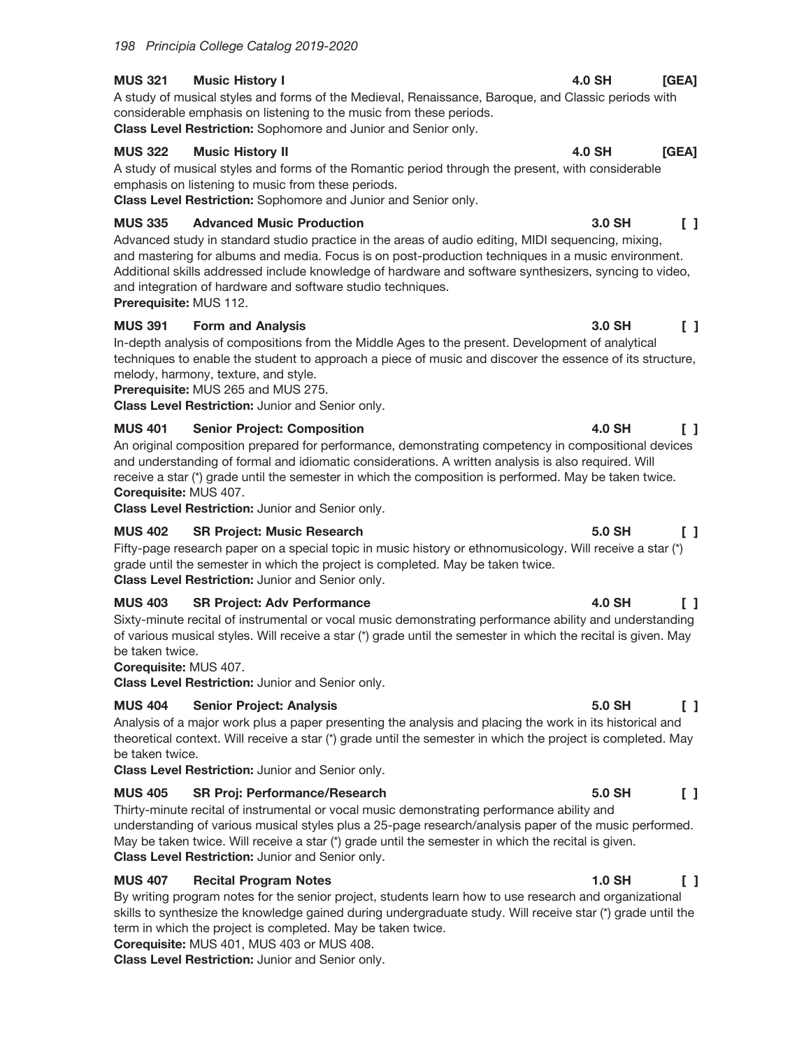**MUS 321 Music History I** 4.0 SH [GEA]

A study of musical styles and forms of the Medieval, Renaissance, Baroque, and Classic periods with considerable emphasis on listening to the music from these periods.

**Class Level Restriction:** Sophomore and Junior and Senior only.

**MUS 322 Music History II** 4.0 SH [GEA]

A study of musical styles and forms of the Romantic period through the present, with considerable emphasis on listening to music from these periods.

**Class Level Restriction:** Sophomore and Junior and Senior only.

**MUS 335 Advanced Music Production** 3.0 SH [ ]

Advanced study in standard studio practice in the areas of audio editing, MIDI sequencing, mixing, and mastering for albums and media. Focus is on post-production techniques in a music environment. Additional skills addressed include knowledge of hardware and software synthesizers, syncing to video, and integration of hardware and software studio techniques.

**Prerequisite:** MUS 112.

**MUS 391 Form and Analysis** 3.0 SH [ ]

In-depth analysis of compositions from the Middle Ages to the present. Development of analytical techniques to enable the student to approach a piece of music and discover the essence of its structure, melody, harmony, texture, and style.

**Prerequisite:** MUS 265 and MUS 275.

**Class Level Restriction:** Junior and Senior only.

**MUS 401 Senior Project: Composition** 4.0 SH [ ]

An original composition prepared for performance, demonstrating competency in compositional devices and understanding of formal and idiomatic considerations. A written analysis is also required. Will receive a star (*) grade until the semester in which the composition is performed. May be taken twice.

**Corequisite:** MUS 407.

**Class Level Restriction:** Junior and Senior only.

**MUS 402 SR Project: Music Research** 5.0 SH [ ]

Fifty-page research paper on a special topic in music history or ethnomusicology. Will receive a star (*) grade until the semester in which the project is completed. May be taken twice.

**Class Level Restriction:** Junior and Senior only.

**MUS 403 SR Project: Adv Performance** 4.0 SH [ ]

Sixty-minute recital of instrumental or vocal music demonstrating performance ability and understanding of various musical styles. Will receive a star (*) grade until the semester in which the recital is given. May be taken twice.

**Corequisite:** MUS 407.

**Class Level Restriction:** Junior and Senior only.

**MUS 404 Senior Project: Analysis** 5.0 SH [ ]

Analysis of a major work plus a paper presenting the analysis and placing the work in its historical and theoretical context. Will receive a star (*) grade until the semester in which the project is completed. May be taken twice.

**Class Level Restriction:** Junior and Senior only.

**MUS 405 SR Proj: Performance/Research** 5.0 SH [ ]

Thirty-minute recital of instrumental or vocal music demonstrating performance ability and understanding of various musical styles plus a 25-page research/analysis paper of the music performed. May be taken twice. Will receive a star (*) grade until the semester in which the recital is given.

**Class Level Restriction:** Junior and Senior only.

**MUS 407 Recital Program Notes** 1.0 SH [ ]

By writing program notes for the senior project, students learn how to use research and organizational skills to synthesize the knowledge gained during undergraduate study. Will receive star (*) grade until the term in which the project is completed. May be taken twice.

**Corequisite:** MUS 401, MUS 403 or MUS 408.

**Class Level Restriction:** Junior and Senior only.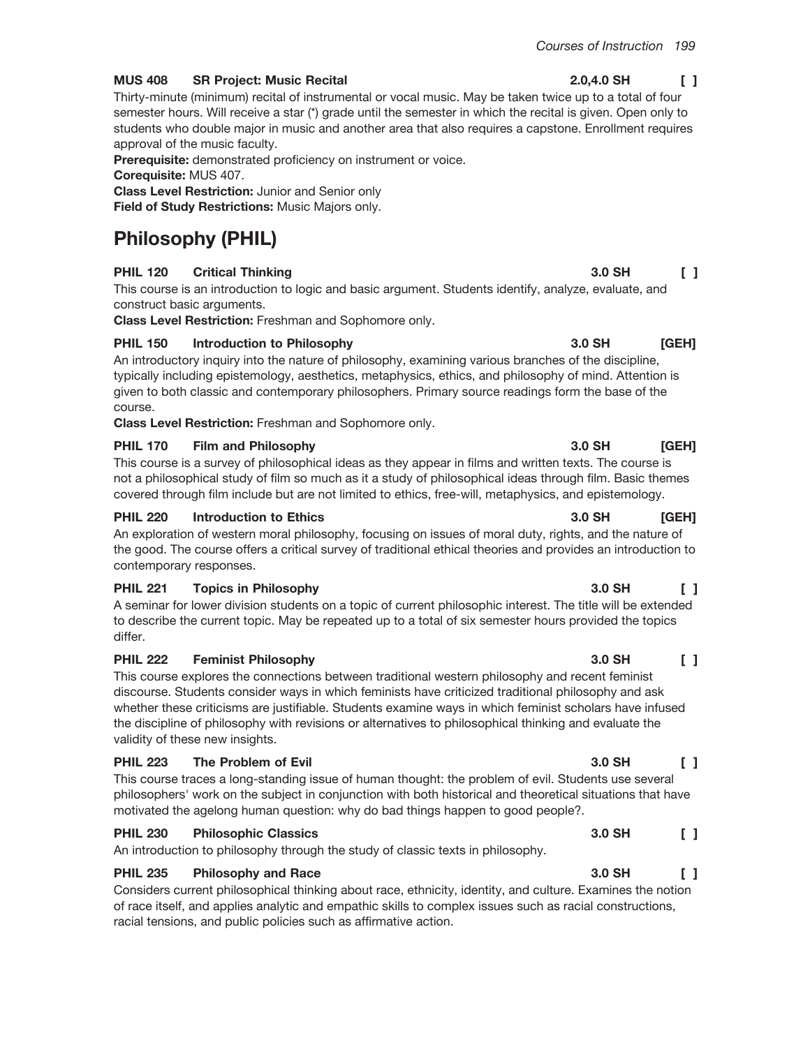**MUS 408 SR Project: Music Recital** 2.0,4.0 SH [ ]

Thirty-minute (minimum) recital of instrumental or vocal music. May be taken twice up to a total of four semester hours. Will receive a star (*) grade until the semester in which the recital is given. Open only to students who double major in music and another area that also requires a capstone. Enrollment requires approval of the music faculty.

**Prerequisite:** demonstrated proficiency on instrument or voice.
**Corequisite:** MUS 407.
**Class Level Restriction:** Junior and Senior only
**Field of Study Restrictions:** Music Majors only.

## Philosophy (PHIL)

**PHIL 120 Critical Thinking** 3.0 SH [ ]

This course is an introduction to logic and basic argument. Students identify, analyze, evaluate, and construct basic arguments.

**Class Level Restriction:** Freshman and Sophomore only.

**PHIL 150 Introduction to Philosophy** 3.0 SH [GEH]

An introductory inquiry into the nature of philosophy, examining various branches of the discipline, typically including epistemology, aesthetics, metaphysics, ethics, and philosophy of mind. Attention is given to both classic and contemporary philosophers. Primary source readings form the base of the course.

**Class Level Restriction:** Freshman and Sophomore only.

**PHIL 170 Film and Philosophy** 3.0 SH [GEH]

This course is a survey of philosophical ideas as they appear in films and written texts. The course is not a philosophical study of film so much as it a study of philosophical ideas through film. Basic themes covered through film include but are not limited to ethics, free-will, metaphysics, and epistemology.

**PHIL 220 Introduction to Ethics** 3.0 SH [GEH]

An exploration of western moral philosophy, focusing on issues of moral duty, rights, and the nature of the good. The course offers a critical survey of traditional ethical theories and provides an introduction to contemporary responses.

**PHIL 221 Topics in Philosophy** 3.0 SH [ ]

A seminar for lower division students on a topic of current philosophic interest. The title will be extended to describe the current topic. May be repeated up to a total of six semester hours provided the topics differ.

**PHIL 222 Feminist Philosophy** 3.0 SH [ ]

This course explores the connections between traditional western philosophy and recent feminist discourse. Students consider ways in which feminists have criticized traditional philosophy and ask whether these criticisms are justifiable. Students examine ways in which feminist scholars have infused the discipline of philosophy with revisions or alternatives to philosophical thinking and evaluate the validity of these new insights.

**PHIL 223 The Problem of Evil** 3.0 SH [ ]

This course traces a long-standing issue of human thought: the problem of evil. Students use several philosophers' work on the subject in conjunction with both historical and theoretical situations that have motivated the agelong human question: why do bad things happen to good people?.

**PHIL 230 Philosophic Classics** 3.0 SH [ ]

An introduction to philosophy through the study of classic texts in philosophy.

**PHIL 235 Philosophy and Race** 3.0 SH [ ]

Considers current philosophical thinking about race, ethnicity, identity, and culture. Examines the notion of race itself, and applies analytic and empathic skills to complex issues such as racial constructions, racial tensions, and public policies such as affirmative action.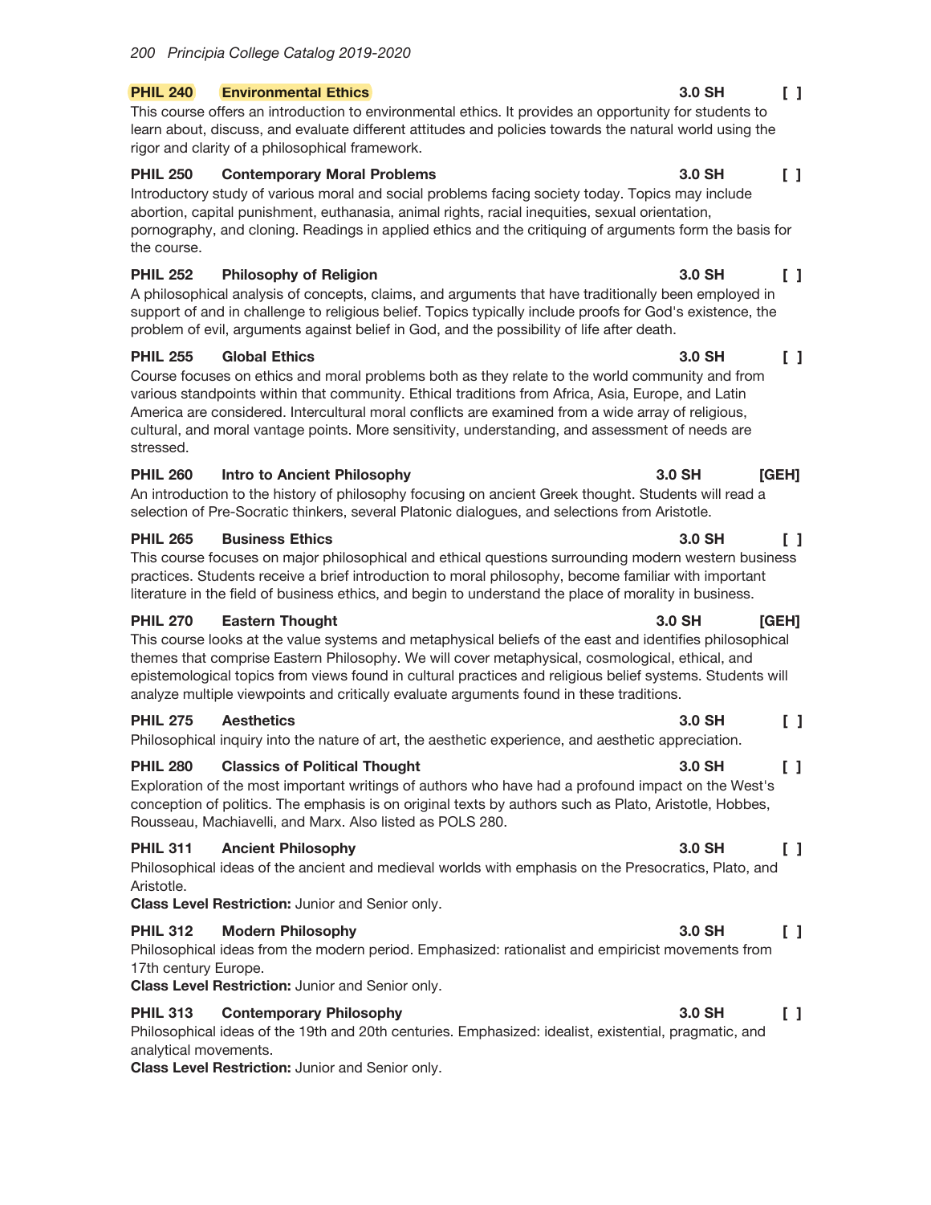**PHIL 240 Environmental Ethics** 3.0 SH [ ]

This course offers an introduction to environmental ethics. It provides an opportunity for students to learn about, discuss, and evaluate different attitudes and policies towards the natural world using the rigor and clarity of a philosophical framework.

**PHIL 250 Contemporary Moral Problems** 3.0 SH [ ]

Introductory study of various moral and social problems facing society today. Topics may include abortion, capital punishment, euthanasia, animal rights, racial inequities, sexual orientation, pornography, and cloning. Readings in applied ethics and the critiquing of arguments form the basis for the course.

**PHIL 252 Philosophy of Religion** 3.0 SH [ ]

A philosophical analysis of concepts, claims, and arguments that have traditionally been employed in support of and in challenge to religious belief. Topics typically include proofs for God's existence, the problem of evil, arguments against belief in God, and the possibility of life after death.

**PHIL 255 Global Ethics** 3.0 SH [ ]

Course focuses on ethics and moral problems both as they relate to the world community and from various standpoints within that community. Ethical traditions from Africa, Asia, Europe, and Latin America are considered. Intercultural moral conflicts are examined from a wide array of religious, cultural, and moral vantage points. More sensitivity, understanding, and assessment of needs are stressed.

**PHIL 260 Intro to Ancient Philosophy** 3.0 SH [GEH]

An introduction to the history of philosophy focusing on ancient Greek thought. Students will read a selection of Pre-Socratic thinkers, several Platonic dialogues, and selections from Aristotle.

**PHIL 265 Business Ethics** 3.0 SH [ ]

This course focuses on major philosophical and ethical questions surrounding modern western business practices. Students receive a brief introduction to moral philosophy, become familiar with important literature in the field of business ethics, and begin to understand the place of morality in business.

**PHIL 270 Eastern Thought** 3.0 SH [GEH]

This course looks at the value systems and metaphysical beliefs of the east and identifies philosophical themes that comprise Eastern Philosophy. We will cover metaphysical, cosmological, ethical, and epistemological topics from views found in cultural practices and religious belief systems. Students will analyze multiple viewpoints and critically evaluate arguments found in these traditions.

**PHIL 275 Aesthetics** 3.0 SH [ ]

Philosophical inquiry into the nature of art, the aesthetic experience, and aesthetic appreciation.

**PHIL 280 Classics of Political Thought** 3.0 SH [ ]

Exploration of the most important writings of authors who have had a profound impact on the West's conception of politics. The emphasis is on original texts by authors such as Plato, Aristotle, Hobbes, Rousseau, Machiavelli, and Marx. Also listed as POLS 280.

**PHIL 311 Ancient Philosophy** 3.0 SH [ ]

Philosophical ideas of the ancient and medieval worlds with emphasis on the Presocratics, Plato, and Aristotle.

**Class Level Restriction:** Junior and Senior only.

**PHIL 312 Modern Philosophy** 3.0 SH [ ]

Philosophical ideas from the modern period. Emphasized: rationalist and empiricist movements from 17th century Europe.

**Class Level Restriction:** Junior and Senior only.

**PHIL 313 Contemporary Philosophy** 3.0 SH [ ]

Philosophical ideas of the 19th and 20th centuries. Emphasized: idealist, existential, pragmatic, and analytical movements.

**Class Level Restriction:** Junior and Senior only.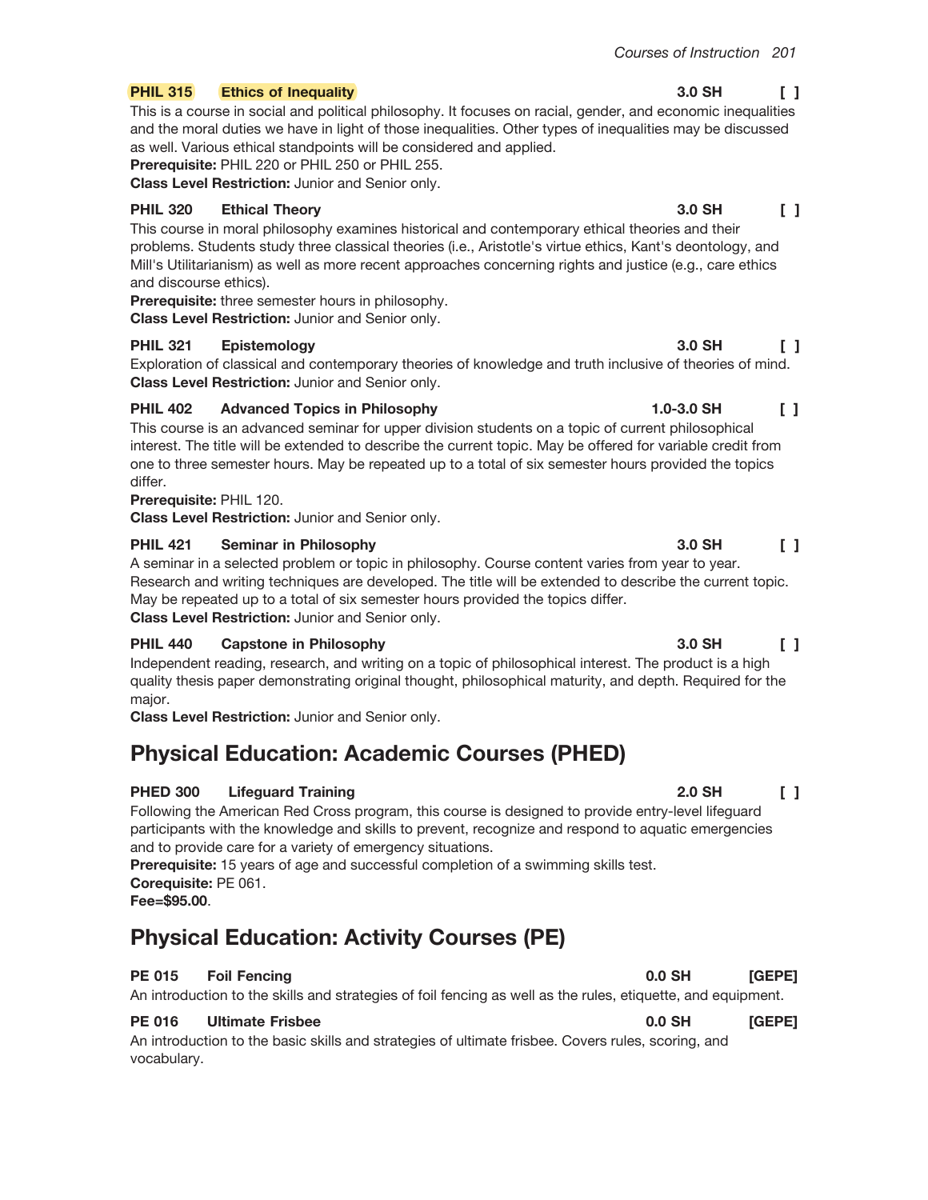**PHIL 315 Ethics of Inequality** 3.0 SH [ ]

This is a course in social and political philosophy. It focuses on racial, gender, and economic inequalities and the moral duties we have in light of those inequalities. Other types of inequalities may be discussed as well. Various ethical standpoints will be considered and applied.

**Prerequisite:** PHIL 220 or PHIL 250 or PHIL 255.

**Class Level Restriction:** Junior and Senior only.

**PHIL 320 Ethical Theory** 3.0 SH [ ]

This course in moral philosophy examines historical and contemporary ethical theories and their problems. Students study three classical theories (i.e., Aristotle's virtue ethics, Kant's deontology, and Mill's Utilitarianism) as well as more recent approaches concerning rights and justice (e.g., care ethics and discourse ethics).

**Prerequisite:** three semester hours in philosophy.

**Class Level Restriction:** Junior and Senior only.

**PHIL 321 Epistemology** 3.0 SH [ ]

Exploration of classical and contemporary theories of knowledge and truth inclusive of theories of mind.

**Class Level Restriction:** Junior and Senior only.

**PHIL 402 Advanced Topics in Philosophy** 1.0-3.0 SH [ ]

This course is an advanced seminar for upper division students on a topic of current philosophical interest. The title will be extended to describe the current topic. May be offered for variable credit from one to three semester hours. May be repeated up to a total of six semester hours provided the topics differ.

**Prerequisite:** PHIL 120.

**Class Level Restriction:** Junior and Senior only.

**PHIL 421 Seminar in Philosophy** 3.0 SH [ ]

A seminar in a selected problem or topic in philosophy. Course content varies from year to year. Research and writing techniques are developed. The title will be extended to describe the current topic. May be repeated up to a total of six semester hours provided the topics differ.

**Class Level Restriction:** Junior and Senior only.

**PHIL 440 Capstone in Philosophy** 3.0 SH [ ]

Independent reading, research, and writing on a topic of philosophical interest. The product is a high quality thesis paper demonstrating original thought, philosophical maturity, and depth. Required for the major.

**Class Level Restriction:** Junior and Senior only.

## Physical Education: Academic Courses (PHED)

**PHED 300 Lifeguard Training** 2.0 SH [ ]

Following the American Red Cross program, this course is designed to provide entry-level lifeguard participants with the knowledge and skills to prevent, recognize and respond to aquatic emergencies and to provide care for a variety of emergency situations.

**Prerequisite:** 15 years of age and successful completion of a swimming skills test.

**Corequisite:** PE 061.

**Fee=$95.00**.

## Physical Education: Activity Courses (PE)

**PE 015 Foil Fencing** 0.0 SH [GEPE]

An introduction to the skills and strategies of foil fencing as well as the rules, etiquette, and equipment.

**PE 016 Ultimate Frisbee** 0.0 SH [GEPE]

An introduction to the basic skills and strategies of ultimate frisbee. Covers rules, scoring, and vocabulary.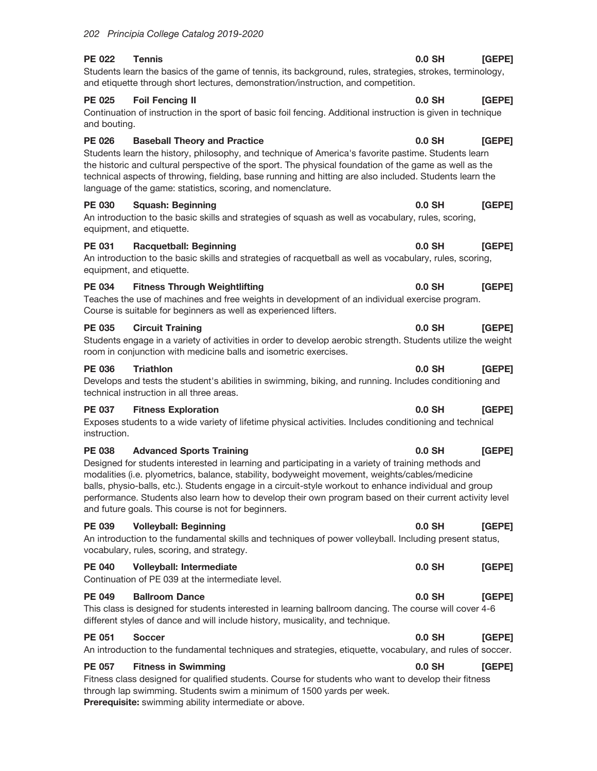**PE 022 Tennis 0.0 SH [GEPE]**

Students learn the basics of the game of tennis, its background, rules, strategies, strokes, terminology, and etiquette through short lectures, demonstration/instruction, and competition.

**PE 025 Foil Fencing II 0.0 SH [GEPE]**

Continuation of instruction in the sport of basic foil fencing. Additional instruction is given in technique and bouting.

**PE 026 Baseball Theory and Practice 0.0 SH [GEPE]**

Students learn the history, philosophy, and technique of America's favorite pastime. Students learn the historic and cultural perspective of the sport. The physical foundation of the game as well as the technical aspects of throwing, fielding, base running and hitting are also included. Students learn the language of the game: statistics, scoring, and nomenclature.

**PE 030 Squash: Beginning 0.0 SH [GEPE]**

An introduction to the basic skills and strategies of squash as well as vocabulary, rules, scoring, equipment, and etiquette.

**PE 031 Racquetball: Beginning 0.0 SH [GEPE]**

An introduction to the basic skills and strategies of racquetball as well as vocabulary, rules, scoring, equipment, and etiquette.

**PE 034 Fitness Through Weightlifting 0.0 SH [GEPE]**

Teaches the use of machines and free weights in development of an individual exercise program. Course is suitable for beginners as well as experienced lifters.

**PE 035 Circuit Training 0.0 SH [GEPE]**

Students engage in a variety of activities in order to develop aerobic strength. Students utilize the weight room in conjunction with medicine balls and isometric exercises.

**PE 036 Triathlon 0.0 SH [GEPE]**

Develops and tests the student's abilities in swimming, biking, and running. Includes conditioning and technical instruction in all three areas.

**PE 037 Fitness Exploration 0.0 SH [GEPE]**

Exposes students to a wide variety of lifetime physical activities. Includes conditioning and technical instruction.

**PE 038 Advanced Sports Training 0.0 SH [GEPE]**

Designed for students interested in learning and participating in a variety of training methods and modalities (i.e. plyometrics, balance, stability, bodyweight movement, weights/cables/medicine balls, physio-balls, etc.). Students engage in a circuit-style workout to enhance individual and group performance. Students also learn how to develop their own program based on their current activity level and future goals. This course is not for beginners.

**PE 039 Volleyball: Beginning 0.0 SH [GEPE]**

An introduction to the fundamental skills and techniques of power volleyball. Including present status, vocabulary, rules, scoring, and strategy.

**PE 040 Volleyball: Intermediate 0.0 SH [GEPE]**

Continuation of PE 039 at the intermediate level.

**PE 049 Ballroom Dance 0.0 SH [GEPE]**

This class is designed for students interested in learning ballroom dancing. The course will cover 4-6 different styles of dance and will include history, musicality, and technique.

**PE 051 Soccer 0.0 SH [GEPE]**

An introduction to the fundamental techniques and strategies, etiquette, vocabulary, and rules of soccer.

**PE 057 Fitness in Swimming 0.0 SH [GEPE]**

Fitness class designed for qualified students. Course for students who want to develop their fitness through lap swimming. Students swim a minimum of 1500 yards per week.
**Prerequisite:** swimming ability intermediate or above.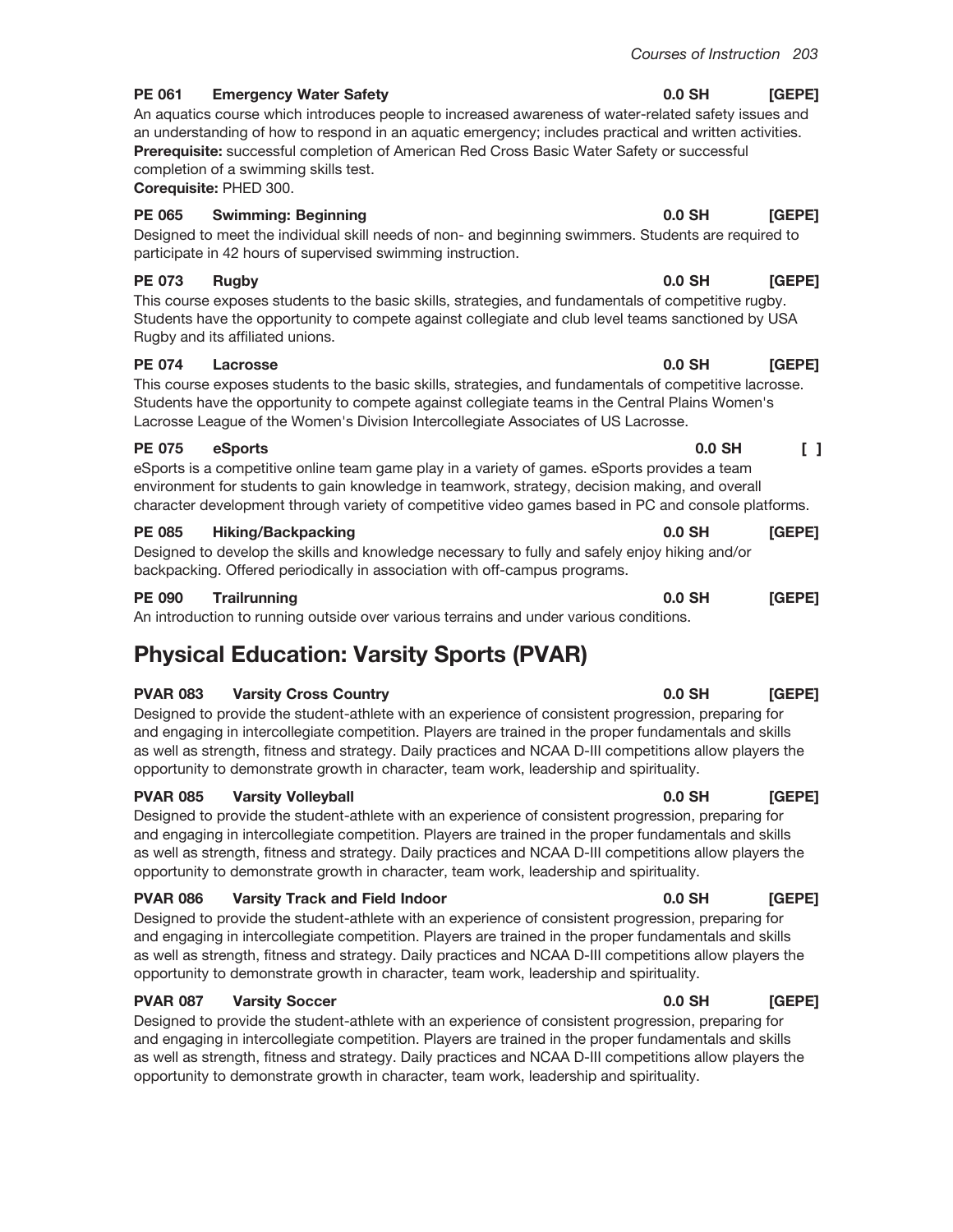**PE 061 Emergency Water Safety** **0.0 SH** **[GEPE]**

An aquatics course which introduces people to increased awareness of water-related safety issues and an understanding of how to respond in an aquatic emergency; includes practical and written activities.
**Prerequisite:** successful completion of American Red Cross Basic Water Safety or successful completion of a swimming skills test.
**Corequisite:** PHED 300.

**PE 065 Swimming: Beginning** **0.0 SH** **[GEPE]**

Designed to meet the individual skill needs of non- and beginning swimmers. Students are required to participate in 42 hours of supervised swimming instruction.

**PE 073 Rugby** **0.0 SH** **[GEPE]**

This course exposes students to the basic skills, strategies, and fundamentals of competitive rugby. Students have the opportunity to compete against collegiate and club level teams sanctioned by USA Rugby and its affiliated unions.

**PE 074 Lacrosse** **0.0 SH** **[GEPE]**

This course exposes students to the basic skills, strategies, and fundamentals of competitive lacrosse. Students have the opportunity to compete against collegiate teams in the Central Plains Women's Lacrosse League of the Women's Division Intercollegiate Associates of US Lacrosse.

**PE 075 eSports** **0.0 SH** **[ ]**

eSports is a competitive online team game play in a variety of games. eSports provides a team environment for students to gain knowledge in teamwork, strategy, decision making, and overall character development through variety of competitive video games based in PC and console platforms.

**PE 085 Hiking/Backpacking** **0.0 SH** **[GEPE]**

Designed to develop the skills and knowledge necessary to fully and safely enjoy hiking and/or backpacking. Offered periodically in association with off-campus programs.

**PE 090 Trailrunning** **0.0 SH** **[GEPE]**

An introduction to running outside over various terrains and under various conditions.

## Physical Education: Varsity Sports (PVAR)

**PVAR 083 Varsity Cross Country** **0.0 SH** **[GEPE]**

Designed to provide the student-athlete with an experience of consistent progression, preparing for and engaging in intercollegiate competition. Players are trained in the proper fundamentals and skills as well as strength, fitness and strategy. Daily practices and NCAA D-III competitions allow players the opportunity to demonstrate growth in character, team work, leadership and spirituality.

**PVAR 085 Varsity Volleyball** **0.0 SH** **[GEPE]**

Designed to provide the student-athlete with an experience of consistent progression, preparing for and engaging in intercollegiate competition. Players are trained in the proper fundamentals and skills as well as strength, fitness and strategy. Daily practices and NCAA D-III competitions allow players the opportunity to demonstrate growth in character, team work, leadership and spirituality.

**PVAR 086 Varsity Track and Field Indoor** **0.0 SH** **[GEPE]**

Designed to provide the student-athlete with an experience of consistent progression, preparing for and engaging in intercollegiate competition. Players are trained in the proper fundamentals and skills as well as strength, fitness and strategy. Daily practices and NCAA D-III competitions allow players the opportunity to demonstrate growth in character, team work, leadership and spirituality.

**PVAR 087 Varsity Soccer** **0.0 SH** **[GEPE]**

Designed to provide the student-athlete with an experience of consistent progression, preparing for and engaging in intercollegiate competition. Players are trained in the proper fundamentals and skills as well as strength, fitness and strategy. Daily practices and NCAA D-III competitions allow players the opportunity to demonstrate growth in character, team work, leadership and spirituality.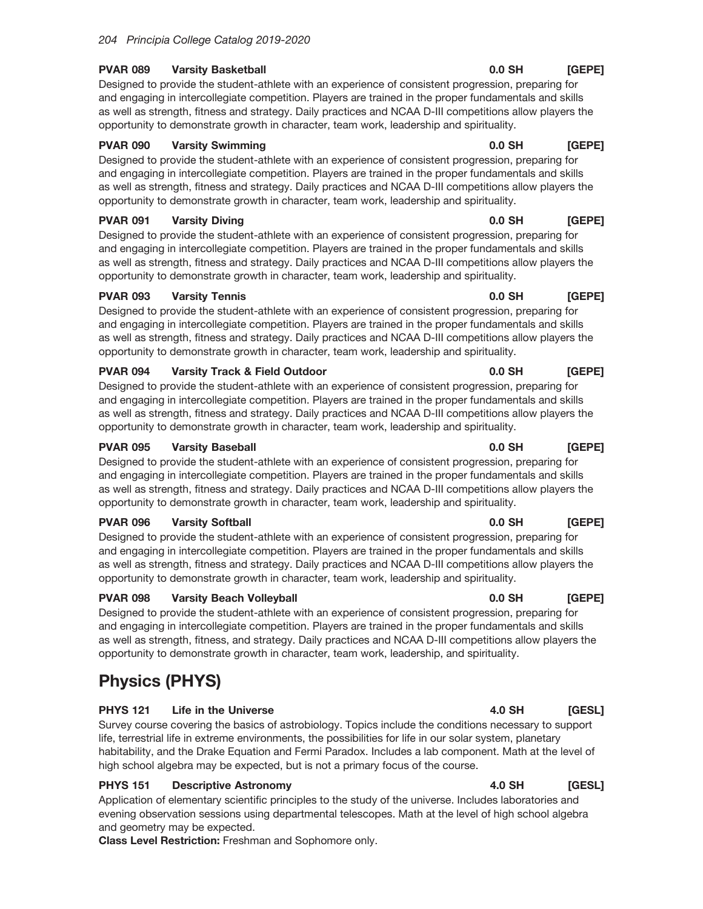**PVAR 089 Varsity Basketball 0.0 SH [GEPE]**

Designed to provide the student-athlete with an experience of consistent progression, preparing for and engaging in intercollegiate competition. Players are trained in the proper fundamentals and skills as well as strength, fitness and strategy. Daily practices and NCAA D-III competitions allow players the opportunity to demonstrate growth in character, team work, leadership and spirituality.

**PVAR 090 Varsity Swimming 0.0 SH [GEPE]**

Designed to provide the student-athlete with an experience of consistent progression, preparing for and engaging in intercollegiate competition. Players are trained in the proper fundamentals and skills as well as strength, fitness and strategy. Daily practices and NCAA D-III competitions allow players the opportunity to demonstrate growth in character, team work, leadership and spirituality.

**PVAR 091 Varsity Diving 0.0 SH [GEPE]**

Designed to provide the student-athlete with an experience of consistent progression, preparing for and engaging in intercollegiate competition. Players are trained in the proper fundamentals and skills as well as strength, fitness and strategy. Daily practices and NCAA D-III competitions allow players the opportunity to demonstrate growth in character, team work, leadership and spirituality.

**PVAR 093 Varsity Tennis 0.0 SH [GEPE]**

Designed to provide the student-athlete with an experience of consistent progression, preparing for and engaging in intercollegiate competition. Players are trained in the proper fundamentals and skills as well as strength, fitness and strategy. Daily practices and NCAA D-III competitions allow players the opportunity to demonstrate growth in character, team work, leadership and spirituality.

**PVAR 094 Varsity Track & Field Outdoor 0.0 SH [GEPE]**

Designed to provide the student-athlete with an experience of consistent progression, preparing for and engaging in intercollegiate competition. Players are trained in the proper fundamentals and skills as well as strength, fitness and strategy. Daily practices and NCAA D-III competitions allow players the opportunity to demonstrate growth in character, team work, leadership and spirituality.

**PVAR 095 Varsity Baseball 0.0 SH [GEPE]**

Designed to provide the student-athlete with an experience of consistent progression, preparing for and engaging in intercollegiate competition. Players are trained in the proper fundamentals and skills as well as strength, fitness and strategy. Daily practices and NCAA D-III competitions allow players the opportunity to demonstrate growth in character, team work, leadership and spirituality.

**PVAR 096 Varsity Softball 0.0 SH [GEPE]**

Designed to provide the student-athlete with an experience of consistent progression, preparing for and engaging in intercollegiate competition. Players are trained in the proper fundamentals and skills as well as strength, fitness and strategy. Daily practices and NCAA D-III competitions allow players the opportunity to demonstrate growth in character, team work, leadership and spirituality.

**PVAR 098 Varsity Beach Volleyball 0.0 SH [GEPE]**

Designed to provide the student-athlete with an experience of consistent progression, preparing for and engaging in intercollegiate competition. Players are trained in the proper fundamentals and skills as well as strength, fitness, and strategy. Daily practices and NCAA D-III competitions allow players the opportunity to demonstrate growth in character, team work, leadership, and spirituality.

# Physics (PHYS)

**PHYS 121 Life in the Universe 4.0 SH [GESL]**

Survey course covering the basics of astrobiology. Topics include the conditions necessary to support life, terrestrial life in extreme environments, the possibilities for life in our solar system, planetary habitability, and the Drake Equation and Fermi Paradox. Includes a lab component. Math at the level of high school algebra may be expected, but is not a primary focus of the course.

**PHYS 151 Descriptive Astronomy 4.0 SH [GESL]**

Application of elementary scientific principles to the study of the universe. Includes laboratories and evening observation sessions using departmental telescopes. Math at the level of high school algebra and geometry may be expected.
**Class Level Restriction:** Freshman and Sophomore only.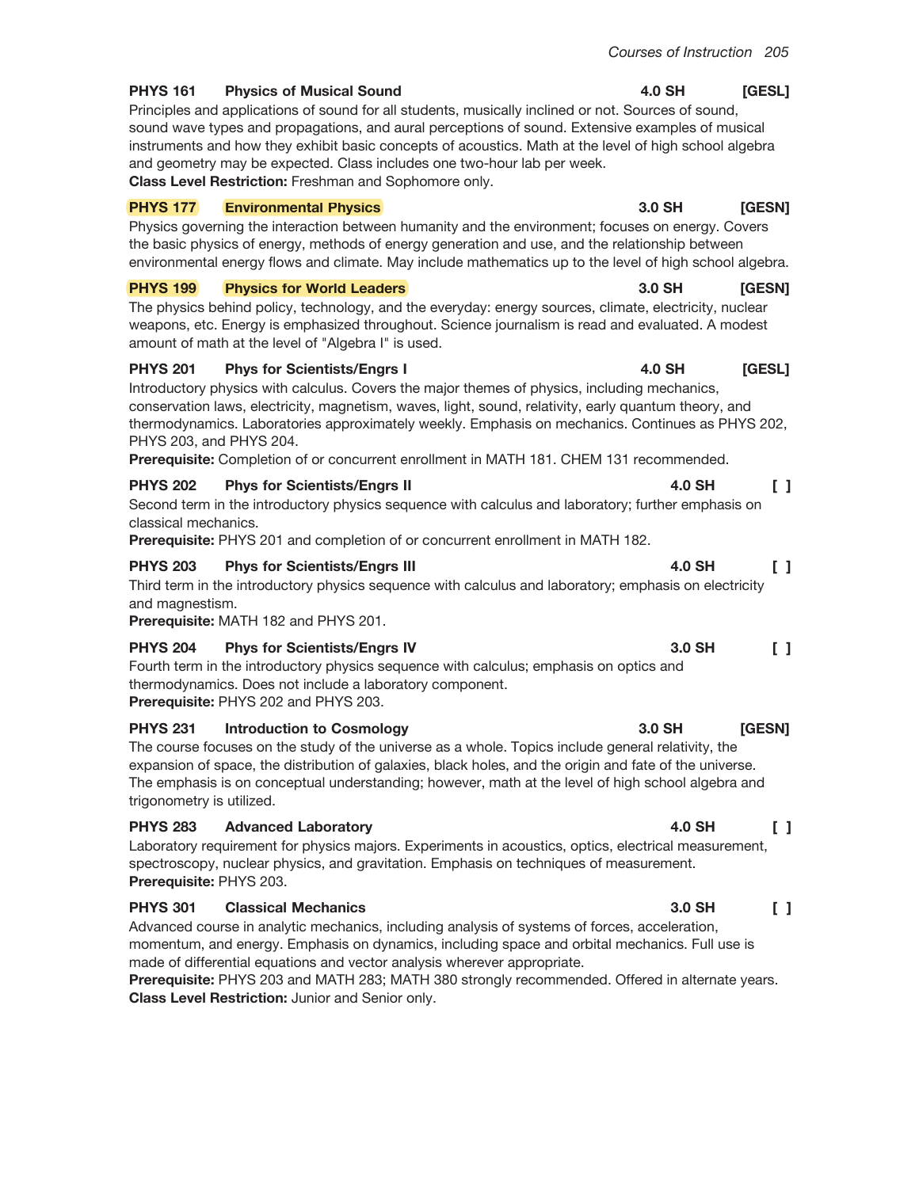**PHYS 161 Physics of Musical Sound** 4.0 SH [GESL]

Principles and applications of sound for all students, musically inclined or not. Sources of sound, sound wave types and propagations, and aural perceptions of sound. Extensive examples of musical instruments and how they exhibit basic concepts of acoustics. Math at the level of high school algebra and geometry may be expected. Class includes one two-hour lab per week.
**Class Level Restriction:** Freshman and Sophomore only.

**PHYS 177 Environmental Physics** 3.0 SH [GESN]

Physics governing the interaction between humanity and the environment; focuses on energy. Covers the basic physics of energy, methods of energy generation and use, and the relationship between environmental energy flows and climate. May include mathematics up to the level of high school algebra.

**PHYS 199 Physics for World Leaders** 3.0 SH [GESN]

The physics behind policy, technology, and the everyday: energy sources, climate, electricity, nuclear weapons, etc. Energy is emphasized throughout. Science journalism is read and evaluated. A modest amount of math at the level of "Algebra I" is used.

**PHYS 201 Phys for Scientists/Engrs I** 4.0 SH [GESL]

Introductory physics with calculus. Covers the major themes of physics, including mechanics, conservation laws, electricity, magnetism, waves, light, sound, relativity, early quantum theory, and thermodynamics. Laboratories approximately weekly. Emphasis on mechanics. Continues as PHYS 202, PHYS 203, and PHYS 204.
**Prerequisite:** Completion of or concurrent enrollment in MATH 181. CHEM 131 recommended.

**PHYS 202 Phys for Scientists/Engrs II** 4.0 SH [ ]

Second term in the introductory physics sequence with calculus and laboratory; further emphasis on classical mechanics.
**Prerequisite:** PHYS 201 and completion of or concurrent enrollment in MATH 182.

**PHYS 203 Phys for Scientists/Engrs III** 4.0 SH [ ]

Third term in the introductory physics sequence with calculus and laboratory; emphasis on electricity and magnetism.
**Prerequisite:** MATH 182 and PHYS 201.

**PHYS 204 Phys for Scientists/Engrs IV** 3.0 SH [ ]

Fourth term in the introductory physics sequence with calculus; emphasis on optics and thermodynamics. Does not include a laboratory component.
**Prerequisite:** PHYS 202 and PHYS 203.

**PHYS 231 Introduction to Cosmology** 3.0 SH [GESN]

The course focuses on the study of the universe as a whole. Topics include general relativity, the expansion of space, the distribution of galaxies, black holes, and the origin and fate of the universe. The emphasis is on conceptual understanding; however, math at the level of high school algebra and trigonometry is utilized.

**PHYS 283 Advanced Laboratory** 4.0 SH [ ]

Laboratory requirement for physics majors. Experiments in acoustics, optics, electrical measurement, spectroscopy, nuclear physics, and gravitation. Emphasis on techniques of measurement.
**Prerequisite:** PHYS 203.

**PHYS 301 Classical Mechanics** 3.0 SH [ ]

Advanced course in analytic mechanics, including analysis of systems of forces, acceleration, momentum, and energy. Emphasis on dynamics, including space and orbital mechanics. Full use is made of differential equations and vector analysis wherever appropriate.
**Prerequisite:** PHYS 203 and MATH 283; MATH 380 strongly recommended. Offered in alternate years.
**Class Level Restriction:** Junior and Senior only.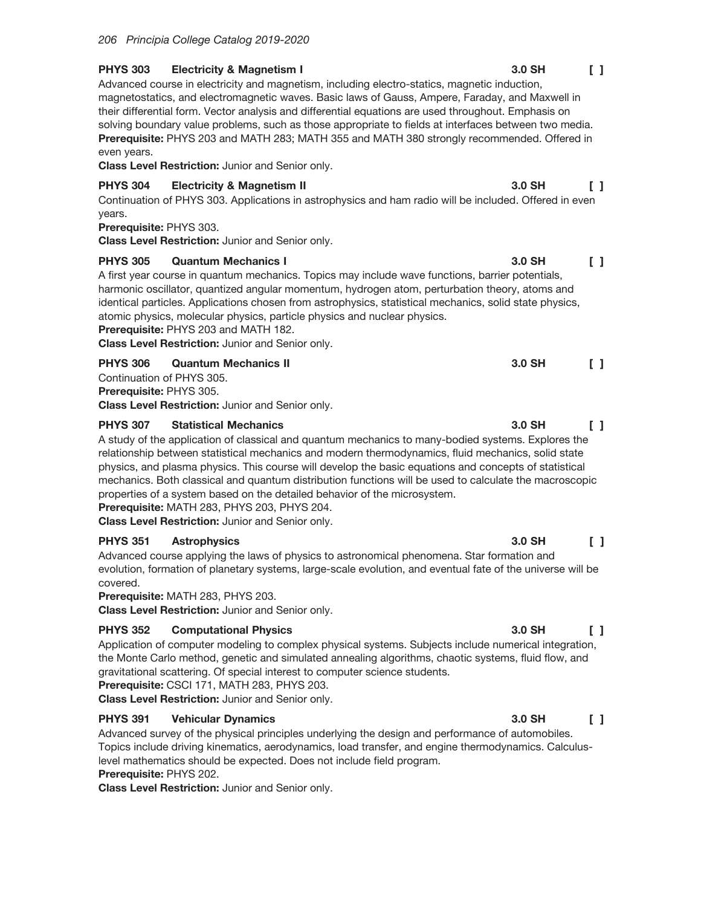**PHYS 303 Electricity & Magnetism I** **3.0 SH** [ ]

Advanced course in electricity and magnetism, including electro-statics, magnetic induction, magnetostatics, and electromagnetic waves. Basic laws of Gauss, Ampere, Faraday, and Maxwell in their differential form. Vector analysis and differential equations are used throughout. Emphasis on solving boundary value problems, such as those appropriate to fields at interfaces between two media.
**Prerequisite:** PHYS 203 and MATH 283; MATH 355 and MATH 380 strongly recommended. Offered in even years.
**Class Level Restriction:** Junior and Senior only.

**PHYS 304 Electricity & Magnetism II** **3.0 SH** [ ]

Continuation of PHYS 303. Applications in astrophysics and ham radio will be included. Offered in even years.
**Prerequisite:** PHYS 303.
**Class Level Restriction:** Junior and Senior only.

**PHYS 305 Quantum Mechanics I** **3.0 SH** [ ]

A first year course in quantum mechanics. Topics may include wave functions, barrier potentials, harmonic oscillator, quantized angular momentum, hydrogen atom, perturbation theory, atoms and identical particles. Applications chosen from astrophysics, statistical mechanics, solid state physics, atomic physics, molecular physics, particle physics and nuclear physics.
**Prerequisite:** PHYS 203 and MATH 182.
**Class Level Restriction:** Junior and Senior only.

**PHYS 306 Quantum Mechanics II** **3.0 SH** [ ]

Continuation of PHYS 305.
**Prerequisite:** PHYS 305.
**Class Level Restriction:** Junior and Senior only.

**PHYS 307 Statistical Mechanics** **3.0 SH** [ ]

A study of the application of classical and quantum mechanics to many-bodied systems. Explores the relationship between statistical mechanics and modern thermodynamics, fluid mechanics, solid state physics, and plasma physics. This course will develop the basic equations and concepts of statistical mechanics. Both classical and quantum distribution functions will be used to calculate the macroscopic properties of a system based on the detailed behavior of the microsystem.
**Prerequisite:** MATH 283, PHYS 203, PHYS 204.
**Class Level Restriction:** Junior and Senior only.

**PHYS 351 Astrophysics** **3.0 SH** [ ]

Advanced course applying the laws of physics to astronomical phenomena. Star formation and evolution, formation of planetary systems, large-scale evolution, and eventual fate of the universe will be covered.
**Prerequisite:** MATH 283, PHYS 203.
**Class Level Restriction:** Junior and Senior only.

**PHYS 352 Computational Physics** **3.0 SH** [ ]

Application of computer modeling to complex physical systems. Subjects include numerical integration, the Monte Carlo method, genetic and simulated annealing algorithms, chaotic systems, fluid flow, and gravitational scattering. Of special interest to computer science students.
**Prerequisite:** CSCI 171, MATH 283, PHYS 203.
**Class Level Restriction:** Junior and Senior only.

**PHYS 391 Vehicular Dynamics** **3.0 SH** [ ]

Advanced survey of the physical principles underlying the design and performance of automobiles. Topics include driving kinematics, aerodynamics, load transfer, and engine thermodynamics. Calculus-level mathematics should be expected. Does not include field program.
**Prerequisite:** PHYS 202.
**Class Level Restriction:** Junior and Senior only.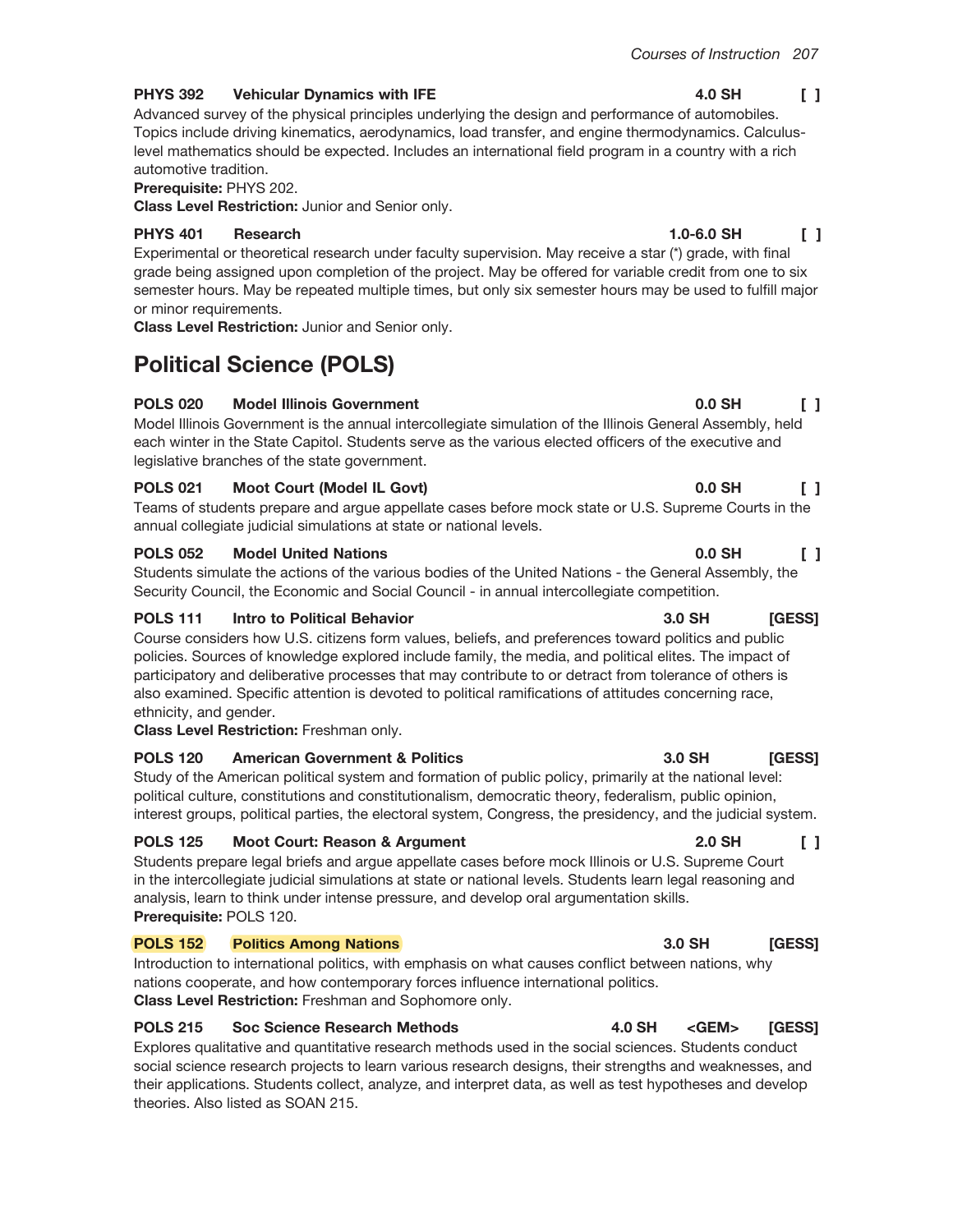**PHYS 392 Vehicular Dynamics with IFE** **4.0 SH** **[ ]**

Advanced survey of the physical principles underlying the design and performance of automobiles. Topics include driving kinematics, aerodynamics, load transfer, and engine thermodynamics. Calculus-level mathematics should be expected. Includes an international field program in a country with a rich automotive tradition.

**Prerequisite:** PHYS 202.

**Class Level Restriction:** Junior and Senior only.

**PHYS 401 Research** **1.0-6.0 SH** **[ ]**

Experimental or theoretical research under faculty supervision. May receive a star (*) grade, with final grade being assigned upon completion of the project. May be offered for variable credit from one to six semester hours. May be repeated multiple times, but only six semester hours may be used to fulfill major or minor requirements.

**Class Level Restriction:** Junior and Senior only.

## Political Science (POLS)

**POLS 020 Model Illinois Government** **0.0 SH** **[ ]**

Model Illinois Government is the annual intercollegiate simulation of the Illinois General Assembly, held each winter in the State Capitol. Students serve as the various elected officers of the executive and legislative branches of the state government.

**POLS 021 Moot Court (Model IL Govt)** **0.0 SH** **[ ]**

Teams of students prepare and argue appellate cases before mock state or U.S. Supreme Courts in the annual collegiate judicial simulations at state or national levels.

**POLS 052 Model United Nations** **0.0 SH** **[ ]**

Students simulate the actions of the various bodies of the United Nations - the General Assembly, the Security Council, the Economic and Social Council - in annual intercollegiate competition.

**POLS 111 Intro to Political Behavior** **3.0 SH** **[GESS]**

Course considers how U.S. citizens form values, beliefs, and preferences toward politics and public policies. Sources of knowledge explored include family, the media, and political elites. The impact of participatory and deliberative processes that may contribute to or detract from tolerance of others is also examined. Specific attention is devoted to political ramifications of attitudes concerning race, ethnicity, and gender.

**Class Level Restriction:** Freshman only.

**POLS 120 American Government & Politics** **3.0 SH** **[GESS]**

Study of the American political system and formation of public policy, primarily at the national level: political culture, constitutions and constitutionalism, democratic theory, federalism, public opinion, interest groups, political parties, the electoral system, Congress, the presidency, and the judicial system.

**POLS 125 Moot Court: Reason & Argument** **2.0 SH** **[ ]**

Students prepare legal briefs and argue appellate cases before mock Illinois or U.S. Supreme Court in the intercollegiate judicial simulations at state or national levels. Students learn legal reasoning and analysis, learn to think under intense pressure, and develop oral argumentation skills.

**Prerequisite:** POLS 120.

**POLS 152 Politics Among Nations** **3.0 SH** **[GESS]**

Introduction to international politics, with emphasis on what causes conflict between nations, why nations cooperate, and how contemporary forces influence international politics.

**Class Level Restriction:** Freshman and Sophomore only.

**POLS 215 Soc Science Research Methods** **4.0 SH** **<GEM>** **[GESS]**

Explores qualitative and quantitative research methods used in the social sciences. Students conduct social science research projects to learn various research designs, their strengths and weaknesses, and their applications. Students collect, analyze, and interpret data, as well as test hypotheses and develop theories. Also listed as SOAN 215.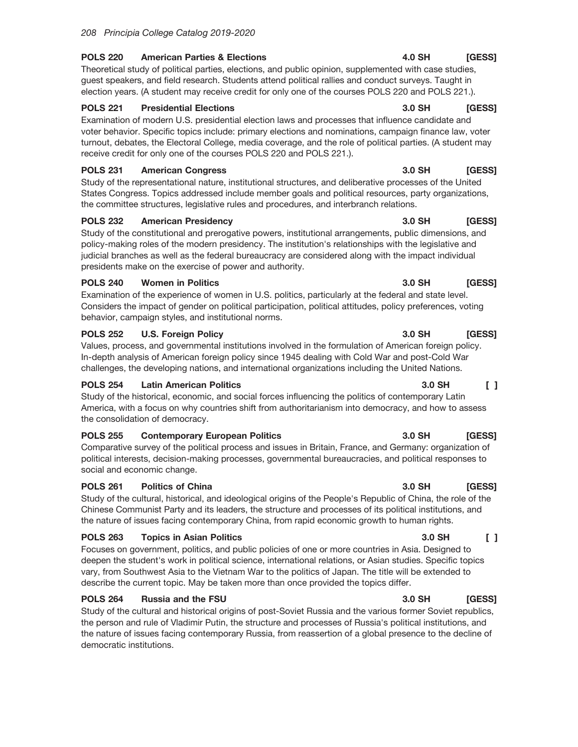**POLS 220 American Parties & Elections 4.0 SH [GESS]**

Theoretical study of political parties, elections, and public opinion, supplemented with case studies, guest speakers, and field research. Students attend political rallies and conduct surveys. Taught in election years. (A student may receive credit for only one of the courses POLS 220 and POLS 221.).

**POLS 221 Presidential Elections 3.0 SH [GESS]**

Examination of modern U.S. presidential election laws and processes that influence candidate and voter behavior. Specific topics include: primary elections and nominations, campaign finance law, voter turnout, debates, the Electoral College, media coverage, and the role of political parties. (A student may receive credit for only one of the courses POLS 220 and POLS 221.).

**POLS 231 American Congress 3.0 SH [GESS]**

Study of the representational nature, institutional structures, and deliberative processes of the United States Congress. Topics addressed include member goals and political resources, party organizations, the committee structures, legislative rules and procedures, and interbranch relations.

**POLS 232 American Presidency 3.0 SH [GESS]**

Study of the constitutional and prerogative powers, institutional arrangements, public dimensions, and policy-making roles of the modern presidency. The institution's relationships with the legislative and judicial branches as well as the federal bureaucracy are considered along with the impact individual presidents make on the exercise of power and authority.

**POLS 240 Women in Politics 3.0 SH [GESS]**

Examination of the experience of women in U.S. politics, particularly at the federal and state level. Considers the impact of gender on political participation, political attitudes, policy preferences, voting behavior, campaign styles, and institutional norms.

**POLS 252 U.S. Foreign Policy 3.0 SH [GESS]**

Values, process, and governmental institutions involved in the formulation of American foreign policy. In-depth analysis of American foreign policy since 1945 dealing with Cold War and post-Cold War challenges, the developing nations, and international organizations including the United Nations.

**POLS 254 Latin American Politics 3.0 SH [ ]**

Study of the historical, economic, and social forces influencing the politics of contemporary Latin America, with a focus on why countries shift from authoritarianism into democracy, and how to assess the consolidation of democracy.

**POLS 255 Contemporary European Politics 3.0 SH [GESS]**

Comparative survey of the political process and issues in Britain, France, and Germany: organization of political interests, decision-making processes, governmental bureaucracies, and political responses to social and economic change.

**POLS 261 Politics of China 3.0 SH [GESS]**

Study of the cultural, historical, and ideological origins of the People's Republic of China, the role of the Chinese Communist Party and its leaders, the structure and processes of its political institutions, and the nature of issues facing contemporary China, from rapid economic growth to human rights.

**POLS 263 Topics in Asian Politics 3.0 SH [ ]**

Focuses on government, politics, and public policies of one or more countries in Asia. Designed to deepen the student's work in political science, international relations, or Asian studies. Specific topics vary, from Southwest Asia to the Vietnam War to the politics of Japan. The title will be extended to describe the current topic. May be taken more than once provided the topics differ.

**POLS 264 Russia and the FSU 3.0 SH [GESS]**

Study of the cultural and historical origins of post-Soviet Russia and the various former Soviet republics, the person and rule of Vladimir Putin, the structure and processes of Russia's political institutions, and the nature of issues facing contemporary Russia, from reassertion of a global presence to the decline of democratic institutions.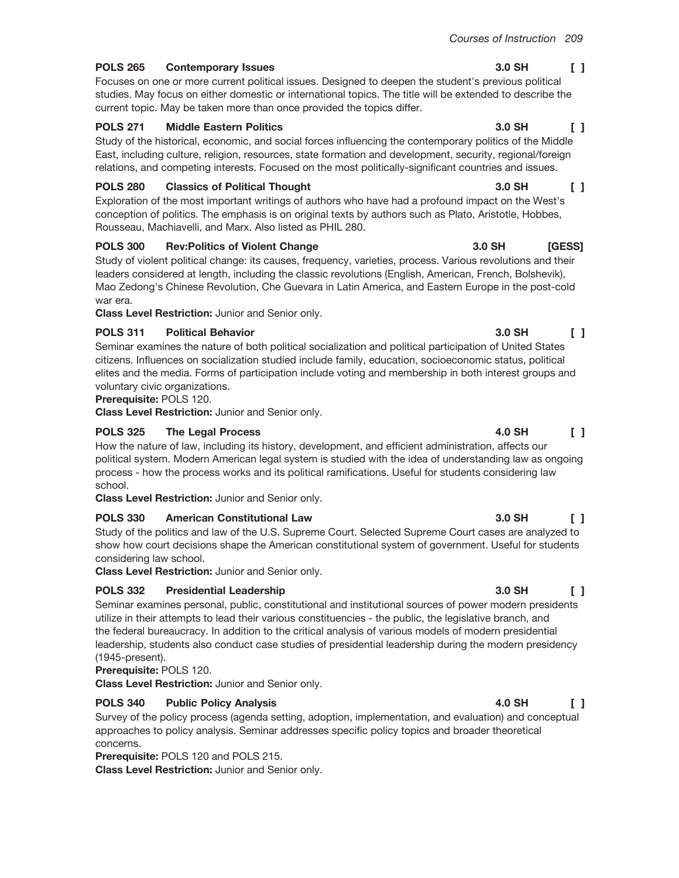**POLS 265 Contemporary Issues** **3.0 SH** [ ]

Focuses on one or more current political issues. Designed to deepen the student's previous political studies. May focus on either domestic or international topics. The title will be extended to describe the current topic. May be taken more than once provided the topics differ.

**POLS 271 Middle Eastern Politics** **3.0 SH** [ ]

Study of the historical, economic, and social forces influencing the contemporary politics of the Middle East, including culture, religion, resources, state formation and development, security, regional/foreign relations, and competing interests. Focused on the most politically-significant countries and issues.

**POLS 280 Classics of Political Thought** **3.0 SH** [ ]

Exploration of the most important writings of authors who have had a profound impact on the West's conception of politics. The emphasis is on original texts by authors such as Plato, Aristotle, Hobbes, Rousseau, Machiavelli, and Marx. Also listed as PHIL 280.

**POLS 300 Rev:Politics of Violent Change** **3.0 SH** **[GESS]**

Study of violent political change: its causes, frequency, varieties, process. Various revolutions and their leaders considered at length, including the classic revolutions (English, American, French, Bolshevik), Mao Zedong's Chinese Revolution, Che Guevara in Latin America, and Eastern Europe in the post-cold war era.

**Class Level Restriction:** Junior and Senior only.

**POLS 311 Political Behavior** **3.0 SH** [ ]

Seminar examines the nature of both political socialization and political participation of United States citizens. Influences on socialization studied include family, education, socioeconomic status, political elites and the media. Forms of participation include voting and membership in both interest groups and voluntary civic organizations.

**Prerequisite:** POLS 120.

**Class Level Restriction:** Junior and Senior only.

**POLS 325 The Legal Process** **4.0 SH** [ ]

How the nature of law, including its history, development, and efficient administration, affects our political system. Modern American legal system is studied with the idea of understanding law as ongoing process - how the process works and its political ramifications. Useful for students considering law school.

**Class Level Restriction:** Junior and Senior only.

**POLS 330 American Constitutional Law** **3.0 SH** [ ]

Study of the politics and law of the U.S. Supreme Court. Selected Supreme Court cases are analyzed to show how court decisions shape the American constitutional system of government. Useful for students considering law school.

**Class Level Restriction:** Junior and Senior only.

**POLS 332 Presidential Leadership** **3.0 SH** [ ]

Seminar examines personal, public, constitutional and institutional sources of power modern presidents utilize in their attempts to lead their various constituencies - the public, the legislative branch, and the federal bureaucracy. In addition to the critical analysis of various models of modern presidential leadership, students also conduct case studies of presidential leadership during the modern presidency (1945-present).

**Prerequisite:** POLS 120.

**Class Level Restriction:** Junior and Senior only.

**POLS 340 Public Policy Analysis** **4.0 SH** [ ]

Survey of the policy process (agenda setting, adoption, implementation, and evaluation) and conceptual approaches to policy analysis. Seminar addresses specific policy topics and broader theoretical concerns.

**Prerequisite:** POLS 120 and POLS 215.

**Class Level Restriction:** Junior and Senior only.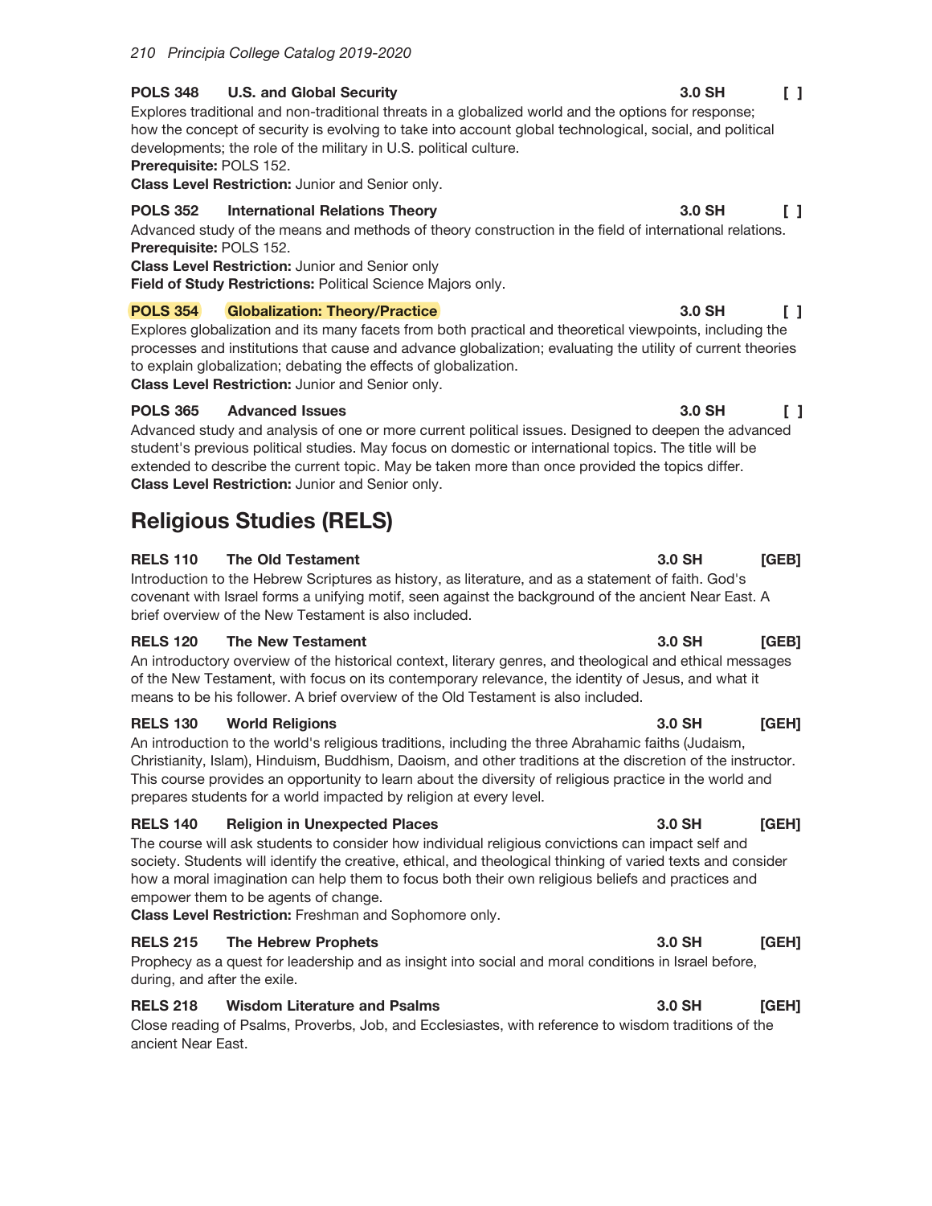**POLS 348 U.S. and Global Security** **3.0 SH** **[ ]**

Explores traditional and non-traditional threats in a globalized world and the options for response; how the concept of security is evolving to take into account global technological, social, and political developments; the role of the military in U.S. political culture.

**Prerequisite:** POLS 152.

**Class Level Restriction:** Junior and Senior only.

**POLS 352 International Relations Theory** **3.0 SH** **[ ]**

Advanced study of the means and methods of theory construction in the field of international relations.

**Prerequisite:** POLS 152.

**Class Level Restriction:** Junior and Senior only

**Field of Study Restrictions:** Political Science Majors only.

**POLS 354 Globalization: Theory/Practice** **3.0 SH** **[ ]**

Explores globalization and its many facets from both practical and theoretical viewpoints, including the processes and institutions that cause and advance globalization; evaluating the utility of current theories to explain globalization; debating the effects of globalization.

**Class Level Restriction:** Junior and Senior only.

**POLS 365 Advanced Issues** **3.0 SH** **[ ]**

Advanced study and analysis of one or more current political issues. Designed to deepen the advanced student's previous political studies. May focus on domestic or international topics. The title will be extended to describe the current topic. May be taken more than once provided the topics differ.

**Class Level Restriction:** Junior and Senior only.

## Religious Studies (RELS)

**RELS 110 The Old Testament** **3.0 SH** **[GEB]**

Introduction to the Hebrew Scriptures as history, as literature, and as a statement of faith. God's covenant with Israel forms a unifying motif, seen against the background of the ancient Near East. A brief overview of the New Testament is also included.

**RELS 120 The New Testament** **3.0 SH** **[GEB]**

An introductory overview of the historical context, literary genres, and theological and ethical messages of the New Testament, with focus on its contemporary relevance, the identity of Jesus, and what it means to be his follower. A brief overview of the Old Testament is also included.

**RELS 130 World Religions** **3.0 SH** **[GEH]**

An introduction to the world's religious traditions, including the three Abrahamic faiths (Judaism, Christianity, Islam), Hinduism, Buddhism, Daoism, and other traditions at the discretion of the instructor. This course provides an opportunity to learn about the diversity of religious practice in the world and prepares students for a world impacted by religion at every level.

**RELS 140 Religion in Unexpected Places** **3.0 SH** **[GEH]**

The course will ask students to consider how individual religious convictions can impact self and society. Students will identify the creative, ethical, and theological thinking of varied texts and consider how a moral imagination can help them to focus both their own religious beliefs and practices and empower them to be agents of change.

**Class Level Restriction:** Freshman and Sophomore only.

**RELS 215 The Hebrew Prophets** **3.0 SH** **[GEH]**

Prophecy as a quest for leadership and as insight into social and moral conditions in Israel before, during, and after the exile.

**RELS 218 Wisdom Literature and Psalms** **3.0 SH** **[GEH]**

Close reading of Psalms, Proverbs, Job, and Ecclesiastes, with reference to wisdom traditions of the ancient Near East.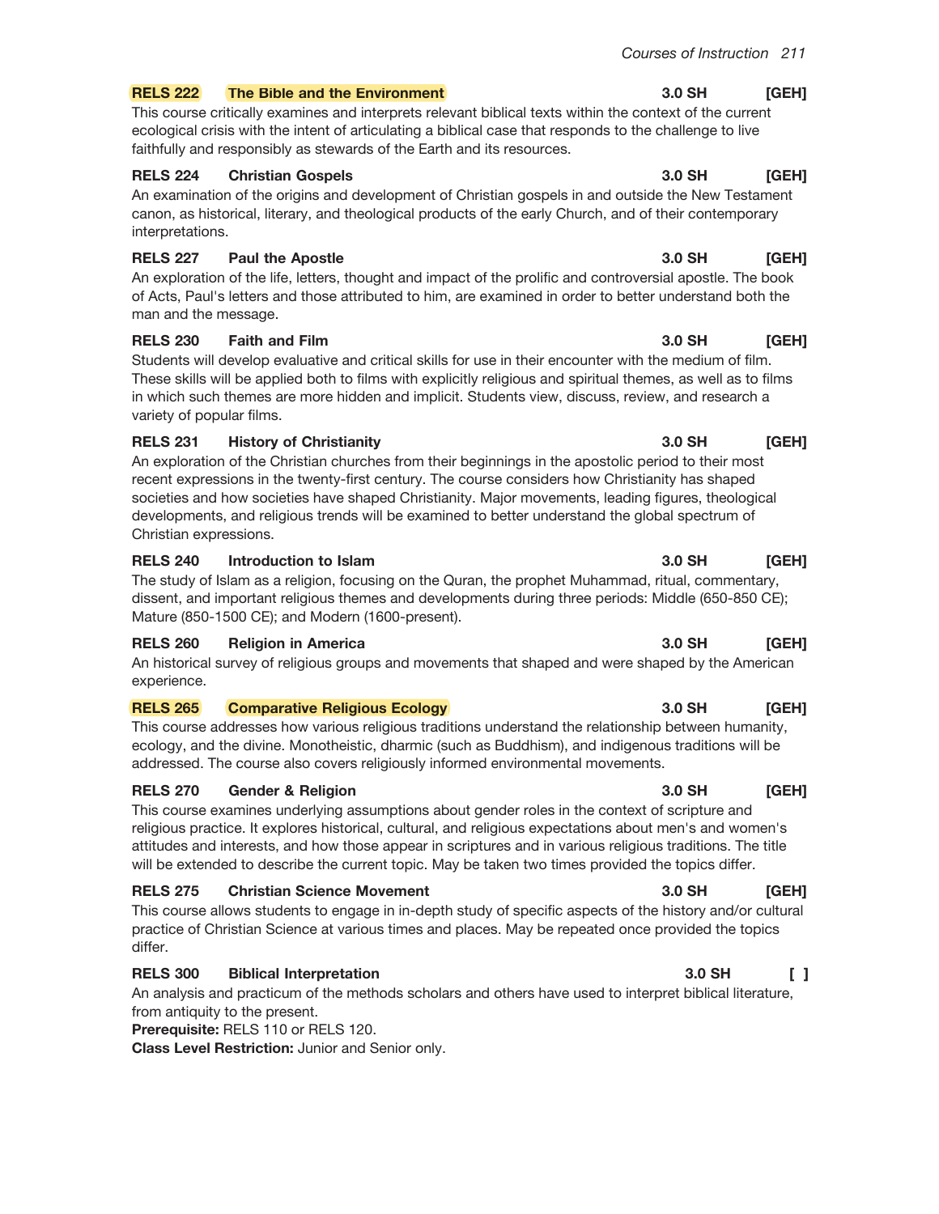**RELS 222 The Bible and the Environment** 3.0 SH [GEH]

This course critically examines and interprets relevant biblical texts within the context of the current ecological crisis with the intent of articulating a biblical case that responds to the challenge to live faithfully and responsibly as stewards of the Earth and its resources.

**RELS 224 Christian Gospels** 3.0 SH [GEH]

An examination of the origins and development of Christian gospels in and outside the New Testament canon, as historical, literary, and theological products of the early Church, and of their contemporary interpretations.

**RELS 227 Paul the Apostle** 3.0 SH [GEH]

An exploration of the life, letters, thought and impact of the prolific and controversial apostle. The book of Acts, Paul's letters and those attributed to him, are examined in order to better understand both the man and the message.

**RELS 230 Faith and Film** 3.0 SH [GEH]

Students will develop evaluative and critical skills for use in their encounter with the medium of film. These skills will be applied both to films with explicitly religious and spiritual themes, as well as to films in which such themes are more hidden and implicit. Students view, discuss, review, and research a variety of popular films.

**RELS 231 History of Christianity** 3.0 SH [GEH]

An exploration of the Christian churches from their beginnings in the apostolic period to their most recent expressions in the twenty-first century. The course considers how Christianity has shaped societies and how societies have shaped Christianity. Major movements, leading figures, theological developments, and religious trends will be examined to better understand the global spectrum of Christian expressions.

**RELS 240 Introduction to Islam** 3.0 SH [GEH]

The study of Islam as a religion, focusing on the Quran, the prophet Muhammad, ritual, commentary, dissent, and important religious themes and developments during three periods: Middle (650-850 CE); Mature (850-1500 CE); and Modern (1600-present).

**RELS 260 Religion in America** 3.0 SH [GEH]

An historical survey of religious groups and movements that shaped and were shaped by the American experience.

**RELS 265 Comparative Religious Ecology** 3.0 SH [GEH]

This course addresses how various religious traditions understand the relationship between humanity, ecology, and the divine. Monotheistic, dharmic (such as Buddhism), and indigenous traditions will be addressed. The course also covers religiously informed environmental movements.

**RELS 270 Gender & Religion** 3.0 SH [GEH]

This course examines underlying assumptions about gender roles in the context of scripture and religious practice. It explores historical, cultural, and religious expectations about men's and women's attitudes and interests, and how those appear in scriptures and in various religious traditions. The title will be extended to describe the current topic. May be taken two times provided the topics differ.

**RELS 275 Christian Science Movement** 3.0 SH [GEH]

This course allows students to engage in in-depth study of specific aspects of the history and/or cultural practice of Christian Science at various times and places. May be repeated once provided the topics differ.

**RELS 300 Biblical Interpretation** 3.0 SH [ ]

An analysis and practicum of the methods scholars and others have used to interpret biblical literature, from antiquity to the present.

**Prerequisite:** RELS 110 or RELS 120.

**Class Level Restriction:** Junior and Senior only.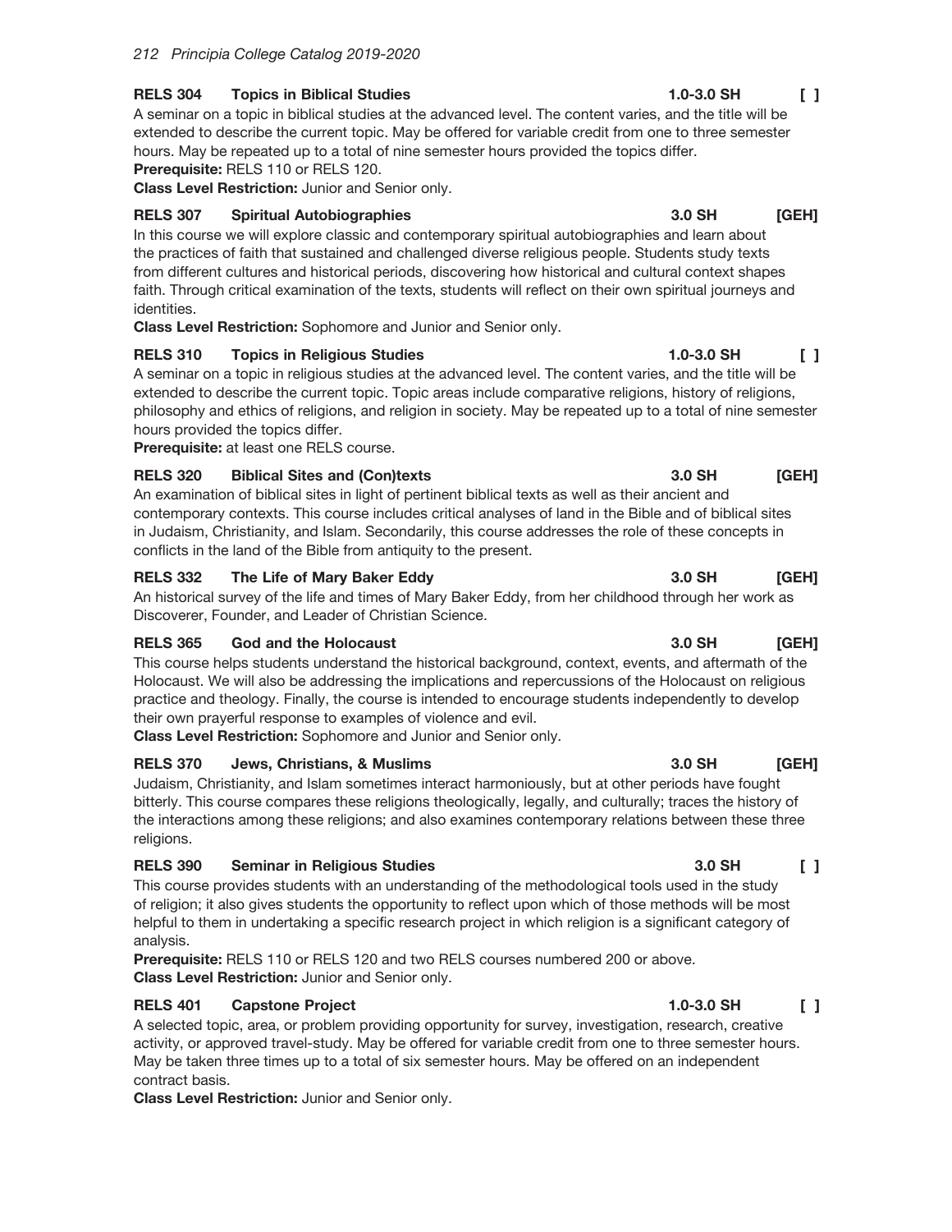**RELS 304 Topics in Biblical Studies** **1.0-3.0 SH** **[ ]**

A seminar on a topic in biblical studies at the advanced level. The content varies, and the title will be extended to describe the current topic. May be offered for variable credit from one to three semester hours. May be repeated up to a total of nine semester hours provided the topics differ.

**Prerequisite:** RELS 110 or RELS 120.

**Class Level Restriction:** Junior and Senior only.

**RELS 307 Spiritual Autobiographies** **3.0 SH** **[GEH]**

In this course we will explore classic and contemporary spiritual autobiographies and learn about the practices of faith that sustained and challenged diverse religious people. Students study texts from different cultures and historical periods, discovering how historical and cultural context shapes faith. Through critical examination of the texts, students will reflect on their own spiritual journeys and identities.

**Class Level Restriction:** Sophomore and Junior and Senior only.

**RELS 310 Topics in Religious Studies** **1.0-3.0 SH** **[ ]**

A seminar on a topic in religious studies at the advanced level. The content varies, and the title will be extended to describe the current topic. Topic areas include comparative religions, history of religions, philosophy and ethics of religions, and religion in society. May be repeated up to a total of nine semester hours provided the topics differ.

**Prerequisite:** at least one RELS course.

**RELS 320 Biblical Sites and (Con)texts** **3.0 SH** **[GEH]**

An examination of biblical sites in light of pertinent biblical texts as well as their ancient and contemporary contexts. This course includes critical analyses of land in the Bible and of biblical sites in Judaism, Christianity, and Islam. Secondarily, this course addresses the role of these concepts in conflicts in the land of the Bible from antiquity to the present.

**RELS 332 The Life of Mary Baker Eddy** **3.0 SH** **[GEH]**

An historical survey of the life and times of Mary Baker Eddy, from her childhood through her work as Discoverer, Founder, and Leader of Christian Science.

**RELS 365 God and the Holocaust** **3.0 SH** **[GEH]**

This course helps students understand the historical background, context, events, and aftermath of the Holocaust. We will also be addressing the implications and repercussions of the Holocaust on religious practice and theology. Finally, the course is intended to encourage students independently to develop their own prayerful response to examples of violence and evil.

**Class Level Restriction:** Sophomore and Junior and Senior only.

**RELS 370 Jews, Christians, & Muslims** **3.0 SH** **[GEH]**

Judaism, Christianity, and Islam sometimes interact harmoniously, but at other periods have fought bitterly. This course compares these religions theologically, legally, and culturally; traces the history of the interactions among these religions; and also examines contemporary relations between these three religions.

**RELS 390 Seminar in Religious Studies** **3.0 SH** **[ ]**

This course provides students with an understanding of the methodological tools used in the study of religion; it also gives students the opportunity to reflect upon which of those methods will be most helpful to them in undertaking a specific research project in which religion is a significant category of analysis.

**Prerequisite:** RELS 110 or RELS 120 and two RELS courses numbered 200 or above.

**Class Level Restriction:** Junior and Senior only.

**RELS 401 Capstone Project** **1.0-3.0 SH** **[ ]**

A selected topic, area, or problem providing opportunity for survey, investigation, research, creative activity, or approved travel-study. May be offered for variable credit from one to three semester hours. May be taken three times up to a total of six semester hours. May be offered on an independent contract basis.

**Class Level Restriction:** Junior and Senior only.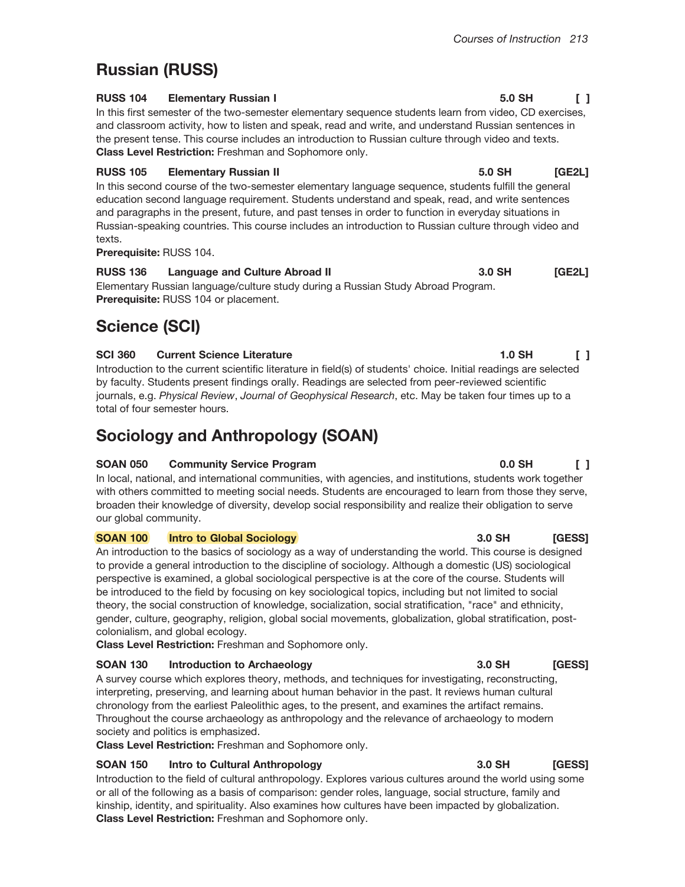## Russian (RUSS)

**RUSS 104 Elementary Russian I 5.0 SH [ ]**
In this first semester of the two-semester elementary sequence students learn from video, CD exercises, and classroom activity, how to listen and speak, read and write, and understand Russian sentences in the present tense. This course includes an introduction to Russian culture through video and texts.
**Class Level Restriction:** Freshman and Sophomore only.

**RUSS 105 Elementary Russian II 5.0 SH [GE2L]**
In this second course of the two-semester elementary language sequence, students fulfill the general education second language requirement. Students understand and speak, read, and write sentences and paragraphs in the present, future, and past tenses in order to function in everyday situations in Russian-speaking countries. This course includes an introduction to Russian culture through video and texts.
**Prerequisite:** RUSS 104.

**RUSS 136 Language and Culture Abroad II 3.0 SH [GE2L]**
Elementary Russian language/culture study during a Russian Study Abroad Program.
**Prerequisite:** RUSS 104 or placement.

## Science (SCI)

**SCI 360 Current Science Literature 1.0 SH [ ]**
Introduction to the current scientific literature in field(s) of students' choice. Initial readings are selected by faculty. Students present findings orally. Readings are selected from peer-reviewed scientific journals, e.g. *Physical Review*, *Journal of Geophysical Research*, etc. May be taken four times up to a total of four semester hours.

## Sociology and Anthropology (SOAN)

**SOAN 050 Community Service Program 0.0 SH [ ]**
In local, national, and international communities, with agencies, and institutions, students work together with others committed to meeting social needs. Students are encouraged to learn from those they serve, broaden their knowledge of diversity, develop social responsibility and realize their obligation to serve our global community.

**SOAN 100 Intro to Global Sociology 3.0 SH [GESS]**
An introduction to the basics of sociology as a way of understanding the world. This course is designed to provide a general introduction to the discipline of sociology. Although a domestic (US) sociological perspective is examined, a global sociological perspective is at the core of the course. Students will be introduced to the field by focusing on key sociological topics, including but not limited to social theory, the social construction of knowledge, socialization, social stratification, "race" and ethnicity, gender, culture, geography, religion, global social movements, globalization, global stratification, post-colonialism, and global ecology.
**Class Level Restriction:** Freshman and Sophomore only.

**SOAN 130 Introduction to Archaeology 3.0 SH [GESS]**
A survey course which explores theory, methods, and techniques for investigating, reconstructing, interpreting, preserving, and learning about human behavior in the past. It reviews human cultural chronology from the earliest Paleolithic ages, to the present, and examines the artifact remains. Throughout the course archaeology as anthropology and the relevance of archaeology to modern society and politics is emphasized.
**Class Level Restriction:** Freshman and Sophomore only.

**SOAN 150 Intro to Cultural Anthropology 3.0 SH [GESS]**
Introduction to the field of cultural anthropology. Explores various cultures around the world using some or all of the following as a basis of comparison: gender roles, language, social structure, family and kinship, identity, and spirituality. Also examines how cultures have been impacted by globalization.
**Class Level Restriction:** Freshman and Sophomore only.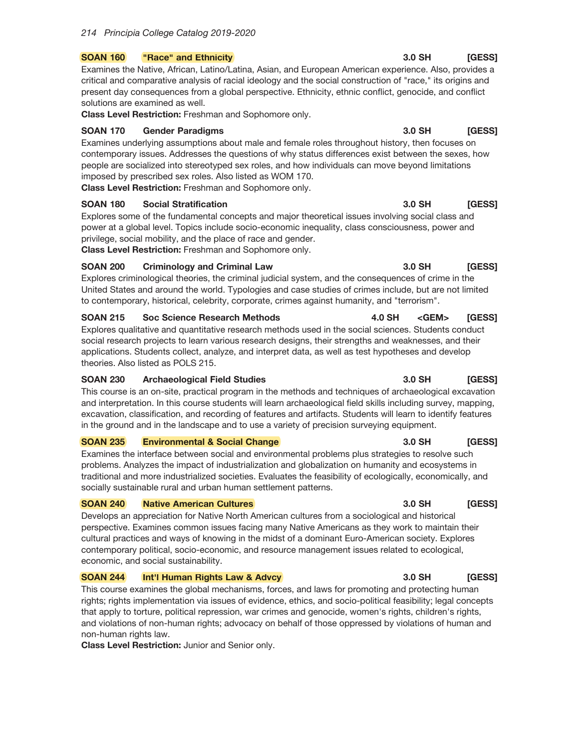**SOAN 160 "Race" and Ethnicity** 3.0 SH [GESS]

Examines the Native, African, Latino/Latina, Asian, and European American experience. Also, provides a critical and comparative analysis of racial ideology and the social construction of "race," its origins and present day consequences from a global perspective. Ethnicity, ethnic conflict, genocide, and conflict solutions are examined as well.
**Class Level Restriction:** Freshman and Sophomore only.

**SOAN 170 Gender Paradigms** 3.0 SH [GESS]

Examines underlying assumptions about male and female roles throughout history, then focuses on contemporary issues. Addresses the questions of why status differences exist between the sexes, how people are socialized into stereotyped sex roles, and how individuals can move beyond limitations imposed by prescribed sex roles. Also listed as WOM 170.
**Class Level Restriction:** Freshman and Sophomore only.

**SOAN 180 Social Stratification** 3.0 SH [GESS]

Explores some of the fundamental concepts and major theoretical issues involving social class and power at a global level. Topics include socio-economic inequality, class consciousness, power and privilege, social mobility, and the place of race and gender.
**Class Level Restriction:** Freshman and Sophomore only.

**SOAN 200 Criminology and Criminal Law** 3.0 SH [GESS]

Explores criminological theories, the criminal judicial system, and the consequences of crime in the United States and around the world. Typologies and case studies of crimes include, but are not limited to contemporary, historical, celebrity, corporate, crimes against humanity, and "terrorism".

**SOAN 215 Soc Science Research Methods** 4.0 SH <GEM> [GESS]

Explores qualitative and quantitative research methods used in the social sciences. Students conduct social research projects to learn various research designs, their strengths and weaknesses, and their applications. Students collect, analyze, and interpret data, as well as test hypotheses and develop theories. Also listed as POLS 215.

**SOAN 230 Archaeological Field Studies** 3.0 SH [GESS]

This course is an on-site, practical program in the methods and techniques of archaeological excavation and interpretation. In this course students will learn archaeological field skills including survey, mapping, excavation, classification, and recording of features and artifacts. Students will learn to identify features in the ground and in the landscape and to use a variety of precision surveying equipment.

**SOAN 235 Environmental & Social Change** 3.0 SH [GESS]

Examines the interface between social and environmental problems plus strategies to resolve such problems. Analyzes the impact of industrialization and globalization on humanity and ecosystems in traditional and more industrialized societies. Evaluates the feasibility of ecologically, economically, and socially sustainable rural and urban human settlement patterns.

**SOAN 240 Native American Cultures** 3.0 SH [GESS]

Develops an appreciation for Native North American cultures from a sociological and historical perspective. Examines common issues facing many Native Americans as they work to maintain their cultural practices and ways of knowing in the midst of a dominant Euro-American society. Explores contemporary political, socio-economic, and resource management issues related to ecological, economic, and social sustainability.

**SOAN 244 Int'l Human Rights Law & Advcy** 3.0 SH [GESS]

This course examines the global mechanisms, forces, and laws for promoting and protecting human rights; rights implementation via issues of evidence, ethics, and socio-political feasibility; legal concepts that apply to torture, political repression, war crimes and genocide, women's rights, children's rights, and violations of non-human rights; advocacy on behalf of those oppressed by violations of human and non-human rights law.
**Class Level Restriction:** Junior and Senior only.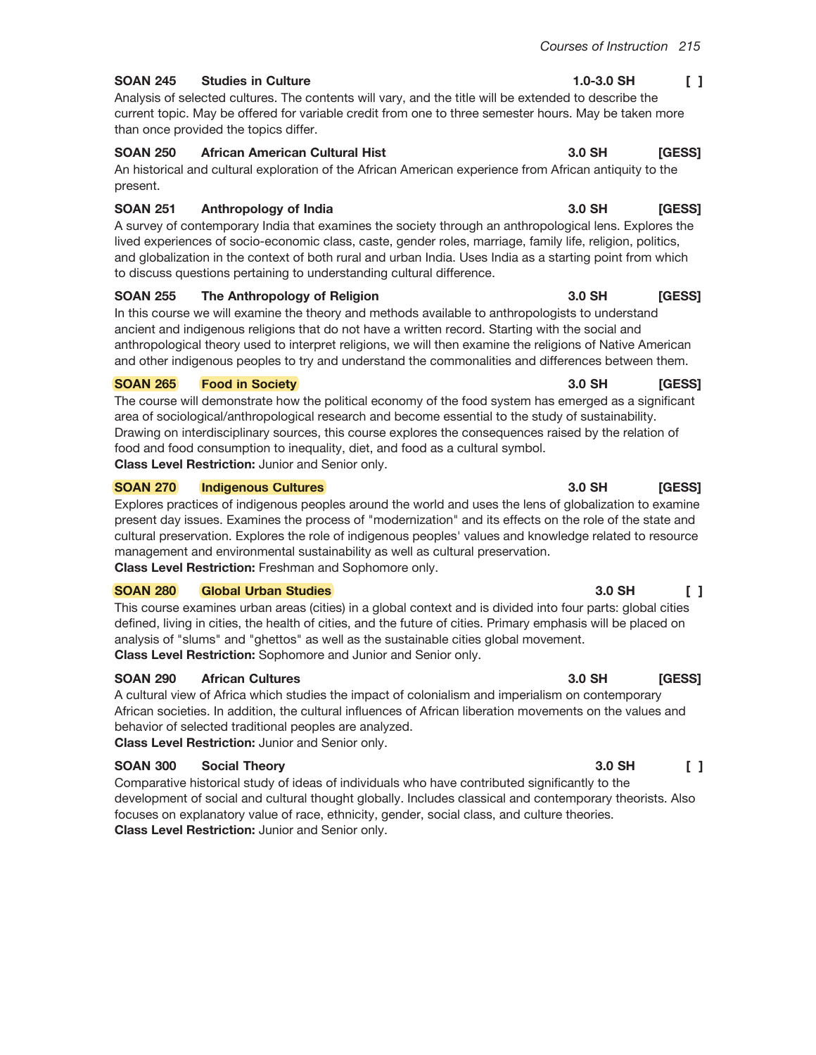**SOAN 245 Studies in Culture 1.0-3.0 SH [ ]**

Analysis of selected cultures. The contents will vary, and the title will be extended to describe the current topic. May be offered for variable credit from one to three semester hours. May be taken more than once provided the topics differ.

**SOAN 250 African American Cultural Hist 3.0 SH [GESS]**

An historical and cultural exploration of the African American experience from African antiquity to the present.

**SOAN 251 Anthropology of India 3.0 SH [GESS]**

A survey of contemporary India that examines the society through an anthropological lens. Explores the lived experiences of socio-economic class, caste, gender roles, marriage, family life, religion, politics, and globalization in the context of both rural and urban India. Uses India as a starting point from which to discuss questions pertaining to understanding cultural difference.

**SOAN 255 The Anthropology of Religion 3.0 SH [GESS]**

In this course we will examine the theory and methods available to anthropologists to understand ancient and indigenous religions that do not have a written record. Starting with the social and anthropological theory used to interpret religions, we will then examine the religions of Native American and other indigenous peoples to try and understand the commonalities and differences between them.

**SOAN 265 Food in Society 3.0 SH [GESS]**

The course will demonstrate how the political economy of the food system has emerged as a significant area of sociological/anthropological research and become essential to the study of sustainability. Drawing on interdisciplinary sources, this course explores the consequences raised by the relation of food and food consumption to inequality, diet, and food as a cultural symbol.

**Class Level Restriction:** Junior and Senior only.

**SOAN 270 Indigenous Cultures 3.0 SH [GESS]**

Explores practices of indigenous peoples around the world and uses the lens of globalization to examine present day issues. Examines the process of "modernization" and its effects on the role of the state and cultural preservation. Explores the role of indigenous peoples' values and knowledge related to resource management and environmental sustainability as well as cultural preservation.

**Class Level Restriction:** Freshman and Sophomore only.

**SOAN 280 Global Urban Studies 3.0 SH [ ]**

This course examines urban areas (cities) in a global context and is divided into four parts: global cities defined, living in cities, the health of cities, and the future of cities. Primary emphasis will be placed on analysis of "slums" and "ghettos" as well as the sustainable cities global movement.

**Class Level Restriction:** Sophomore and Junior and Senior only.

**SOAN 290 African Cultures 3.0 SH [GESS]**

A cultural view of Africa which studies the impact of colonialism and imperialism on contemporary African societies. In addition, the cultural influences of African liberation movements on the values and behavior of selected traditional peoples are analyzed.

**Class Level Restriction:** Junior and Senior only.

**SOAN 300 Social Theory 3.0 SH [ ]**

Comparative historical study of ideas of individuals who have contributed significantly to the development of social and cultural thought globally. Includes classical and contemporary theorists. Also focuses on explanatory value of race, ethnicity, gender, social class, and culture theories.

**Class Level Restriction:** Junior and Senior only.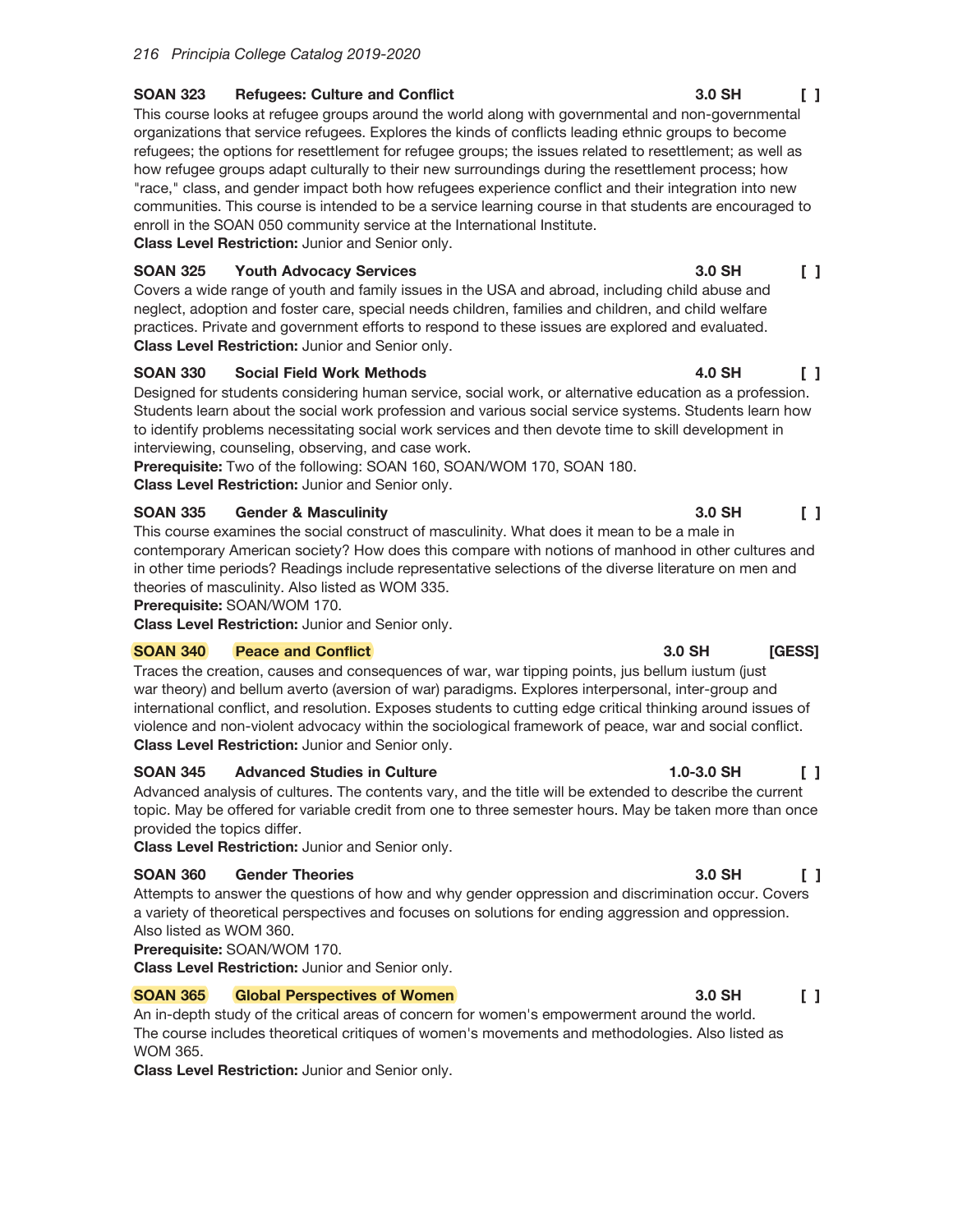### SOAN 323 Refugees: Culture and Conflict — 3.0 SH [ ]

This course looks at refugee groups around the world along with governmental and non-governmental organizations that service refugees. Explores the kinds of conflicts leading ethnic groups to become refugees; the options for resettlement for refugee groups; the issues related to resettlement; as well as how refugee groups adapt culturally to their new surroundings during the resettlement process; how "race," class, and gender impact both how refugees experience conflict and their integration into new communities. This course is intended to be a service learning course in that students are encouraged to enroll in the SOAN 050 community service at the International Institute.

**Class Level Restriction:** Junior and Senior only.

### SOAN 325 Youth Advocacy Services — 3.0 SH [ ]

Covers a wide range of youth and family issues in the USA and abroad, including child abuse and neglect, adoption and foster care, special needs children, families and children, and child welfare practices. Private and government efforts to respond to these issues are explored and evaluated.

**Class Level Restriction:** Junior and Senior only.

### SOAN 330 Social Field Work Methods — 4.0 SH [ ]

Designed for students considering human service, social work, or alternative education as a profession. Students learn about the social work profession and various social service systems. Students learn how to identify problems necessitating social work services and then devote time to skill development in interviewing, counseling, observing, and case work.

**Prerequisite:** Two of the following: SOAN 160, SOAN/WOM 170, SOAN 180.

**Class Level Restriction:** Junior and Senior only.

### SOAN 335 Gender & Masculinity — 3.0 SH [ ]

This course examines the social construct of masculinity. What does it mean to be a male in contemporary American society? How does this compare with notions of manhood in other cultures and in other time periods? Readings include representative selections of the diverse literature on men and theories of masculinity. Also listed as WOM 335.

**Prerequisite:** SOAN/WOM 170.

**Class Level Restriction:** Junior and Senior only.

### SOAN 340 Peace and Conflict — 3.0 SH [GESS]

Traces the creation, causes and consequences of war, war tipping points, jus bellum iustum (just war theory) and bellum averto (aversion of war) paradigms. Explores interpersonal, inter-group and international conflict, and resolution. Exposes students to cutting edge critical thinking around issues of violence and non-violent advocacy within the sociological framework of peace, war and social conflict.

**Class Level Restriction:** Junior and Senior only.

### SOAN 345 Advanced Studies in Culture — 1.0-3.0 SH [ ]

Advanced analysis of cultures. The contents vary, and the title will be extended to describe the current topic. May be offered for variable credit from one to three semester hours. May be taken more than once provided the topics differ.

**Class Level Restriction:** Junior and Senior only.

### SOAN 360 Gender Theories — 3.0 SH [ ]

Attempts to answer the questions of how and why gender oppression and discrimination occur. Covers a variety of theoretical perspectives and focuses on solutions for ending aggression and oppression. Also listed as WOM 360.

**Prerequisite:** SOAN/WOM 170.

**Class Level Restriction:** Junior and Senior only.

### SOAN 365 Global Perspectives of Women — 3.0 SH [ ]

An in-depth study of the critical areas of concern for women's empowerment around the world. The course includes theoretical critiques of women's movements and methodologies. Also listed as WOM 365.

**Class Level Restriction:** Junior and Senior only.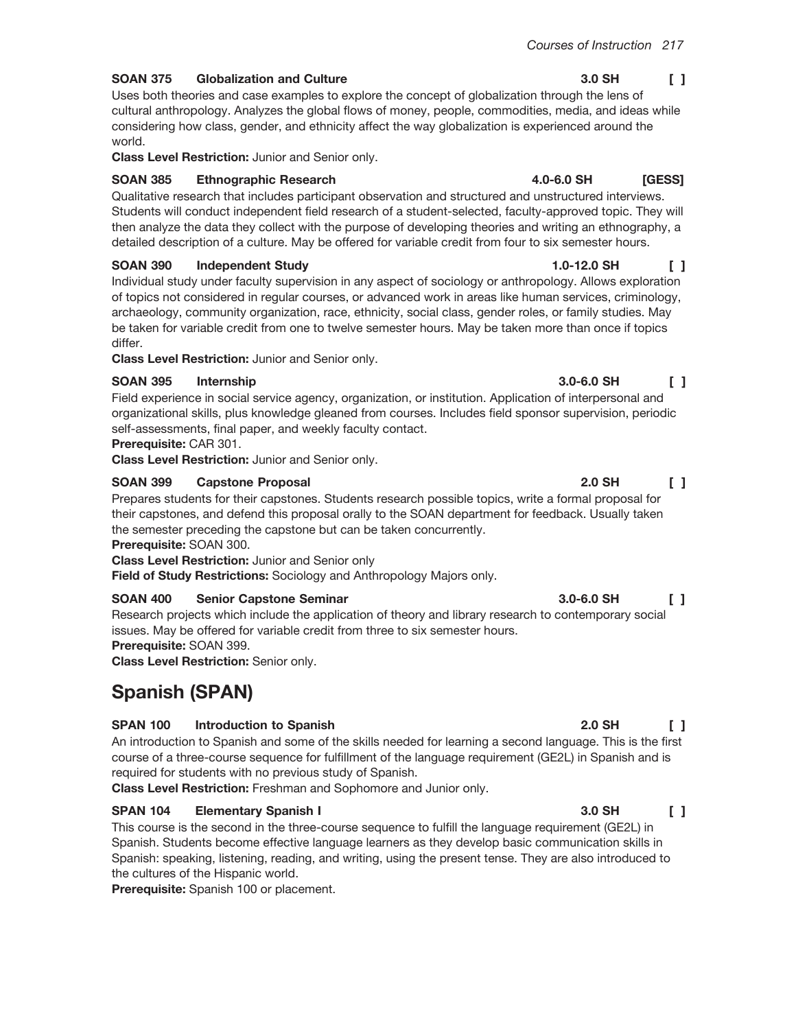**SOAN 375 Globalization and Culture** **3.0 SH** **[ ]**

Uses both theories and case examples to explore the concept of globalization through the lens of cultural anthropology. Analyzes the global flows of money, people, commodities, media, and ideas while considering how class, gender, and ethnicity affect the way globalization is experienced around the world.

**Class Level Restriction:** Junior and Senior only.

**SOAN 385 Ethnographic Research** **4.0-6.0 SH** **[GESS]**

Qualitative research that includes participant observation and structured and unstructured interviews. Students will conduct independent field research of a student-selected, faculty-approved topic. They will then analyze the data they collect with the purpose of developing theories and writing an ethnography, a detailed description of a culture. May be offered for variable credit from four to six semester hours.

**SOAN 390 Independent Study** **1.0-12.0 SH** **[ ]**

Individual study under faculty supervision in any aspect of sociology or anthropology. Allows exploration of topics not considered in regular courses, or advanced work in areas like human services, criminology, archaeology, community organization, race, ethnicity, social class, gender roles, or family studies. May be taken for variable credit from one to twelve semester hours. May be taken more than once if topics differ.

**Class Level Restriction:** Junior and Senior only.

**SOAN 395 Internship** **3.0-6.0 SH** **[ ]**

Field experience in social service agency, organization, or institution. Application of interpersonal and organizational skills, plus knowledge gleaned from courses. Includes field sponsor supervision, periodic self-assessments, final paper, and weekly faculty contact.

**Prerequisite:** CAR 301.

**Class Level Restriction:** Junior and Senior only.

**SOAN 399 Capstone Proposal** **2.0 SH** **[ ]**

Prepares students for their capstones. Students research possible topics, write a formal proposal for their capstones, and defend this proposal orally to the SOAN department for feedback. Usually taken the semester preceding the capstone but can be taken concurrently.

**Prerequisite:** SOAN 300.

**Class Level Restriction:** Junior and Senior only

**Field of Study Restrictions:** Sociology and Anthropology Majors only.

**SOAN 400 Senior Capstone Seminar** **3.0-6.0 SH** **[ ]**

Research projects which include the application of theory and library research to contemporary social issues. May be offered for variable credit from three to six semester hours.

**Prerequisite:** SOAN 399.

**Class Level Restriction:** Senior only.

## Spanish (SPAN)

**SPAN 100 Introduction to Spanish** **2.0 SH** **[ ]**

An introduction to Spanish and some of the skills needed for learning a second language. This is the first course of a three-course sequence for fulfillment of the language requirement (GE2L) in Spanish and is required for students with no previous study of Spanish.

**Class Level Restriction:** Freshman and Sophomore and Junior only.

**SPAN 104 Elementary Spanish I** **3.0 SH** **[ ]**

This course is the second in the three-course sequence to fulfill the language requirement (GE2L) in Spanish. Students become effective language learners as they develop basic communication skills in Spanish: speaking, listening, reading, and writing, using the present tense. They are also introduced to the cultures of the Hispanic world.

**Prerequisite:** Spanish 100 or placement.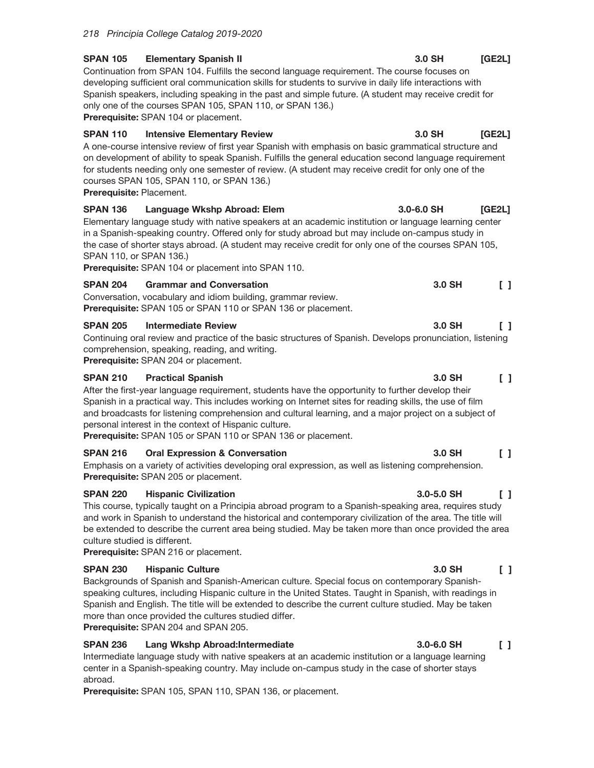**SPAN 105 Elementary Spanish II** 3.0 SH [GE2L]

Continuation from SPAN 104. Fulfills the second language requirement. The course focuses on developing sufficient oral communication skills for students to survive in daily life interactions with Spanish speakers, including speaking in the past and simple future. (A student may receive credit for only one of the courses SPAN 105, SPAN 110, or SPAN 136.)

**Prerequisite:** SPAN 104 or placement.

**SPAN 110 Intensive Elementary Review** 3.0 SH [GE2L]

A one-course intensive review of first year Spanish with emphasis on basic grammatical structure and on development of ability to speak Spanish. Fulfills the general education second language requirement for students needing only one semester of review. (A student may receive credit for only one of the courses SPAN 105, SPAN 110, or SPAN 136.)

**Prerequisite:** Placement.

**SPAN 136 Language Wkshp Abroad: Elem** 3.0-6.0 SH [GE2L]

Elementary language study with native speakers at an academic institution or language learning center in a Spanish-speaking country. Offered only for study abroad but may include on-campus study in the case of shorter stays abroad. (A student may receive credit for only one of the courses SPAN 105, SPAN 110, or SPAN 136.)

**Prerequisite:** SPAN 104 or placement into SPAN 110.

**SPAN 204 Grammar and Conversation** 3.0 SH [ ]

Conversation, vocabulary and idiom building, grammar review.

**Prerequisite:** SPAN 105 or SPAN 110 or SPAN 136 or placement.

**SPAN 205 Intermediate Review** 3.0 SH [ ]

Continuing oral review and practice of the basic structures of Spanish. Develops pronunciation, listening comprehension, speaking, reading, and writing.

**Prerequisite:** SPAN 204 or placement.

**SPAN 210 Practical Spanish** 3.0 SH [ ]

After the first-year language requirement, students have the opportunity to further develop their Spanish in a practical way. This includes working on Internet sites for reading skills, the use of film and broadcasts for listening comprehension and cultural learning, and a major project on a subject of personal interest in the context of Hispanic culture.

**Prerequisite:** SPAN 105 or SPAN 110 or SPAN 136 or placement.

**SPAN 216 Oral Expression & Conversation** 3.0 SH [ ]

Emphasis on a variety of activities developing oral expression, as well as listening comprehension.

**Prerequisite:** SPAN 205 or placement.

**SPAN 220 Hispanic Civilization** 3.0-5.0 SH [ ]

This course, typically taught on a Principia abroad program to a Spanish-speaking area, requires study and work in Spanish to understand the historical and contemporary civilization of the area. The title will be extended to describe the current area being studied. May be taken more than once provided the area culture studied is different.

**Prerequisite:** SPAN 216 or placement.

**SPAN 230 Hispanic Culture** 3.0 SH [ ]

Backgrounds of Spanish and Spanish-American culture. Special focus on contemporary Spanish-speaking cultures, including Hispanic culture in the United States. Taught in Spanish, with readings in Spanish and English. The title will be extended to describe the current culture studied. May be taken more than once provided the cultures studied differ.

**Prerequisite:** SPAN 204 and SPAN 205.

**SPAN 236 Lang Wkshp Abroad:Intermediate** 3.0-6.0 SH [ ]

Intermediate language study with native speakers at an academic institution or a language learning center in a Spanish-speaking country. May include on-campus study in the case of shorter stays abroad.

**Prerequisite:** SPAN 105, SPAN 110, SPAN 136, or placement.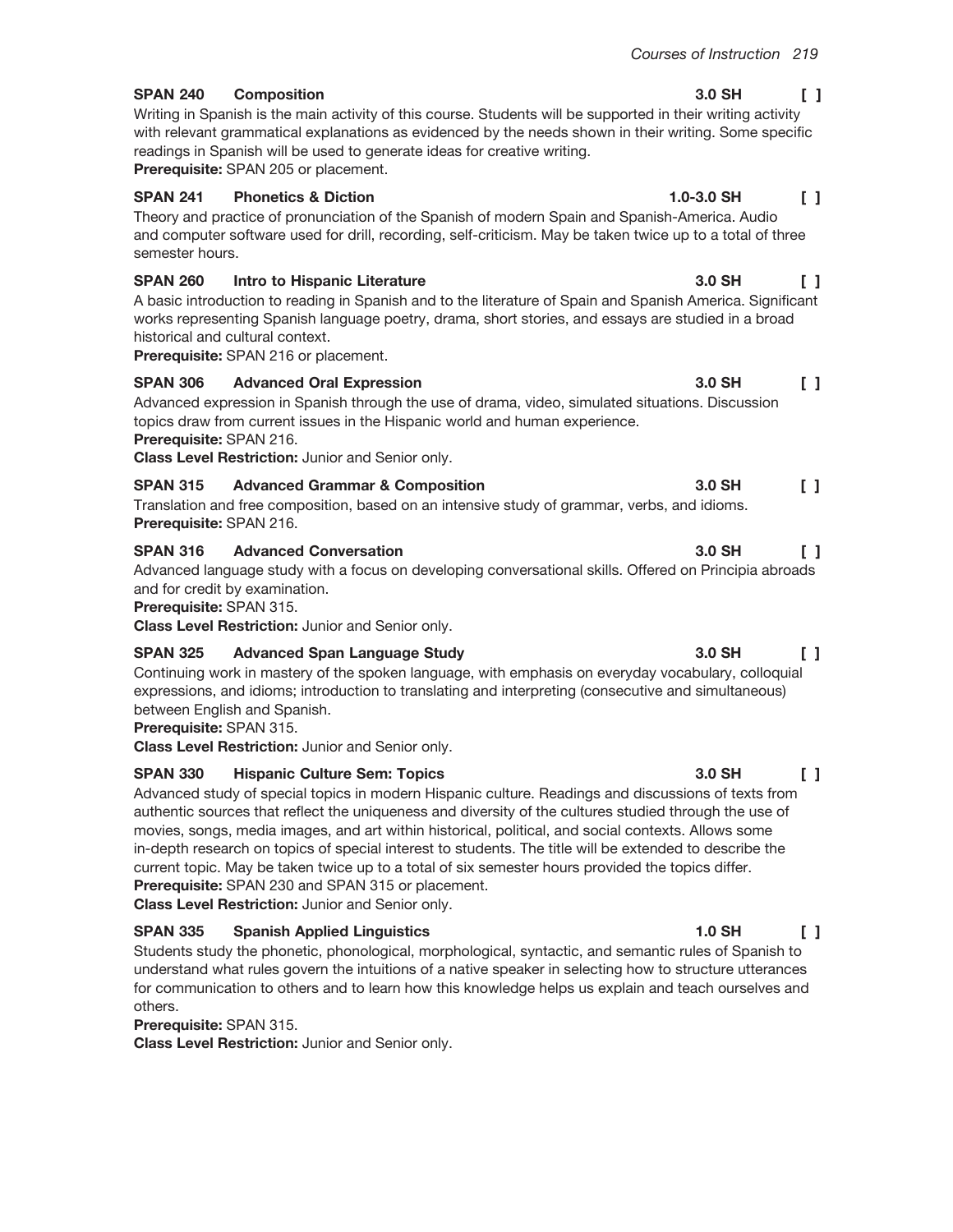**SPAN 240 Composition** 3.0 SH [ ]

Writing in Spanish is the main activity of this course. Students will be supported in their writing activity with relevant grammatical explanations as evidenced by the needs shown in their writing. Some specific readings in Spanish will be used to generate ideas for creative writing.
**Prerequisite:** SPAN 205 or placement.

**SPAN 241 Phonetics & Diction** 1.0-3.0 SH [ ]

Theory and practice of pronunciation of the Spanish of modern Spain and Spanish-America. Audio and computer software used for drill, recording, self-criticism. May be taken twice up to a total of three semester hours.

**SPAN 260 Intro to Hispanic Literature** 3.0 SH [ ]

A basic introduction to reading in Spanish and to the literature of Spain and Spanish America. Significant works representing Spanish language poetry, drama, short stories, and essays are studied in a broad historical and cultural context.
**Prerequisite:** SPAN 216 or placement.

**SPAN 306 Advanced Oral Expression** 3.0 SH [ ]

Advanced expression in Spanish through the use of drama, video, simulated situations. Discussion topics draw from current issues in the Hispanic world and human experience.
**Prerequisite:** SPAN 216.
**Class Level Restriction:** Junior and Senior only.

**SPAN 315 Advanced Grammar & Composition** 3.0 SH [ ]

Translation and free composition, based on an intensive study of grammar, verbs, and idioms.
**Prerequisite:** SPAN 216.

**SPAN 316 Advanced Conversation** 3.0 SH [ ]

Advanced language study with a focus on developing conversational skills. Offered on Principia abroads and for credit by examination.
**Prerequisite:** SPAN 315.
**Class Level Restriction:** Junior and Senior only.

**SPAN 325 Advanced Span Language Study** 3.0 SH [ ]

Continuing work in mastery of the spoken language, with emphasis on everyday vocabulary, colloquial expressions, and idioms; introduction to translating and interpreting (consecutive and simultaneous) between English and Spanish.
**Prerequisite:** SPAN 315.
**Class Level Restriction:** Junior and Senior only.

**SPAN 330 Hispanic Culture Sem: Topics** 3.0 SH [ ]

Advanced study of special topics in modern Hispanic culture. Readings and discussions of texts from authentic sources that reflect the uniqueness and diversity of the cultures studied through the use of movies, songs, media images, and art within historical, political, and social contexts. Allows some in-depth research on topics of special interest to students. The title will be extended to describe the current topic. May be taken twice up to a total of six semester hours provided the topics differ.
**Prerequisite:** SPAN 230 and SPAN 315 or placement.
**Class Level Restriction:** Junior and Senior only.

**SPAN 335 Spanish Applied Linguistics** 1.0 SH [ ]

Students study the phonetic, phonological, morphological, syntactic, and semantic rules of Spanish to understand what rules govern the intuitions of a native speaker in selecting how to structure utterances for communication to others and to learn how this knowledge helps us explain and teach ourselves and others.
**Prerequisite:** SPAN 315.
**Class Level Restriction:** Junior and Senior only.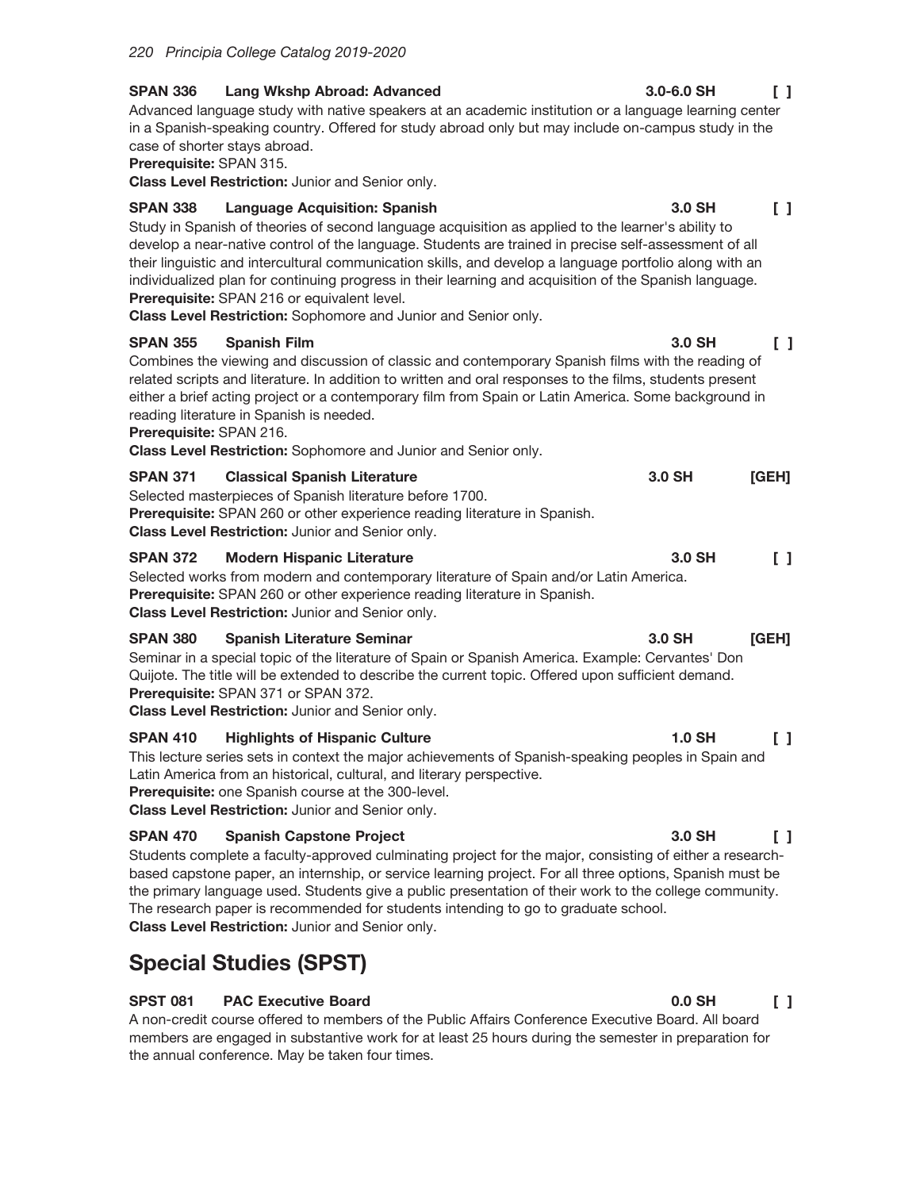**SPAN 336 Lang Wkshp Abroad: Advanced** 3.0-6.0 SH [ ]

Advanced language study with native speakers at an academic institution or a language learning center in a Spanish-speaking country. Offered for study abroad only but may include on-campus study in the case of shorter stays abroad.
**Prerequisite:** SPAN 315.
**Class Level Restriction:** Junior and Senior only.

**SPAN 338 Language Acquisition: Spanish** 3.0 SH [ ]

Study in Spanish of theories of second language acquisition as applied to the learner's ability to develop a near-native control of the language. Students are trained in precise self-assessment of all their linguistic and intercultural communication skills, and develop a language portfolio along with an individualized plan for continuing progress in their learning and acquisition of the Spanish language.
**Prerequisite:** SPAN 216 or equivalent level.
**Class Level Restriction:** Sophomore and Junior and Senior only.

**SPAN 355 Spanish Film** 3.0 SH [ ]

Combines the viewing and discussion of classic and contemporary Spanish films with the reading of related scripts and literature. In addition to written and oral responses to the films, students present either a brief acting project or a contemporary film from Spain or Latin America. Some background in reading literature in Spanish is needed.
**Prerequisite:** SPAN 216.
**Class Level Restriction:** Sophomore and Junior and Senior only.

**SPAN 371 Classical Spanish Literature** 3.0 SH [GEH]

Selected masterpieces of Spanish literature before 1700.
**Prerequisite:** SPAN 260 or other experience reading literature in Spanish.
**Class Level Restriction:** Junior and Senior only.

**SPAN 372 Modern Hispanic Literature** 3.0 SH [ ]

Selected works from modern and contemporary literature of Spain and/or Latin America.
**Prerequisite:** SPAN 260 or other experience reading literature in Spanish.
**Class Level Restriction:** Junior and Senior only.

**SPAN 380 Spanish Literature Seminar** 3.0 SH [GEH]

Seminar in a special topic of the literature of Spain or Spanish America. Example: Cervantes' Don Quijote. The title will be extended to describe the current topic. Offered upon sufficient demand.
**Prerequisite:** SPAN 371 or SPAN 372.
**Class Level Restriction:** Junior and Senior only.

**SPAN 410 Highlights of Hispanic Culture** 1.0 SH [ ]

This lecture series sets in context the major achievements of Spanish-speaking peoples in Spain and Latin America from an historical, cultural, and literary perspective.
**Prerequisite:** one Spanish course at the 300-level.
**Class Level Restriction:** Junior and Senior only.

**SPAN 470 Spanish Capstone Project** 3.0 SH [ ]

Students complete a faculty-approved culminating project for the major, consisting of either a research-based capstone paper, an internship, or service learning project. For all three options, Spanish must be the primary language used. Students give a public presentation of their work to the college community. The research paper is recommended for students intending to go to graduate school.
**Class Level Restriction:** Junior and Senior only.

## Special Studies (SPST)

**SPST 081 PAC Executive Board** 0.0 SH [ ]

A non-credit course offered to members of the Public Affairs Conference Executive Board. All board members are engaged in substantive work for at least 25 hours during the semester in preparation for the annual conference. May be taken four times.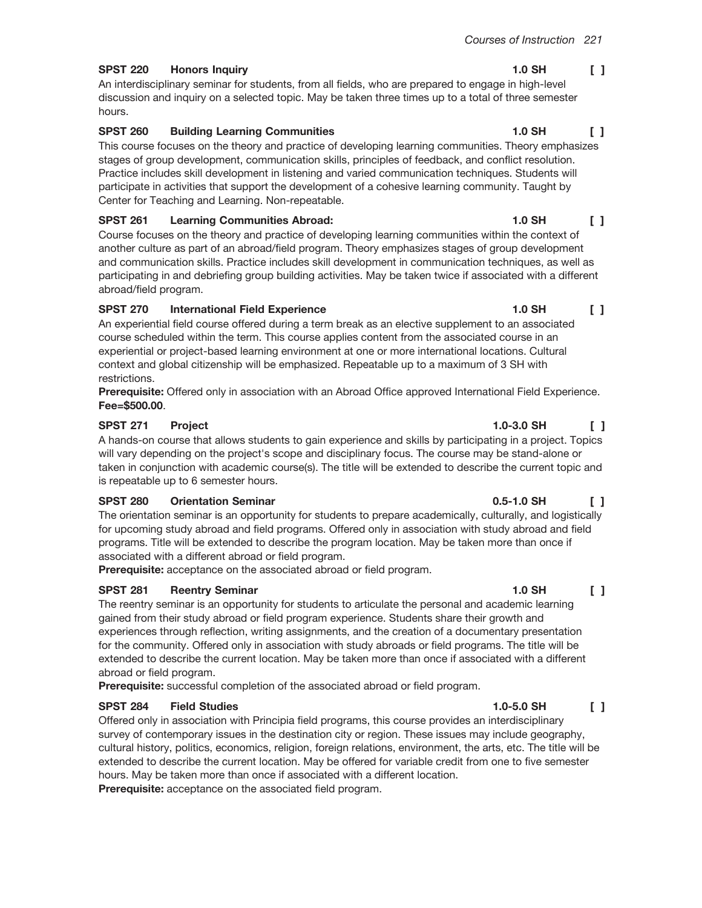**SPST 220 Honors Inquiry** **1.0 SH** [ ]
An interdisciplinary seminar for students, from all fields, who are prepared to engage in high-level discussion and inquiry on a selected topic. May be taken three times up to a total of three semester hours.

**SPST 260 Building Learning Communities** **1.0 SH** [ ]
This course focuses on the theory and practice of developing learning communities. Theory emphasizes stages of group development, communication skills, principles of feedback, and conflict resolution. Practice includes skill development in listening and varied communication techniques. Students will participate in activities that support the development of a cohesive learning community. Taught by Center for Teaching and Learning. Non-repeatable.

**SPST 261 Learning Communities Abroad:** **1.0 SH** [ ]
Course focuses on the theory and practice of developing learning communities within the context of another culture as part of an abroad/field program. Theory emphasizes stages of group development and communication skills. Practice includes skill development in communication techniques, as well as participating in and debriefing group building activities. May be taken twice if associated with a different abroad/field program.

**SPST 270 International Field Experience** **1.0 SH** [ ]
An experiential field course offered during a term break as an elective supplement to an associated course scheduled within the term. This course applies content from the associated course in an experiential or project-based learning environment at one or more international locations. Cultural context and global citizenship will be emphasized. Repeatable up to a maximum of 3 SH with restrictions.
**Prerequisite:** Offered only in association with an Abroad Office approved International Field Experience. **Fee=$500.00**.

**SPST 271 Project** **1.0-3.0 SH** [ ]
A hands-on course that allows students to gain experience and skills by participating in a project. Topics will vary depending on the project's scope and disciplinary focus. The course may be stand-alone or taken in conjunction with academic course(s). The title will be extended to describe the current topic and is repeatable up to 6 semester hours.

**SPST 280 Orientation Seminar** **0.5-1.0 SH** [ ]
The orientation seminar is an opportunity for students to prepare academically, culturally, and logistically for upcoming study abroad and field programs. Offered only in association with study abroad and field programs. Title will be extended to describe the program location. May be taken more than once if associated with a different abroad or field program.
**Prerequisite:** acceptance on the associated abroad or field program.

**SPST 281 Reentry Seminar** **1.0 SH** [ ]
The reentry seminar is an opportunity for students to articulate the personal and academic learning gained from their study abroad or field program experience. Students share their growth and experiences through reflection, writing assignments, and the creation of a documentary presentation for the community. Offered only in association with study abroads or field programs. The title will be extended to describe the current location. May be taken more than once if associated with a different abroad or field program.
**Prerequisite:** successful completion of the associated abroad or field program.

**SPST 284 Field Studies** **1.0-5.0 SH** [ ]
Offered only in association with Principia field programs, this course provides an interdisciplinary survey of contemporary issues in the destination city or region. These issues may include geography, cultural history, politics, economics, religion, foreign relations, environment, the arts, etc. The title will be extended to describe the current location. May be offered for variable credit from one to five semester hours. May be taken more than once if associated with a different location.
**Prerequisite:** acceptance on the associated field program.